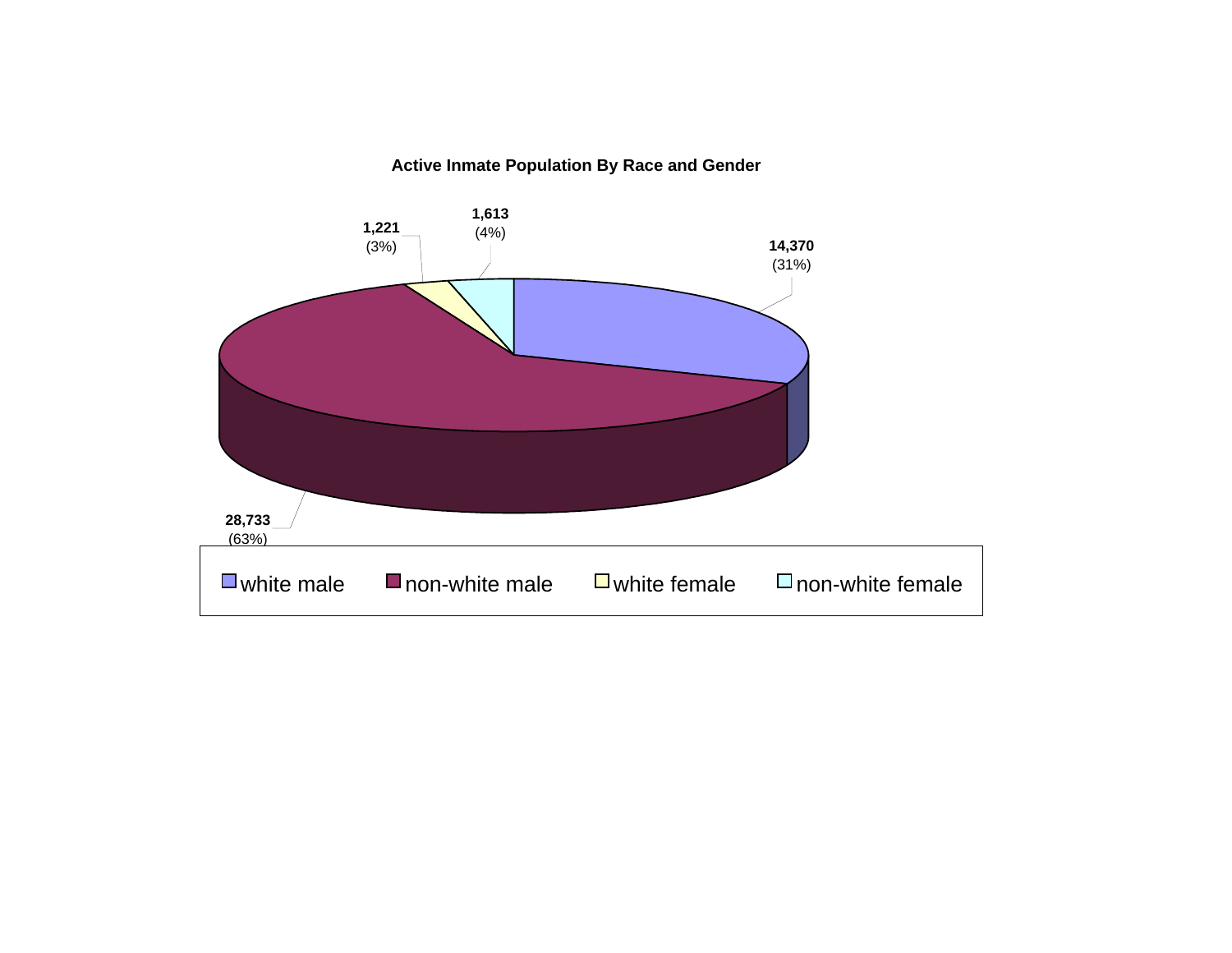**Active Inmate Population By Race and Gender**

| Category | Count | Percent |
| --- | --- | --- |
| white male | 14,370 | (31%) |
| non-white male | 28,733 | (63%) |
| white female | 1,221 | (3%) |
| non-white female | 1,613 | (4%) |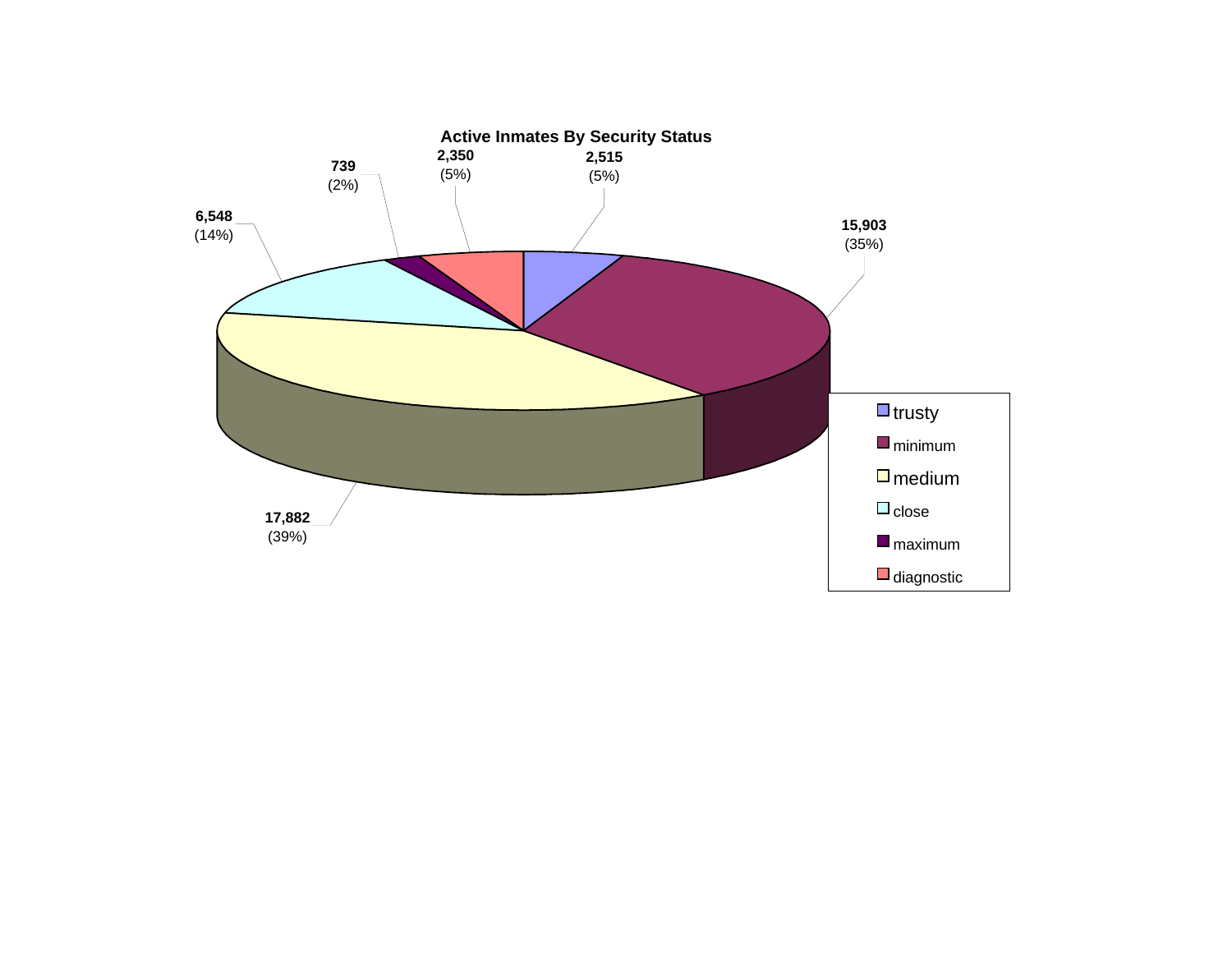## Active Inmates By Security Status

| Security Status | Count | Percent |
|---|---|---|
| trusty | 2,515 | (5%) |
| minimum | 15,903 | (35%) |
| medium | 17,882 | (39%) |
| close | 6,548 | (14%) |
| maximum | 739 | (2%) |
| diagnostic | 2,350 | (5%) |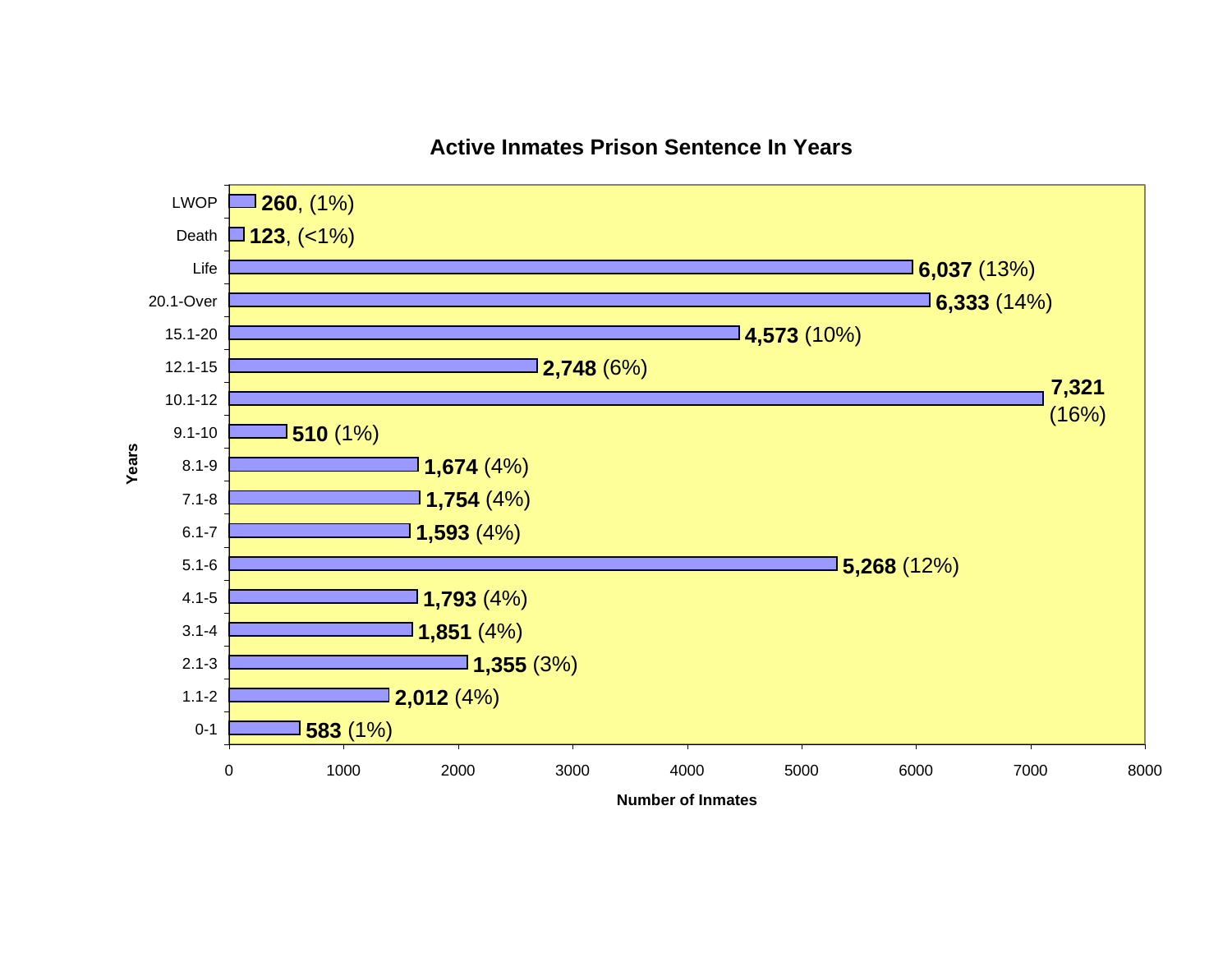## Active Inmates Prison Sentence In Years

| Years | Number of Inmates |
|---|---|
| LWOP | **260**, (1%) |
| Death | **123**, (<1%) |
| Life | **6,037** (13%) |
| 20.1-Over | **6,333** (14%) |
| 15.1-20 | **4,573** (10%) |
| 12.1-15 | **2,748** (6%) |
| 10.1-12 | **7,321** (16%) |
| 9.1-10 | **510** (1%) |
| 8.1-9 | **1,674** (4%) |
| 7.1-8 | **1,754** (4%) |
| 6.1-7 | **1,593** (4%) |
| 5.1-6 | **5,268** (12%) |
| 4.1-5 | **1,793** (4%) |
| 3.1-4 | **1,851** (4%) |
| 2.1-3 | **1,355** (3%) |
| 1.1-2 | **2,012** (4%) |
| 0-1 | **583** (1%) |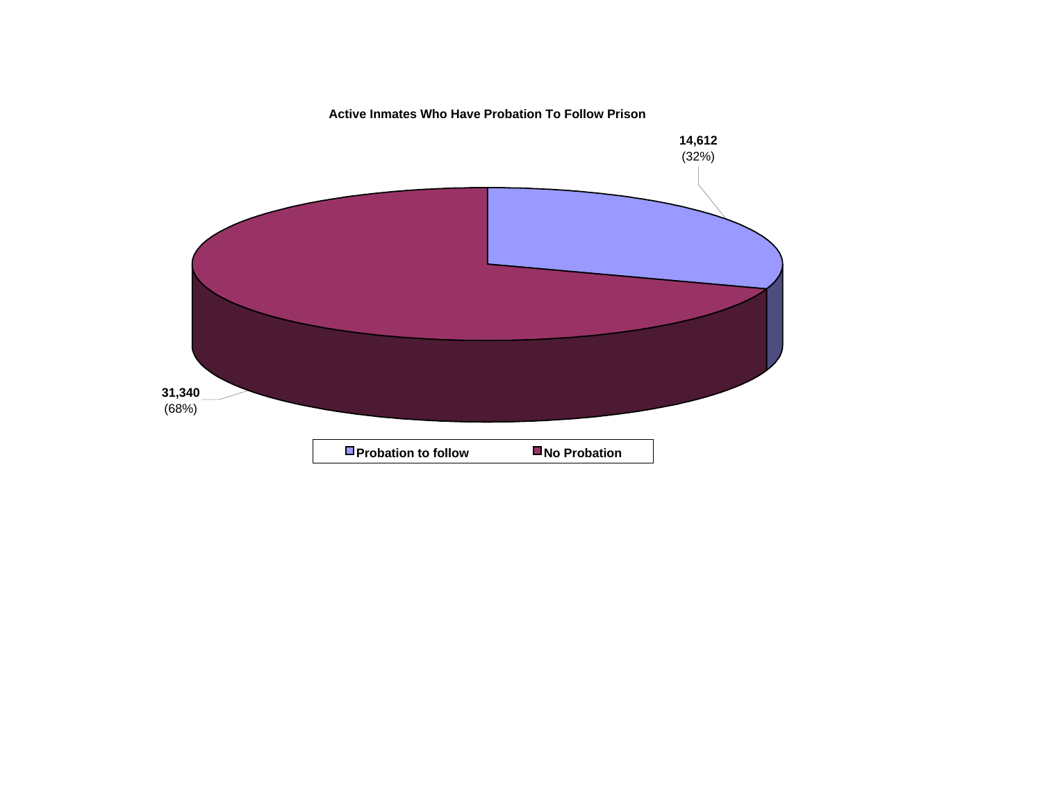**Active Inmates Who Have Probation To Follow Prison**

14,612
(32%)

31,340
(68%)

Probation to follow | No Probation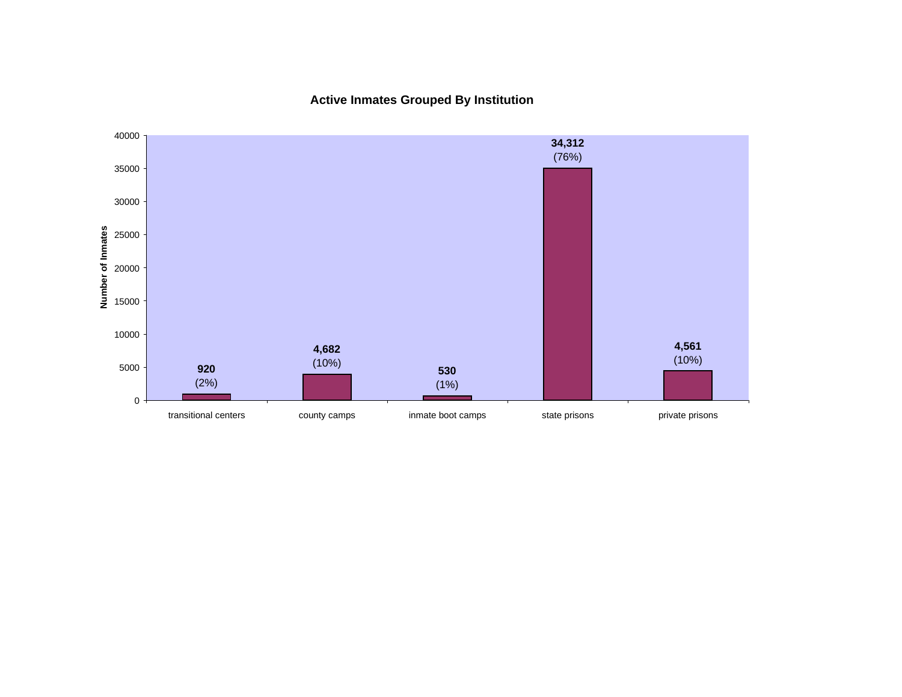## Active Inmates Grouped By Institution

| Institution | Number of Inmates | Percent |
|---|---|---|
| transitional centers | 920 | (2%) |
| county camps | 4,682 | (10%) |
| inmate boot camps | 530 | (1%) |
| state prisons | 34,312 | (76%) |
| private prisons | 4,561 | (10%) |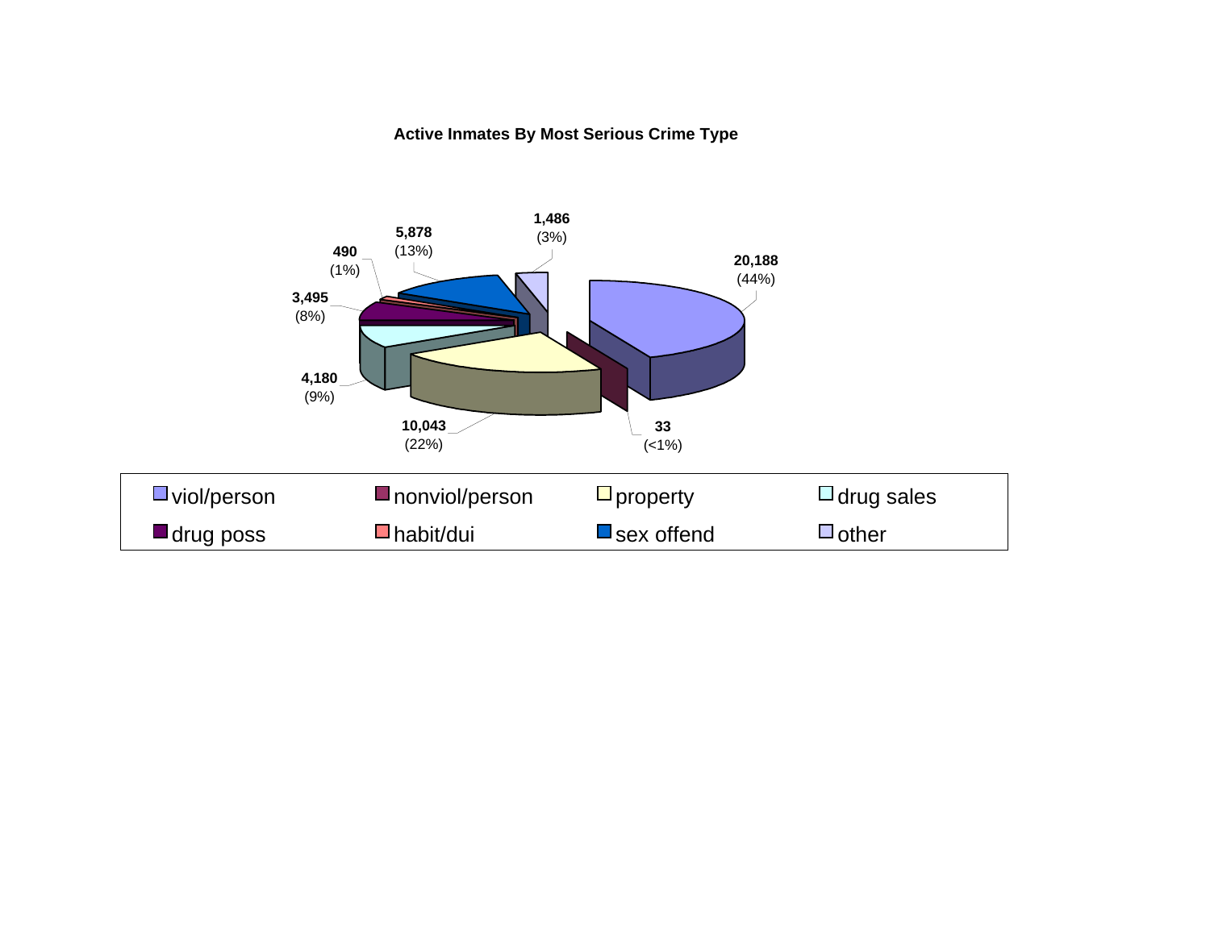**Active Inmates By Most Serious Crime Type**

| Crime Type | Count | Percent |
|---|---|---|
| viol/person | 20,188 | (44%) |
| nonviol/person | 33 | (<1%) |
| property | 10,043 | (22%) |
| drug sales | 4,180 | (9%) |
| drug poss | 3,495 | (8%) |
| habit/dui | 490 | (1%) |
| sex offend | 5,878 | (13%) |
| other | 1,486 | (3%) |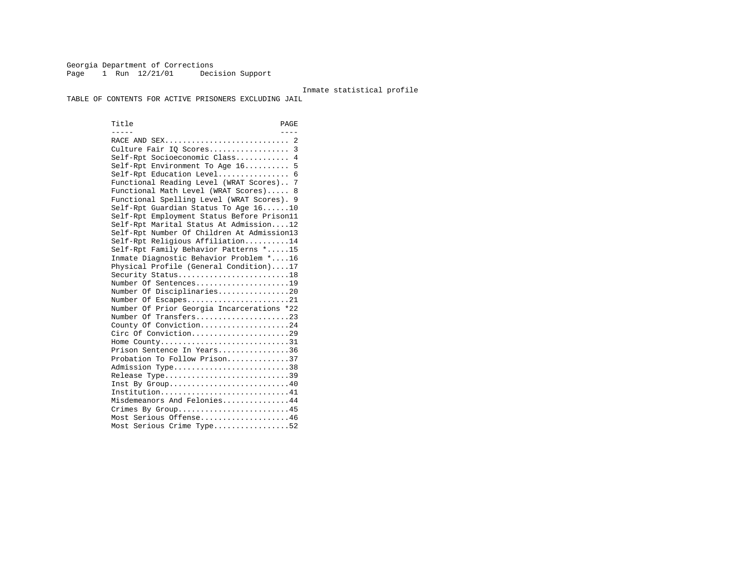Georgia Department of Corrections
Page 1 Run 12/21/01 Decision Support

Inmate statistical profile

TABLE OF CONTENTS FOR ACTIVE PRISONERS EXCLUDING JAIL

| Title | PAGE |
| --- | --- |
| RACE AND SEX | 2 |
| Culture Fair IQ Scores | 3 |
| Self-Rpt Socioeconomic Class | 4 |
| Self-Rpt Environment To Age 16 | 5 |
| Self-Rpt Education Level | 6 |
| Functional Reading Level (WRAT Scores) | 7 |
| Functional Math Level (WRAT Scores) | 8 |
| Functional Spelling Level (WRAT Scores) | 9 |
| Self-Rpt Guardian Status To Age 16 | 10 |
| Self-Rpt Employment Status Before Prison | 11 |
| Self-Rpt Marital Status At Admission | 12 |
| Self-Rpt Number Of Children At Admission | 13 |
| Self-Rpt Religious Affiliation | 14 |
| Self-Rpt Family Behavior Patterns * | 15 |
| Inmate Diagnostic Behavior Problem * | 16 |
| Physical Profile (General Condition) | 17 |
| Security Status | 18 |
| Number Of Sentences | 19 |
| Number Of Disciplinaries | 20 |
| Number Of Escapes | 21 |
| Number Of Prior Georgia Incarcerations * | 22 |
| Number Of Transfers | 23 |
| County Of Conviction | 24 |
| Circ Of Conviction | 29 |
| Home County | 31 |
| Prison Sentence In Years | 36 |
| Probation To Follow Prison | 37 |
| Admission Type | 38 |
| Release Type | 39 |
| Inst By Group | 40 |
| Institution | 41 |
| Misdemeanors And Felonies | 44 |
| Crimes By Group | 45 |
| Most Serious Offense | 46 |
| Most Serious Crime Type | 52 |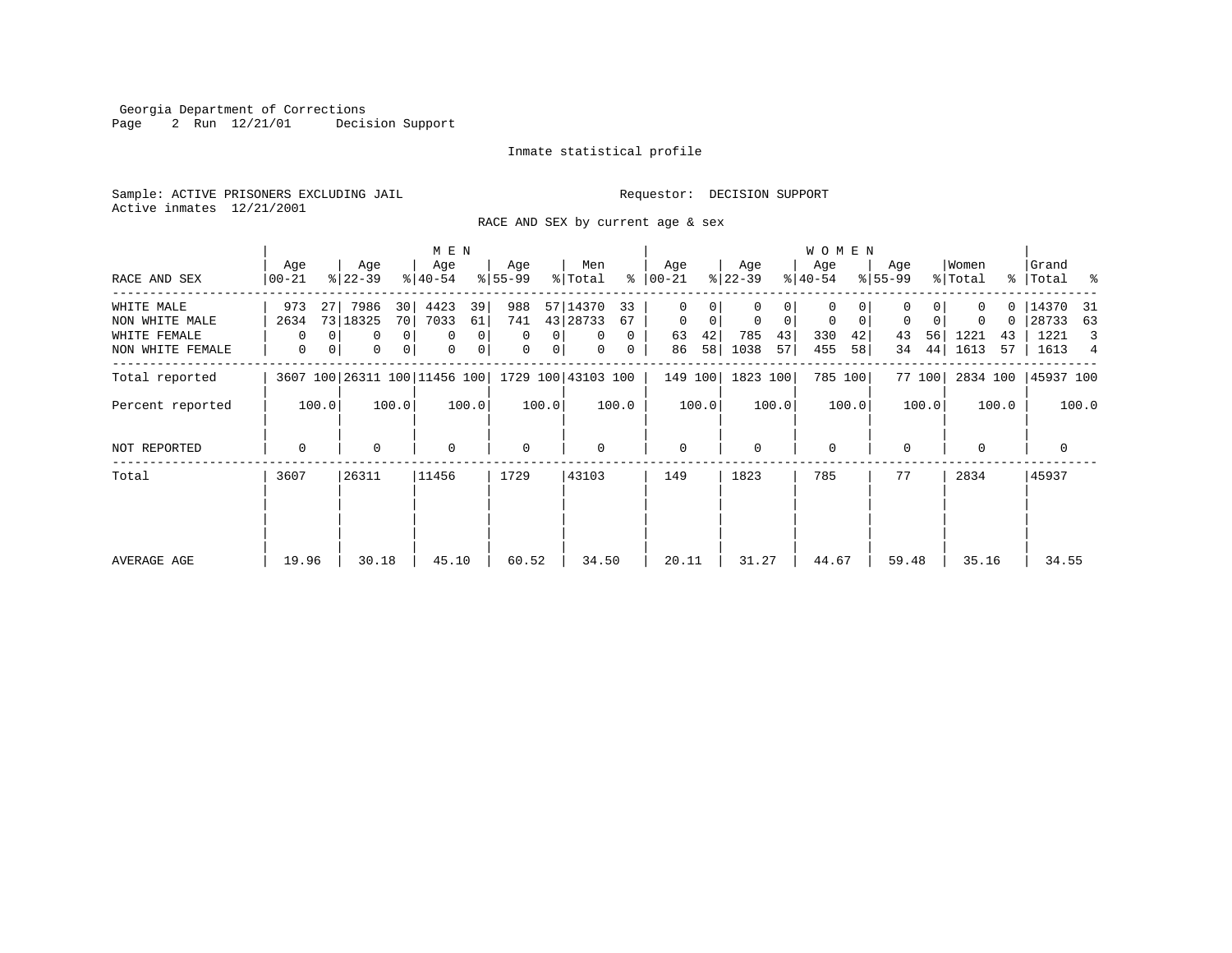Georgia Department of Corrections
Decision Support

Inmate statistical profile

Sample: ACTIVE PRISONERS EXCLUDING JAIL

Requestor: DECISION SUPPORT

Active inmates 12/21/2001

RACE AND SEX by current age & sex

| RACE AND SEX | MEN Age 00-21 | % | Age 22-39 | % | Age 40-54 | % | Age 55-99 | % | Men Total | % | WOMEN Age 00-21 | % | Age 22-39 | % | Age 40-54 | % | Age 55-99 | % | Women Total | % | Grand Total | % |
|---|---|---|---|---|---|---|---|---|---|---|---|---|---|---|---|---|---|---|---|---|---|---|
| WHITE MALE | 973 | 27 | 7986 | 30 | 4423 | 39 | 988 | 57 | 14370 | 33 | 0 | 0 | 0 | 0 | 0 | 0 | 0 | 0 | 0 | 0 | 14370 | 31 |
| NON WHITE MALE | 2634 | 73 | 18325 | 70 | 7033 | 61 | 741 | 43 | 28733 | 67 | 0 | 0 | 0 | 0 | 0 | 0 | 0 | 0 | 0 | 0 | 28733 | 63 |
| WHITE FEMALE | 0 | 0 | 0 | 0 | 0 | 0 | 0 | 0 | 0 | 0 | 63 | 42 | 785 | 43 | 330 | 42 | 43 | 56 | 1221 | 43 | 1221 | 3 |
| NON WHITE FEMALE | 0 | 0 | 0 | 0 | 0 | 0 | 0 | 0 | 0 | 0 | 86 | 58 | 1038 | 57 | 455 | 58 | 34 | 44 | 1613 | 57 | 1613 | 4 |
| Total reported | 3607 | 100 | 26311 | 100 | 11456 | 100 | 1729 | 100 | 43103 | 100 | 149 | 100 | 1823 | 100 | 785 | 100 | 77 | 100 | 2834 | 100 | 45937 | 100 |
| Percent reported | | 100.0 | | 100.0 | | 100.0 | | 100.0 | | 100.0 | | 100.0 | | 100.0 | | 100.0 | | 100.0 | | 100.0 | | 100.0 |
| NOT REPORTED | 0 | | 0 | | 0 | | 0 | | 0 | | 0 | | 0 | | 0 | | 0 | | 0 | | 0 | |
| Total | 3607 | | 26311 | | 11456 | | 1729 | | 43103 | | 149 | | 1823 | | 785 | | 77 | | 2834 | | 45937 | |
| AVERAGE AGE | 19.96 | | 30.18 | | 45.10 | | 60.52 | | 34.50 | | 20.11 | | 31.27 | | 44.67 | | 59.48 | | 35.16 | | 34.55 | |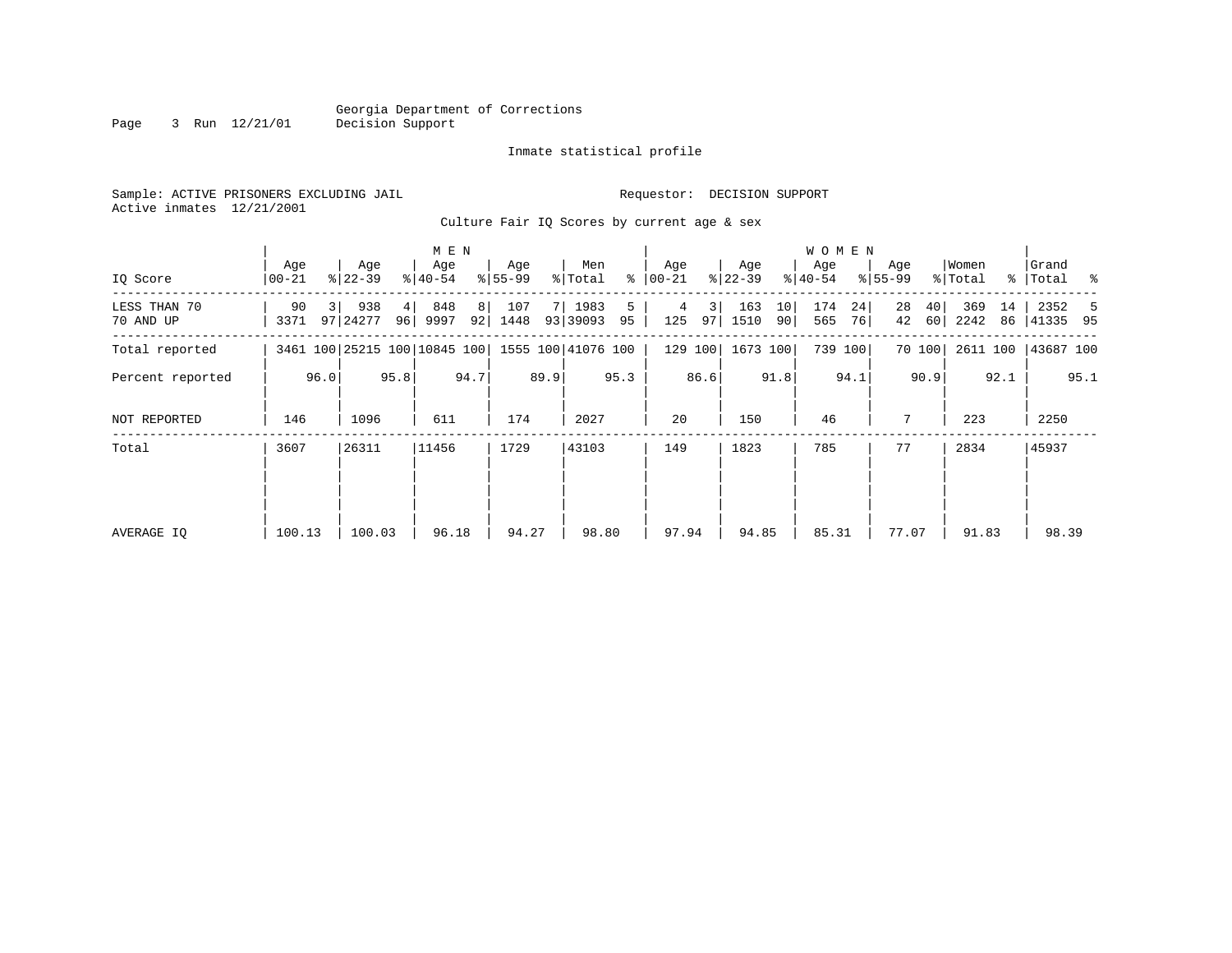Georgia Department of Corrections
Decision Support

Inmate statistical profile

Sample: ACTIVE PRISONERS EXCLUDING JAIL

Requestor: DECISION SUPPORT

Active inmates 12/21/2001

Culture Fair IQ Scores by current age & sex

| IQ Score | MEN Age 00-21 | % | Age 22-39 | % | Age 40-54 | % | Age 55-99 | % | Men Total | % | WOMEN Age 00-21 | % | Age 22-39 | % | Age 40-54 | % | Age 55-99 | % | Women Total | % | Grand Total | % |
|---|---|---|---|---|---|---|---|---|---|---|---|---|---|---|---|---|---|---|---|---|---|---|
| LESS THAN 70 | 90 | 3 | 938 | 4 | 848 | 8 | 107 | 7 | 1983 | 5 | 4 | 3 | 163 | 10 | 174 | 24 | 28 | 40 | 369 | 14 | 2352 | 5 |
| 70 AND UP | 3371 | 97 | 24277 | 96 | 9997 | 92 | 1448 | 93 | 39093 | 95 | 125 | 97 | 1510 | 90 | 565 | 76 | 42 | 60 | 2242 | 86 | 41335 | 95 |
| Total reported | 3461 | 100 | 25215 | 100 | 10845 | 100 | 1555 | 100 | 41076 | 100 | 129 | 100 | 1673 | 100 | 739 | 100 | 70 | 100 | 2611 | 100 | 43687 | 100 |
| Percent reported | | 96.0 | | 95.8 | | 94.7 | | 89.9 | | 95.3 | | 86.6 | | 91.8 | | 94.1 | | 90.9 | | 92.1 | | 95.1 |
| NOT REPORTED | 146 | | 1096 | | 611 | | 174 | | 2027 | | 20 | | 150 | | 46 | | 7 | | 223 | | 2250 | |
| Total | 3607 | | 26311 | | 11456 | | 1729 | | 43103 | | 149 | | 1823 | | 785 | | 77 | | 2834 | | 45937 | |
| AVERAGE IQ | 100.13 | | 100.03 | | 96.18 | | 94.27 | | 98.80 | | 97.94 | | 94.85 | | 85.31 | | 77.07 | | 91.83 | | 98.39 | |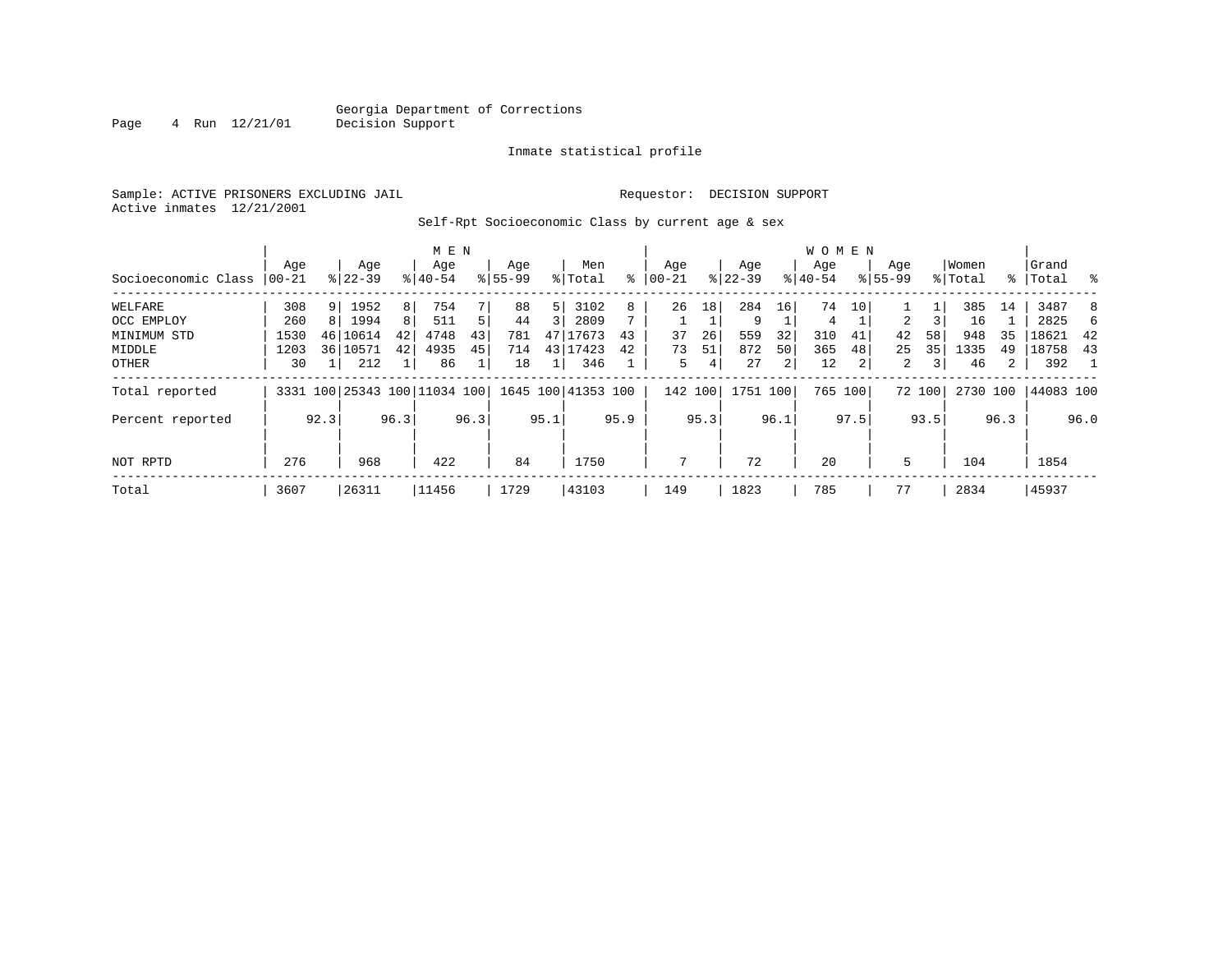Georgia Department of Corrections
Decision Support

Inmate statistical profile

Sample: ACTIVE PRISONERS EXCLUDING JAIL    Requestor: DECISION SUPPORT
Active inmates 12/21/2001

Self-Rpt Socioeconomic Class by current age & sex

| | MEN | | | | | | | | | | WOMEN | | | | | | | | | | | |
|---|---|---|---|---|---|---|---|---|---|---|---|---|---|---|---|---|---|---|---|---|---|---|
| Socioeconomic Class | Age 00-21 | % | Age 22-39 | % | Age 40-54 | % | Age 55-99 | % | Men Total | % | Age 00-21 | % | Age 22-39 | % | Age 40-54 | % | Age 55-99 | % | Women Total | % | Grand Total | % |
| WELFARE | 308 | 9 | 1952 | 8 | 754 | 7 | 88 | 5 | 3102 | 8 | 26 | 18 | 284 | 16 | 74 | 10 | 1 | 1 | 385 | 14 | 3487 | 8 |
| OCC EMPLOY | 260 | 8 | 1994 | 8 | 511 | 5 | 44 | 3 | 2809 | 7 | 1 | 1 | 9 | 1 | 4 | 1 | 2 | 3 | 16 | 1 | 2825 | 6 |
| MINIMUM STD | 1530 | 46 | 10614 | 42 | 4748 | 43 | 781 | 47 | 17673 | 43 | 37 | 26 | 559 | 32 | 310 | 41 | 42 | 58 | 948 | 35 | 18621 | 42 |
| MIDDLE | 1203 | 36 | 10571 | 42 | 4935 | 45 | 714 | 43 | 17423 | 42 | 73 | 51 | 872 | 50 | 365 | 48 | 25 | 35 | 1335 | 49 | 18758 | 43 |
| OTHER | 30 | 1 | 212 | 1 | 86 | 1 | 18 | 1 | 346 | 1 | 5 | 4 | 27 | 2 | 12 | 2 | 2 | 3 | 46 | 2 | 392 | 1 |
| Total reported | 3331 | 100 | 25343 | 100 | 11034 | 100 | 1645 | 100 | 41353 | 100 | 142 | 100 | 1751 | 100 | 765 | 100 | 72 | 100 | 2730 | 100 | 44083 | 100 |
| Percent reported | | 92.3 | | 96.3 | | 96.3 | | 95.1 | | 95.9 | | 95.3 | | 96.1 | | 97.5 | | 93.5 | | 96.3 | | 96.0 |
| NOT RPTD | 276 | | 968 | | 422 | | 84 | | 1750 | | 7 | | 72 | | 20 | | 5 | | 104 | | 1854 | |
| Total | 3607 | | 26311 | | 11456 | | 1729 | | 43103 | | 149 | | 1823 | | 785 | | 77 | | 2834 | | 45937 | |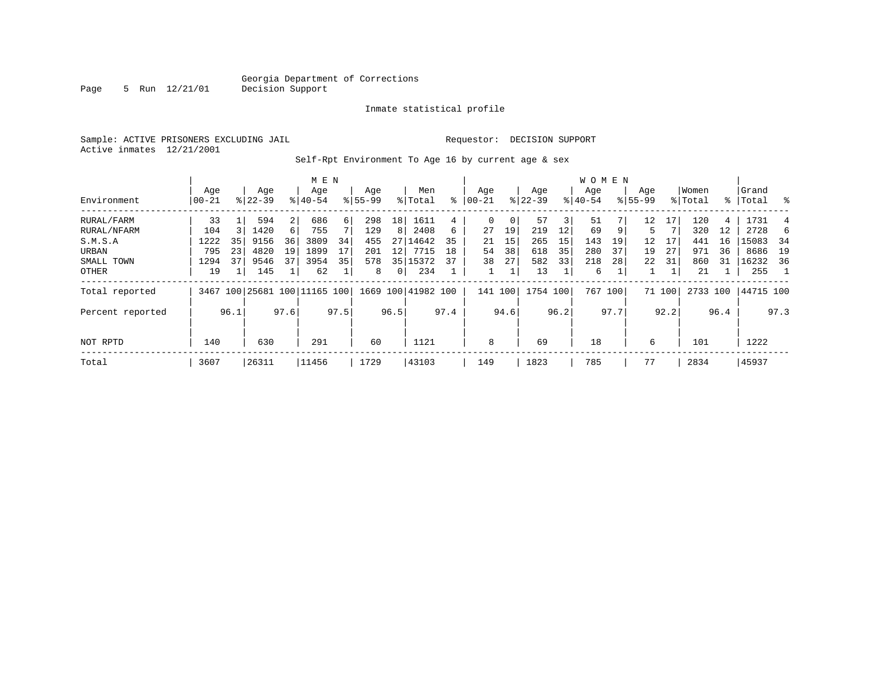Georgia Department of Corrections
Decision Support

Inmate statistical profile

Sample: ACTIVE PRISONERS EXCLUDING JAIL        Requestor: DECISION SUPPORT
Active inmates 12/21/2001

Self-Rpt Environment To Age 16 by current age & sex

| Environment | MEN Age 00-21 | % | Age 22-39 | % | Age 40-54 | % | Age 55-99 | % | Men Total | % | WOMEN Age 00-21 | % | Age 22-39 | % | Age 40-54 | % | Age 55-99 | % | Women Total | % | Grand Total | % |
|---|---|---|---|---|---|---|---|---|---|---|---|---|---|---|---|---|---|---|---|---|---|---|
| RURAL/FARM | 33 | 1 | 594 | 2 | 686 | 6 | 298 | 18 | 1611 | 4 | 0 | 0 | 57 | 3 | 51 | 7 | 12 | 17 | 120 | 4 | 1731 | 4 |
| RURAL/NFARM | 104 | 3 | 1420 | 6 | 755 | 7 | 129 | 8 | 2408 | 6 | 27 | 19 | 219 | 12 | 69 | 9 | 5 | 7 | 320 | 12 | 2728 | 6 |
| S.M.S.A | 1222 | 35 | 9156 | 36 | 3809 | 34 | 455 | 27 | 14642 | 35 | 21 | 15 | 265 | 15 | 143 | 19 | 12 | 17 | 441 | 16 | 15083 | 34 |
| URBAN | 795 | 23 | 4820 | 19 | 1899 | 17 | 201 | 12 | 7715 | 18 | 54 | 38 | 618 | 35 | 280 | 37 | 19 | 27 | 971 | 36 | 8686 | 19 |
| SMALL TOWN | 1294 | 37 | 9546 | 37 | 3954 | 35 | 578 | 35 | 15372 | 37 | 38 | 27 | 582 | 33 | 218 | 28 | 22 | 31 | 860 | 31 | 16232 | 36 |
| OTHER | 19 | 1 | 145 | 1 | 62 | 1 | 8 | 0 | 234 | 1 | 1 | 1 | 13 | 1 | 6 | 1 | 1 | 1 | 21 | 1 | 255 | 1 |
| Total reported | 3467 | 100 | 25681 | 100 | 11165 | 100 | 1669 | 100 | 41982 | 100 | 141 | 100 | 1754 | 100 | 767 | 100 | 71 | 100 | 2733 | 100 | 44715 | 100 |
| Percent reported | | 96.1 | | 97.6 | | 97.5 | | 96.5 | | 97.4 | | 94.6 | | 96.2 | | 97.7 | | 92.2 | | 96.4 | | 97.3 |
| NOT RPTD | 140 | | 630 | | 291 | | 60 | | 1121 | | 8 | | 69 | | 18 | | 6 | | 101 | | 1222 | |
| Total | 3607 | | 26311 | | 11456 | | 1729 | | 43103 | | 149 | | 1823 | | 785 | | 77 | | 2834 | | 45937 | |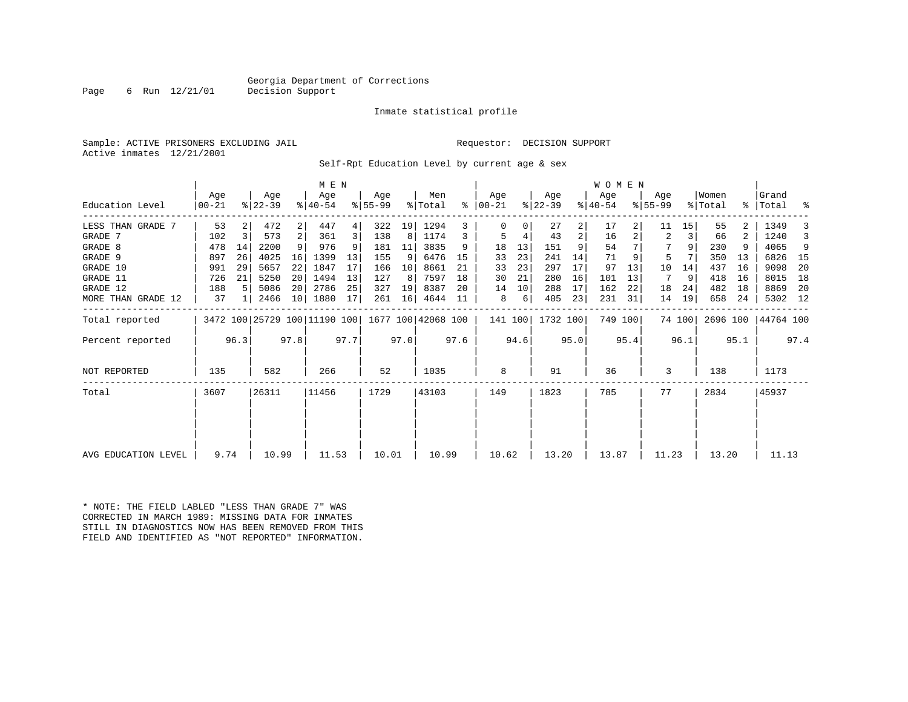Georgia Department of Corrections
Decision Support

Inmate statistical profile

Sample: ACTIVE PRISONERS EXCLUDING JAIL　　　　Requestor: DECISION SUPPORT
Active inmates 12/21/2001

Self-Rpt Education Level by current age & sex

| Education Level | MEN Age 00-21 | % | Age 22-39 | % | Age 40-54 | % | Age 55-99 | % | Men Total | % | WOMEN Age 00-21 | % | Age 22-39 | % | Age 40-54 | % | Age 55-99 | % | Women Total | % | Grand Total | % |
|---|---|---|---|---|---|---|---|---|---|---|---|---|---|---|---|---|---|---|---|---|---|---|
| LESS THAN GRADE 7 | 53 | 2 | 472 | 2 | 447 | 4 | 322 | 19 | 1294 | 3 | 0 | 0 | 27 | 2 | 17 | 2 | 11 | 15 | 55 | 2 | 1349 | 3 |
| GRADE 7 | 102 | 3 | 573 | 2 | 361 | 3 | 138 | 8 | 1174 | 3 | 5 | 4 | 43 | 2 | 16 | 2 | 2 | 3 | 66 | 2 | 1240 | 3 |
| GRADE 8 | 478 | 14 | 2200 | 9 | 976 | 9 | 181 | 11 | 3835 | 9 | 18 | 13 | 151 | 9 | 54 | 7 | 7 | 9 | 230 | 9 | 4065 | 9 |
| GRADE 9 | 897 | 26 | 4025 | 16 | 1399 | 13 | 155 | 9 | 6476 | 15 | 33 | 23 | 241 | 14 | 71 | 9 | 5 | 7 | 350 | 13 | 6826 | 15 |
| GRADE 10 | 991 | 29 | 5657 | 22 | 1847 | 17 | 166 | 10 | 8661 | 21 | 33 | 23 | 297 | 17 | 97 | 13 | 10 | 14 | 437 | 16 | 9098 | 20 |
| GRADE 11 | 726 | 21 | 5250 | 20 | 1494 | 13 | 127 | 8 | 7597 | 18 | 30 | 21 | 280 | 16 | 101 | 13 | 7 | 9 | 418 | 16 | 8015 | 18 |
| GRADE 12 | 188 | 5 | 5086 | 20 | 2786 | 25 | 327 | 19 | 8387 | 20 | 14 | 10 | 288 | 17 | 162 | 22 | 18 | 24 | 482 | 18 | 8869 | 20 |
| MORE THAN GRADE 12 | 37 | 1 | 2466 | 10 | 1880 | 17 | 261 | 16 | 4644 | 11 | 8 | 6 | 405 | 23 | 231 | 31 | 14 | 19 | 658 | 24 | 5302 | 12 |
| Total reported | 3472 | 100 | 25729 | 100 | 11190 | 100 | 1677 | 100 | 42068 | 100 | 141 | 100 | 1732 | 100 | 749 | 100 | 74 | 100 | 2696 | 100 | 44764 | 100 |
| Percent reported | | 96.3 | | 97.8 | | 97.7 | | 97.0 | | 97.6 | | 94.6 | | 95.0 | | 95.4 | | 96.1 | | 95.1 | | 97.4 |
| NOT REPORTED | 135 | | 582 | | 266 | | 52 | | 1035 | | 8 | | 91 | | 36 | | 3 | | 138 | | 1173 | |
| Total | 3607 | | 26311 | | 11456 | | 1729 | | 43103 | | 149 | | 1823 | | 785 | | 77 | | 2834 | | 45937 | |
| AVG EDUCATION LEVEL | 9.74 | | 10.99 | | 11.53 | | 10.01 | | 10.99 | | 10.62 | | 13.20 | | 13.87 | | 11.23 | | 13.20 | | 11.13 | |

* NOTE: THE FIELD LABLED "LESS THAN GRADE 7" WAS CORRECTED IN MARCH 1989: MISSING DATA FOR INMATES STILL IN DIAGNOSTICS NOW HAS BEEN REMOVED FROM THIS FIELD AND IDENTIFIED AS "NOT REPORTED" INFORMATION.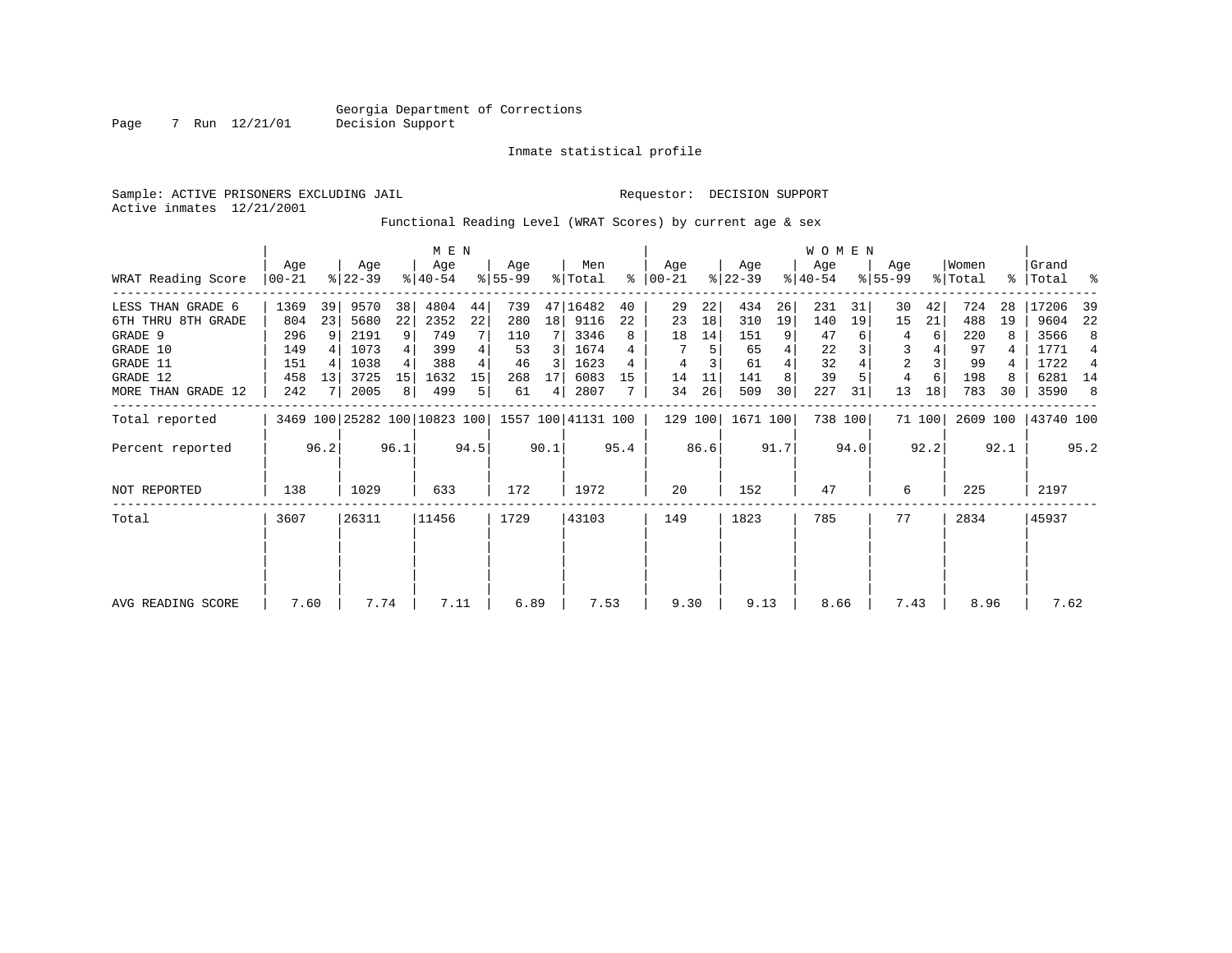Georgia Department of Corrections
Decision Support

Inmate statistical profile

Sample: ACTIVE PRISONERS EXCLUDING JAIL          Requestor: DECISION SUPPORT
Active inmates 12/21/2001

Functional Reading Level (WRAT Scores) by current age & sex

| | MEN | | | | | | | | | | WOMEN | | | | | | | | | | | |
|---|---|---|---|---|---|---|---|---|---|---|---|---|---|---|---|---|---|---|---|---|---|---|
| WRAT Reading Score | Age 00-21 | % | Age 22-39 | % | Age 40-54 | % | Age 55-99 | % | Men Total | % | Age 00-21 | % | Age 22-39 | % | Age 40-54 | % | Age 55-99 | % | Women Total | % | Grand Total | % |
| LESS THAN GRADE 6 | 1369 | 39 | 9570 | 38 | 4804 | 44 | 739 | 47 | 16482 | 40 | 29 | 22 | 434 | 26 | 231 | 31 | 30 | 42 | 724 | 28 | 17206 | 39 |
| 6TH THRU 8TH GRADE | 804 | 23 | 5680 | 22 | 2352 | 22 | 280 | 18 | 9116 | 22 | 23 | 18 | 310 | 19 | 140 | 19 | 15 | 21 | 488 | 19 | 9604 | 22 |
| GRADE 9 | 296 | 9 | 2191 | 9 | 749 | 7 | 110 | 7 | 3346 | 8 | 18 | 14 | 151 | 9 | 47 | 6 | 4 | 6 | 220 | 8 | 3566 | 8 |
| GRADE 10 | 149 | 4 | 1073 | 4 | 399 | 4 | 53 | 3 | 1674 | 4 | 7 | 5 | 65 | 4 | 22 | 3 | 3 | 4 | 97 | 4 | 1771 | 4 |
| GRADE 11 | 151 | 4 | 1038 | 4 | 388 | 4 | 46 | 3 | 1623 | 4 | 4 | 3 | 61 | 4 | 32 | 4 | 2 | 3 | 99 | 4 | 1722 | 4 |
| GRADE 12 | 458 | 13 | 3725 | 15 | 1632 | 15 | 268 | 17 | 6083 | 15 | 14 | 11 | 141 | 8 | 39 | 5 | 4 | 6 | 198 | 8 | 6281 | 14 |
| MORE THAN GRADE 12 | 242 | 7 | 2005 | 8 | 499 | 5 | 61 | 4 | 2807 | 7 | 34 | 26 | 509 | 30 | 227 | 31 | 13 | 18 | 783 | 30 | 3590 | 8 |
| Total reported | 3469 | 100 | 25282 | 100 | 10823 | 100 | 1557 | 100 | 41131 | 100 | 129 | 100 | 1671 | 100 | 738 | 100 | 71 | 100 | 2609 | 100 | 43740 | 100 |
| Percent reported | | 96.2 | | 96.1 | | 94.5 | | 90.1 | | 95.4 | | 86.6 | | 91.7 | | 94.0 | | 92.2 | | 92.1 | | 95.2 |
| NOT REPORTED | 138 | | 1029 | | 633 | | 172 | | 1972 | | 20 | | 152 | | 47 | | 6 | | 225 | | 2197 | |
| Total | 3607 | | 26311 | | 11456 | | 1729 | | 43103 | | 149 | | 1823 | | 785 | | 77 | | 2834 | | 45937 | |
| AVG READING SCORE | 7.60 | | 7.74 | | 7.11 | | 6.89 | | 7.53 | | 9.30 | | 9.13 | | 8.66 | | 7.43 | | 8.96 | | 7.62 | |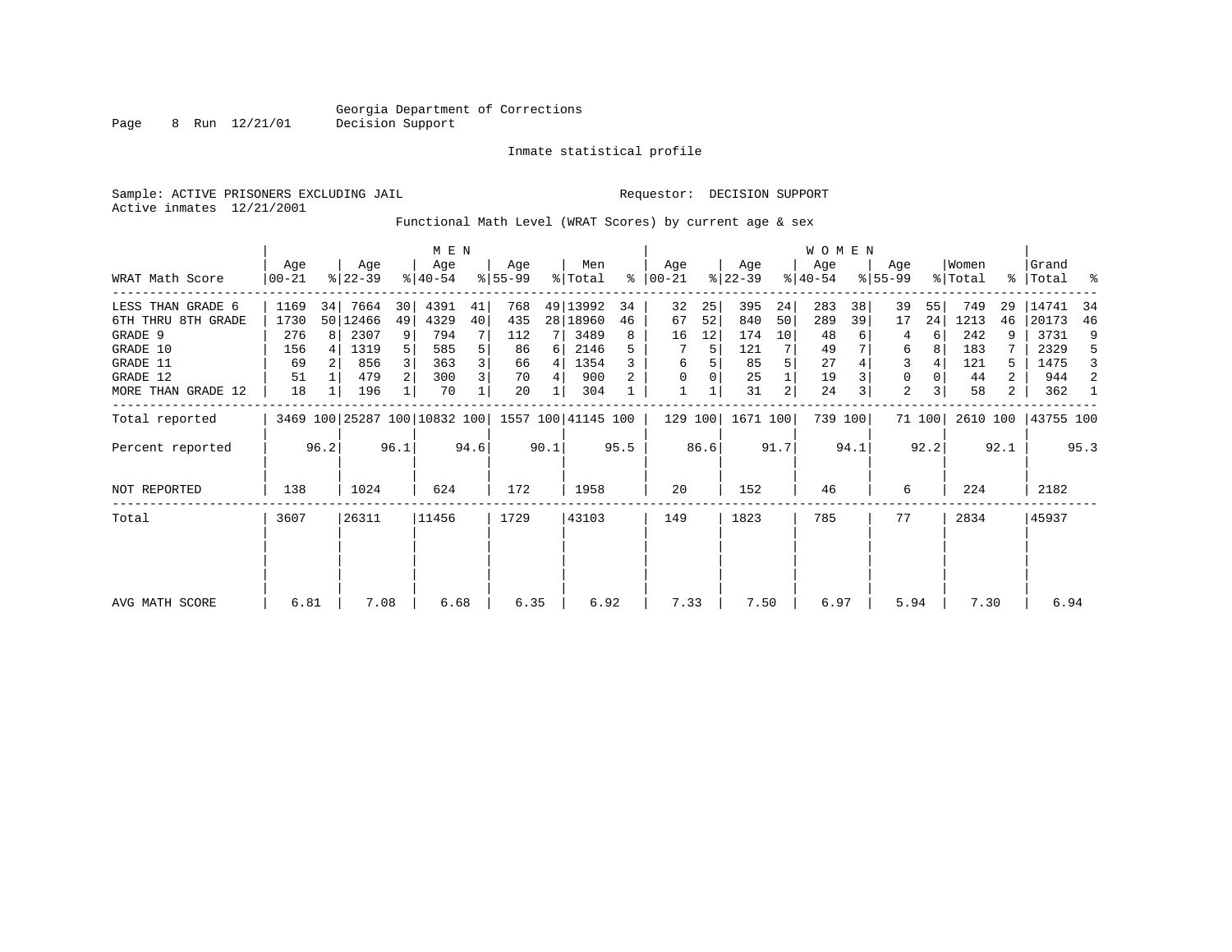Georgia Department of Corrections
Decision Support

Inmate statistical profile

Sample: ACTIVE PRISONERS EXCLUDING JAIL

Requestor: DECISION SUPPORT

Active inmates 12/21/2001

Functional Math Level (WRAT Scores) by current age & sex

| WRAT Math Score | MEN Age 00-21 | % | Age 22-39 | % | Age 40-54 | % | Age 55-99 | % | Men Total | % | WOMEN Age 00-21 | % | Age 22-39 | % | Age 40-54 | % | Age 55-99 | % | Women Total | % | Grand Total | % |
|---|---|---|---|---|---|---|---|---|---|---|---|---|---|---|---|---|---|---|---|---|---|---|
| LESS THAN GRADE 6 | 1169 | 34 | 7664 | 30 | 4391 | 41 | 768 | 49 | 13992 | 34 | 32 | 25 | 395 | 24 | 283 | 38 | 39 | 55 | 749 | 29 | 14741 | 34 |
| 6TH THRU 8TH GRADE | 1730 | 50 | 12466 | 49 | 4329 | 40 | 435 | 28 | 18960 | 46 | 67 | 52 | 840 | 50 | 289 | 39 | 17 | 24 | 1213 | 46 | 20173 | 46 |
| GRADE 9 | 276 | 8 | 2307 | 9 | 794 | 7 | 112 | 7 | 3489 | 8 | 16 | 12 | 174 | 10 | 48 | 6 | 4 | 6 | 242 | 9 | 3731 | 9 |
| GRADE 10 | 156 | 4 | 1319 | 5 | 585 | 5 | 86 | 6 | 2146 | 5 | 7 | 5 | 121 | 7 | 49 | 7 | 6 | 8 | 183 | 7 | 2329 | 5 |
| GRADE 11 | 69 | 2 | 856 | 3 | 363 | 3 | 66 | 4 | 1354 | 3 | 6 | 5 | 85 | 5 | 27 | 4 | 3 | 4 | 121 | 5 | 1475 | 3 |
| GRADE 12 | 51 | 1 | 479 | 2 | 300 | 3 | 70 | 4 | 900 | 2 | 0 | 0 | 25 | 1 | 19 | 3 | 0 | 0 | 44 | 2 | 944 | 2 |
| MORE THAN GRADE 12 | 18 | 1 | 196 | 1 | 70 | 1 | 20 | 1 | 304 | 1 | 1 | 1 | 31 | 2 | 24 | 3 | 2 | 3 | 58 | 2 | 362 | 1 |
| Total reported | 3469 | 100 | 25287 | 100 | 10832 | 100 | 1557 | 100 | 41145 | 100 | 129 | 100 | 1671 | 100 | 739 | 100 | 71 | 100 | 2610 | 100 | 43755 | 100 |
| Percent reported | | 96.2 | | 96.1 | | 94.6 | | 90.1 | | 95.5 | | 86.6 | | 91.7 | | 94.1 | | 92.2 | | 92.1 | | 95.3 |
| NOT REPORTED | 138 | | 1024 | | 624 | | 172 | | 1958 | | 20 | | 152 | | 46 | | 6 | | 224 | | 2182 | |
| Total | 3607 | | 26311 | | 11456 | | 1729 | | 43103 | | 149 | | 1823 | | 785 | | 77 | | 2834 | | 45937 | |
| AVG MATH SCORE | 6.81 | | 7.08 | | 6.68 | | 6.35 | | 6.92 | | 7.33 | | 7.50 | | 6.97 | | 5.94 | | 7.30 | | 6.94 | |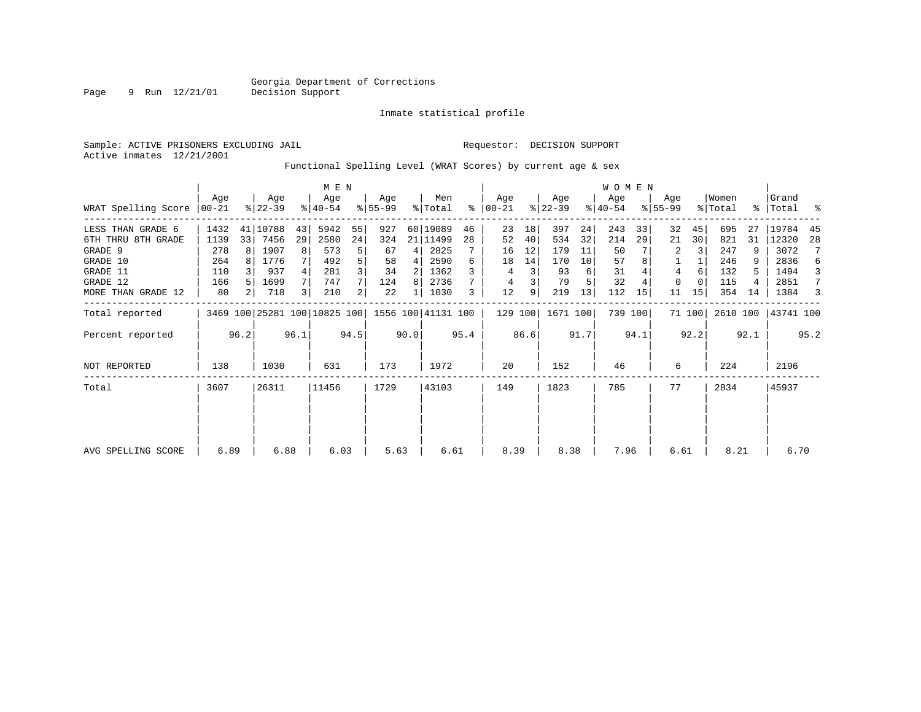Georgia Department of Corrections
Decision Support

Inmate statistical profile

Sample: ACTIVE PRISONERS EXCLUDING JAIL

Requestor: DECISION SUPPORT

Active inmates 12/21/2001

Functional Spelling Level (WRAT Scores) by current age & sex

| WRAT Spelling Score | MEN Age 00-21 | % | Age 22-39 | % | Age 40-54 | % | Age 55-99 | % | Men Total | % | WOMEN Age 00-21 | % | Age 22-39 | % | Age 40-54 | % | Age 55-99 | % | Women Total | % | Grand Total | % |
|---|---|---|---|---|---|---|---|---|---|---|---|---|---|---|---|---|---|---|---|---|---|---|
| LESS THAN GRADE 6 | 1432 | 41 | 10788 | 43 | 5942 | 55 | 927 | 60 | 19089 | 46 | 23 | 18 | 397 | 24 | 243 | 33 | 32 | 45 | 695 | 27 | 19784 | 45 |
| 6TH THRU 8TH GRADE | 1139 | 33 | 7456 | 29 | 2580 | 24 | 324 | 21 | 11499 | 28 | 52 | 40 | 534 | 32 | 214 | 29 | 21 | 30 | 821 | 31 | 12320 | 28 |
| GRADE 9 | 278 | 8 | 1907 | 8 | 573 | 5 | 67 | 4 | 2825 | 7 | 16 | 12 | 179 | 11 | 50 | 7 | 2 | 3 | 247 | 9 | 3072 | 7 |
| GRADE 10 | 264 | 8 | 1776 | 7 | 492 | 5 | 58 | 4 | 2590 | 6 | 18 | 14 | 170 | 10 | 57 | 8 | 1 | 1 | 246 | 9 | 2836 | 6 |
| GRADE 11 | 110 | 3 | 937 | 4 | 281 | 3 | 34 | 2 | 1362 | 3 | 4 | 3 | 93 | 6 | 31 | 4 | 4 | 6 | 132 | 5 | 1494 | 3 |
| GRADE 12 | 166 | 5 | 1699 | 7 | 747 | 7 | 124 | 8 | 2736 | 7 | 4 | 3 | 79 | 5 | 32 | 4 | 0 | 0 | 115 | 4 | 2851 | 7 |
| MORE THAN GRADE 12 | 80 | 2 | 718 | 3 | 210 | 2 | 22 | 1 | 1030 | 3 | 12 | 9 | 219 | 13 | 112 | 15 | 11 | 15 | 354 | 14 | 1384 | 3 |
| Total reported | 3469 | 100 | 25281 | 100 | 10825 | 100 | 1556 | 100 | 41131 | 100 | 129 | 100 | 1671 | 100 | 739 | 100 | 71 | 100 | 2610 | 100 | 43741 | 100 |
| Percent reported | | 96.2 | | 96.1 | | 94.5 | | 90.0 | | 95.4 | | 86.6 | | 91.7 | | 94.1 | | 92.2 | | 92.1 | | 95.2 |
| NOT REPORTED | 138 | | 1030 | | 631 | | 173 | | 1972 | | 20 | | 152 | | 46 | | 6 | | 224 | | 2196 | |
| Total | 3607 | | 26311 | | 11456 | | 1729 | | 43103 | | 149 | | 1823 | | 785 | | 77 | | 2834 | | 45937 | |
| AVG SPELLING SCORE | 6.89 | | 6.88 | | 6.03 | | 5.63 | | 6.61 | | 8.39 | | 8.38 | | 7.96 | | 6.61 | | 8.21 | | 6.70 | |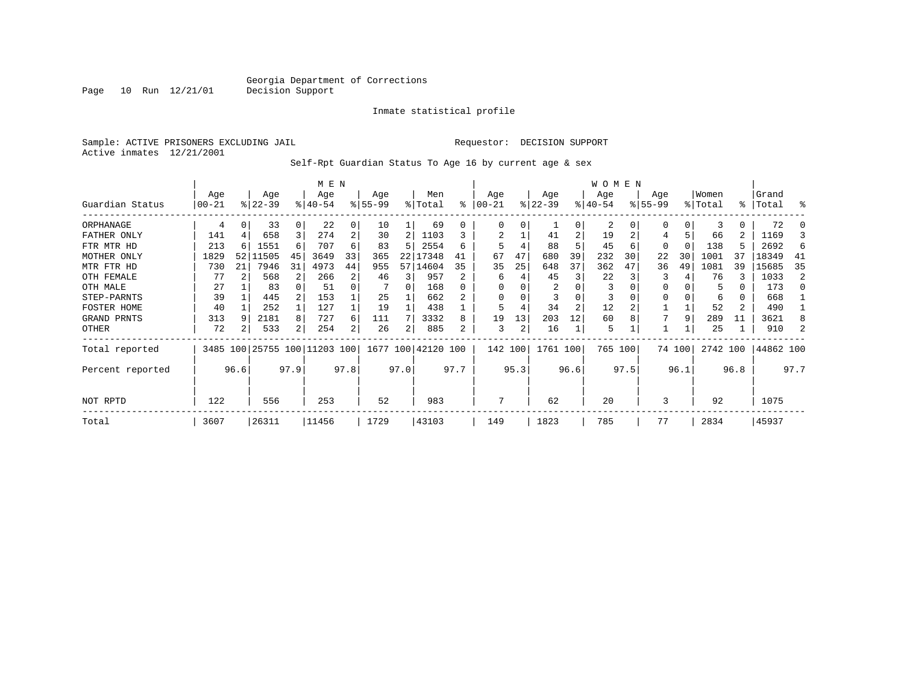Georgia Department of Corrections
Decision Support

Inmate statistical profile

Sample: ACTIVE PRISONERS EXCLUDING JAIL    Requestor: DECISION SUPPORT
Active inmates 12/21/2001

Self-Rpt Guardian Status To Age 16 by current age & sex

| | MEN | | | | | | | | | | WOMEN | | | | | | | | | | | |
|---|---|---|---|---|---|---|---|---|---|---|---|---|---|---|---|---|---|---|---|---|---|---|
| Guardian Status | Age 00-21 | % | Age 22-39 | % | Age 40-54 | % | Age 55-99 | % | Men Total | % | Age 00-21 | % | Age 22-39 | % | Age 40-54 | % | Age 55-99 | % | Women Total | % | Grand Total | % |
| ORPHANAGE | 4 | 0 | 33 | 0 | 22 | 0 | 10 | 1 | 69 | 0 | 0 | 0 | 1 | 0 | 2 | 0 | 0 | 0 | 3 | 0 | 72 | 0 |
| FATHER ONLY | 141 | 4 | 658 | 3 | 274 | 2 | 30 | 2 | 1103 | 3 | 2 | 1 | 41 | 2 | 19 | 2 | 4 | 5 | 66 | 2 | 1169 | 3 |
| FTR MTR HD | 213 | 6 | 1551 | 6 | 707 | 6 | 83 | 5 | 2554 | 6 | 5 | 4 | 88 | 5 | 45 | 6 | 0 | 0 | 138 | 5 | 2692 | 6 |
| MOTHER ONLY | 1829 | 52 | 11505 | 45 | 3649 | 33 | 365 | 22 | 17348 | 41 | 67 | 47 | 680 | 39 | 232 | 30 | 22 | 30 | 1001 | 37 | 18349 | 41 |
| MTR FTR HD | 730 | 21 | 7946 | 31 | 4973 | 44 | 955 | 57 | 14604 | 35 | 35 | 25 | 648 | 37 | 362 | 47 | 36 | 49 | 1081 | 39 | 15685 | 35 |
| OTH FEMALE | 77 | 2 | 568 | 2 | 266 | 2 | 46 | 3 | 957 | 2 | 6 | 4 | 45 | 3 | 22 | 3 | 3 | 4 | 76 | 3 | 1033 | 2 |
| OTH MALE | 27 | 1 | 83 | 0 | 51 | 0 | 7 | 0 | 168 | 0 | 0 | 0 | 2 | 0 | 3 | 0 | 0 | 0 | 5 | 0 | 173 | 0 |
| STEP-PARNTS | 39 | 1 | 445 | 2 | 153 | 1 | 25 | 1 | 662 | 2 | 0 | 0 | 3 | 0 | 3 | 0 | 0 | 0 | 6 | 0 | 668 | 1 |
| FOSTER HOME | 40 | 1 | 252 | 1 | 127 | 1 | 19 | 1 | 438 | 1 | 5 | 4 | 34 | 2 | 12 | 2 | 1 | 1 | 52 | 2 | 490 | 1 |
| GRAND PRNTS | 313 | 9 | 2181 | 8 | 727 | 6 | 111 | 7 | 3332 | 8 | 19 | 13 | 203 | 12 | 60 | 8 | 7 | 9 | 289 | 11 | 3621 | 8 |
| OTHER | 72 | 2 | 533 | 2 | 254 | 2 | 26 | 2 | 885 | 2 | 3 | 2 | 16 | 1 | 5 | 1 | 1 | 1 | 25 | 1 | 910 | 2 |
| Total reported | 3485 | 100 | 25755 | 100 | 11203 | 100 | 1677 | 100 | 42120 | 100 | 142 | 100 | 1761 | 100 | 765 | 100 | 74 | 100 | 2742 | 100 | 44862 | 100 |
| Percent reported | | 96.6 | | 97.9 | | 97.8 | | 97.0 | | 97.7 | | 95.3 | | 96.6 | | 97.5 | | 96.1 | | 96.8 | | 97.7 |
| NOT RPTD | 122 | | 556 | | 253 | | 52 | | 983 | | 7 | | 62 | | 20 | | 3 | | 92 | | 1075 | |
| Total | 3607 | | 26311 | | 11456 | | 1729 | | 43103 | | 149 | | 1823 | | 785 | | 77 | | 2834 | | 45937 | |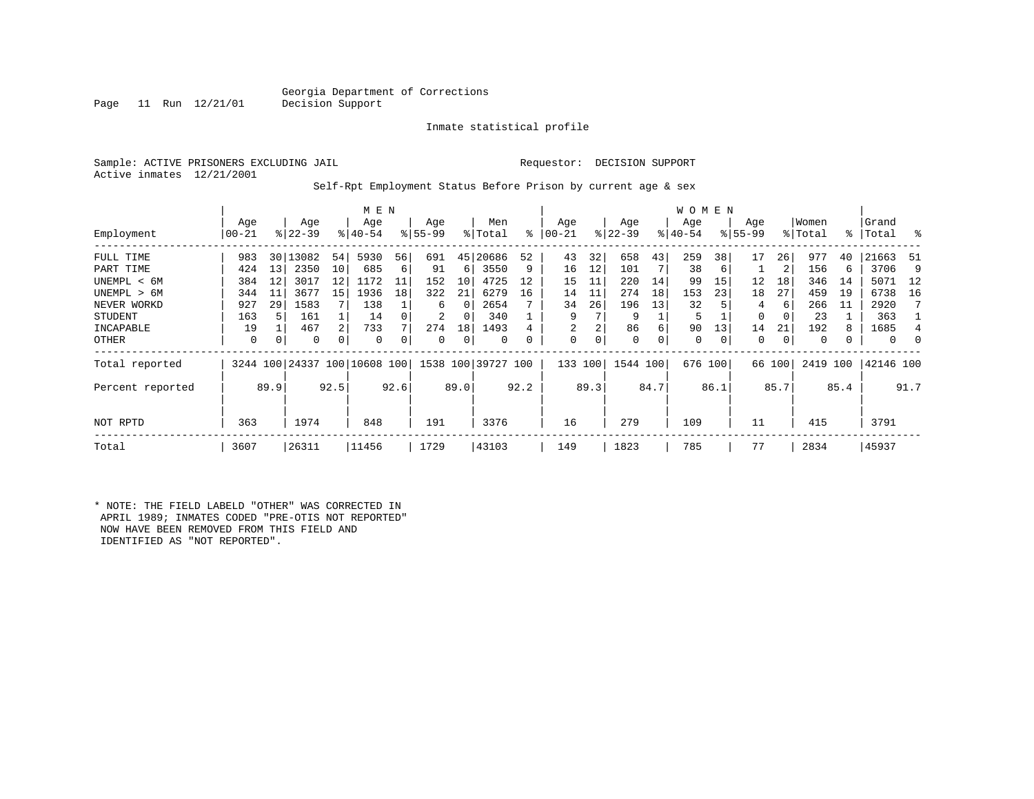Georgia Department of Corrections
Decision Support

Inmate statistical profile

Sample: ACTIVE PRISONERS EXCLUDING JAIL — Requestor: DECISION SUPPORT

Active inmates 12/21/2001

Self-Rpt Employment Status Before Prison by current age & sex

| Employment | MEN Age 00-21 | % | Age 22-39 | % | Age 40-54 | % | Age 55-99 | % | Men Total | % | WOMEN Age 00-21 | % | Age 22-39 | % | Age 40-54 | % | Age 55-99 | % | Women Total | % | Grand Total | % |
|---|---|---|---|---|---|---|---|---|---|---|---|---|---|---|---|---|---|---|---|---|---|---|
| FULL TIME | 983 | 30 | 13082 | 54 | 5930 | 56 | 691 | 45 | 20686 | 52 | 43 | 32 | 658 | 43 | 259 | 38 | 17 | 26 | 977 | 40 | 21663 | 51 |
| PART TIME | 424 | 13 | 2350 | 10 | 685 | 6 | 91 | 6 | 3550 | 9 | 16 | 12 | 101 | 7 | 38 | 6 | 1 | 2 | 156 | 6 | 3706 | 9 |
| UNEMPL < 6M | 384 | 12 | 3017 | 12 | 1172 | 11 | 152 | 10 | 4725 | 12 | 15 | 11 | 220 | 14 | 99 | 15 | 12 | 18 | 346 | 14 | 5071 | 12 |
| UNEMPL > 6M | 344 | 11 | 3677 | 15 | 1936 | 18 | 322 | 21 | 6279 | 16 | 14 | 11 | 274 | 18 | 153 | 23 | 18 | 27 | 459 | 19 | 6738 | 16 |
| NEVER WORKD | 927 | 29 | 1583 | 7 | 138 | 1 | 6 | 0 | 2654 | 7 | 34 | 26 | 196 | 13 | 32 | 5 | 4 | 6 | 266 | 11 | 2920 | 7 |
| STUDENT | 163 | 5 | 161 | 1 | 14 | 0 | 2 | 0 | 340 | 1 | 9 | 7 | 9 | 1 | 5 | 1 | 0 | 0 | 23 | 1 | 363 | 1 |
| INCAPABLE | 19 | 1 | 467 | 2 | 733 | 7 | 274 | 18 | 1493 | 4 | 2 | 2 | 86 | 6 | 90 | 13 | 14 | 21 | 192 | 8 | 1685 | 4 |
| OTHER | 0 | 0 | 0 | 0 | 0 | 0 | 0 | 0 | 0 | 0 | 0 | 0 | 0 | 0 | 0 | 0 | 0 | 0 | 0 | 0 | 0 | 0 |
| Total reported | 3244 | 100 | 24337 | 100 | 10608 | 100 | 1538 | 100 | 39727 | 100 | 133 | 100 | 1544 | 100 | 676 | 100 | 66 | 100 | 2419 | 100 | 42146 | 100 |
| Percent reported | | 89.9 | | 92.5 | | 92.6 | | 89.0 | | 92.2 | | 89.3 | | 84.7 | | 86.1 | | 85.7 | | 85.4 | | 91.7 |
| NOT RPTD | 363 | | 1974 | | 848 | | 191 | | 3376 | | 16 | | 279 | | 109 | | 11 | | 415 | | 3791 | |
| Total | 3607 | | 26311 | | 11456 | | 1729 | | 43103 | | 149 | | 1823 | | 785 | | 77 | | 2834 | | 45937 | |

* NOTE: THE FIELD LABELD "OTHER" WAS CORRECTED IN APRIL 1989; INMATES CODED "PRE-OTIS NOT REPORTED" NOW HAVE BEEN REMOVED FROM THIS FIELD AND IDENTIFIED AS "NOT REPORTED".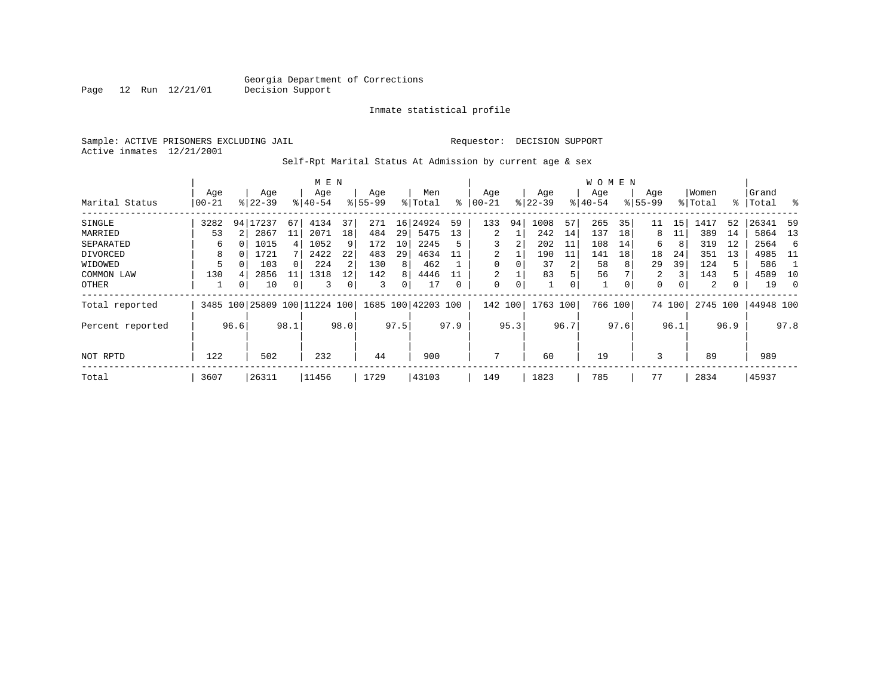Georgia Department of Corrections
Decision Support

Inmate statistical profile

Sample: ACTIVE PRISONERS EXCLUDING JAIL

Requestor: DECISION SUPPORT

Active inmates 12/21/2001

Self-Rpt Marital Status At Admission by current age & sex

| Marital Status | MEN Age 00-21 | % | Age 22-39 | % | Age 40-54 | % | Age 55-99 | % | Men Total | % | WOMEN Age 00-21 | % | Age 22-39 | % | Age 40-54 | % | Age 55-99 | % | Women Total | % | Grand Total | % |
|---|---|---|---|---|---|---|---|---|---|---|---|---|---|---|---|---|---|---|---|---|---|---|
| SINGLE | 3282 | 94 | 17237 | 67 | 4134 | 37 | 271 | 16 | 24924 | 59 | 133 | 94 | 1008 | 57 | 265 | 35 | 11 | 15 | 1417 | 52 | 26341 | 59 |
| MARRIED | 53 | 2 | 2867 | 11 | 2071 | 18 | 484 | 29 | 5475 | 13 | 2 | 1 | 242 | 14 | 137 | 18 | 8 | 11 | 389 | 14 | 5864 | 13 |
| SEPARATED | 6 | 0 | 1015 | 4 | 1052 | 9 | 172 | 10 | 2245 | 5 | 3 | 2 | 202 | 11 | 108 | 14 | 6 | 8 | 319 | 12 | 2564 | 6 |
| DIVORCED | 8 | 0 | 1721 | 7 | 2422 | 22 | 483 | 29 | 4634 | 11 | 2 | 1 | 190 | 11 | 141 | 18 | 18 | 24 | 351 | 13 | 4985 | 11 |
| WIDOWED | 5 | 0 | 103 | 0 | 224 | 2 | 130 | 8 | 462 | 1 | 0 | 0 | 37 | 2 | 58 | 8 | 29 | 39 | 124 | 5 | 586 | 1 |
| COMMON LAW | 130 | 4 | 2856 | 11 | 1318 | 12 | 142 | 8 | 4446 | 11 | 2 | 1 | 83 | 5 | 56 | 7 | 2 | 3 | 143 | 5 | 4589 | 10 |
| OTHER | 1 | 0 | 10 | 0 | 3 | 0 | 3 | 0 | 17 | 0 | 0 | 0 | 1 | 0 | 1 | 0 | 0 | 0 | 2 | 0 | 19 | 0 |
| Total reported | 3485 | 100 | 25809 | 100 | 11224 | 100 | 1685 | 100 | 42203 | 100 | 142 | 100 | 1763 | 100 | 766 | 100 | 74 | 100 | 2745 | 100 | 44948 | 100 |
| Percent reported | | 96.6 | | 98.1 | | 98.0 | | 97.5 | | 97.9 | | 95.3 | | 96.7 | | 97.6 | | 96.1 | | 96.9 | | 97.8 |
| NOT RPTD | 122 | | 502 | | 232 | | 44 | | 900 | | 7 | | 60 | | 19 | | 3 | | 89 | | 989 | |
| Total | 3607 | | 26311 | | 11456 | | 1729 | | 43103 | | 149 | | 1823 | | 785 | | 77 | | 2834 | | 45937 | |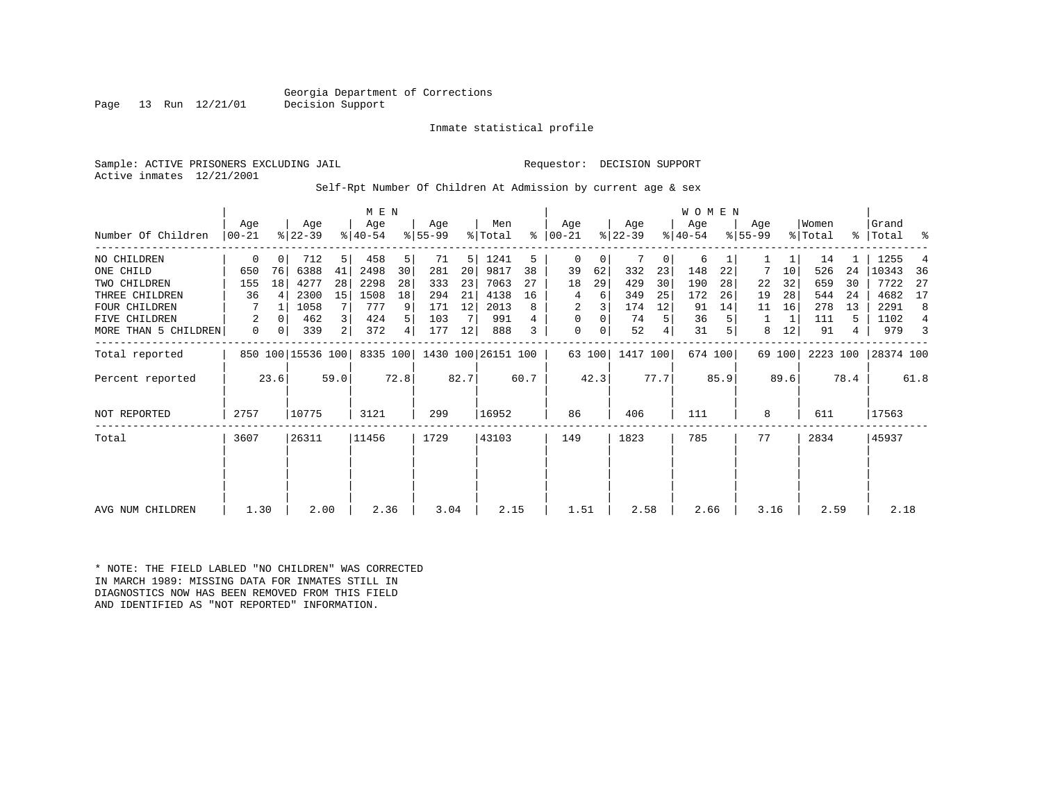Georgia Department of Corrections
Decision Support

Inmate statistical profile

Sample: ACTIVE PRISONERS EXCLUDING JAIL     Requestor: DECISION SUPPORT
Active inmates 12/21/2001

Self-Rpt Number Of Children At Admission by current age & sex

| | MEN | | | | | | | | | | WOMEN | | | | | | | | | | | |
|---|---|---|---|---|---|---|---|---|---|---|---|---|---|---|---|---|---|---|---|---|---|---|
| Number Of Children | Age 00-21 | % | Age 22-39 | % | Age 40-54 | % | Age 55-99 | % | Men Total | % | Age 00-21 | % | Age 22-39 | % | Age 40-54 | % | Age 55-99 | % | Women Total | % | Grand Total | % |
| NO CHILDREN | 0 | 0 | 712 | 5 | 458 | 5 | 71 | 5 | 1241 | 5 | 0 | 0 | 7 | 0 | 6 | 1 | 1 | 1 | 14 | 1 | 1255 | 4 |
| ONE CHILD | 650 | 76 | 6388 | 41 | 2498 | 30 | 281 | 20 | 9817 | 38 | 39 | 62 | 332 | 23 | 148 | 22 | 7 | 10 | 526 | 24 | 10343 | 36 |
| TWO CHILDREN | 155 | 18 | 4277 | 28 | 2298 | 28 | 333 | 23 | 7063 | 27 | 18 | 29 | 429 | 30 | 190 | 28 | 22 | 32 | 659 | 30 | 7722 | 27 |
| THREE CHILDREN | 36 | 4 | 2300 | 15 | 1508 | 18 | 294 | 21 | 4138 | 16 | 4 | 6 | 349 | 25 | 172 | 26 | 19 | 28 | 544 | 24 | 4682 | 17 |
| FOUR CHILDREN | 7 | 1 | 1058 | 7 | 777 | 9 | 171 | 12 | 2013 | 8 | 2 | 3 | 174 | 12 | 91 | 14 | 11 | 16 | 278 | 13 | 2291 | 8 |
| FIVE CHILDREN | 2 | 0 | 462 | 3 | 424 | 5 | 103 | 7 | 991 | 4 | 0 | 0 | 74 | 5 | 36 | 5 | 1 | 1 | 111 | 5 | 1102 | 4 |
| MORE THAN 5 CHILDREN | 0 | 0 | 339 | 2 | 372 | 4 | 177 | 12 | 888 | 3 | 0 | 0 | 52 | 4 | 31 | 5 | 8 | 12 | 91 | 4 | 979 | 3 |
| Total reported | 850 | 100 | 15536 | 100 | 8335 | 100 | 1430 | 100 | 26151 | 100 | 63 | 100 | 1417 | 100 | 674 | 100 | 69 | 100 | 2223 | 100 | 28374 | 100 |
| Percent reported | | 23.6 | | 59.0 | | 72.8 | | 82.7 | | 60.7 | | 42.3 | | 77.7 | | 85.9 | | 89.6 | | 78.4 | | 61.8 |
| NOT REPORTED | 2757 | | 10775 | | 3121 | | 299 | | 16952 | | 86 | | 406 | | 111 | | 8 | | 611 | | 17563 | |
| Total | 3607 | | 26311 | | 11456 | | 1729 | | 43103 | | 149 | | 1823 | | 785 | | 77 | | 2834 | | 45937 | |
| AVG NUM CHILDREN | 1.30 | | 2.00 | | 2.36 | | 3.04 | | 2.15 | | 1.51 | | 2.58 | | 2.66 | | 3.16 | | 2.59 | | 2.18 | |

* NOTE: THE FIELD LABLED "NO CHILDREN" WAS CORRECTED
IN MARCH 1989: MISSING DATA FOR INMATES STILL IN
DIAGNOSTICS NOW HAS BEEN REMOVED FROM THIS FIELD
AND IDENTIFIED AS "NOT REPORTED" INFORMATION.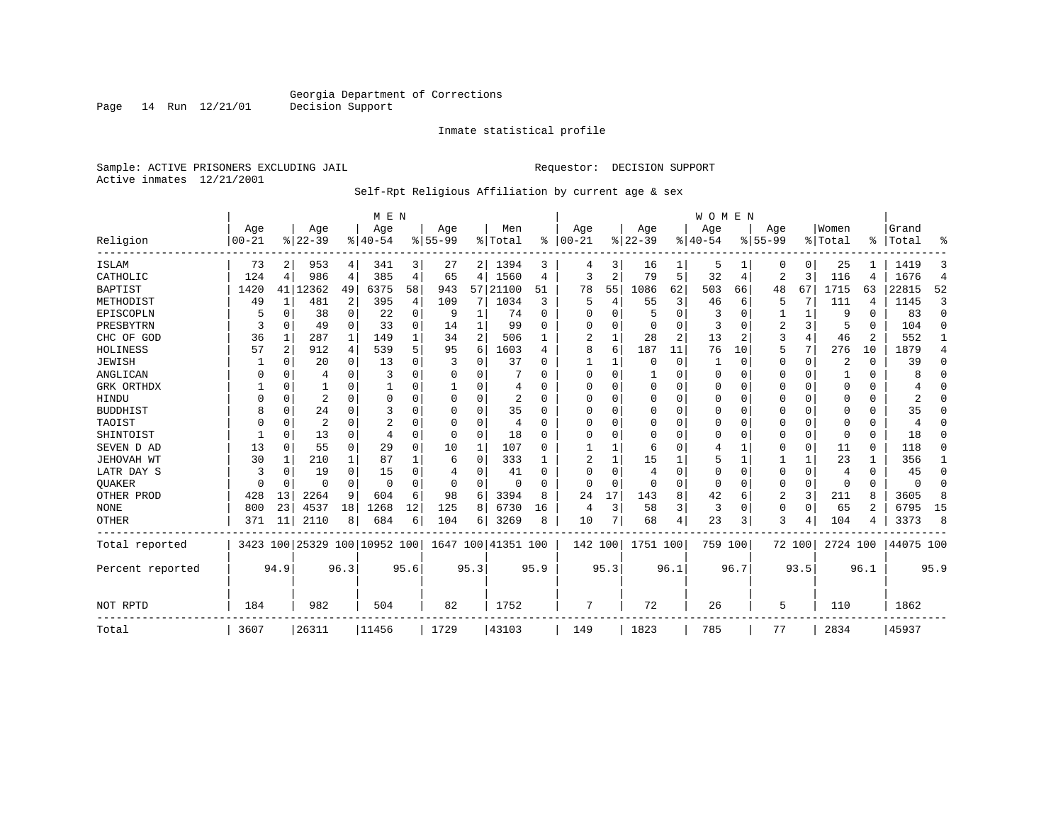Georgia Department of Corrections
Decision Support

Inmate statistical profile

Sample: ACTIVE PRISONERS EXCLUDING JAIL    Requestor: DECISION SUPPORT
Active inmates 12/21/2001

Self-Rpt Religious Affiliation by current age & sex

| Religion | MEN Age 00-21 | % | Age 22-39 | % | Age 40-54 | % | Age 55-99 | % | Men Total | % | WOMEN Age 00-21 | % | Age 22-39 | % | Age 40-54 | % | Age 55-99 | % | Women Total | % | Grand Total | % |
|---|---|---|---|---|---|---|---|---|---|---|---|---|---|---|---|---|---|---|---|---|---|---|
| ISLAM | 73 | 2 | 953 | 4 | 341 | 3 | 27 | 2 | 1394 | 3 | 4 | 3 | 16 | 1 | 5 | 1 | 0 | 0 | 25 | 1 | 1419 | 3 |
| CATHOLIC | 124 | 4 | 986 | 4 | 385 | 4 | 65 | 4 | 1560 | 4 | 3 | 2 | 79 | 5 | 32 | 4 | 2 | 3 | 116 | 4 | 1676 | 4 |
| BAPTIST | 1420 | 41 | 12362 | 49 | 6375 | 58 | 943 | 57 | 21100 | 51 | 78 | 55 | 1086 | 62 | 503 | 66 | 48 | 67 | 1715 | 63 | 22815 | 52 |
| METHODIST | 49 | 1 | 481 | 2 | 395 | 4 | 109 | 7 | 1034 | 3 | 5 | 4 | 55 | 3 | 46 | 6 | 5 | 7 | 111 | 4 | 1145 | 3 |
| EPISCOPLN | 5 | 0 | 38 | 0 | 22 | 0 | 9 | 1 | 74 | 0 | 0 | 0 | 5 | 0 | 3 | 0 | 1 | 1 | 9 | 0 | 83 | 0 |
| PRESBYTRN | 3 | 0 | 49 | 0 | 33 | 0 | 14 | 1 | 99 | 0 | 0 | 0 | 0 | 0 | 3 | 0 | 2 | 3 | 5 | 0 | 104 | 0 |
| CHC OF GOD | 36 | 1 | 287 | 1 | 149 | 1 | 34 | 2 | 506 | 1 | 2 | 1 | 28 | 2 | 13 | 2 | 3 | 4 | 46 | 2 | 552 | 1 |
| HOLINESS | 57 | 2 | 912 | 4 | 539 | 5 | 95 | 6 | 1603 | 4 | 8 | 6 | 187 | 11 | 76 | 10 | 5 | 7 | 276 | 10 | 1879 | 4 |
| JEWISH | 1 | 0 | 20 | 0 | 13 | 0 | 3 | 0 | 37 | 0 | 1 | 1 | 0 | 0 | 1 | 0 | 0 | 0 | 2 | 0 | 39 | 0 |
| ANGLICAN | 0 | 0 | 4 | 0 | 3 | 0 | 0 | 0 | 7 | 0 | 0 | 0 | 1 | 0 | 0 | 0 | 0 | 0 | 1 | 0 | 8 | 0 |
| GRK ORTHDX | 1 | 0 | 1 | 0 | 1 | 0 | 1 | 0 | 4 | 0 | 0 | 0 | 0 | 0 | 0 | 0 | 0 | 0 | 0 | 0 | 4 | 0 |
| HINDU | 0 | 0 | 2 | 0 | 0 | 0 | 0 | 0 | 2 | 0 | 0 | 0 | 0 | 0 | 0 | 0 | 0 | 0 | 0 | 0 | 2 | 0 |
| BUDDHIST | 8 | 0 | 24 | 0 | 3 | 0 | 0 | 0 | 35 | 0 | 0 | 0 | 0 | 0 | 0 | 0 | 0 | 0 | 0 | 0 | 35 | 0 |
| TAOIST | 0 | 0 | 2 | 0 | 2 | 0 | 0 | 0 | 4 | 0 | 0 | 0 | 0 | 0 | 0 | 0 | 0 | 0 | 0 | 0 | 4 | 0 |
| SHINTOIST | 1 | 0 | 13 | 0 | 4 | 0 | 0 | 0 | 18 | 0 | 0 | 0 | 0 | 0 | 0 | 0 | 0 | 0 | 0 | 0 | 18 | 0 |
| SEVEN D AD | 13 | 0 | 55 | 0 | 29 | 0 | 10 | 1 | 107 | 0 | 1 | 1 | 6 | 0 | 4 | 1 | 0 | 0 | 11 | 0 | 118 | 0 |
| JEHOVAH WT | 30 | 1 | 210 | 1 | 87 | 1 | 6 | 0 | 333 | 1 | 2 | 1 | 15 | 1 | 5 | 1 | 1 | 1 | 23 | 1 | 356 | 1 |
| LATR DAY S | 3 | 0 | 19 | 0 | 15 | 0 | 4 | 0 | 41 | 0 | 0 | 0 | 4 | 0 | 0 | 0 | 0 | 0 | 4 | 0 | 45 | 0 |
| QUAKER | 0 | 0 | 0 | 0 | 0 | 0 | 0 | 0 | 0 | 0 | 0 | 0 | 0 | 0 | 0 | 0 | 0 | 0 | 0 | 0 | 0 | 0 |
| OTHER PROD | 428 | 13 | 2264 | 9 | 604 | 6 | 98 | 6 | 3394 | 8 | 24 | 17 | 143 | 8 | 42 | 6 | 2 | 3 | 211 | 8 | 3605 | 8 |
| NONE | 800 | 23 | 4537 | 18 | 1268 | 12 | 125 | 8 | 6730 | 16 | 4 | 3 | 58 | 3 | 3 | 0 | 0 | 0 | 65 | 2 | 6795 | 15 |
| OTHER | 371 | 11 | 2110 | 8 | 684 | 6 | 104 | 6 | 3269 | 8 | 10 | 7 | 68 | 4 | 23 | 3 | 3 | 4 | 104 | 4 | 3373 | 8 |
| Total reported | 3423 | 100 | 25329 | 100 | 10952 | 100 | 1647 | 100 | 41351 | 100 | 142 | 100 | 1751 | 100 | 759 | 100 | 72 | 100 | 2724 | 100 | 44075 | 100 |
| Percent reported | | 94.9 | | 96.3 | | 95.6 | | 95.3 | | 95.9 | | 95.3 | | 96.1 | | 96.7 | | 93.5 | | 96.1 | | 95.9 |
| NOT RPTD | 184 | | 982 | | 504 | | 82 | | 1752 | | 7 | | 72 | | 26 | | 5 | | 110 | | 1862 | |
| Total | 3607 | | 26311 | | 11456 | | 1729 | | 43103 | | 149 | | 1823 | | 785 | | 77 | | 2834 | | 45937 | |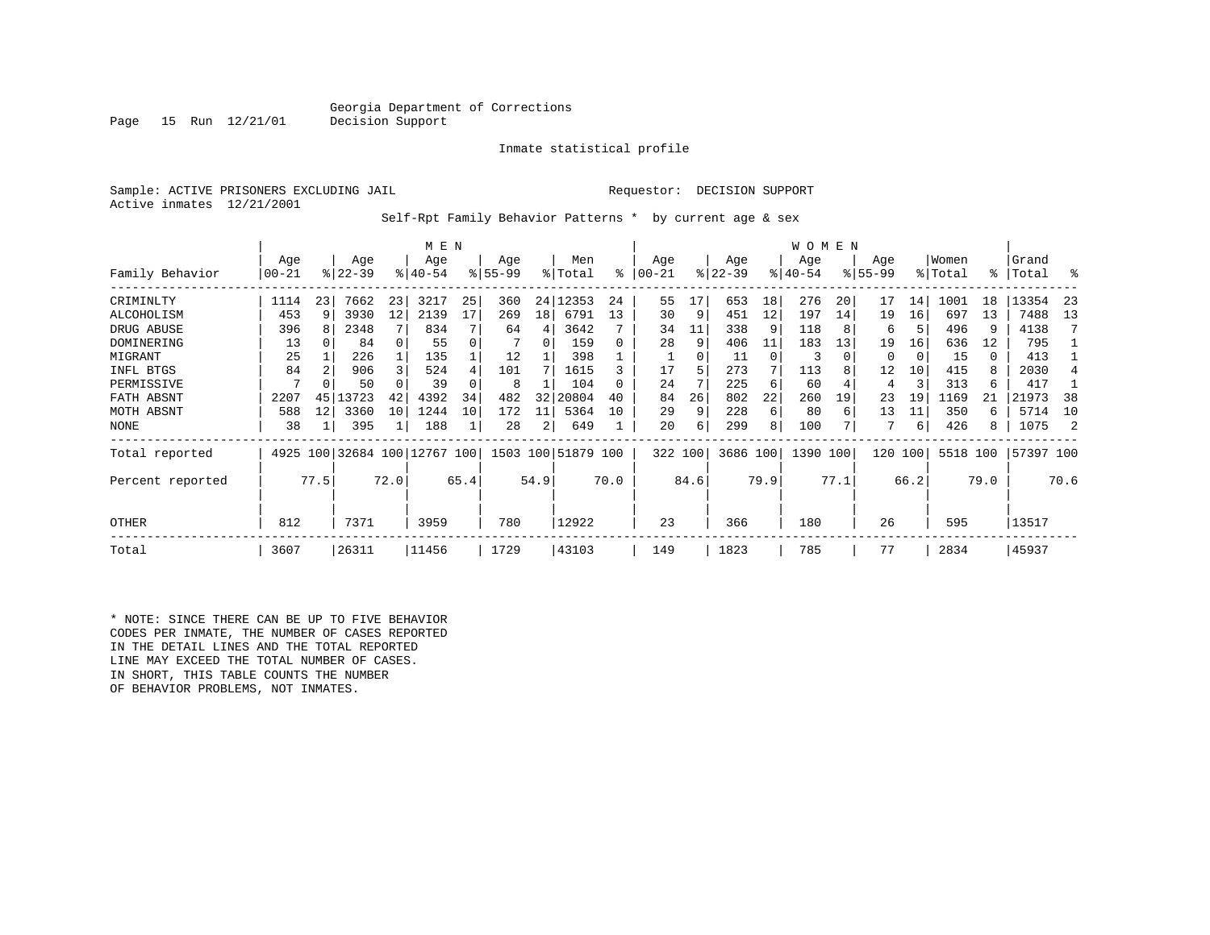Georgia Department of Corrections
Decision Support

Inmate statistical profile

Sample: ACTIVE PRISONERS EXCLUDING JAIL          Requestor: DECISION SUPPORT
Active inmates 12/21/2001

Self-Rpt Family Behavior Patterns * by current age & sex

| Family Behavior | MEN Age 00-21 | % | Age 22-39 | % | Age 40-54 | % | Age 55-99 | % | Men Total | % | WOMEN Age 00-21 | % | Age 22-39 | % | Age 40-54 | % | Age 55-99 | % | Women Total | % | Grand Total | % |
|---|---|---|---|---|---|---|---|---|---|---|---|---|---|---|---|---|---|---|---|---|---|---|
| CRIMINLTY | 1114 | 23 | 7662 | 23 | 3217 | 25 | 360 | 24 | 12353 | 24 | 55 | 17 | 653 | 18 | 276 | 20 | 17 | 14 | 1001 | 18 | 13354 | 23 |
| ALCOHOLISM | 453 | 9 | 3930 | 12 | 2139 | 17 | 269 | 18 | 6791 | 13 | 30 | 9 | 451 | 12 | 197 | 14 | 19 | 16 | 697 | 13 | 7488 | 13 |
| DRUG ABUSE | 396 | 8 | 2348 | 7 | 834 | 7 | 64 | 4 | 3642 | 7 | 34 | 11 | 338 | 9 | 118 | 8 | 6 | 5 | 496 | 9 | 4138 | 7 |
| DOMINERING | 13 | 0 | 84 | 0 | 55 | 0 | 7 | 0 | 159 | 0 | 28 | 9 | 406 | 11 | 183 | 13 | 19 | 16 | 636 | 12 | 795 | 1 |
| MIGRANT | 25 | 1 | 226 | 1 | 135 | 1 | 12 | 1 | 398 | 1 | 1 | 0 | 11 | 0 | 3 | 0 | 0 | 0 | 15 | 0 | 413 | 1 |
| INFL BTGS | 84 | 2 | 906 | 3 | 524 | 4 | 101 | 7 | 1615 | 3 | 17 | 5 | 273 | 7 | 113 | 8 | 12 | 10 | 415 | 8 | 2030 | 4 |
| PERMISSIVE | 7 | 0 | 50 | 0 | 39 | 0 | 8 | 1 | 104 | 0 | 24 | 7 | 225 | 6 | 60 | 4 | 4 | 3 | 313 | 6 | 417 | 1 |
| FATH ABSNT | 2207 | 45 | 13723 | 42 | 4392 | 34 | 482 | 32 | 20804 | 40 | 84 | 26 | 802 | 22 | 260 | 19 | 23 | 19 | 1169 | 21 | 21973 | 38 |
| MOTH ABSNT | 588 | 12 | 3360 | 10 | 1244 | 10 | 172 | 11 | 5364 | 10 | 29 | 9 | 228 | 6 | 80 | 6 | 13 | 11 | 350 | 6 | 5714 | 10 |
| NONE | 38 | 1 | 395 | 1 | 188 | 1 | 28 | 2 | 649 | 1 | 20 | 6 | 299 | 8 | 100 | 7 | 7 | 6 | 426 | 8 | 1075 | 2 |
| Total reported | 4925 | 100 | 32684 | 100 | 12767 | 100 | 1503 | 100 | 51879 | 100 | 322 | 100 | 3686 | 100 | 1390 | 100 | 120 | 100 | 5518 | 100 | 57397 | 100 |
| Percent reported | | 77.5 | | 72.0 | | 65.4 | | 54.9 | | 70.0 | | 84.6 | | 79.9 | | 77.1 | | 66.2 | | 79.0 | | 70.6 |
| OTHER | 812 | | 7371 | | 3959 | | 780 | | 12922 | | 23 | | 366 | | 180 | | 26 | | 595 | | 13517 | |
| Total | 3607 | | 26311 | | 11456 | | 1729 | | 43103 | | 149 | | 1823 | | 785 | | 77 | | 2834 | | 45937 | |

* NOTE: SINCE THERE CAN BE UP TO FIVE BEHAVIOR CODES PER INMATE, THE NUMBER OF CASES REPORTED IN THE DETAIL LINES AND THE TOTAL REPORTED LINE MAY EXCEED THE TOTAL NUMBER OF CASES. IN SHORT, THIS TABLE COUNTS THE NUMBER OF BEHAVIOR PROBLEMS, NOT INMATES.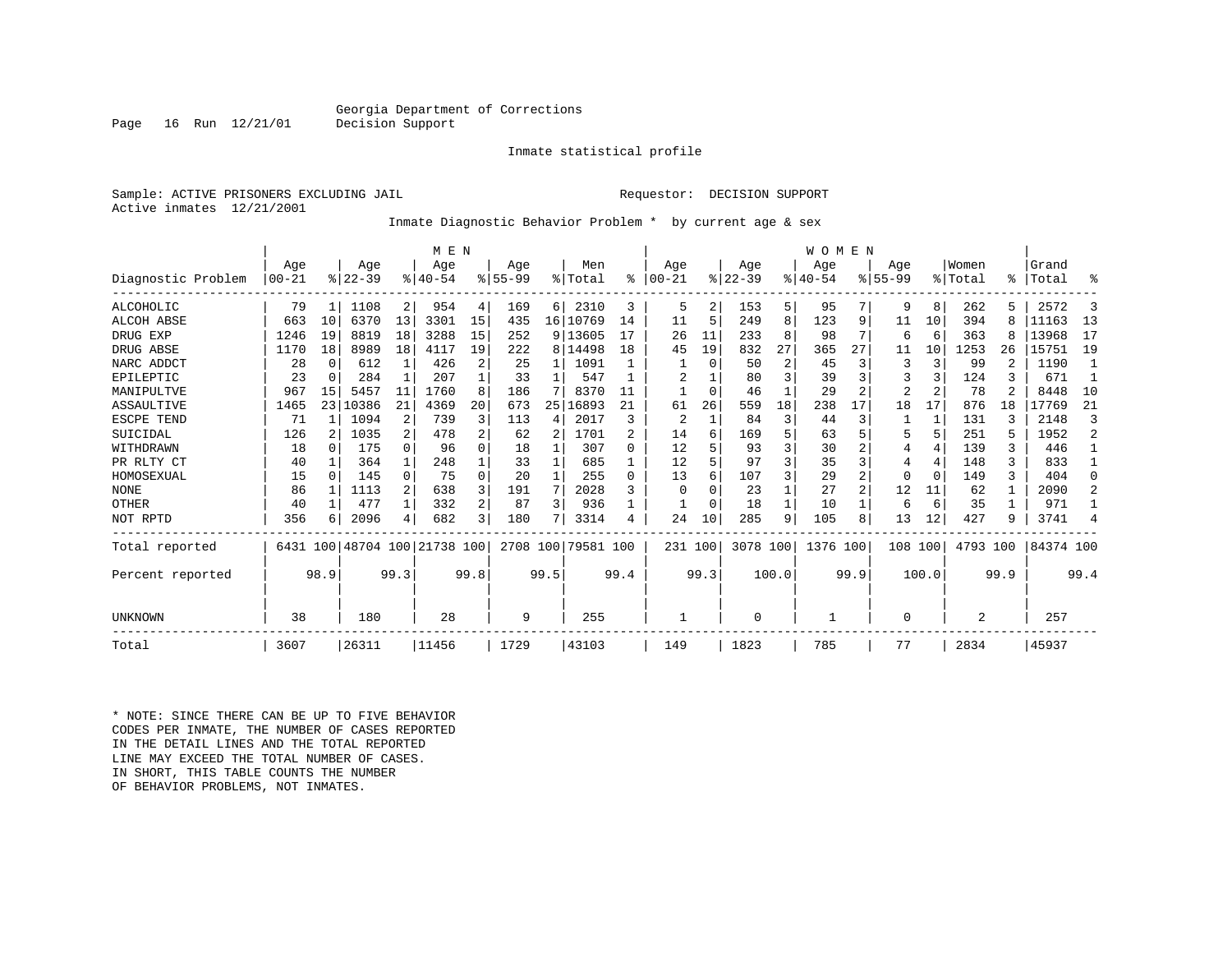Georgia Department of Corrections
Decision Support

Inmate statistical profile

Sample: ACTIVE PRISONERS EXCLUDING JAIL

Requestor: DECISION SUPPORT

Active inmates 12/21/2001

Inmate Diagnostic Behavior Problem * by current age & sex

| Diagnostic Problem | MEN Age 00-21 | % | Age 22-39 | % | Age 40-54 | % | Age 55-99 | % | Men Total | % | WOMEN Age 00-21 | % | Age 22-39 | % | Age 40-54 | % | Age 55-99 | % | Women Total | % | Grand Total | % |
|---|---|---|---|---|---|---|---|---|---|---|---|---|---|---|---|---|---|---|---|---|---|---|
| ALCOHOLIC | 79 | 1 | 1108 | 2 | 954 | 4 | 169 | 6 | 2310 | 3 | 5 | 2 | 153 | 5 | 95 | 7 | 9 | 8 | 262 | 5 | 2572 | 3 |
| ALCOH ABSE | 663 | 10 | 6370 | 13 | 3301 | 15 | 435 | 16 | 10769 | 14 | 11 | 5 | 249 | 8 | 123 | 9 | 11 | 10 | 394 | 8 | 11163 | 13 |
| DRUG EXP | 1246 | 19 | 8819 | 18 | 3288 | 15 | 252 | 9 | 13605 | 17 | 26 | 11 | 233 | 8 | 98 | 7 | 6 | 6 | 363 | 8 | 13968 | 17 |
| DRUG ABSE | 1170 | 18 | 8989 | 18 | 4117 | 19 | 222 | 8 | 14498 | 18 | 45 | 19 | 832 | 27 | 365 | 27 | 11 | 10 | 1253 | 26 | 15751 | 19 |
| NARC ADDCT | 28 | 0 | 612 | 1 | 426 | 2 | 25 | 1 | 1091 | 1 | 1 | 0 | 50 | 2 | 45 | 3 | 3 | 3 | 99 | 2 | 1190 | 1 |
| EPILEPTIC | 23 | 0 | 284 | 1 | 207 | 1 | 33 | 1 | 547 | 1 | 2 | 1 | 80 | 3 | 39 | 3 | 3 | 3 | 124 | 3 | 671 | 1 |
| MANIPULTVE | 967 | 15 | 5457 | 11 | 1760 | 8 | 186 | 7 | 8370 | 11 | 1 | 0 | 46 | 1 | 29 | 2 | 2 | 2 | 78 | 2 | 8448 | 10 |
| ASSAULTIVE | 1465 | 23 | 10386 | 21 | 4369 | 20 | 673 | 25 | 16893 | 21 | 61 | 26 | 559 | 18 | 238 | 17 | 18 | 17 | 876 | 18 | 17769 | 21 |
| ESCPE TEND | 71 | 1 | 1094 | 2 | 739 | 3 | 113 | 4 | 2017 | 3 | 2 | 1 | 84 | 3 | 44 | 3 | 1 | 1 | 131 | 3 | 2148 | 3 |
| SUICIDAL | 126 | 2 | 1035 | 2 | 478 | 2 | 62 | 2 | 1701 | 2 | 14 | 6 | 169 | 5 | 63 | 5 | 5 | 5 | 251 | 5 | 1952 | 2 |
| WITHDRAWN | 18 | 0 | 175 | 0 | 96 | 0 | 18 | 1 | 307 | 0 | 12 | 5 | 93 | 3 | 30 | 2 | 4 | 4 | 139 | 3 | 446 | 1 |
| PR RLTY CT | 40 | 1 | 364 | 1 | 248 | 1 | 33 | 1 | 685 | 1 | 12 | 5 | 97 | 3 | 35 | 3 | 4 | 4 | 148 | 3 | 833 | 1 |
| HOMOSEXUAL | 15 | 0 | 145 | 0 | 75 | 0 | 20 | 1 | 255 | 0 | 13 | 6 | 107 | 3 | 29 | 2 | 0 | 0 | 149 | 3 | 404 | 0 |
| NONE | 86 | 1 | 1113 | 2 | 638 | 3 | 191 | 7 | 2028 | 3 | 0 | 0 | 23 | 1 | 27 | 2 | 12 | 11 | 62 | 1 | 2090 | 2 |
| OTHER | 40 | 1 | 477 | 1 | 332 | 2 | 87 | 3 | 936 | 1 | 1 | 0 | 18 | 1 | 10 | 1 | 6 | 6 | 35 | 1 | 971 | 1 |
| NOT RPTD | 356 | 6 | 2096 | 4 | 682 | 3 | 180 | 7 | 3314 | 4 | 24 | 10 | 285 | 9 | 105 | 8 | 13 | 12 | 427 | 9 | 3741 | 4 |
| Total reported | 6431 | 100 | 48704 | 100 | 21738 | 100 | 2708 | 100 | 79581 | 100 | 231 | 100 | 3078 | 100 | 1376 | 100 | 108 | 100 | 4793 | 100 | 84374 | 100 |
| Percent reported | | 98.9 | | 99.3 | | 99.8 | | 99.5 | | 99.4 | | 99.3 | | 100.0 | | 99.9 | | 100.0 | | 99.9 | | 99.4 |
| UNKNOWN | 38 | | 180 | | 28 | | 9 | | 255 | | 1 | | 0 | | 1 | | 0 | | 2 | | 257 | |
| Total | 3607 | | 26311 | | 11456 | | 1729 | | 43103 | | 149 | | 1823 | | 785 | | 77 | | 2834 | | 45937 | |

* NOTE: SINCE THERE CAN BE UP TO FIVE BEHAVIOR CODES PER INMATE, THE NUMBER OF CASES REPORTED IN THE DETAIL LINES AND THE TOTAL REPORTED LINE MAY EXCEED THE TOTAL NUMBER OF CASES. IN SHORT, THIS TABLE COUNTS THE NUMBER OF BEHAVIOR PROBLEMS, NOT INMATES.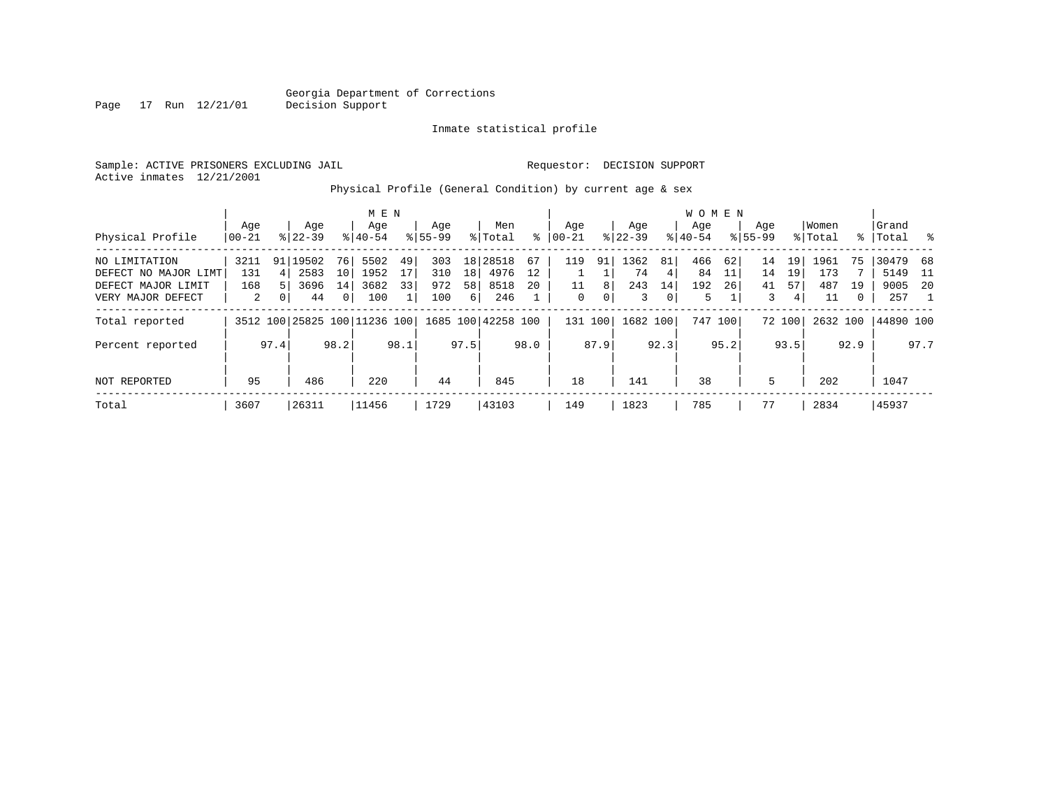Georgia Department of Corrections
Decision Support

Inmate statistical profile

Sample: ACTIVE PRISONERS EXCLUDING JAIL

Requestor: DECISION SUPPORT

Active inmates 12/21/2001

Physical Profile (General Condition) by current age & sex

| Physical Profile | MEN Age 00-21 | % | Age 22-39 | % | Age 40-54 | % | Age 55-99 | % | Men Total | % | WOMEN Age 00-21 | % | Age 22-39 | % | Age 40-54 | % | Age 55-99 | % | Women Total | % | Grand Total | % |
|---|---|---|---|---|---|---|---|---|---|---|---|---|---|---|---|---|---|---|---|---|---|---|
| NO LIMITATION | 3211 | 91 | 19502 | 76 | 5502 | 49 | 303 | 18 | 28518 | 67 | 119 | 91 | 1362 | 81 | 466 | 62 | 14 | 19 | 1961 | 75 | 30479 | 68 |
| DEFECT NO MAJOR LIMT | 131 | 4 | 2583 | 10 | 1952 | 17 | 310 | 18 | 4976 | 12 | 1 | 1 | 74 | 4 | 84 | 11 | 14 | 19 | 173 | 7 | 5149 | 11 |
| DEFECT MAJOR LIMIT | 168 | 5 | 3696 | 14 | 3682 | 33 | 972 | 58 | 8518 | 20 | 11 | 8 | 243 | 14 | 192 | 26 | 41 | 57 | 487 | 19 | 9005 | 20 |
| VERY MAJOR DEFECT | 2 | 0 | 44 | 0 | 100 | 1 | 100 | 6 | 246 | 1 | 0 | 0 | 3 | 0 | 5 | 1 | 3 | 4 | 11 | 0 | 257 | 1 |
| Total reported | 3512 | 100 | 25825 | 100 | 11236 | 100 | 1685 | 100 | 42258 | 100 | 131 | 100 | 1682 | 100 | 747 | 100 | 72 | 100 | 2632 | 100 | 44890 | 100 |
| Percent reported | | 97.4 | | 98.2 | | 98.1 | | 97.5 | | 98.0 | | 87.9 | | 92.3 | | 95.2 | | 93.5 | | 92.9 | | 97.7 |
| NOT REPORTED | 95 | | 486 | | 220 | | 44 | | 845 | | 18 | | 141 | | 38 | | 5 | | 202 | | 1047 | |
| Total | 3607 | | 26311 | | 11456 | | 1729 | | 43103 | | 149 | | 1823 | | 785 | | 77 | | 2834 | | 45937 | |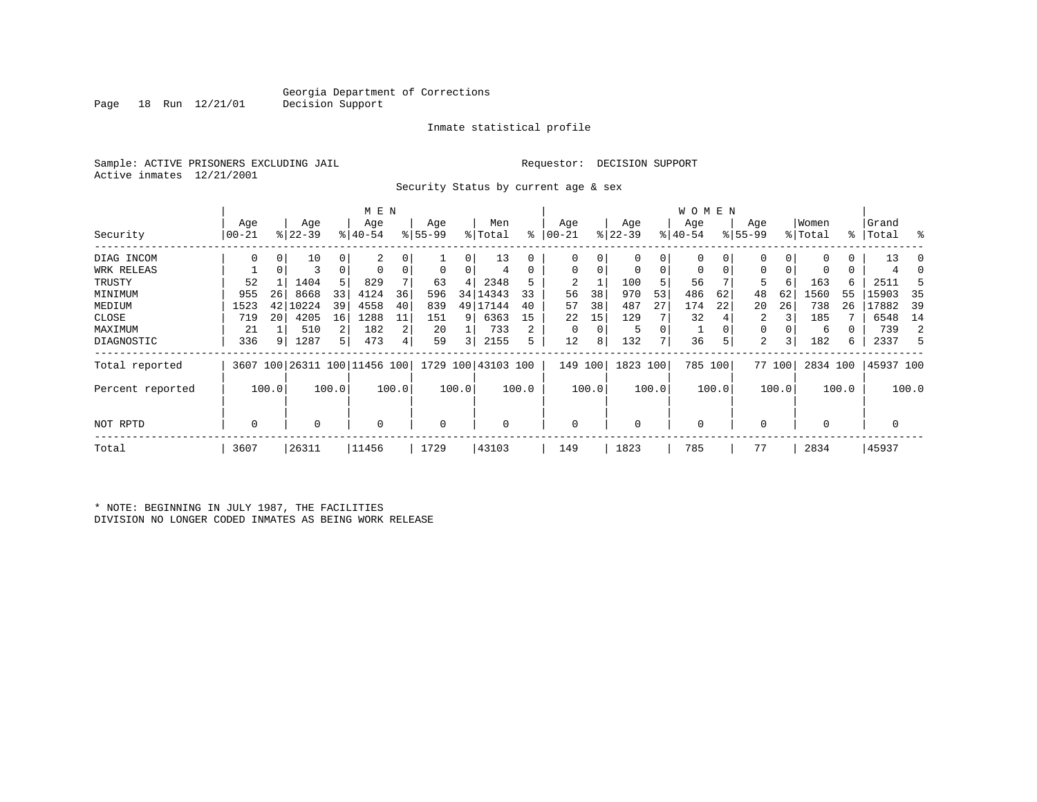Georgia Department of Corrections
Decision Support

Inmate statistical profile

Sample: ACTIVE PRISONERS EXCLUDING JAIL

Requestor: DECISION SUPPORT

Active inmates 12/21/2001

Security Status by current age & sex

| Security | MEN Age 00-21 | % | Age 22-39 | % | Age 40-54 | % | Age 55-99 | % | Men Total | % | WOMEN Age 00-21 | % | Age 22-39 | % | Age 40-54 | % | Age 55-99 | % | Women Total | % | Grand Total | % |
|---|---|---|---|---|---|---|---|---|---|---|---|---|---|---|---|---|---|---|---|---|---|---|
| DIAG INCOM | 0 | 0 | 10 | 0 | 2 | 0 | 1 | 0 | 13 | 0 | 0 | 0 | 0 | 0 | 0 | 0 | 0 | 0 | 0 | 0 | 13 | 0 |
| WRK RELEAS | 1 | 0 | 3 | 0 | 0 | 0 | 0 | 0 | 4 | 0 | 0 | 0 | 0 | 0 | 0 | 0 | 0 | 0 | 0 | 0 | 4 | 0 |
| TRUSTY | 52 | 1 | 1404 | 5 | 829 | 7 | 63 | 4 | 2348 | 5 | 2 | 1 | 100 | 5 | 56 | 7 | 5 | 6 | 163 | 6 | 2511 | 5 |
| MINIMUM | 955 | 26 | 8668 | 33 | 4124 | 36 | 596 | 34 | 14343 | 33 | 56 | 38 | 970 | 53 | 486 | 62 | 48 | 62 | 1560 | 55 | 15903 | 35 |
| MEDIUM | 1523 | 42 | 10224 | 39 | 4558 | 40 | 839 | 49 | 17144 | 40 | 57 | 38 | 487 | 27 | 174 | 22 | 20 | 26 | 738 | 26 | 17882 | 39 |
| CLOSE | 719 | 20 | 4205 | 16 | 1288 | 11 | 151 | 9 | 6363 | 15 | 22 | 15 | 129 | 7 | 32 | 4 | 2 | 3 | 185 | 7 | 6548 | 14 |
| MAXIMUM | 21 | 1 | 510 | 2 | 182 | 2 | 20 | 1 | 733 | 2 | 0 | 0 | 5 | 0 | 1 | 0 | 0 | 0 | 6 | 0 | 739 | 2 |
| DIAGNOSTIC | 336 | 9 | 1287 | 5 | 473 | 4 | 59 | 3 | 2155 | 5 | 12 | 8 | 132 | 7 | 36 | 5 | 2 | 3 | 182 | 6 | 2337 | 5 |
| Total reported | 3607 | 100 | 26311 | 100 | 11456 | 100 | 1729 | 100 | 43103 | 100 | 149 | 100 | 1823 | 100 | 785 | 100 | 77 | 100 | 2834 | 100 | 45937 | 100 |
| Percent reported | | 100.0 | | 100.0 | | 100.0 | | 100.0 | | 100.0 | | 100.0 | | 100.0 | | 100.0 | | 100.0 | | 100.0 | | 100.0 |
| NOT RPTD | 0 | | 0 | | 0 | | 0 | | 0 | | 0 | | 0 | | 0 | | 0 | | 0 | | 0 | |
| Total | 3607 | | 26311 | | 11456 | | 1729 | | 43103 | | 149 | | 1823 | | 785 | | 77 | | 2834 | | 45937 | |

* NOTE: BEGINNING IN JULY 1987, THE FACILITIES DIVISION NO LONGER CODED INMATES AS BEING WORK RELEASE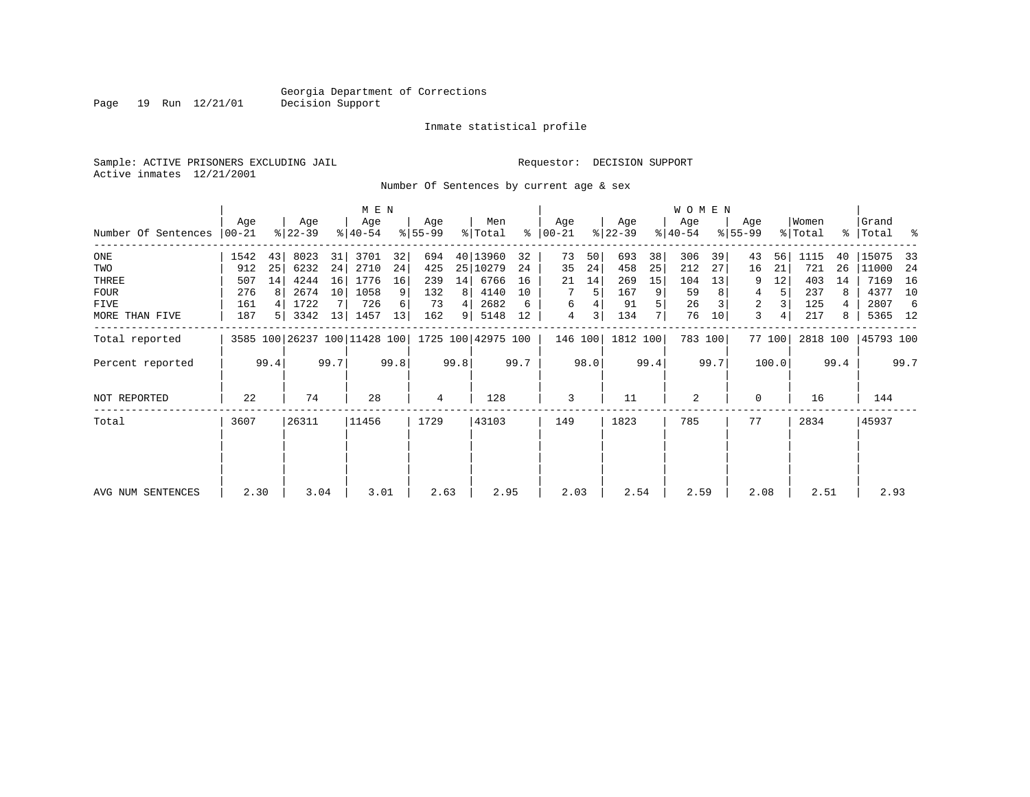Georgia Department of Corrections
Decision Support

Inmate statistical profile

Sample: ACTIVE PRISONERS EXCLUDING JAIL

Requestor: DECISION SUPPORT

Active inmates 12/21/2001

Number Of Sentences by current age & sex

| Number Of Sentences | MEN Age 00-21 | % | Age 22-39 | % | Age 40-54 | % | Age 55-99 | % | Men Total | % | WOMEN Age 00-21 | % | Age 22-39 | % | Age 40-54 | % | Age 55-99 | % | Women Total | % | Grand Total | % |
|---|---|---|---|---|---|---|---|---|---|---|---|---|---|---|---|---|---|---|---|---|---|---|
| ONE | 1542 | 43 | 8023 | 31 | 3701 | 32 | 694 | 40 | 13960 | 32 | 73 | 50 | 693 | 38 | 306 | 39 | 43 | 56 | 1115 | 40 | 15075 | 33 |
| TWO | 912 | 25 | 6232 | 24 | 2710 | 24 | 425 | 25 | 10279 | 24 | 35 | 24 | 458 | 25 | 212 | 27 | 16 | 21 | 721 | 26 | 11000 | 24 |
| THREE | 507 | 14 | 4244 | 16 | 1776 | 16 | 239 | 14 | 6766 | 16 | 21 | 14 | 269 | 15 | 104 | 13 | 9 | 12 | 403 | 14 | 7169 | 16 |
| FOUR | 276 | 8 | 2674 | 10 | 1058 | 9 | 132 | 8 | 4140 | 10 | 7 | 5 | 167 | 9 | 59 | 8 | 4 | 5 | 237 | 8 | 4377 | 10 |
| FIVE | 161 | 4 | 1722 | 7 | 726 | 6 | 73 | 4 | 2682 | 6 | 6 | 4 | 91 | 5 | 26 | 3 | 2 | 3 | 125 | 4 | 2807 | 6 |
| MORE THAN FIVE | 187 | 5 | 3342 | 13 | 1457 | 13 | 162 | 9 | 5148 | 12 | 4 | 3 | 134 | 7 | 76 | 10 | 3 | 4 | 217 | 8 | 5365 | 12 |
| Total reported | 3585 | 100 | 26237 | 100 | 11428 | 100 | 1725 | 100 | 42975 | 100 | 146 | 100 | 1812 | 100 | 783 | 100 | 77 | 100 | 2818 | 100 | 45793 | 100 |
| Percent reported | | 99.4 | | 99.7 | | 99.8 | | 99.8 | | 99.7 | | 98.0 | | 99.4 | | 99.7 | | 100.0 | | 99.4 | | 99.7 |
| NOT REPORTED | 22 | | 74 | | 28 | | 4 | | 128 | | 3 | | 11 | | 2 | | 0 | | 16 | | 144 | |
| Total | 3607 | | 26311 | | 11456 | | 1729 | | 43103 | | 149 | | 1823 | | 785 | | 77 | | 2834 | | 45937 | |
| AVG NUM SENTENCES | 2.30 | | 3.04 | | 3.01 | | 2.63 | | 2.95 | | 2.03 | | 2.54 | | 2.59 | | 2.08 | | 2.51 | | 2.93 | |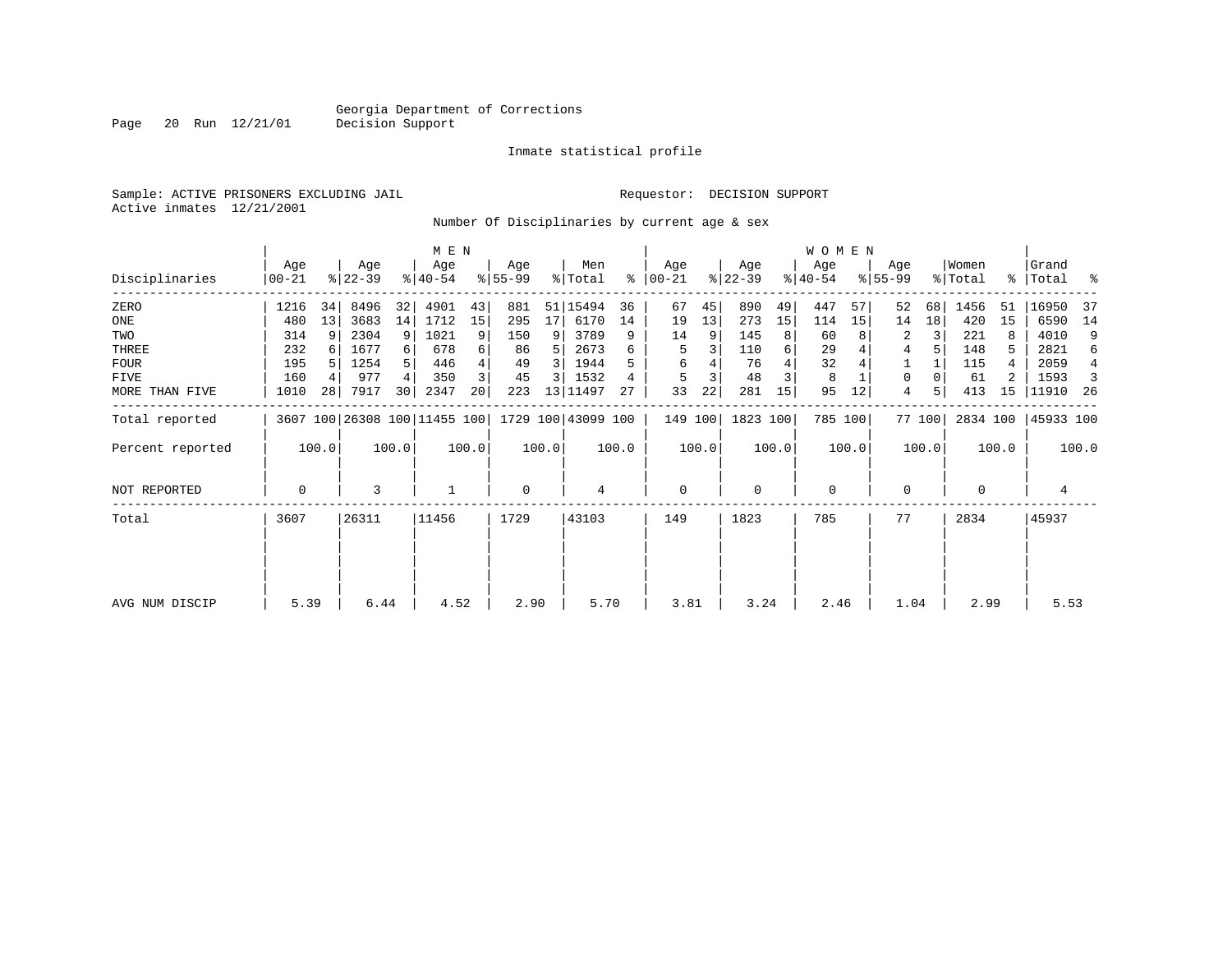Georgia Department of Corrections
Decision Support

Inmate statistical profile

Sample: ACTIVE PRISONERS EXCLUDING JAIL          Requestor: DECISION SUPPORT
Active inmates 12/21/2001

Number Of Disciplinaries by current age & sex

| Disciplinaries | MEN Age 00-21 | % | Age 22-39 | % | Age 40-54 | % | Age 55-99 | % | Men Total | % | WOMEN Age 00-21 | % | Age 22-39 | % | Age 40-54 | % | Age 55-99 | % | Women Total | % | Grand Total | % |
|---|---|---|---|---|---|---|---|---|---|---|---|---|---|---|---|---|---|---|---|---|---|---|
| ZERO | 1216 | 34 | 8496 | 32 | 4901 | 43 | 881 | 51 | 15494 | 36 | 67 | 45 | 890 | 49 | 447 | 57 | 52 | 68 | 1456 | 51 | 16950 | 37 |
| ONE | 480 | 13 | 3683 | 14 | 1712 | 15 | 295 | 17 | 6170 | 14 | 19 | 13 | 273 | 15 | 114 | 15 | 14 | 18 | 420 | 15 | 6590 | 14 |
| TWO | 314 | 9 | 2304 | 9 | 1021 | 9 | 150 | 9 | 3789 | 9 | 14 | 9 | 145 | 8 | 60 | 8 | 2 | 3 | 221 | 8 | 4010 | 9 |
| THREE | 232 | 6 | 1677 | 6 | 678 | 6 | 86 | 5 | 2673 | 6 | 5 | 3 | 110 | 6 | 29 | 4 | 4 | 5 | 148 | 5 | 2821 | 6 |
| FOUR | 195 | 5 | 1254 | 5 | 446 | 4 | 49 | 3 | 1944 | 5 | 6 | 4 | 76 | 4 | 32 | 4 | 1 | 1 | 115 | 4 | 2059 | 4 |
| FIVE | 160 | 4 | 977 | 4 | 350 | 3 | 45 | 3 | 1532 | 4 | 5 | 3 | 48 | 3 | 8 | 1 | 0 | 0 | 61 | 2 | 1593 | 3 |
| MORE THAN FIVE | 1010 | 28 | 7917 | 30 | 2347 | 20 | 223 | 13 | 11497 | 27 | 33 | 22 | 281 | 15 | 95 | 12 | 4 | 5 | 413 | 15 | 11910 | 26 |
| Total reported | 3607 | 100 | 26308 | 100 | 11455 | 100 | 1729 | 100 | 43099 | 100 | 149 | 100 | 1823 | 100 | 785 | 100 | 77 | 100 | 2834 | 100 | 45933 | 100 |
| Percent reported | | 100.0 | | 100.0 | | 100.0 | | 100.0 | | 100.0 | | 100.0 | | 100.0 | | 100.0 | | 100.0 | | 100.0 | | 100.0 |
| NOT REPORTED | 0 | | 3 | | 1 | | 0 | | 4 | | 0 | | 0 | | 0 | | 0 | | 0 | | 4 | |
| Total | 3607 | | 26311 | | 11456 | | 1729 | | 43103 | | 149 | | 1823 | | 785 | | 77 | | 2834 | | 45937 | |
| AVG NUM DISCIP | 5.39 | | 6.44 | | 4.52 | | 2.90 | | 5.70 | | 3.81 | | 3.24 | | 2.46 | | 1.04 | | 2.99 | | 5.53 | |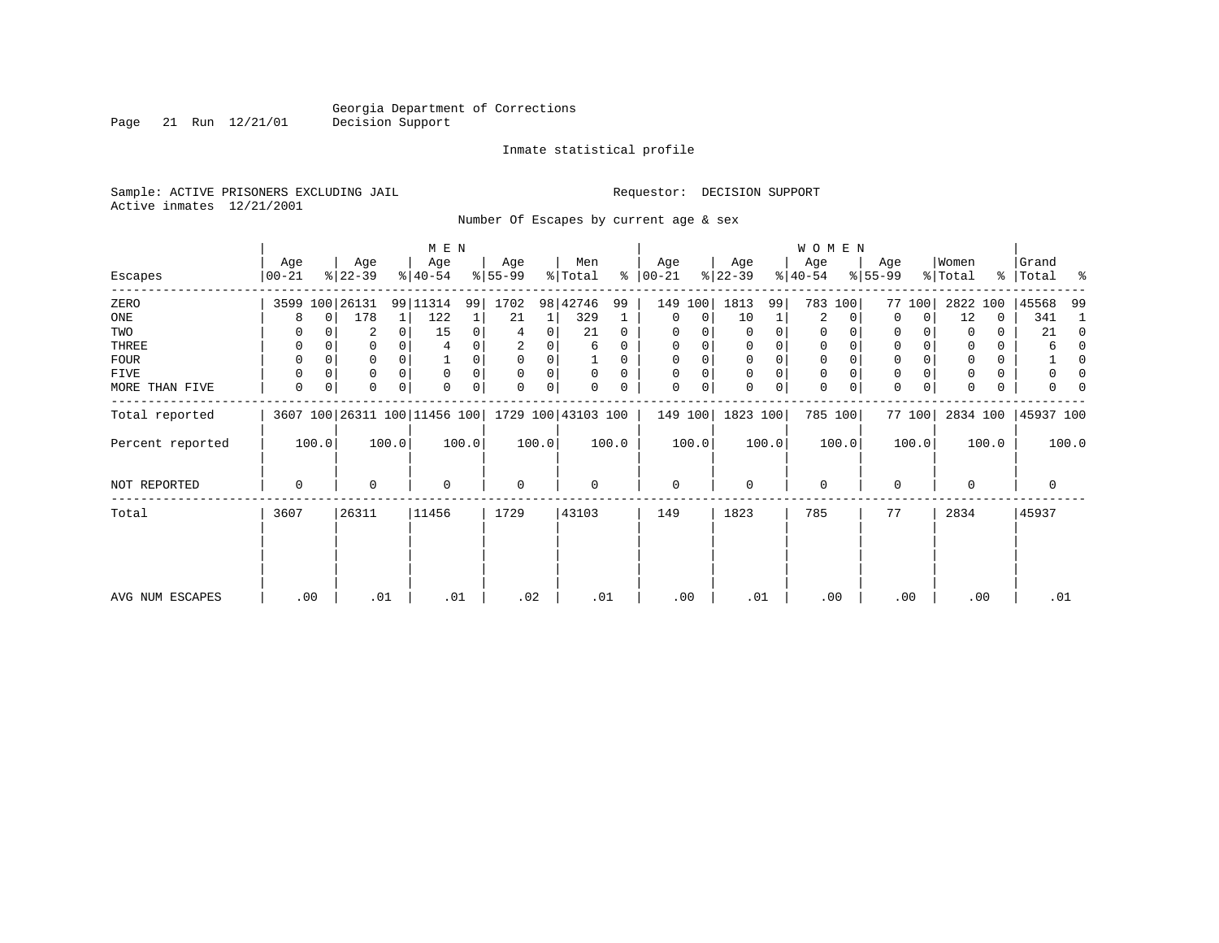Georgia Department of Corrections
Decision Support

Inmate statistical profile

Sample: ACTIVE PRISONERS EXCLUDING JAIL    Requestor: DECISION SUPPORT
Active inmates 12/21/2001

Number Of Escapes by current age & sex

| | MEN | | | | | | | | | | WOMEN | | | | | | | | | | | |
|---|---|---|---|---|---|---|---|---|---|---|---|---|---|---|---|---|---|---|---|---|---|---|
| Escapes | Age 00-21 | % | Age 22-39 | % | Age 40-54 | % | Age 55-99 | % | Men Total | % | Age 00-21 | % | Age 22-39 | % | Age 40-54 | % | Age 55-99 | % | Women Total | % | Grand Total | % |
| ZERO | 3599 | 100 | 26131 | 99 | 11314 | 99 | 1702 | 98 | 42746 | 99 | 149 | 100 | 1813 | 99 | 783 | 100 | 77 | 100 | 2822 | 100 | 45568 | 99 |
| ONE | 8 | 0 | 178 | 1 | 122 | 1 | 21 | 1 | 329 | 1 | 0 | 0 | 10 | 1 | 2 | 0 | 0 | 0 | 12 | 0 | 341 | 1 |
| TWO | 0 | 0 | 2 | 0 | 15 | 0 | 4 | 0 | 21 | 0 | 0 | 0 | 0 | 0 | 0 | 0 | 0 | 0 | 0 | 0 | 21 | 0 |
| THREE | 0 | 0 | 0 | 0 | 4 | 0 | 2 | 0 | 6 | 0 | 0 | 0 | 0 | 0 | 0 | 0 | 0 | 0 | 0 | 0 | 6 | 0 |
| FOUR | 0 | 0 | 0 | 0 | 1 | 0 | 0 | 0 | 1 | 0 | 0 | 0 | 0 | 0 | 0 | 0 | 0 | 0 | 0 | 0 | 1 | 0 |
| FIVE | 0 | 0 | 0 | 0 | 0 | 0 | 0 | 0 | 0 | 0 | 0 | 0 | 0 | 0 | 0 | 0 | 0 | 0 | 0 | 0 | 0 | 0 |
| MORE THAN FIVE | 0 | 0 | 0 | 0 | 0 | 0 | 0 | 0 | 0 | 0 | 0 | 0 | 0 | 0 | 0 | 0 | 0 | 0 | 0 | 0 | 0 | 0 |
| Total reported | 3607 | 100 | 26311 | 100 | 11456 | 100 | 1729 | 100 | 43103 | 100 | 149 | 100 | 1823 | 100 | 785 | 100 | 77 | 100 | 2834 | 100 | 45937 | 100 |
| Percent reported | | 100.0 | | 100.0 | | 100.0 | | 100.0 | | 100.0 | | 100.0 | | 100.0 | | 100.0 | | 100.0 | | 100.0 | | 100.0 |
| NOT REPORTED | 0 | | 0 | | 0 | | 0 | | 0 | | 0 | | 0 | | 0 | | 0 | | 0 | | 0 | |
| Total | 3607 | | 26311 | | 11456 | | 1729 | | 43103 | | 149 | | 1823 | | 785 | | 77 | | 2834 | | 45937 | |
| AVG NUM ESCAPES | .00 | | .01 | | .01 | | .02 | | .01 | | .00 | | .01 | | .00 | | .00 | | .00 | | .01 | |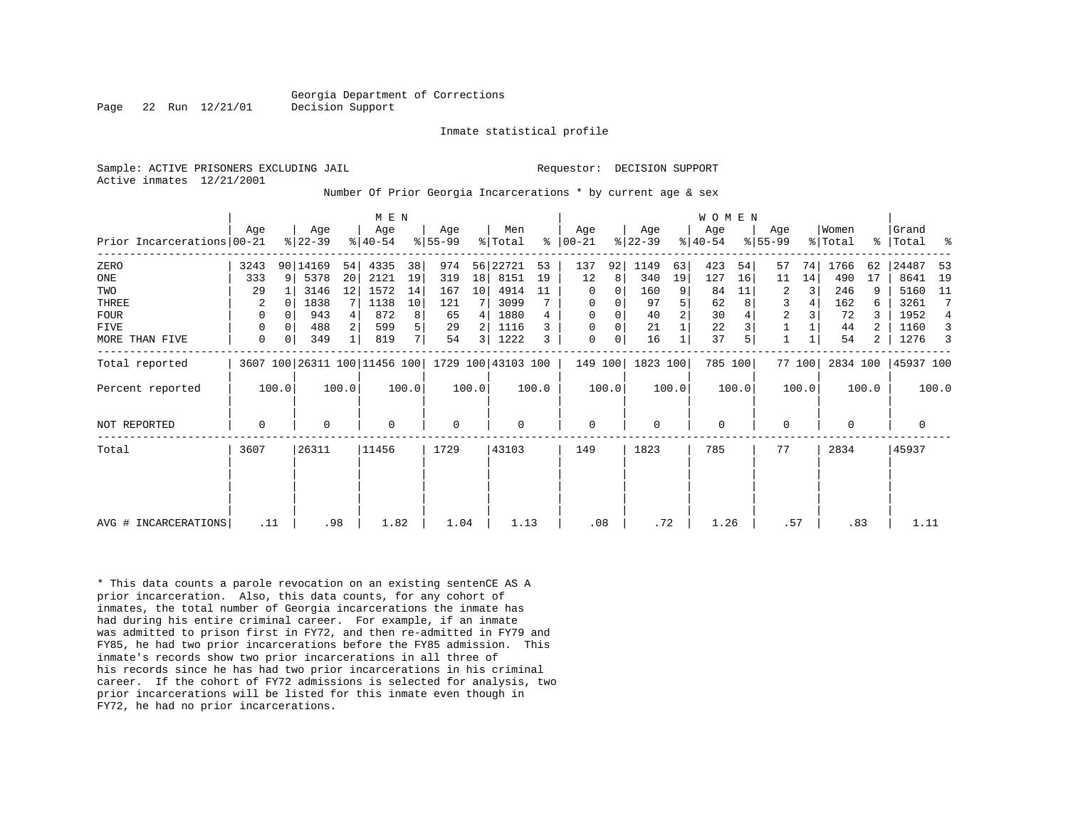Georgia Department of Corrections
Decision Support

Inmate statistical profile

Sample: ACTIVE PRISONERS EXCLUDING JAIL
Active inmates 12/21/2001

Requestor: DECISION SUPPORT

Number Of Prior Georgia Incarcerations * by current age & sex

| Prior Incarcerations | MEN Age 00-21 | % | Age 22-39 | % | Age 40-54 | % | Age 55-99 | % | Men Total | % | WOMEN Age 00-21 | % | Age 22-39 | % | Age 40-54 | % | Age 55-99 | % | Women Total | % | Grand Total | % |
|---|---|---|---|---|---|---|---|---|---|---|---|---|---|---|---|---|---|---|---|---|---|---|
| ZERO | 3243 | 90 | 14169 | 54 | 4335 | 38 | 974 | 56 | 22721 | 53 | 137 | 92 | 1149 | 63 | 423 | 54 | 57 | 74 | 1766 | 62 | 24487 | 53 |
| ONE | 333 | 9 | 5378 | 20 | 2121 | 19 | 319 | 18 | 8151 | 19 | 12 | 8 | 340 | 19 | 127 | 16 | 11 | 14 | 490 | 17 | 8641 | 19 |
| TWO | 29 | 1 | 3146 | 12 | 1572 | 14 | 167 | 10 | 4914 | 11 | 0 | 0 | 160 | 9 | 84 | 11 | 2 | 3 | 246 | 9 | 5160 | 11 |
| THREE | 2 | 0 | 1838 | 7 | 1138 | 10 | 121 | 7 | 3099 | 7 | 0 | 0 | 97 | 5 | 62 | 8 | 3 | 4 | 162 | 6 | 3261 | 7 |
| FOUR | 0 | 0 | 943 | 4 | 872 | 8 | 65 | 4 | 1880 | 4 | 0 | 0 | 40 | 2 | 30 | 4 | 2 | 3 | 72 | 3 | 1952 | 4 |
| FIVE | 0 | 0 | 488 | 2 | 599 | 5 | 29 | 2 | 1116 | 3 | 0 | 0 | 21 | 1 | 22 | 3 | 1 | 1 | 44 | 2 | 1160 | 3 |
| MORE THAN FIVE | 0 | 0 | 349 | 1 | 819 | 7 | 54 | 3 | 1222 | 3 | 0 | 0 | 16 | 1 | 37 | 5 | 1 | 1 | 54 | 2 | 1276 | 3 |
| Total reported | 3607 | 100 | 26311 | 100 | 11456 | 100 | 1729 | 100 | 43103 | 100 | 149 | 100 | 1823 | 100 | 785 | 100 | 77 | 100 | 2834 | 100 | 45937 | 100 |
| Percent reported | 100.0 | | 100.0 | | 100.0 | | 100.0 | | 100.0 | | 100.0 | | 100.0 | | 100.0 | | 100.0 | | 100.0 | | 100.0 | |
| NOT REPORTED | 0 | | 0 | | 0 | | 0 | | 0 | | 0 | | 0 | | 0 | | 0 | | 0 | | 0 | |
| Total | 3607 | | 26311 | | 11456 | | 1729 | | 43103 | | 149 | | 1823 | | 785 | | 77 | | 2834 | | 45937 | |
| AVG # INCARCERATIONS | .11 | | .98 | | 1.82 | | 1.04 | | 1.13 | | .08 | | .72 | | 1.26 | | .57 | | .83 | | 1.11 | |

* This data counts a parole revocation on an existing sentenCE AS A prior incarceration. Also, this data counts, for any cohort of inmates, the total number of Georgia incarcerations the inmate has had during his entire criminal career. For example, if an inmate was admitted to prison first in FY72, and then re-admitted in FY79 and FY85, he had two prior incarcerations before the FY85 admission. This inmate's records show two prior incarcerations in all three of his records since he has had two prior incarcerations in his criminal career. If the cohort of FY72 admissions is selected for analysis, two prior incarcerations will be listed for this inmate even though in FY72, he had no prior incarcerations.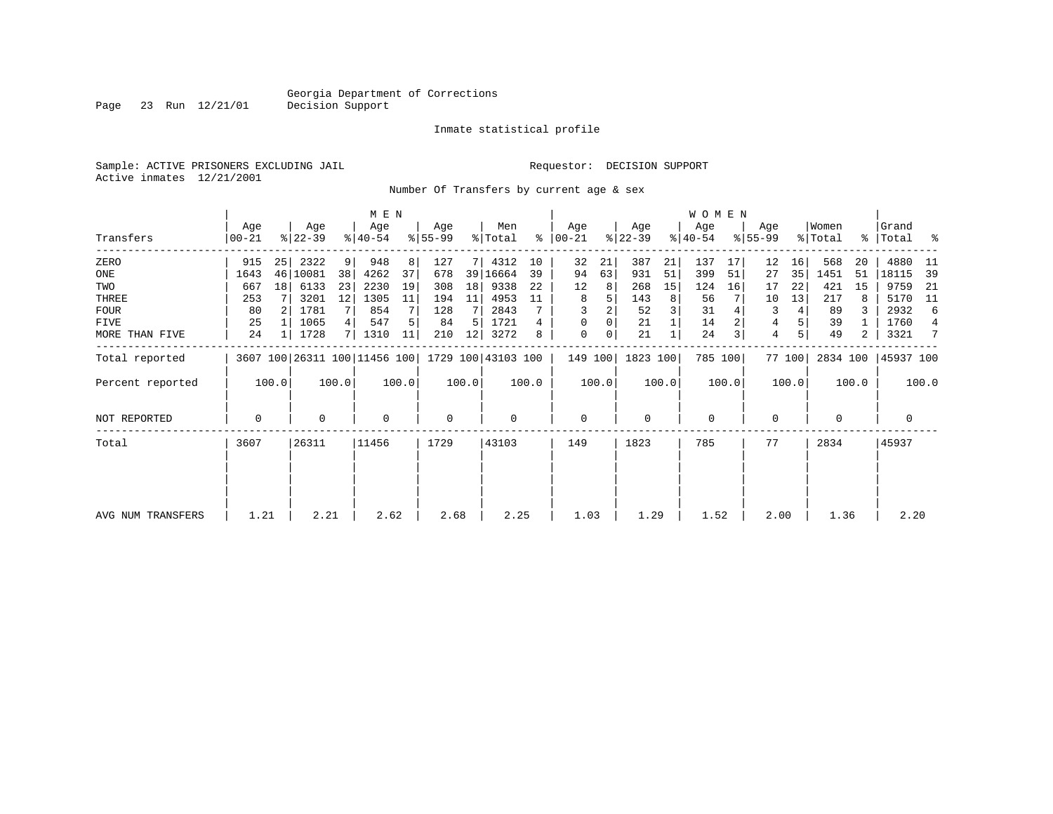Georgia Department of Corrections
Decision Support

Inmate statistical profile

Sample: ACTIVE PRISONERS EXCLUDING JAIL
Active inmates 12/21/2001

Requestor: DECISION SUPPORT

Number Of Transfers by current age & sex

| Transfers | MEN Age 00-21 | % | Age 22-39 | % | Age 40-54 | % | Age 55-99 | % | Men Total | % | WOMEN Age 00-21 | % | Age 22-39 | % | Age 40-54 | % | Age 55-99 | % | Women Total | % | Grand Total | % |
|---|---|---|---|---|---|---|---|---|---|---|---|---|---|---|---|---|---|---|---|---|---|---|
| ZERO | 915 | 25 | 2322 | 9 | 948 | 8 | 127 | 7 | 4312 | 10 | 32 | 21 | 387 | 21 | 137 | 17 | 12 | 16 | 568 | 20 | 4880 | 11 |
| ONE | 1643 | 46 | 10081 | 38 | 4262 | 37 | 678 | 39 | 16664 | 39 | 94 | 63 | 931 | 51 | 399 | 51 | 27 | 35 | 1451 | 51 | 18115 | 39 |
| TWO | 667 | 18 | 6133 | 23 | 2230 | 19 | 308 | 18 | 9338 | 22 | 12 | 8 | 268 | 15 | 124 | 16 | 17 | 22 | 421 | 15 | 9759 | 21 |
| THREE | 253 | 7 | 3201 | 12 | 1305 | 11 | 194 | 11 | 4953 | 11 | 8 | 5 | 143 | 8 | 56 | 7 | 10 | 13 | 217 | 8 | 5170 | 11 |
| FOUR | 80 | 2 | 1781 | 7 | 854 | 7 | 128 | 7 | 2843 | 7 | 3 | 2 | 52 | 3 | 31 | 4 | 3 | 4 | 89 | 3 | 2932 | 6 |
| FIVE | 25 | 1 | 1065 | 4 | 547 | 5 | 84 | 5 | 1721 | 4 | 0 | 0 | 21 | 1 | 14 | 2 | 4 | 5 | 39 | 1 | 1760 | 4 |
| MORE THAN FIVE | 24 | 1 | 1728 | 7 | 1310 | 11 | 210 | 12 | 3272 | 8 | 0 | 0 | 21 | 1 | 24 | 3 | 4 | 5 | 49 | 2 | 3321 | 7 |
| Total reported | 3607 | 100 | 26311 | 100 | 11456 | 100 | 1729 | 100 | 43103 | 100 | 149 | 100 | 1823 | 100 | 785 | 100 | 77 | 100 | 2834 | 100 | 45937 | 100 |
| Percent reported | | 100.0 | | 100.0 | | 100.0 | | 100.0 | | 100.0 | | 100.0 | | 100.0 | | 100.0 | | 100.0 | | 100.0 | | 100.0 |
| NOT REPORTED | 0 | | 0 | | 0 | | 0 | | 0 | | 0 | | 0 | | 0 | | 0 | | 0 | | 0 | |
| Total | 3607 | | 26311 | | 11456 | | 1729 | | 43103 | | 149 | | 1823 | | 785 | | 77 | | 2834 | | 45937 | |
| AVG NUM TRANSFERS | 1.21 | | 2.21 | | 2.62 | | 2.68 | | 2.25 | | 1.03 | | 1.29 | | 1.52 | | 2.00 | | 1.36 | | 2.20 | |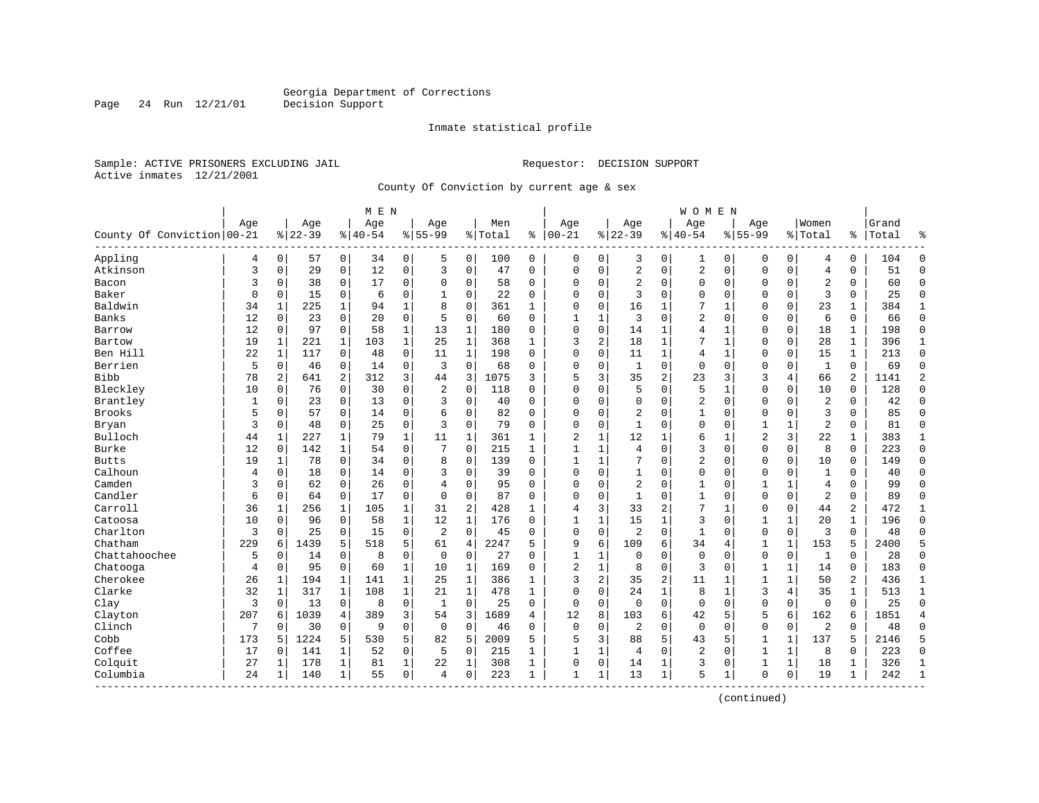Georgia Department of Corrections
Decision Support

Inmate statistical profile

Sample: ACTIVE PRISONERS EXCLUDING JAIL

Requestor: DECISION SUPPORT

Active inmates 12/21/2001

County Of Conviction by current age & sex

| County Of Conviction | MEN Age 00-21 | % | Age 22-39 | % | Age 40-54 | % | Age 55-99 | % | Men Total | % | WOMEN Age 00-21 | % | Age 22-39 | % | Age 40-54 | % | Age 55-99 | % | Women Total | % | Grand Total | % |
|---|---|---|---|---|---|---|---|---|---|---|---|---|---|---|---|---|---|---|---|---|---|---|
| Appling | 4 | 0 | 57 | 0 | 34 | 0 | 5 | 0 | 100 | 0 | 0 | 0 | 3 | 0 | 1 | 0 | 0 | 0 | 4 | 0 | 104 | 0 |
| Atkinson | 3 | 0 | 29 | 0 | 12 | 0 | 3 | 0 | 47 | 0 | 0 | 0 | 2 | 0 | 2 | 0 | 0 | 0 | 4 | 0 | 51 | 0 |
| Bacon | 3 | 0 | 38 | 0 | 17 | 0 | 0 | 0 | 58 | 0 | 0 | 0 | 2 | 0 | 0 | 0 | 0 | 0 | 2 | 0 | 60 | 0 |
| Baker | 0 | 0 | 15 | 0 | 6 | 0 | 1 | 0 | 22 | 0 | 0 | 0 | 3 | 0 | 0 | 0 | 0 | 0 | 3 | 0 | 25 | 0 |
| Baldwin | 34 | 1 | 225 | 1 | 94 | 1 | 8 | 0 | 361 | 1 | 0 | 0 | 16 | 1 | 7 | 1 | 0 | 0 | 23 | 1 | 384 | 1 |
| Banks | 12 | 0 | 23 | 0 | 20 | 0 | 5 | 0 | 60 | 0 | 1 | 1 | 3 | 0 | 2 | 0 | 0 | 0 | 6 | 0 | 66 | 0 |
| Barrow | 12 | 0 | 97 | 0 | 58 | 1 | 13 | 1 | 180 | 0 | 0 | 0 | 14 | 1 | 4 | 1 | 0 | 0 | 18 | 1 | 198 | 0 |
| Bartow | 19 | 1 | 221 | 1 | 103 | 1 | 25 | 1 | 368 | 1 | 3 | 2 | 18 | 1 | 7 | 1 | 0 | 0 | 28 | 1 | 396 | 1 |
| Ben Hill | 22 | 1 | 117 | 0 | 48 | 0 | 11 | 1 | 198 | 0 | 0 | 0 | 11 | 1 | 4 | 1 | 0 | 0 | 15 | 1 | 213 | 0 |
| Berrien | 5 | 0 | 46 | 0 | 14 | 0 | 3 | 0 | 68 | 0 | 0 | 0 | 1 | 0 | 0 | 0 | 0 | 0 | 1 | 0 | 69 | 0 |
| Bibb | 78 | 2 | 641 | 2 | 312 | 3 | 44 | 3 | 1075 | 3 | 5 | 3 | 35 | 2 | 23 | 3 | 3 | 4 | 66 | 2 | 1141 | 2 |
| Bleckley | 10 | 0 | 76 | 0 | 30 | 0 | 2 | 0 | 118 | 0 | 0 | 0 | 5 | 0 | 5 | 1 | 0 | 0 | 10 | 0 | 128 | 0 |
| Brantley | 1 | 0 | 23 | 0 | 13 | 0 | 3 | 0 | 40 | 0 | 0 | 0 | 0 | 0 | 2 | 0 | 0 | 0 | 2 | 0 | 42 | 0 |
| Brooks | 5 | 0 | 57 | 0 | 14 | 0 | 6 | 0 | 82 | 0 | 0 | 0 | 2 | 0 | 1 | 0 | 0 | 0 | 3 | 0 | 85 | 0 |
| Bryan | 3 | 0 | 48 | 0 | 25 | 0 | 3 | 0 | 79 | 0 | 0 | 0 | 1 | 0 | 0 | 0 | 1 | 1 | 2 | 0 | 81 | 0 |
| Bulloch | 44 | 1 | 227 | 1 | 79 | 1 | 11 | 1 | 361 | 1 | 2 | 1 | 12 | 1 | 6 | 1 | 2 | 3 | 22 | 1 | 383 | 1 |
| Burke | 12 | 0 | 142 | 1 | 54 | 0 | 7 | 0 | 215 | 1 | 1 | 1 | 4 | 0 | 3 | 0 | 0 | 0 | 8 | 0 | 223 | 0 |
| Butts | 19 | 1 | 78 | 0 | 34 | 0 | 8 | 0 | 139 | 0 | 1 | 1 | 7 | 0 | 2 | 0 | 0 | 0 | 10 | 0 | 149 | 0 |
| Calhoun | 4 | 0 | 18 | 0 | 14 | 0 | 3 | 0 | 39 | 0 | 0 | 0 | 1 | 0 | 0 | 0 | 0 | 0 | 1 | 0 | 40 | 0 |
| Camden | 3 | 0 | 62 | 0 | 26 | 0 | 4 | 0 | 95 | 0 | 0 | 0 | 2 | 0 | 1 | 0 | 1 | 1 | 4 | 0 | 99 | 0 |
| Candler | 6 | 0 | 64 | 0 | 17 | 0 | 0 | 0 | 87 | 0 | 0 | 0 | 1 | 0 | 1 | 0 | 0 | 0 | 2 | 0 | 89 | 0 |
| Carroll | 36 | 1 | 256 | 1 | 105 | 1 | 31 | 2 | 428 | 1 | 4 | 3 | 33 | 2 | 7 | 1 | 0 | 0 | 44 | 2 | 472 | 1 |
| Catoosa | 10 | 0 | 96 | 0 | 58 | 1 | 12 | 1 | 176 | 0 | 1 | 1 | 15 | 1 | 3 | 0 | 1 | 1 | 20 | 1 | 196 | 0 |
| Charlton | 3 | 0 | 25 | 0 | 15 | 0 | 2 | 0 | 45 | 0 | 0 | 0 | 2 | 0 | 1 | 0 | 0 | 0 | 3 | 0 | 48 | 0 |
| Chatham | 229 | 6 | 1439 | 5 | 518 | 5 | 61 | 4 | 2247 | 5 | 9 | 6 | 109 | 6 | 34 | 4 | 1 | 1 | 153 | 5 | 2400 | 5 |
| Chattahoochee | 5 | 0 | 14 | 0 | 8 | 0 | 0 | 0 | 27 | 0 | 1 | 1 | 0 | 0 | 0 | 0 | 0 | 0 | 1 | 0 | 28 | 0 |
| Chatooga | 4 | 0 | 95 | 0 | 60 | 1 | 10 | 1 | 169 | 0 | 2 | 1 | 8 | 0 | 3 | 0 | 1 | 1 | 14 | 0 | 183 | 0 |
| Cherokee | 26 | 1 | 194 | 1 | 141 | 1 | 25 | 1 | 386 | 1 | 3 | 2 | 35 | 2 | 11 | 1 | 1 | 1 | 50 | 2 | 436 | 1 |
| Clarke | 32 | 1 | 317 | 1 | 108 | 1 | 21 | 1 | 478 | 1 | 0 | 0 | 24 | 1 | 8 | 1 | 3 | 4 | 35 | 1 | 513 | 1 |
| Clay | 3 | 0 | 13 | 0 | 8 | 0 | 1 | 0 | 25 | 0 | 0 | 0 | 0 | 0 | 0 | 0 | 0 | 0 | 0 | 0 | 25 | 0 |
| Clayton | 207 | 6 | 1039 | 4 | 389 | 3 | 54 | 3 | 1689 | 4 | 12 | 8 | 103 | 6 | 42 | 5 | 5 | 6 | 162 | 6 | 1851 | 4 |
| Clinch | 7 | 0 | 30 | 0 | 9 | 0 | 0 | 0 | 46 | 0 | 0 | 0 | 2 | 0 | 0 | 0 | 0 | 0 | 2 | 0 | 48 | 0 |
| Cobb | 173 | 5 | 1224 | 5 | 530 | 5 | 82 | 5 | 2009 | 5 | 5 | 3 | 88 | 5 | 43 | 5 | 1 | 1 | 137 | 5 | 2146 | 5 |
| Coffee | 17 | 0 | 141 | 1 | 52 | 0 | 5 | 0 | 215 | 1 | 1 | 1 | 4 | 0 | 2 | 0 | 1 | 1 | 8 | 0 | 223 | 0 |
| Colquit | 27 | 1 | 178 | 1 | 81 | 1 | 22 | 1 | 308 | 1 | 0 | 0 | 14 | 1 | 3 | 0 | 1 | 1 | 18 | 1 | 326 | 1 |
| Columbia | 24 | 1 | 140 | 1 | 55 | 0 | 4 | 0 | 223 | 1 | 1 | 1 | 13 | 1 | 5 | 1 | 0 | 0 | 19 | 1 | 242 | 1 |

(continued)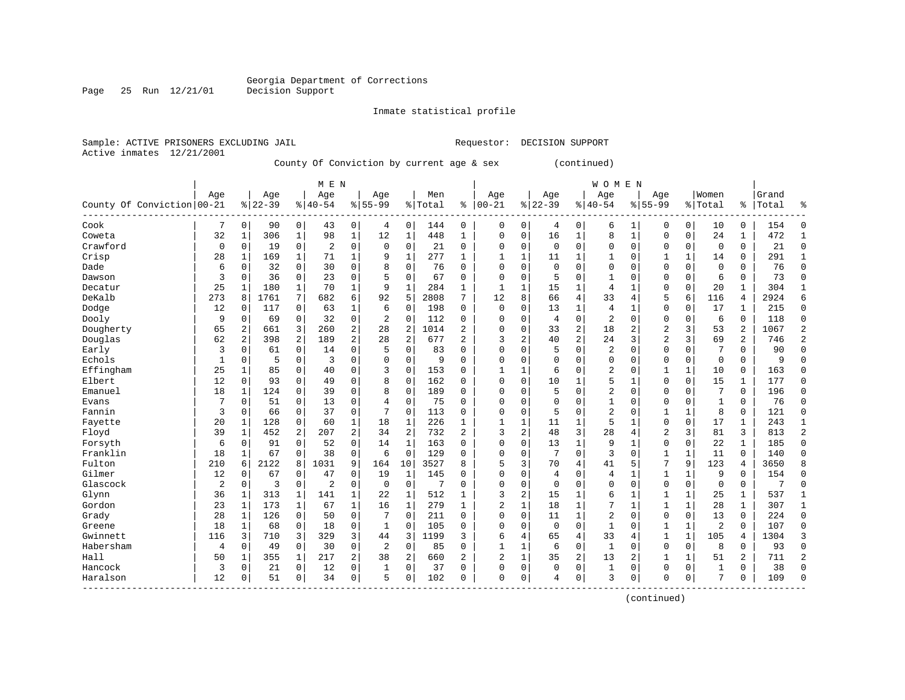Georgia Department of Corrections
Decision Support

Inmate statistical profile

Sample: ACTIVE PRISONERS EXCLUDING JAIL                                  Requestor: DECISION SUPPORT
Active inmates 12/21/2001

County Of Conviction by current age & sex (continued)

| County Of Conviction | MEN Age 00-21 | % | Age 22-39 | % | Age 40-54 | % | Age 55-99 | % | Men Total | % | WOMEN Age 00-21 | % | Age 22-39 | % | Age 40-54 | % | Age 55-99 | % | Women Total | % | Grand Total | % |
|---|---|---|---|---|---|---|---|---|---|---|---|---|---|---|---|---|---|---|---|---|---|---|
| Cook | 7 | 0 | 90 | 0 | 43 | 0 | 4 | 0 | 144 | 0 | 0 | 0 | 4 | 0 | 6 | 1 | 0 | 0 | 10 | 0 | 154 | 0 |
| Coweta | 32 | 1 | 306 | 1 | 98 | 1 | 12 | 1 | 448 | 1 | 0 | 0 | 16 | 1 | 8 | 1 | 0 | 0 | 24 | 1 | 472 | 1 |
| Crawford | 0 | 0 | 19 | 0 | 2 | 0 | 0 | 0 | 21 | 0 | 0 | 0 | 0 | 0 | 0 | 0 | 0 | 0 | 0 | 0 | 21 | 0 |
| Crisp | 28 | 1 | 169 | 1 | 71 | 1 | 9 | 1 | 277 | 1 | 1 | 1 | 11 | 1 | 1 | 0 | 1 | 1 | 14 | 0 | 291 | 1 |
| Dade | 6 | 0 | 32 | 0 | 30 | 0 | 8 | 0 | 76 | 0 | 0 | 0 | 0 | 0 | 0 | 0 | 0 | 0 | 0 | 0 | 76 | 0 |
| Dawson | 3 | 0 | 36 | 0 | 23 | 0 | 5 | 0 | 67 | 0 | 0 | 0 | 5 | 0 | 1 | 0 | 0 | 0 | 6 | 0 | 73 | 0 |
| Decatur | 25 | 1 | 180 | 1 | 70 | 1 | 9 | 1 | 284 | 1 | 1 | 1 | 15 | 1 | 4 | 1 | 0 | 0 | 20 | 1 | 304 | 1 |
| DeKalb | 273 | 8 | 1761 | 7 | 682 | 6 | 92 | 5 | 2808 | 7 | 12 | 8 | 66 | 4 | 33 | 4 | 5 | 6 | 116 | 4 | 2924 | 6 |
| Dodge | 12 | 0 | 117 | 0 | 63 | 1 | 6 | 0 | 198 | 0 | 0 | 0 | 13 | 1 | 4 | 1 | 0 | 0 | 17 | 1 | 215 | 0 |
| Dooly | 9 | 0 | 69 | 0 | 32 | 0 | 2 | 0 | 112 | 0 | 0 | 0 | 4 | 0 | 2 | 0 | 0 | 0 | 6 | 0 | 118 | 0 |
| Dougherty | 65 | 2 | 661 | 3 | 260 | 2 | 28 | 2 | 1014 | 2 | 0 | 0 | 33 | 2 | 18 | 2 | 2 | 3 | 53 | 2 | 1067 | 2 |
| Douglas | 62 | 2 | 398 | 2 | 189 | 2 | 28 | 2 | 677 | 2 | 3 | 2 | 40 | 2 | 24 | 3 | 2 | 3 | 69 | 2 | 746 | 2 |
| Early | 3 | 0 | 61 | 0 | 14 | 0 | 5 | 0 | 83 | 0 | 0 | 0 | 5 | 0 | 2 | 0 | 0 | 0 | 7 | 0 | 90 | 0 |
| Echols | 1 | 0 | 5 | 0 | 3 | 0 | 0 | 0 | 9 | 0 | 0 | 0 | 0 | 0 | 0 | 0 | 0 | 0 | 0 | 0 | 9 | 0 |
| Effingham | 25 | 1 | 85 | 0 | 40 | 0 | 3 | 0 | 153 | 0 | 1 | 1 | 6 | 0 | 2 | 0 | 1 | 1 | 10 | 0 | 163 | 0 |
| Elbert | 12 | 0 | 93 | 0 | 49 | 0 | 8 | 0 | 162 | 0 | 0 | 0 | 10 | 1 | 5 | 1 | 0 | 0 | 15 | 1 | 177 | 0 |
| Emanuel | 18 | 1 | 124 | 0 | 39 | 0 | 8 | 0 | 189 | 0 | 0 | 0 | 5 | 0 | 2 | 0 | 0 | 0 | 7 | 0 | 196 | 0 |
| Evans | 7 | 0 | 51 | 0 | 13 | 0 | 4 | 0 | 75 | 0 | 0 | 0 | 0 | 0 | 1 | 0 | 0 | 0 | 1 | 0 | 76 | 0 |
| Fannin | 3 | 0 | 66 | 0 | 37 | 0 | 7 | 0 | 113 | 0 | 0 | 0 | 5 | 0 | 2 | 0 | 1 | 1 | 8 | 0 | 121 | 0 |
| Fayette | 20 | 1 | 128 | 0 | 60 | 1 | 18 | 1 | 226 | 1 | 1 | 1 | 11 | 1 | 5 | 1 | 0 | 0 | 17 | 1 | 243 | 1 |
| Floyd | 39 | 1 | 452 | 2 | 207 | 2 | 34 | 2 | 732 | 2 | 3 | 2 | 48 | 3 | 28 | 4 | 2 | 3 | 81 | 3 | 813 | 2 |
| Forsyth | 6 | 0 | 91 | 0 | 52 | 0 | 14 | 1 | 163 | 0 | 0 | 0 | 13 | 1 | 9 | 1 | 0 | 0 | 22 | 1 | 185 | 0 |
| Franklin | 18 | 1 | 67 | 0 | 38 | 0 | 6 | 0 | 129 | 0 | 0 | 0 | 7 | 0 | 3 | 0 | 1 | 1 | 11 | 0 | 140 | 0 |
| Fulton | 210 | 6 | 2122 | 8 | 1031 | 9 | 164 | 10 | 3527 | 8 | 5 | 3 | 70 | 4 | 41 | 5 | 7 | 9 | 123 | 4 | 3650 | 8 |
| Gilmer | 12 | 0 | 67 | 0 | 47 | 0 | 19 | 1 | 145 | 0 | 0 | 0 | 4 | 0 | 4 | 1 | 1 | 1 | 9 | 0 | 154 | 0 |
| Glascock | 2 | 0 | 3 | 0 | 2 | 0 | 0 | 0 | 7 | 0 | 0 | 0 | 0 | 0 | 0 | 0 | 0 | 0 | 0 | 0 | 7 | 0 |
| Glynn | 36 | 1 | 313 | 1 | 141 | 1 | 22 | 1 | 512 | 1 | 3 | 2 | 15 | 1 | 6 | 1 | 1 | 1 | 25 | 1 | 537 | 1 |
| Gordon | 23 | 1 | 173 | 1 | 67 | 1 | 16 | 1 | 279 | 1 | 2 | 1 | 18 | 1 | 7 | 1 | 1 | 1 | 28 | 1 | 307 | 1 |
| Grady | 28 | 1 | 126 | 0 | 50 | 0 | 7 | 0 | 211 | 0 | 0 | 0 | 11 | 1 | 2 | 0 | 0 | 0 | 13 | 0 | 224 | 0 |
| Greene | 18 | 1 | 68 | 0 | 18 | 0 | 1 | 0 | 105 | 0 | 0 | 0 | 0 | 0 | 1 | 0 | 1 | 1 | 2 | 0 | 107 | 0 |
| Gwinnett | 116 | 3 | 710 | 3 | 329 | 3 | 44 | 3 | 1199 | 3 | 6 | 4 | 65 | 4 | 33 | 4 | 1 | 1 | 105 | 4 | 1304 | 3 |
| Habersham | 4 | 0 | 49 | 0 | 30 | 0 | 2 | 0 | 85 | 0 | 1 | 1 | 6 | 0 | 1 | 0 | 0 | 0 | 8 | 0 | 93 | 0 |
| Hall | 50 | 1 | 355 | 1 | 217 | 2 | 38 | 2 | 660 | 2 | 2 | 1 | 35 | 2 | 13 | 2 | 1 | 1 | 51 | 2 | 711 | 2 |
| Hancock | 3 | 0 | 21 | 0 | 12 | 0 | 1 | 0 | 37 | 0 | 0 | 0 | 0 | 0 | 1 | 0 | 0 | 0 | 1 | 0 | 38 | 0 |
| Haralson | 12 | 0 | 51 | 0 | 34 | 0 | 5 | 0 | 102 | 0 | 0 | 0 | 4 | 0 | 3 | 0 | 0 | 0 | 7 | 0 | 109 | 0 |

(continued)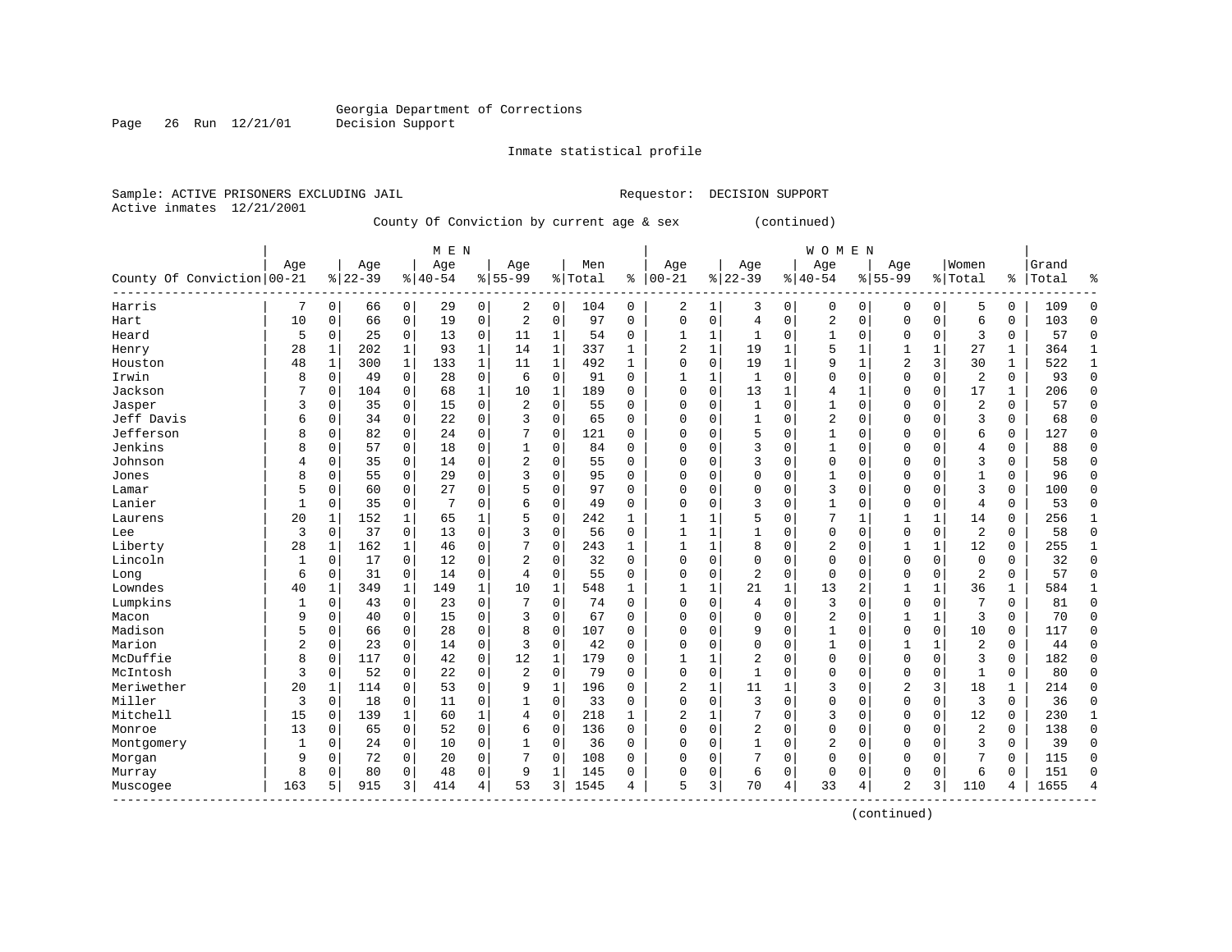Georgia Department of Corrections
Decision Support

Inmate statistical profile

Sample: ACTIVE PRISONERS EXCLUDING JAIL                    Requestor: DECISION SUPPORT
Active inmates 12/21/2001

County Of Conviction by current age & sex (continued)

| County Of Conviction | MEN Age 00-21 | % | Age 22-39 | % | Age 40-54 | % | Age 55-99 | % | Men Total | % | WOMEN Age 00-21 | % | Age 22-39 | % | Age 40-54 | % | Age 55-99 | % | Women Total | % | Grand Total | % |
|---|---|---|---|---|---|---|---|---|---|---|---|---|---|---|---|---|---|---|---|---|---|---|
| Harris | 7 | 0 | 66 | 0 | 29 | 0 | 2 | 0 | 104 | 0 | 2 | 1 | 3 | 0 | 0 | 0 | 0 | 0 | 5 | 0 | 109 | 0 |
| Hart | 10 | 0 | 66 | 0 | 19 | 0 | 2 | 0 | 97 | 0 | 0 | 0 | 4 | 0 | 2 | 0 | 0 | 0 | 6 | 0 | 103 | 0 |
| Heard | 5 | 0 | 25 | 0 | 13 | 0 | 11 | 1 | 54 | 0 | 1 | 1 | 1 | 0 | 1 | 0 | 0 | 0 | 3 | 0 | 57 | 0 |
| Henry | 28 | 1 | 202 | 1 | 93 | 1 | 14 | 1 | 337 | 1 | 2 | 1 | 19 | 1 | 5 | 1 | 1 | 1 | 27 | 1 | 364 | 1 |
| Houston | 48 | 1 | 300 | 1 | 133 | 1 | 11 | 1 | 492 | 1 | 0 | 0 | 19 | 1 | 9 | 1 | 2 | 3 | 30 | 1 | 522 | 1 |
| Irwin | 8 | 0 | 49 | 0 | 28 | 0 | 6 | 0 | 91 | 0 | 1 | 1 | 1 | 0 | 0 | 0 | 0 | 0 | 2 | 0 | 93 | 0 |
| Jackson | 7 | 0 | 104 | 0 | 68 | 1 | 10 | 1 | 189 | 0 | 0 | 0 | 13 | 1 | 4 | 1 | 0 | 0 | 17 | 1 | 206 | 0 |
| Jasper | 3 | 0 | 35 | 0 | 15 | 0 | 2 | 0 | 55 | 0 | 0 | 0 | 1 | 0 | 1 | 0 | 0 | 0 | 2 | 0 | 57 | 0 |
| Jeff Davis | 6 | 0 | 34 | 0 | 22 | 0 | 3 | 0 | 65 | 0 | 0 | 0 | 1 | 0 | 2 | 0 | 0 | 0 | 3 | 0 | 68 | 0 |
| Jefferson | 8 | 0 | 82 | 0 | 24 | 0 | 7 | 0 | 121 | 0 | 0 | 0 | 5 | 0 | 1 | 0 | 0 | 0 | 6 | 0 | 127 | 0 |
| Jenkins | 8 | 0 | 57 | 0 | 18 | 0 | 1 | 0 | 84 | 0 | 0 | 0 | 3 | 0 | 1 | 0 | 0 | 0 | 4 | 0 | 88 | 0 |
| Johnson | 4 | 0 | 35 | 0 | 14 | 0 | 2 | 0 | 55 | 0 | 0 | 0 | 3 | 0 | 0 | 0 | 0 | 0 | 3 | 0 | 58 | 0 |
| Jones | 8 | 0 | 55 | 0 | 29 | 0 | 3 | 0 | 95 | 0 | 0 | 0 | 0 | 0 | 1 | 0 | 0 | 0 | 1 | 0 | 96 | 0 |
| Lamar | 5 | 0 | 60 | 0 | 27 | 0 | 5 | 0 | 97 | 0 | 0 | 0 | 0 | 0 | 3 | 0 | 0 | 0 | 3 | 0 | 100 | 0 |
| Lanier | 1 | 0 | 35 | 0 | 7 | 0 | 6 | 0 | 49 | 0 | 0 | 0 | 3 | 0 | 1 | 0 | 0 | 0 | 4 | 0 | 53 | 0 |
| Laurens | 20 | 1 | 152 | 1 | 65 | 1 | 5 | 0 | 242 | 1 | 1 | 1 | 5 | 0 | 7 | 1 | 1 | 1 | 14 | 0 | 256 | 1 |
| Lee | 3 | 0 | 37 | 0 | 13 | 0 | 3 | 0 | 56 | 0 | 1 | 1 | 1 | 0 | 0 | 0 | 0 | 0 | 2 | 0 | 58 | 0 |
| Liberty | 28 | 1 | 162 | 1 | 46 | 0 | 7 | 0 | 243 | 1 | 1 | 1 | 8 | 0 | 2 | 0 | 1 | 1 | 12 | 0 | 255 | 1 |
| Lincoln | 1 | 0 | 17 | 0 | 12 | 0 | 2 | 0 | 32 | 0 | 0 | 0 | 0 | 0 | 0 | 0 | 0 | 0 | 0 | 0 | 32 | 0 |
| Long | 6 | 0 | 31 | 0 | 14 | 0 | 4 | 0 | 55 | 0 | 0 | 0 | 2 | 0 | 0 | 0 | 0 | 0 | 2 | 0 | 57 | 0 |
| Lowndes | 40 | 1 | 349 | 1 | 149 | 1 | 10 | 1 | 548 | 1 | 1 | 1 | 21 | 1 | 13 | 2 | 1 | 1 | 36 | 1 | 584 | 1 |
| Lumpkins | 1 | 0 | 43 | 0 | 23 | 0 | 7 | 0 | 74 | 0 | 0 | 0 | 4 | 0 | 3 | 0 | 0 | 0 | 7 | 0 | 81 | 0 |
| Macon | 9 | 0 | 40 | 0 | 15 | 0 | 3 | 0 | 67 | 0 | 0 | 0 | 0 | 0 | 2 | 0 | 1 | 1 | 3 | 0 | 70 | 0 |
| Madison | 5 | 0 | 66 | 0 | 28 | 0 | 8 | 0 | 107 | 0 | 0 | 0 | 9 | 0 | 1 | 0 | 0 | 0 | 10 | 0 | 117 | 0 |
| Marion | 2 | 0 | 23 | 0 | 14 | 0 | 3 | 0 | 42 | 0 | 0 | 0 | 0 | 0 | 1 | 0 | 1 | 1 | 2 | 0 | 44 | 0 |
| McDuffie | 8 | 0 | 117 | 0 | 42 | 0 | 12 | 1 | 179 | 0 | 1 | 1 | 2 | 0 | 0 | 0 | 0 | 0 | 3 | 0 | 182 | 0 |
| McIntosh | 3 | 0 | 52 | 0 | 22 | 0 | 2 | 0 | 79 | 0 | 0 | 0 | 1 | 0 | 0 | 0 | 0 | 0 | 1 | 0 | 80 | 0 |
| Meriwether | 20 | 1 | 114 | 0 | 53 | 0 | 9 | 1 | 196 | 0 | 2 | 1 | 11 | 1 | 3 | 0 | 2 | 3 | 18 | 1 | 214 | 0 |
| Miller | 3 | 0 | 18 | 0 | 11 | 0 | 1 | 0 | 33 | 0 | 0 | 0 | 3 | 0 | 0 | 0 | 0 | 0 | 3 | 0 | 36 | 0 |
| Mitchell | 15 | 0 | 139 | 1 | 60 | 1 | 4 | 0 | 218 | 1 | 2 | 1 | 7 | 0 | 3 | 0 | 0 | 0 | 12 | 0 | 230 | 1 |
| Monroe | 13 | 0 | 65 | 0 | 52 | 0 | 6 | 0 | 136 | 0 | 0 | 0 | 2 | 0 | 0 | 0 | 0 | 0 | 2 | 0 | 138 | 0 |
| Montgomery | 1 | 0 | 24 | 0 | 10 | 0 | 1 | 0 | 36 | 0 | 0 | 0 | 1 | 0 | 2 | 0 | 0 | 0 | 3 | 0 | 39 | 0 |
| Morgan | 9 | 0 | 72 | 0 | 20 | 0 | 7 | 0 | 108 | 0 | 0 | 0 | 7 | 0 | 0 | 0 | 0 | 0 | 7 | 0 | 115 | 0 |
| Murray | 8 | 0 | 80 | 0 | 48 | 0 | 9 | 1 | 145 | 0 | 0 | 0 | 6 | 0 | 0 | 0 | 0 | 0 | 6 | 0 | 151 | 0 |
| Muscogee | 163 | 5 | 915 | 3 | 414 | 4 | 53 | 3 | 1545 | 4 | 5 | 3 | 70 | 4 | 33 | 4 | 2 | 3 | 110 | 4 | 1655 | 4 |

(continued)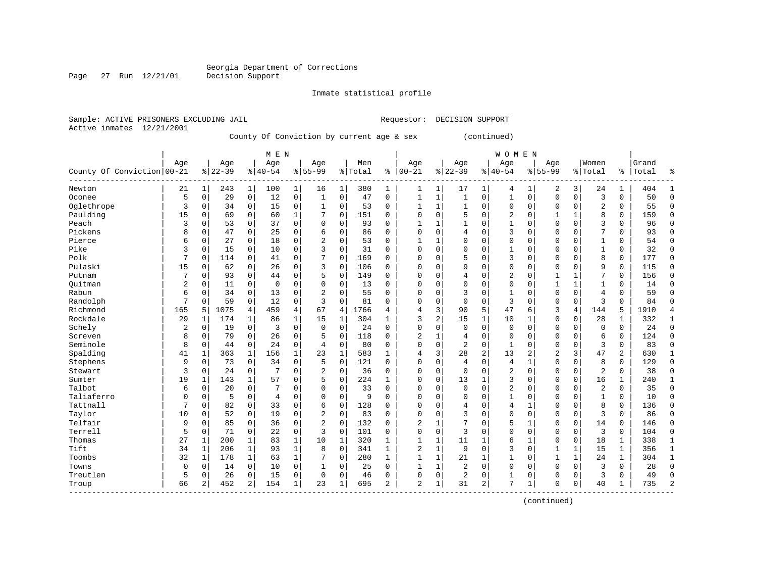Georgia Department of Corrections
Decision Support

Inmate statistical profile

Sample: ACTIVE PRISONERS EXCLUDING JAIL    Requestor: DECISION SUPPORT
Active inmates 12/21/2001

County Of Conviction by current age & sex (continued)

| County Of Conviction | MEN Age 00-21 | % | Age 22-39 | % | Age 40-54 | % | Age 55-99 | % | Men Total | % | WOMEN Age 00-21 | % | Age 22-39 | % | Age 40-54 | % | Age 55-99 | % | Women Total | % | Grand Total | % |
|---|---|---|---|---|---|---|---|---|---|---|---|---|---|---|---|---|---|---|---|---|---|---|
| Newton | 21 | 1 | 243 | 1 | 100 | 1 | 16 | 1 | 380 | 1 | 1 | 1 | 17 | 1 | 4 | 1 | 2 | 3 | 24 | 1 | 404 | 1 |
| Oconee | 5 | 0 | 29 | 0 | 12 | 0 | 1 | 0 | 47 | 0 | 1 | 1 | 1 | 0 | 1 | 0 | 0 | 0 | 3 | 0 | 50 | 0 |
| Oglethrope | 3 | 0 | 34 | 0 | 15 | 0 | 1 | 0 | 53 | 0 | 1 | 1 | 1 | 0 | 0 | 0 | 0 | 0 | 2 | 0 | 55 | 0 |
| Paulding | 15 | 0 | 69 | 0 | 60 | 1 | 7 | 0 | 151 | 0 | 0 | 0 | 5 | 0 | 2 | 0 | 1 | 1 | 8 | 0 | 159 | 0 |
| Peach | 3 | 0 | 53 | 0 | 37 | 0 | 0 | 0 | 93 | 0 | 1 | 1 | 1 | 0 | 1 | 0 | 0 | 0 | 3 | 0 | 96 | 0 |
| Pickens | 8 | 0 | 47 | 0 | 25 | 0 | 6 | 0 | 86 | 0 | 0 | 0 | 4 | 0 | 3 | 0 | 0 | 0 | 7 | 0 | 93 | 0 |
| Pierce | 6 | 0 | 27 | 0 | 18 | 0 | 2 | 0 | 53 | 0 | 1 | 1 | 0 | 0 | 0 | 0 | 0 | 0 | 1 | 0 | 54 | 0 |
| Pike | 3 | 0 | 15 | 0 | 10 | 0 | 3 | 0 | 31 | 0 | 0 | 0 | 0 | 0 | 1 | 0 | 0 | 0 | 1 | 0 | 32 | 0 |
| Polk | 7 | 0 | 114 | 0 | 41 | 0 | 7 | 0 | 169 | 0 | 0 | 0 | 5 | 0 | 3 | 0 | 0 | 0 | 8 | 0 | 177 | 0 |
| Pulaski | 15 | 0 | 62 | 0 | 26 | 0 | 3 | 0 | 106 | 0 | 0 | 0 | 9 | 0 | 0 | 0 | 0 | 0 | 9 | 0 | 115 | 0 |
| Putnam | 7 | 0 | 93 | 0 | 44 | 0 | 5 | 0 | 149 | 0 | 0 | 0 | 4 | 0 | 2 | 0 | 1 | 1 | 7 | 0 | 156 | 0 |
| Quitman | 2 | 0 | 11 | 0 | 0 | 0 | 0 | 0 | 13 | 0 | 0 | 0 | 0 | 0 | 0 | 0 | 1 | 1 | 1 | 0 | 14 | 0 |
| Rabun | 6 | 0 | 34 | 0 | 13 | 0 | 2 | 0 | 55 | 0 | 0 | 0 | 3 | 0 | 1 | 0 | 0 | 0 | 4 | 0 | 59 | 0 |
| Randolph | 7 | 0 | 59 | 0 | 12 | 0 | 3 | 0 | 81 | 0 | 0 | 0 | 0 | 0 | 3 | 0 | 0 | 0 | 3 | 0 | 84 | 0 |
| Richmond | 165 | 5 | 1075 | 4 | 459 | 4 | 67 | 4 | 1766 | 4 | 4 | 3 | 90 | 5 | 47 | 6 | 3 | 4 | 144 | 5 | 1910 | 4 |
| Rockdale | 29 | 1 | 174 | 1 | 86 | 1 | 15 | 1 | 304 | 1 | 3 | 2 | 15 | 1 | 10 | 1 | 0 | 0 | 28 | 1 | 332 | 1 |
| Schely | 2 | 0 | 19 | 0 | 3 | 0 | 0 | 0 | 24 | 0 | 0 | 0 | 0 | 0 | 0 | 0 | 0 | 0 | 0 | 0 | 24 | 0 |
| Screven | 8 | 0 | 79 | 0 | 26 | 0 | 5 | 0 | 118 | 0 | 2 | 1 | 4 | 0 | 0 | 0 | 0 | 0 | 6 | 0 | 124 | 0 |
| Seminole | 8 | 0 | 44 | 0 | 24 | 0 | 4 | 0 | 80 | 0 | 0 | 0 | 2 | 0 | 1 | 0 | 0 | 0 | 3 | 0 | 83 | 0 |
| Spalding | 41 | 1 | 363 | 1 | 156 | 1 | 23 | 1 | 583 | 1 | 4 | 3 | 28 | 2 | 13 | 2 | 2 | 3 | 47 | 2 | 630 | 1 |
| Stephens | 9 | 0 | 73 | 0 | 34 | 0 | 5 | 0 | 121 | 0 | 0 | 0 | 4 | 0 | 4 | 1 | 0 | 0 | 8 | 0 | 129 | 0 |
| Stewart | 3 | 0 | 24 | 0 | 7 | 0 | 2 | 0 | 36 | 0 | 0 | 0 | 0 | 0 | 2 | 0 | 0 | 0 | 2 | 0 | 38 | 0 |
| Sumter | 19 | 1 | 143 | 1 | 57 | 0 | 5 | 0 | 224 | 1 | 0 | 0 | 13 | 1 | 3 | 0 | 0 | 0 | 16 | 1 | 240 | 1 |
| Talbot | 6 | 0 | 20 | 0 | 7 | 0 | 0 | 0 | 33 | 0 | 0 | 0 | 0 | 0 | 2 | 0 | 0 | 0 | 2 | 0 | 35 | 0 |
| Taliaferro | 0 | 0 | 5 | 0 | 4 | 0 | 0 | 0 | 9 | 0 | 0 | 0 | 0 | 0 | 1 | 0 | 0 | 0 | 1 | 0 | 10 | 0 |
| Tattnall | 7 | 0 | 82 | 0 | 33 | 0 | 6 | 0 | 128 | 0 | 0 | 0 | 4 | 0 | 4 | 1 | 0 | 0 | 8 | 0 | 136 | 0 |
| Taylor | 10 | 0 | 52 | 0 | 19 | 0 | 2 | 0 | 83 | 0 | 0 | 0 | 3 | 0 | 0 | 0 | 0 | 0 | 3 | 0 | 86 | 0 |
| Telfair | 9 | 0 | 85 | 0 | 36 | 0 | 2 | 0 | 132 | 0 | 2 | 1 | 7 | 0 | 5 | 1 | 0 | 0 | 14 | 0 | 146 | 0 |
| Terrell | 5 | 0 | 71 | 0 | 22 | 0 | 3 | 0 | 101 | 0 | 0 | 0 | 3 | 0 | 0 | 0 | 0 | 0 | 3 | 0 | 104 | 0 |
| Thomas | 27 | 1 | 200 | 1 | 83 | 1 | 10 | 1 | 320 | 1 | 1 | 1 | 11 | 1 | 6 | 1 | 0 | 0 | 18 | 1 | 338 | 1 |
| Tift | 34 | 1 | 206 | 1 | 93 | 1 | 8 | 0 | 341 | 1 | 2 | 1 | 9 | 0 | 3 | 0 | 1 | 1 | 15 | 1 | 356 | 1 |
| Toombs | 32 | 1 | 178 | 1 | 63 | 1 | 7 | 0 | 280 | 1 | 1 | 1 | 21 | 1 | 1 | 0 | 1 | 1 | 24 | 1 | 304 | 1 |
| Towns | 0 | 0 | 14 | 0 | 10 | 0 | 1 | 0 | 25 | 0 | 1 | 1 | 2 | 0 | 0 | 0 | 0 | 0 | 3 | 0 | 28 | 0 |
| Treutlen | 5 | 0 | 26 | 0 | 15 | 0 | 0 | 0 | 46 | 0 | 0 | 0 | 2 | 0 | 1 | 0 | 0 | 0 | 3 | 0 | 49 | 0 |
| Troup | 66 | 2 | 452 | 2 | 154 | 1 | 23 | 1 | 695 | 2 | 2 | 1 | 31 | 2 | 7 | 1 | 0 | 0 | 40 | 1 | 735 | 2 |

(continued)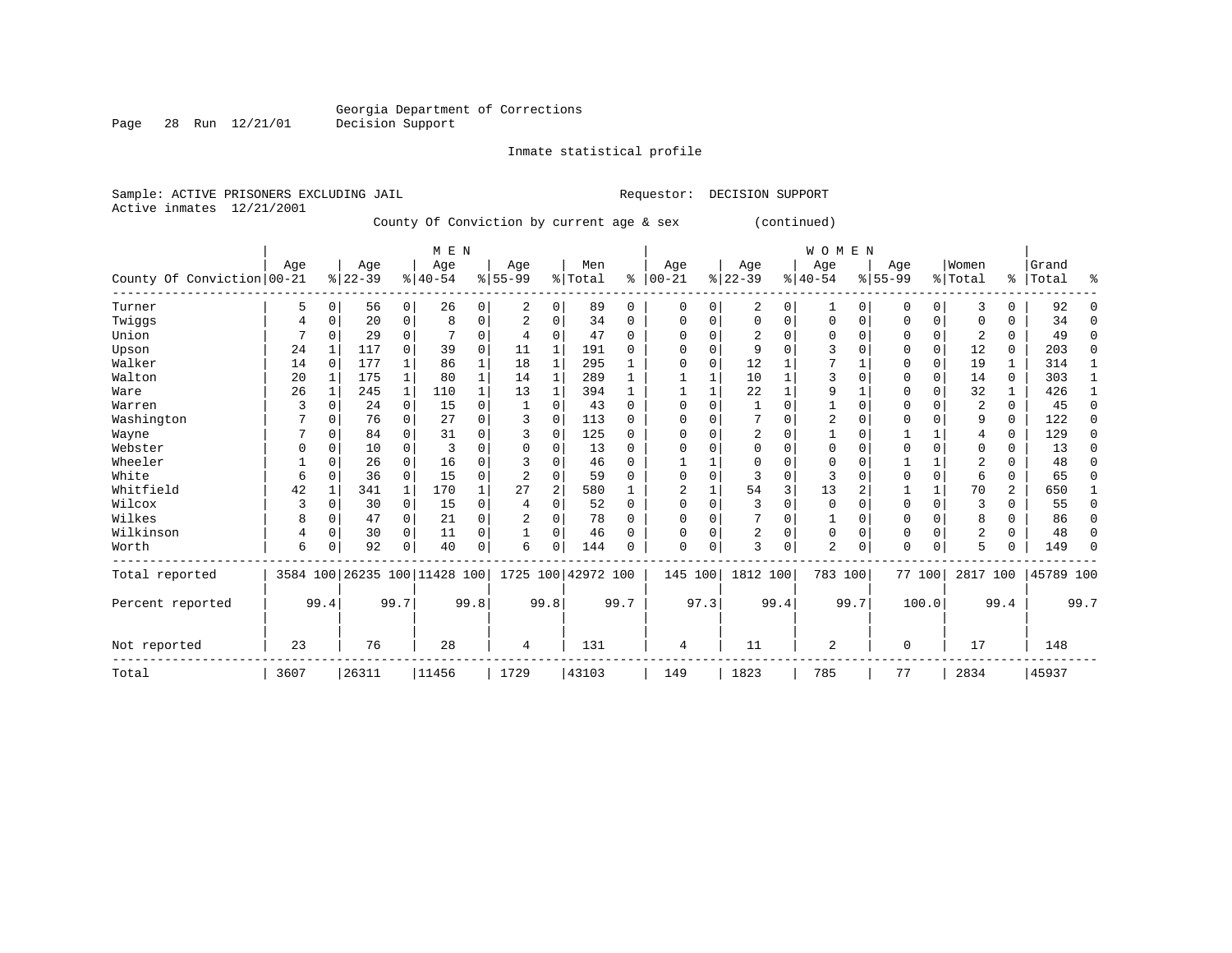Georgia Department of Corrections
Decision Support

Inmate statistical profile

Sample: ACTIVE PRISONERS EXCLUDING JAIL                                Requestor: DECISION SUPPORT
Active inmates 12/21/2001

County Of Conviction by current age & sex (continued)

| County Of Conviction | MEN Age 00-21 | % | Age 22-39 | % | Age 40-54 | % | Age 55-99 | % | Men Total | % | WOMEN Age 00-21 | % | Age 22-39 | % | Age 40-54 | % | Age 55-99 | % | Women Total | % | Grand Total | % |
|---|---|---|---|---|---|---|---|---|---|---|---|---|---|---|---|---|---|---|---|---|---|---|
| Turner | 5 | 0 | 56 | 0 | 26 | 0 | 2 | 0 | 89 | 0 | 0 | 0 | 2 | 0 | 1 | 0 | 0 | 0 | 3 | 0 | 92 | 0 |
| Twiggs | 4 | 0 | 20 | 0 | 8 | 0 | 2 | 0 | 34 | 0 | 0 | 0 | 0 | 0 | 0 | 0 | 0 | 0 | 0 | 0 | 34 | 0 |
| Union | 7 | 0 | 29 | 0 | 7 | 0 | 4 | 0 | 47 | 0 | 0 | 0 | 2 | 0 | 0 | 0 | 0 | 0 | 2 | 0 | 49 | 0 |
| Upson | 24 | 1 | 117 | 0 | 39 | 0 | 11 | 1 | 191 | 0 | 0 | 0 | 9 | 0 | 3 | 0 | 0 | 0 | 12 | 0 | 203 | 0 |
| Walker | 14 | 0 | 177 | 1 | 86 | 1 | 18 | 1 | 295 | 1 | 0 | 0 | 12 | 1 | 7 | 1 | 0 | 0 | 19 | 1 | 314 | 1 |
| Walton | 20 | 1 | 175 | 1 | 80 | 1 | 14 | 1 | 289 | 1 | 1 | 1 | 10 | 1 | 3 | 0 | 0 | 0 | 14 | 0 | 303 | 1 |
| Ware | 26 | 1 | 245 | 1 | 110 | 1 | 13 | 1 | 394 | 1 | 1 | 1 | 22 | 1 | 9 | 1 | 0 | 0 | 32 | 1 | 426 | 1 |
| Warren | 3 | 0 | 24 | 0 | 15 | 0 | 1 | 0 | 43 | 0 | 0 | 0 | 1 | 0 | 1 | 0 | 0 | 0 | 2 | 0 | 45 | 0 |
| Washington | 7 | 0 | 76 | 0 | 27 | 0 | 3 | 0 | 113 | 0 | 0 | 0 | 7 | 0 | 2 | 0 | 0 | 0 | 9 | 0 | 122 | 0 |
| Wayne | 7 | 0 | 84 | 0 | 31 | 0 | 3 | 0 | 125 | 0 | 0 | 0 | 2 | 0 | 1 | 0 | 1 | 1 | 4 | 0 | 129 | 0 |
| Webster | 0 | 0 | 10 | 0 | 3 | 0 | 0 | 0 | 13 | 0 | 0 | 0 | 0 | 0 | 0 | 0 | 0 | 0 | 0 | 0 | 13 | 0 |
| Wheeler | 1 | 0 | 26 | 0 | 16 | 0 | 3 | 0 | 46 | 0 | 1 | 1 | 0 | 0 | 0 | 0 | 1 | 1 | 2 | 0 | 48 | 0 |
| White | 6 | 0 | 36 | 0 | 15 | 0 | 2 | 0 | 59 | 0 | 0 | 0 | 3 | 0 | 3 | 0 | 0 | 0 | 6 | 0 | 65 | 0 |
| Whitfield | 42 | 1 | 341 | 1 | 170 | 1 | 27 | 2 | 580 | 1 | 2 | 1 | 54 | 3 | 13 | 2 | 1 | 1 | 70 | 2 | 650 | 1 |
| Wilcox | 3 | 0 | 30 | 0 | 15 | 0 | 4 | 0 | 52 | 0 | 0 | 0 | 3 | 0 | 0 | 0 | 0 | 0 | 3 | 0 | 55 | 0 |
| Wilkes | 8 | 0 | 47 | 0 | 21 | 0 | 2 | 0 | 78 | 0 | 0 | 0 | 7 | 0 | 1 | 0 | 0 | 0 | 8 | 0 | 86 | 0 |
| Wilkinson | 4 | 0 | 30 | 0 | 11 | 0 | 1 | 0 | 46 | 0 | 0 | 0 | 2 | 0 | 0 | 0 | 0 | 0 | 2 | 0 | 48 | 0 |
| Worth | 6 | 0 | 92 | 0 | 40 | 0 | 6 | 0 | 144 | 0 | 0 | 0 | 3 | 0 | 2 | 0 | 0 | 0 | 5 | 0 | 149 | 0 |
| Total reported | 3584 | 100 | 26235 | 100 | 11428 | 100 | 1725 | 100 | 42972 | 100 | 145 | 100 | 1812 | 100 | 783 | 100 | 77 | 100 | 2817 | 100 | 45789 | 100 |
| Percent reported | | 99.4 | | 99.7 | | 99.8 | | 99.8 | | 99.7 | | 97.3 | | 99.4 | | 99.7 | | 100.0 | | 99.4 | | 99.7 |
| Not reported | 23 | | 76 | | 28 | | 4 | | 131 | | 4 | | 11 | | 2 | | 0 | | 17 | | 148 | |
| Total | 3607 | | 26311 | | 11456 | | 1729 | | 43103 | | 149 | | 1823 | | 785 | | 77 | | 2834 | | 45937 | |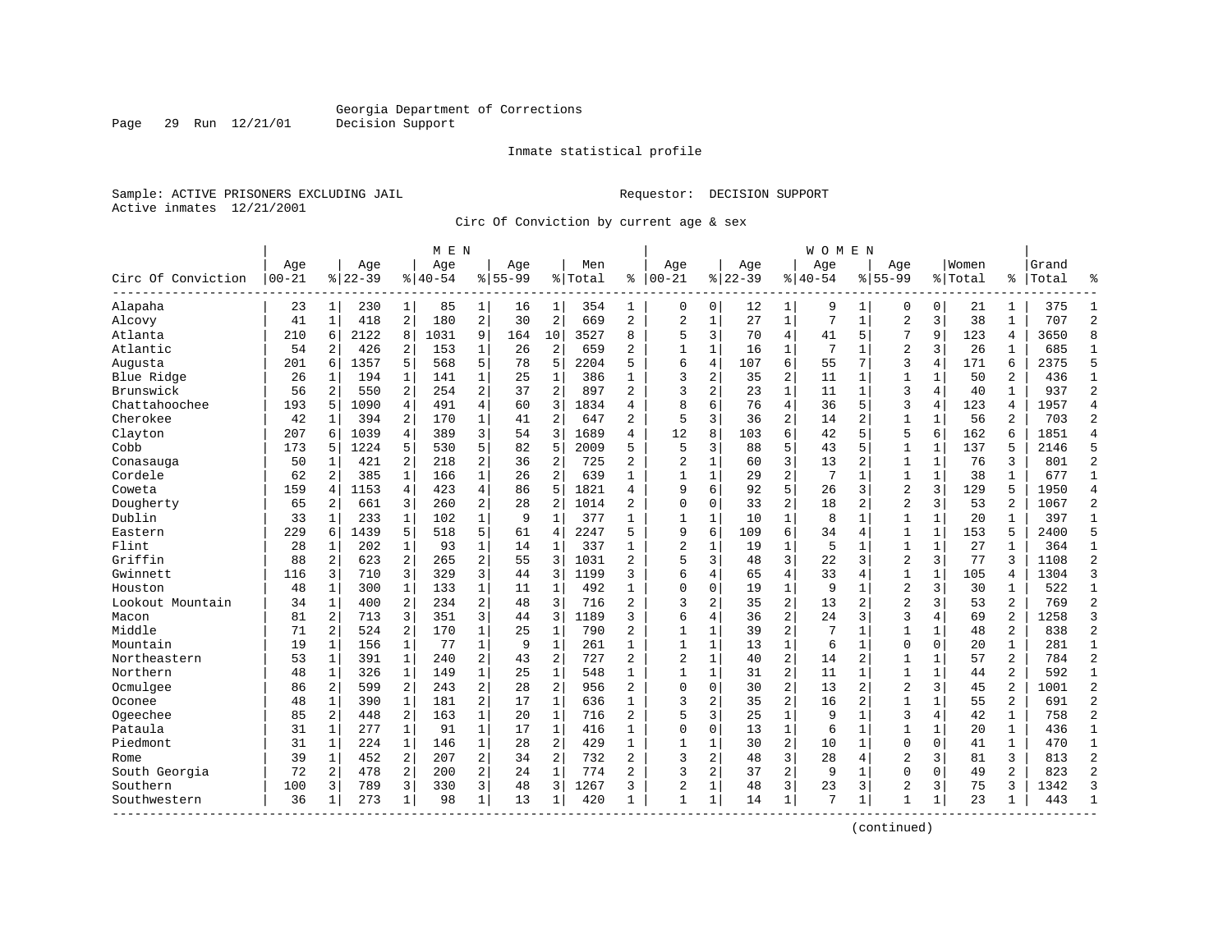Georgia Department of Corrections
Decision Support

Inmate statistical profile

Sample: ACTIVE PRISONERS EXCLUDING JAIL

Requestor: DECISION SUPPORT

Active inmates 12/21/2001

Circ Of Conviction by current age & sex

| Circ Of Conviction | MEN Age 00-21 | % | Age 22-39 | % | Age 40-54 | % | Age 55-99 | % | Men Total | % | WOMEN Age 00-21 | % | Age 22-39 | % | Age 40-54 | % | Age 55-99 | % | Women Total | % | Grand Total | % |
|---|---|---|---|---|---|---|---|---|---|---|---|---|---|---|---|---|---|---|---|---|---|---|
| Alapaha | 23 | 1 | 230 | 1 | 85 | 1 | 16 | 1 | 354 | 1 | 0 | 0 | 12 | 1 | 9 | 1 | 0 | 0 | 21 | 1 | 375 | 1 |
| Alcovy | 41 | 1 | 418 | 2 | 180 | 2 | 30 | 2 | 669 | 2 | 2 | 1 | 27 | 1 | 7 | 1 | 2 | 3 | 38 | 1 | 707 | 2 |
| Atlanta | 210 | 6 | 2122 | 8 | 1031 | 9 | 164 | 10 | 3527 | 8 | 5 | 3 | 70 | 4 | 41 | 5 | 7 | 9 | 123 | 4 | 3650 | 8 |
| Atlantic | 54 | 2 | 426 | 2 | 153 | 1 | 26 | 2 | 659 | 2 | 1 | 1 | 16 | 1 | 7 | 1 | 2 | 3 | 26 | 1 | 685 | 1 |
| Augusta | 201 | 6 | 1357 | 5 | 568 | 5 | 78 | 5 | 2204 | 5 | 6 | 4 | 107 | 6 | 55 | 7 | 3 | 4 | 171 | 6 | 2375 | 5 |
| Blue Ridge | 26 | 1 | 194 | 1 | 141 | 1 | 25 | 1 | 386 | 1 | 3 | 2 | 35 | 2 | 11 | 1 | 1 | 1 | 50 | 2 | 436 | 1 |
| Brunswick | 56 | 2 | 550 | 2 | 254 | 2 | 37 | 2 | 897 | 2 | 3 | 2 | 23 | 1 | 11 | 1 | 3 | 4 | 40 | 1 | 937 | 2 |
| Chattahoochee | 193 | 5 | 1090 | 4 | 491 | 4 | 60 | 3 | 1834 | 4 | 8 | 6 | 76 | 4 | 36 | 5 | 3 | 4 | 123 | 4 | 1957 | 4 |
| Cherokee | 42 | 1 | 394 | 2 | 170 | 1 | 41 | 2 | 647 | 2 | 5 | 3 | 36 | 2 | 14 | 2 | 1 | 1 | 56 | 2 | 703 | 2 |
| Clayton | 207 | 6 | 1039 | 4 | 389 | 3 | 54 | 3 | 1689 | 4 | 12 | 8 | 103 | 6 | 42 | 5 | 5 | 6 | 162 | 6 | 1851 | 4 |
| Cobb | 173 | 5 | 1224 | 5 | 530 | 5 | 82 | 5 | 2009 | 5 | 5 | 3 | 88 | 5 | 43 | 5 | 1 | 1 | 137 | 5 | 2146 | 5 |
| Conasauga | 50 | 1 | 421 | 2 | 218 | 2 | 36 | 2 | 725 | 2 | 2 | 1 | 60 | 3 | 13 | 2 | 1 | 1 | 76 | 3 | 801 | 2 |
| Cordele | 62 | 2 | 385 | 1 | 166 | 1 | 26 | 2 | 639 | 1 | 1 | 1 | 29 | 2 | 7 | 1 | 1 | 1 | 38 | 1 | 677 | 1 |
| Coweta | 159 | 4 | 1153 | 4 | 423 | 4 | 86 | 5 | 1821 | 4 | 9 | 6 | 92 | 5 | 26 | 3 | 2 | 3 | 129 | 5 | 1950 | 4 |
| Dougherty | 65 | 2 | 661 | 3 | 260 | 2 | 28 | 2 | 1014 | 2 | 0 | 0 | 33 | 2 | 18 | 2 | 2 | 3 | 53 | 2 | 1067 | 2 |
| Dublin | 33 | 1 | 233 | 1 | 102 | 1 | 9 | 1 | 377 | 1 | 1 | 1 | 10 | 1 | 8 | 1 | 1 | 1 | 20 | 1 | 397 | 1 |
| Eastern | 229 | 6 | 1439 | 5 | 518 | 5 | 61 | 4 | 2247 | 5 | 9 | 6 | 109 | 6 | 34 | 4 | 1 | 1 | 153 | 5 | 2400 | 5 |
| Flint | 28 | 1 | 202 | 1 | 93 | 1 | 14 | 1 | 337 | 1 | 2 | 1 | 19 | 1 | 5 | 1 | 1 | 1 | 27 | 1 | 364 | 1 |
| Griffin | 88 | 2 | 623 | 2 | 265 | 2 | 55 | 3 | 1031 | 2 | 5 | 3 | 48 | 3 | 22 | 3 | 2 | 3 | 77 | 3 | 1108 | 2 |
| Gwinnett | 116 | 3 | 710 | 3 | 329 | 3 | 44 | 3 | 1199 | 3 | 6 | 4 | 65 | 4 | 33 | 4 | 1 | 1 | 105 | 4 | 1304 | 3 |
| Houston | 48 | 1 | 300 | 1 | 133 | 1 | 11 | 1 | 492 | 1 | 0 | 0 | 19 | 1 | 9 | 1 | 2 | 3 | 30 | 1 | 522 | 1 |
| Lookout Mountain | 34 | 1 | 400 | 2 | 234 | 2 | 48 | 3 | 716 | 2 | 3 | 2 | 35 | 2 | 13 | 2 | 2 | 3 | 53 | 2 | 769 | 2 |
| Macon | 81 | 2 | 713 | 3 | 351 | 3 | 44 | 3 | 1189 | 3 | 6 | 4 | 36 | 2 | 24 | 3 | 3 | 4 | 69 | 2 | 1258 | 3 |
| Middle | 71 | 2 | 524 | 2 | 170 | 1 | 25 | 1 | 790 | 2 | 1 | 1 | 39 | 2 | 7 | 1 | 1 | 1 | 48 | 2 | 838 | 2 |
| Mountain | 19 | 1 | 156 | 1 | 77 | 1 | 9 | 1 | 261 | 1 | 1 | 1 | 13 | 1 | 6 | 1 | 0 | 0 | 20 | 1 | 281 | 1 |
| Northeastern | 53 | 1 | 391 | 1 | 240 | 2 | 43 | 2 | 727 | 2 | 2 | 1 | 40 | 2 | 14 | 2 | 1 | 1 | 57 | 2 | 784 | 2 |
| Northern | 48 | 1 | 326 | 1 | 149 | 1 | 25 | 1 | 548 | 1 | 1 | 1 | 31 | 2 | 11 | 1 | 1 | 1 | 44 | 2 | 592 | 1 |
| Ocmulgee | 86 | 2 | 599 | 2 | 243 | 2 | 28 | 2 | 956 | 2 | 0 | 0 | 30 | 2 | 13 | 2 | 2 | 3 | 45 | 2 | 1001 | 2 |
| Oconee | 48 | 1 | 390 | 1 | 181 | 2 | 17 | 1 | 636 | 1 | 3 | 2 | 35 | 2 | 16 | 2 | 1 | 1 | 55 | 2 | 691 | 2 |
| Ogeechee | 85 | 2 | 448 | 2 | 163 | 1 | 20 | 1 | 716 | 2 | 5 | 3 | 25 | 1 | 9 | 1 | 3 | 4 | 42 | 1 | 758 | 2 |
| Pataula | 31 | 1 | 277 | 1 | 91 | 1 | 17 | 1 | 416 | 1 | 0 | 0 | 13 | 1 | 6 | 1 | 1 | 1 | 20 | 1 | 436 | 1 |
| Piedmont | 31 | 1 | 224 | 1 | 146 | 1 | 28 | 2 | 429 | 1 | 1 | 1 | 30 | 2 | 10 | 1 | 0 | 0 | 41 | 1 | 470 | 1 |
| Rome | 39 | 1 | 452 | 2 | 207 | 2 | 34 | 2 | 732 | 2 | 3 | 2 | 48 | 3 | 28 | 4 | 2 | 3 | 81 | 3 | 813 | 2 |
| South Georgia | 72 | 2 | 478 | 2 | 200 | 2 | 24 | 1 | 774 | 2 | 3 | 2 | 37 | 2 | 9 | 1 | 0 | 0 | 49 | 2 | 823 | 2 |
| Southern | 100 | 3 | 789 | 3 | 330 | 3 | 48 | 3 | 1267 | 3 | 2 | 1 | 48 | 3 | 23 | 3 | 2 | 3 | 75 | 3 | 1342 | 3 |
| Southwestern | 36 | 1 | 273 | 1 | 98 | 1 | 13 | 1 | 420 | 1 | 1 | 1 | 14 | 1 | 7 | 1 | 1 | 1 | 23 | 1 | 443 | 1 |

(continued)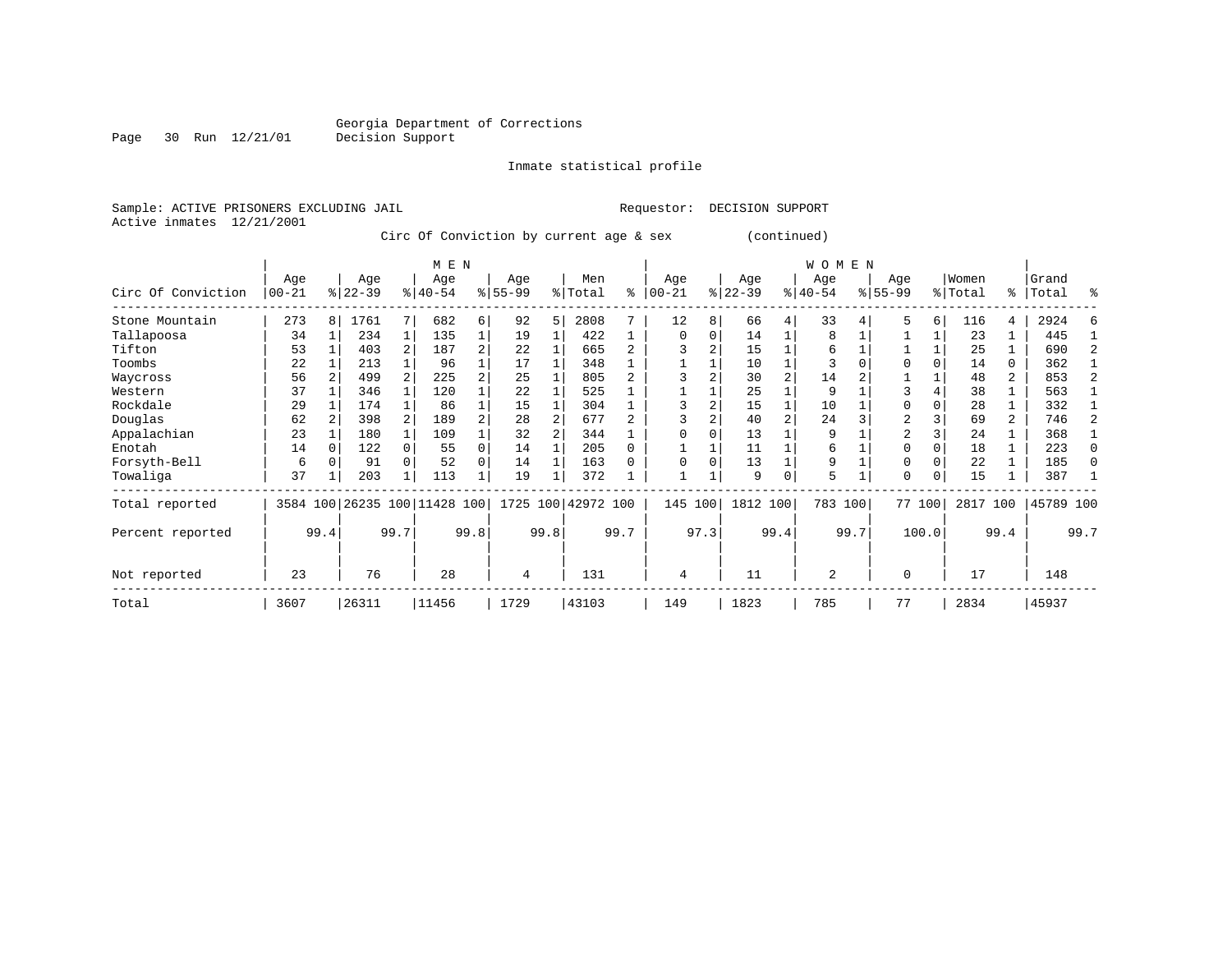Georgia Department of Corrections
Decision Support

Inmate statistical profile

Sample: ACTIVE PRISONERS EXCLUDING JAIL
Requestor: DECISION SUPPORT
Active inmates 12/21/2001

Circ Of Conviction by current age & sex (continued)

| Circ Of Conviction | MEN Age 00-21 | % | Age 22-39 | % | Age 40-54 | % | Age 55-99 | % | Men Total | % | WOMEN Age 00-21 | % | Age 22-39 | % | Age 40-54 | % | Age 55-99 | % | Women Total | % | Grand Total | % |
|---|---|---|---|---|---|---|---|---|---|---|---|---|---|---|---|---|---|---|---|---|---|---|
| Stone Mountain | 273 | 8 | 1761 | 7 | 682 | 6 | 92 | 5 | 2808 | 7 | 12 | 8 | 66 | 4 | 33 | 4 | 5 | 6 | 116 | 4 | 2924 | 6 |
| Tallapoosa | 34 | 1 | 234 | 1 | 135 | 1 | 19 | 1 | 422 | 1 | 0 | 0 | 14 | 1 | 8 | 1 | 1 | 1 | 23 | 1 | 445 | 1 |
| Tifton | 53 | 1 | 403 | 2 | 187 | 2 | 22 | 1 | 665 | 2 | 3 | 2 | 15 | 1 | 6 | 1 | 1 | 1 | 25 | 1 | 690 | 2 |
| Toombs | 22 | 1 | 213 | 1 | 96 | 1 | 17 | 1 | 348 | 1 | 1 | 1 | 10 | 1 | 3 | 0 | 0 | 0 | 14 | 0 | 362 | 1 |
| Waycross | 56 | 2 | 499 | 2 | 225 | 2 | 25 | 1 | 805 | 2 | 3 | 2 | 30 | 2 | 14 | 2 | 1 | 1 | 48 | 2 | 853 | 2 |
| Western | 37 | 1 | 346 | 1 | 120 | 1 | 22 | 1 | 525 | 1 | 1 | 1 | 25 | 1 | 9 | 1 | 3 | 4 | 38 | 1 | 563 | 1 |
| Rockdale | 29 | 1 | 174 | 1 | 86 | 1 | 15 | 1 | 304 | 1 | 3 | 2 | 15 | 1 | 10 | 1 | 0 | 0 | 28 | 1 | 332 | 1 |
| Douglas | 62 | 2 | 398 | 2 | 189 | 2 | 28 | 2 | 677 | 2 | 3 | 2 | 40 | 2 | 24 | 3 | 2 | 3 | 69 | 2 | 746 | 2 |
| Appalachian | 23 | 1 | 180 | 1 | 109 | 1 | 32 | 2 | 344 | 1 | 0 | 0 | 13 | 1 | 9 | 1 | 2 | 3 | 24 | 1 | 368 | 1 |
| Enotah | 14 | 0 | 122 | 0 | 55 | 0 | 14 | 1 | 205 | 0 | 1 | 1 | 11 | 1 | 6 | 1 | 0 | 0 | 18 | 1 | 223 | 0 |
| Forsyth-Bell | 6 | 0 | 91 | 0 | 52 | 0 | 14 | 1 | 163 | 0 | 0 | 0 | 13 | 1 | 9 | 1 | 0 | 0 | 22 | 1 | 185 | 0 |
| Towaliga | 37 | 1 | 203 | 1 | 113 | 1 | 19 | 1 | 372 | 1 | 1 | 1 | 9 | 0 | 5 | 1 | 0 | 0 | 15 | 1 | 387 | 1 |
| Total reported | 3584 | 100 | 26235 | 100 | 11428 | 100 | 1725 | 100 | 42972 | 100 | 145 | 100 | 1812 | 100 | 783 | 100 | 77 | 100 | 2817 | 100 | 45789 | 100 |
| Percent reported | | 99.4 | | 99.7 | | 99.8 | | 99.8 | | 99.7 | | 97.3 | | 99.4 | | 99.7 | | 100.0 | | 99.4 | | 99.7 |
| Not reported | 23 | | 76 | | 28 | | 4 | | 131 | | 4 | | 11 | | 2 | | 0 | | 17 | | 148 | |
| Total | 3607 | | 26311 | | 11456 | | 1729 | | 43103 | | 149 | | 1823 | | 785 | | 77 | | 2834 | | 45937 | |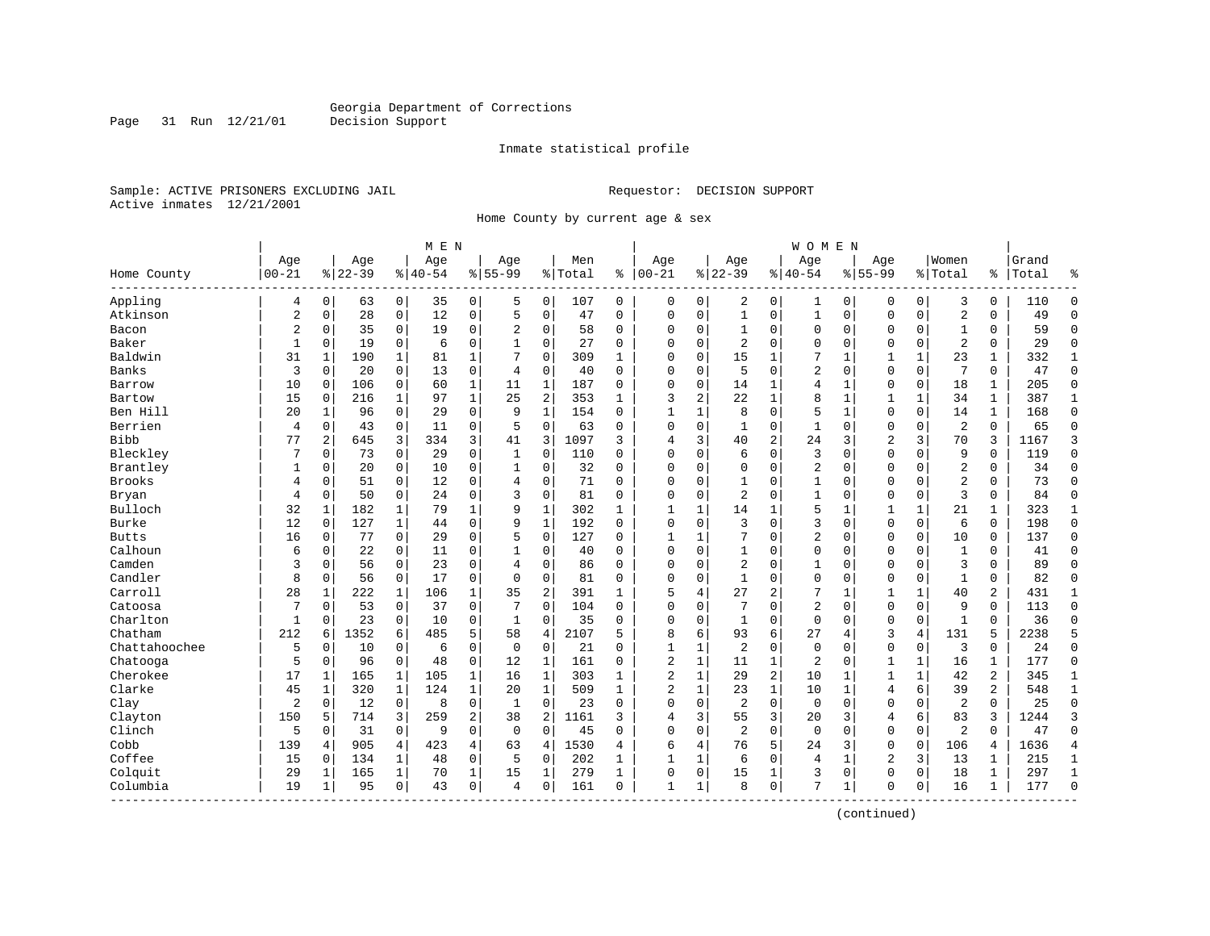Georgia Department of Corrections
Decision Support

Inmate statistical profile

Sample: ACTIVE PRISONERS EXCLUDING JAIL    Requestor: DECISION SUPPORT
Active inmates 12/21/2001

Home County by current age & sex

| Home County | MEN Age 00-21 | % | Age 22-39 | % | Age 40-54 | % | Age 55-99 | % | Men Total | % | WOMEN Age 00-21 | % | Age 22-39 | % | Age 40-54 | % | Age 55-99 | % | Women Total | % | Grand Total | % |
|---|---|---|---|---|---|---|---|---|---|---|---|---|---|---|---|---|---|---|---|---|---|---|
| Appling | 4 | 0 | 63 | 0 | 35 | 0 | 5 | 0 | 107 | 0 | 0 | 0 | 2 | 0 | 1 | 0 | 0 | 0 | 3 | 0 | 110 | 0 |
| Atkinson | 2 | 0 | 28 | 0 | 12 | 0 | 5 | 0 | 47 | 0 | 0 | 0 | 1 | 0 | 1 | 0 | 0 | 0 | 2 | 0 | 49 | 0 |
| Bacon | 2 | 0 | 35 | 0 | 19 | 0 | 2 | 0 | 58 | 0 | 0 | 0 | 1 | 0 | 0 | 0 | 0 | 0 | 1 | 0 | 59 | 0 |
| Baker | 1 | 0 | 19 | 0 | 6 | 0 | 1 | 0 | 27 | 0 | 0 | 0 | 2 | 0 | 0 | 0 | 0 | 0 | 2 | 0 | 29 | 0 |
| Baldwin | 31 | 1 | 190 | 1 | 81 | 1 | 7 | 0 | 309 | 1 | 0 | 0 | 15 | 1 | 7 | 1 | 1 | 1 | 23 | 1 | 332 | 1 |
| Banks | 3 | 0 | 20 | 0 | 13 | 0 | 4 | 0 | 40 | 0 | 0 | 0 | 5 | 0 | 2 | 0 | 0 | 0 | 7 | 0 | 47 | 0 |
| Barrow | 10 | 0 | 106 | 0 | 60 | 1 | 11 | 1 | 187 | 0 | 0 | 0 | 14 | 1 | 4 | 1 | 0 | 0 | 18 | 1 | 205 | 0 |
| Bartow | 15 | 0 | 216 | 1 | 97 | 1 | 25 | 2 | 353 | 1 | 3 | 2 | 22 | 1 | 8 | 1 | 1 | 1 | 34 | 1 | 387 | 1 |
| Ben Hill | 20 | 1 | 96 | 0 | 29 | 0 | 9 | 1 | 154 | 0 | 1 | 1 | 8 | 0 | 5 | 1 | 0 | 0 | 14 | 1 | 168 | 0 |
| Berrien | 4 | 0 | 43 | 0 | 11 | 0 | 5 | 0 | 63 | 0 | 0 | 0 | 1 | 0 | 1 | 0 | 0 | 0 | 2 | 0 | 65 | 0 |
| Bibb | 77 | 2 | 645 | 3 | 334 | 3 | 41 | 3 | 1097 | 3 | 4 | 3 | 40 | 2 | 24 | 3 | 2 | 3 | 70 | 3 | 1167 | 3 |
| Bleckley | 7 | 0 | 73 | 0 | 29 | 0 | 1 | 0 | 110 | 0 | 0 | 0 | 6 | 0 | 3 | 0 | 0 | 0 | 9 | 0 | 119 | 0 |
| Brantley | 1 | 0 | 20 | 0 | 10 | 0 | 1 | 0 | 32 | 0 | 0 | 0 | 0 | 0 | 2 | 0 | 0 | 0 | 2 | 0 | 34 | 0 |
| Brooks | 4 | 0 | 51 | 0 | 12 | 0 | 4 | 0 | 71 | 0 | 0 | 0 | 1 | 0 | 1 | 0 | 0 | 0 | 2 | 0 | 73 | 0 |
| Bryan | 4 | 0 | 50 | 0 | 24 | 0 | 3 | 0 | 81 | 0 | 0 | 0 | 2 | 0 | 1 | 0 | 0 | 0 | 3 | 0 | 84 | 0 |
| Bulloch | 32 | 1 | 182 | 1 | 79 | 1 | 9 | 1 | 302 | 1 | 1 | 1 | 14 | 1 | 5 | 1 | 1 | 1 | 21 | 1 | 323 | 1 |
| Burke | 12 | 0 | 127 | 1 | 44 | 0 | 9 | 1 | 192 | 0 | 0 | 0 | 3 | 0 | 3 | 0 | 0 | 0 | 6 | 0 | 198 | 0 |
| Butts | 16 | 0 | 77 | 0 | 29 | 0 | 5 | 0 | 127 | 0 | 1 | 1 | 7 | 0 | 2 | 0 | 0 | 0 | 10 | 0 | 137 | 0 |
| Calhoun | 6 | 0 | 22 | 0 | 11 | 0 | 1 | 0 | 40 | 0 | 0 | 0 | 1 | 0 | 0 | 0 | 0 | 0 | 1 | 0 | 41 | 0 |
| Camden | 3 | 0 | 56 | 0 | 23 | 0 | 4 | 0 | 86 | 0 | 0 | 0 | 2 | 0 | 1 | 0 | 0 | 0 | 3 | 0 | 89 | 0 |
| Candler | 8 | 0 | 56 | 0 | 17 | 0 | 0 | 0 | 81 | 0 | 0 | 0 | 1 | 0 | 0 | 0 | 0 | 0 | 1 | 0 | 82 | 0 |
| Carroll | 28 | 1 | 222 | 1 | 106 | 1 | 35 | 2 | 391 | 1 | 5 | 4 | 27 | 2 | 7 | 1 | 1 | 1 | 40 | 2 | 431 | 1 |
| Catoosa | 7 | 0 | 53 | 0 | 37 | 0 | 7 | 0 | 104 | 0 | 0 | 0 | 7 | 0 | 2 | 0 | 0 | 0 | 9 | 0 | 113 | 0 |
| Charlton | 1 | 0 | 23 | 0 | 10 | 0 | 1 | 0 | 35 | 0 | 0 | 0 | 1 | 0 | 0 | 0 | 0 | 0 | 1 | 0 | 36 | 0 |
| Chatham | 212 | 6 | 1352 | 6 | 485 | 5 | 58 | 4 | 2107 | 5 | 8 | 6 | 93 | 6 | 27 | 4 | 3 | 4 | 131 | 5 | 2238 | 5 |
| Chattahoochee | 5 | 0 | 10 | 0 | 6 | 0 | 0 | 0 | 21 | 0 | 1 | 1 | 2 | 0 | 0 | 0 | 0 | 0 | 3 | 0 | 24 | 0 |
| Chatooga | 5 | 0 | 96 | 0 | 48 | 0 | 12 | 1 | 161 | 0 | 2 | 1 | 11 | 1 | 2 | 0 | 1 | 1 | 16 | 1 | 177 | 0 |
| Cherokee | 17 | 1 | 165 | 1 | 105 | 1 | 16 | 1 | 303 | 1 | 2 | 1 | 29 | 2 | 10 | 1 | 1 | 1 | 42 | 2 | 345 | 1 |
| Clarke | 45 | 1 | 320 | 1 | 124 | 1 | 20 | 1 | 509 | 1 | 2 | 1 | 23 | 1 | 10 | 1 | 4 | 6 | 39 | 2 | 548 | 1 |
| Clay | 2 | 0 | 12 | 0 | 8 | 0 | 1 | 0 | 23 | 0 | 0 | 0 | 2 | 0 | 0 | 0 | 0 | 0 | 2 | 0 | 25 | 0 |
| Clayton | 150 | 5 | 714 | 3 | 259 | 2 | 38 | 2 | 1161 | 3 | 4 | 3 | 55 | 3 | 20 | 3 | 4 | 6 | 83 | 3 | 1244 | 3 |
| Clinch | 5 | 0 | 31 | 0 | 9 | 0 | 0 | 0 | 45 | 0 | 0 | 0 | 2 | 0 | 0 | 0 | 0 | 0 | 2 | 0 | 47 | 0 |
| Cobb | 139 | 4 | 905 | 4 | 423 | 4 | 63 | 4 | 1530 | 4 | 6 | 4 | 76 | 5 | 24 | 3 | 0 | 0 | 106 | 4 | 1636 | 4 |
| Coffee | 15 | 0 | 134 | 1 | 48 | 0 | 5 | 0 | 202 | 1 | 1 | 1 | 6 | 0 | 4 | 1 | 2 | 3 | 13 | 1 | 215 | 1 |
| Colquit | 29 | 1 | 165 | 1 | 70 | 1 | 15 | 1 | 279 | 1 | 0 | 0 | 15 | 1 | 3 | 0 | 0 | 0 | 18 | 1 | 297 | 1 |
| Columbia | 19 | 1 | 95 | 0 | 43 | 0 | 4 | 0 | 161 | 0 | 1 | 1 | 8 | 0 | 7 | 1 | 0 | 0 | 16 | 1 | 177 | 0 |

(continued)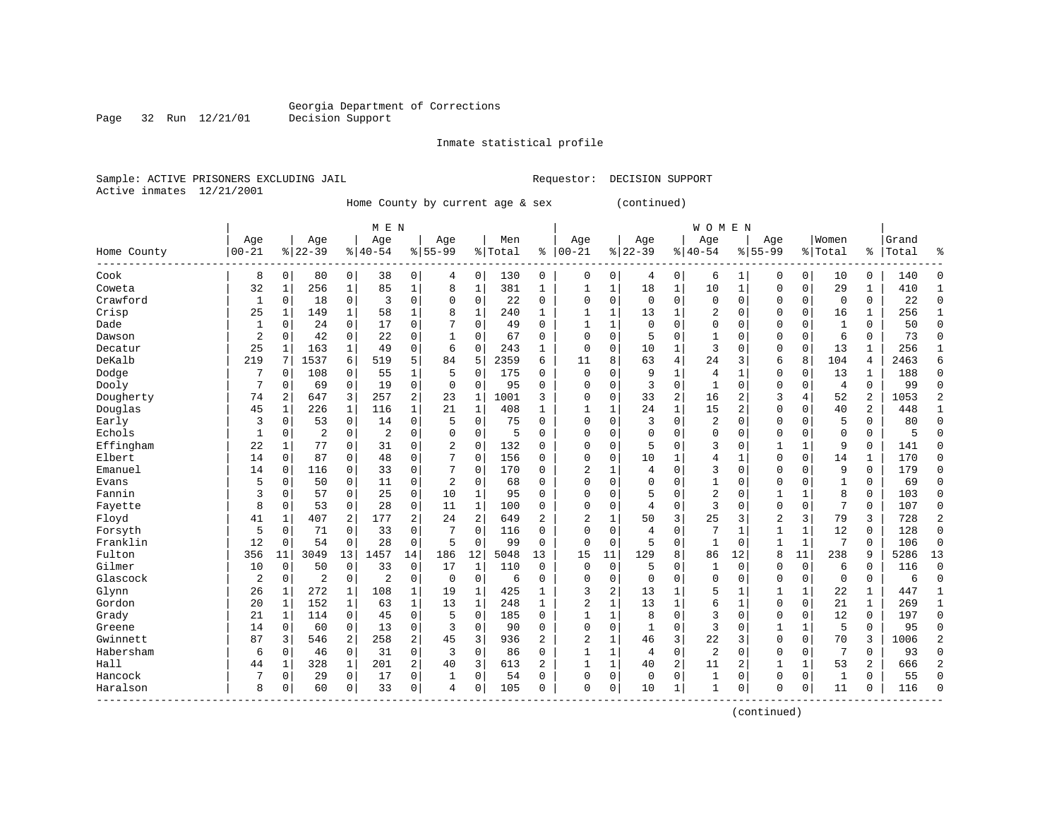Georgia Department of Corrections
Decision Support

Inmate statistical profile

Sample: ACTIVE PRISONERS EXCLUDING JAIL                Requestor: DECISION SUPPORT
Active inmates 12/21/2001

Home County by current age & sex (continued)

| Home County | MEN Age 00-21 | % | Age 22-39 | % | Age 40-54 | % | Age 55-99 | % | Men Total | % | WOMEN Age 00-21 | % | Age 22-39 | % | Age 40-54 | % | Age 55-99 | % | Women Total | % | Grand Total | % |
|---|---|---|---|---|---|---|---|---|---|---|---|---|---|---|---|---|---|---|---|---|---|---|
| Cook | 8 | 0 | 80 | 0 | 38 | 0 | 4 | 0 | 130 | 0 | 0 | 0 | 4 | 0 | 6 | 1 | 0 | 0 | 10 | 0 | 140 | 0 |
| Coweta | 32 | 1 | 256 | 1 | 85 | 1 | 8 | 1 | 381 | 1 | 1 | 1 | 18 | 1 | 10 | 1 | 0 | 0 | 29 | 1 | 410 | 1 |
| Crawford | 1 | 0 | 18 | 0 | 3 | 0 | 0 | 0 | 22 | 0 | 0 | 0 | 0 | 0 | 0 | 0 | 0 | 0 | 0 | 0 | 22 | 0 |
| Crisp | 25 | 1 | 149 | 1 | 58 | 1 | 8 | 1 | 240 | 1 | 1 | 1 | 13 | 1 | 2 | 0 | 0 | 0 | 16 | 1 | 256 | 1 |
| Dade | 1 | 0 | 24 | 0 | 17 | 0 | 7 | 0 | 49 | 0 | 1 | 1 | 0 | 0 | 0 | 0 | 0 | 0 | 1 | 0 | 50 | 0 |
| Dawson | 2 | 0 | 42 | 0 | 22 | 0 | 1 | 0 | 67 | 0 | 0 | 0 | 5 | 0 | 1 | 0 | 0 | 0 | 6 | 0 | 73 | 0 |
| Decatur | 25 | 1 | 163 | 1 | 49 | 0 | 6 | 0 | 243 | 1 | 0 | 0 | 10 | 1 | 3 | 0 | 0 | 0 | 13 | 1 | 256 | 1 |
| DeKalb | 219 | 7 | 1537 | 6 | 519 | 5 | 84 | 5 | 2359 | 6 | 11 | 8 | 63 | 4 | 24 | 3 | 6 | 8 | 104 | 4 | 2463 | 6 |
| Dodge | 7 | 0 | 108 | 0 | 55 | 1 | 5 | 0 | 175 | 0 | 0 | 0 | 9 | 1 | 4 | 1 | 0 | 0 | 13 | 1 | 188 | 0 |
| Dooly | 7 | 0 | 69 | 0 | 19 | 0 | 0 | 0 | 95 | 0 | 0 | 0 | 3 | 0 | 1 | 0 | 0 | 0 | 4 | 0 | 99 | 0 |
| Dougherty | 74 | 2 | 647 | 3 | 257 | 2 | 23 | 1 | 1001 | 3 | 0 | 0 | 33 | 2 | 16 | 2 | 3 | 4 | 52 | 2 | 1053 | 2 |
| Douglas | 45 | 1 | 226 | 1 | 116 | 1 | 21 | 1 | 408 | 1 | 1 | 1 | 24 | 1 | 15 | 2 | 0 | 0 | 40 | 2 | 448 | 1 |
| Early | 3 | 0 | 53 | 0 | 14 | 0 | 5 | 0 | 75 | 0 | 0 | 0 | 3 | 0 | 2 | 0 | 0 | 0 | 5 | 0 | 80 | 0 |
| Echols | 1 | 0 | 2 | 0 | 2 | 0 | 0 | 0 | 5 | 0 | 0 | 0 | 0 | 0 | 0 | 0 | 0 | 0 | 0 | 0 | 5 | 0 |
| Effingham | 22 | 1 | 77 | 0 | 31 | 0 | 2 | 0 | 132 | 0 | 0 | 0 | 5 | 0 | 3 | 0 | 1 | 1 | 9 | 0 | 141 | 0 |
| Elbert | 14 | 0 | 87 | 0 | 48 | 0 | 7 | 0 | 156 | 0 | 0 | 0 | 10 | 1 | 4 | 1 | 0 | 0 | 14 | 1 | 170 | 0 |
| Emanuel | 14 | 0 | 116 | 0 | 33 | 0 | 7 | 0 | 170 | 0 | 2 | 1 | 4 | 0 | 3 | 0 | 0 | 0 | 9 | 0 | 179 | 0 |
| Evans | 5 | 0 | 50 | 0 | 11 | 0 | 2 | 0 | 68 | 0 | 0 | 0 | 0 | 0 | 1 | 0 | 0 | 0 | 1 | 0 | 69 | 0 |
| Fannin | 3 | 0 | 57 | 0 | 25 | 0 | 10 | 1 | 95 | 0 | 0 | 0 | 5 | 0 | 2 | 0 | 1 | 1 | 8 | 0 | 103 | 0 |
| Fayette | 8 | 0 | 53 | 0 | 28 | 0 | 11 | 1 | 100 | 0 | 0 | 0 | 4 | 0 | 3 | 0 | 0 | 0 | 7 | 0 | 107 | 0 |
| Floyd | 41 | 1 | 407 | 2 | 177 | 2 | 24 | 2 | 649 | 2 | 2 | 1 | 50 | 3 | 25 | 3 | 2 | 3 | 79 | 3 | 728 | 2 |
| Forsyth | 5 | 0 | 71 | 0 | 33 | 0 | 7 | 0 | 116 | 0 | 0 | 0 | 4 | 0 | 7 | 1 | 1 | 1 | 12 | 0 | 128 | 0 |
| Franklin | 12 | 0 | 54 | 0 | 28 | 0 | 5 | 0 | 99 | 0 | 0 | 0 | 5 | 0 | 1 | 0 | 1 | 1 | 7 | 0 | 106 | 0 |
| Fulton | 356 | 11 | 3049 | 13 | 1457 | 14 | 186 | 12 | 5048 | 13 | 15 | 11 | 129 | 8 | 86 | 12 | 8 | 11 | 238 | 9 | 5286 | 13 |
| Gilmer | 10 | 0 | 50 | 0 | 33 | 0 | 17 | 1 | 110 | 0 | 0 | 0 | 5 | 0 | 1 | 0 | 0 | 0 | 6 | 0 | 116 | 0 |
| Glascock | 2 | 0 | 2 | 0 | 2 | 0 | 0 | 0 | 6 | 0 | 0 | 0 | 0 | 0 | 0 | 0 | 0 | 0 | 0 | 0 | 6 | 0 |
| Glynn | 26 | 1 | 272 | 1 | 108 | 1 | 19 | 1 | 425 | 1 | 3 | 2 | 13 | 1 | 5 | 1 | 1 | 1 | 22 | 1 | 447 | 1 |
| Gordon | 20 | 1 | 152 | 1 | 63 | 1 | 13 | 1 | 248 | 1 | 2 | 1 | 13 | 1 | 6 | 1 | 0 | 0 | 21 | 1 | 269 | 1 |
| Grady | 21 | 1 | 114 | 0 | 45 | 0 | 5 | 0 | 185 | 0 | 1 | 1 | 8 | 0 | 3 | 0 | 0 | 0 | 12 | 0 | 197 | 0 |
| Greene | 14 | 0 | 60 | 0 | 13 | 0 | 3 | 0 | 90 | 0 | 0 | 0 | 1 | 0 | 3 | 0 | 1 | 1 | 5 | 0 | 95 | 0 |
| Gwinnett | 87 | 3 | 546 | 2 | 258 | 2 | 45 | 3 | 936 | 2 | 2 | 1 | 46 | 3 | 22 | 3 | 0 | 0 | 70 | 3 | 1006 | 2 |
| Habersham | 6 | 0 | 46 | 0 | 31 | 0 | 3 | 0 | 86 | 0 | 1 | 1 | 4 | 0 | 2 | 0 | 0 | 0 | 7 | 0 | 93 | 0 |
| Hall | 44 | 1 | 328 | 1 | 201 | 2 | 40 | 3 | 613 | 2 | 1 | 1 | 40 | 2 | 11 | 2 | 1 | 1 | 53 | 2 | 666 | 2 |
| Hancock | 7 | 0 | 29 | 0 | 17 | 0 | 1 | 0 | 54 | 0 | 0 | 0 | 0 | 0 | 1 | 0 | 0 | 0 | 1 | 0 | 55 | 0 |
| Haralson | 8 | 0 | 60 | 0 | 33 | 0 | 4 | 0 | 105 | 0 | 0 | 0 | 10 | 1 | 1 | 0 | 0 | 0 | 11 | 0 | 116 | 0 |

(continued)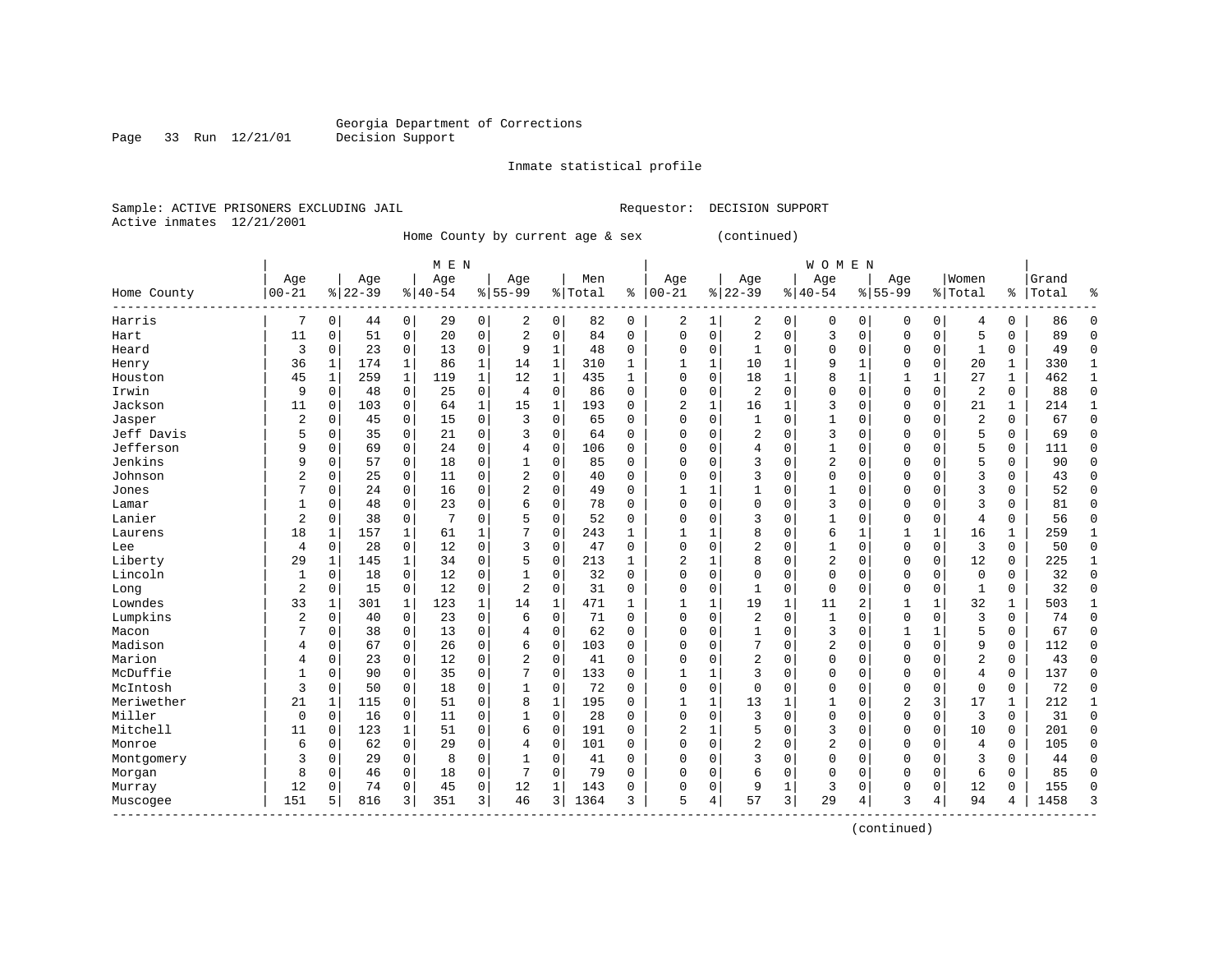Georgia Department of Corrections
Decision Support

Inmate statistical profile

Sample: ACTIVE PRISONERS EXCLUDING JAIL    Requestor: DECISION SUPPORT
Active inmates 12/21/2001

Home County by current age & sex (continued)

| Home County | MEN Age 00-21 | % | Age 22-39 | % | Age 40-54 | % | Age 55-99 | % | Men Total | % | WOMEN Age 00-21 | % | Age 22-39 | % | Age 40-54 | % | Age 55-99 | % | Women Total | % | Grand Total | % |
|---|---|---|---|---|---|---|---|---|---|---|---|---|---|---|---|---|---|---|---|---|---|---|
| Harris | 7 | 0 | 44 | 0 | 29 | 0 | 2 | 0 | 82 | 0 | 2 | 1 | 2 | 0 | 0 | 0 | 0 | 0 | 4 | 0 | 86 | 0 |
| Hart | 11 | 0 | 51 | 0 | 20 | 0 | 2 | 0 | 84 | 0 | 0 | 0 | 2 | 0 | 3 | 0 | 0 | 0 | 5 | 0 | 89 | 0 |
| Heard | 3 | 0 | 23 | 0 | 13 | 0 | 9 | 1 | 48 | 0 | 0 | 0 | 1 | 0 | 0 | 0 | 0 | 0 | 1 | 0 | 49 | 0 |
| Henry | 36 | 1 | 174 | 1 | 86 | 1 | 14 | 1 | 310 | 1 | 1 | 1 | 10 | 1 | 9 | 1 | 0 | 0 | 20 | 1 | 330 | 1 |
| Houston | 45 | 1 | 259 | 1 | 119 | 1 | 12 | 1 | 435 | 1 | 0 | 0 | 18 | 1 | 8 | 1 | 1 | 1 | 27 | 1 | 462 | 1 |
| Irwin | 9 | 0 | 48 | 0 | 25 | 0 | 4 | 0 | 86 | 0 | 0 | 0 | 2 | 0 | 0 | 0 | 0 | 0 | 2 | 0 | 88 | 0 |
| Jackson | 11 | 0 | 103 | 0 | 64 | 1 | 15 | 1 | 193 | 0 | 2 | 1 | 16 | 1 | 3 | 0 | 0 | 0 | 21 | 1 | 214 | 1 |
| Jasper | 2 | 0 | 45 | 0 | 15 | 0 | 3 | 0 | 65 | 0 | 0 | 0 | 1 | 0 | 1 | 0 | 0 | 0 | 2 | 0 | 67 | 0 |
| Jeff Davis | 5 | 0 | 35 | 0 | 21 | 0 | 3 | 0 | 64 | 0 | 0 | 0 | 2 | 0 | 3 | 0 | 0 | 0 | 5 | 0 | 69 | 0 |
| Jefferson | 9 | 0 | 69 | 0 | 24 | 0 | 4 | 0 | 106 | 0 | 0 | 0 | 4 | 0 | 1 | 0 | 0 | 0 | 5 | 0 | 111 | 0 |
| Jenkins | 9 | 0 | 57 | 0 | 18 | 0 | 1 | 0 | 85 | 0 | 0 | 0 | 3 | 0 | 2 | 0 | 0 | 0 | 5 | 0 | 90 | 0 |
| Johnson | 2 | 0 | 25 | 0 | 11 | 0 | 2 | 0 | 40 | 0 | 0 | 0 | 3 | 0 | 0 | 0 | 0 | 0 | 3 | 0 | 43 | 0 |
| Jones | 7 | 0 | 24 | 0 | 16 | 0 | 2 | 0 | 49 | 0 | 1 | 1 | 1 | 0 | 1 | 0 | 0 | 0 | 3 | 0 | 52 | 0 |
| Lamar | 1 | 0 | 48 | 0 | 23 | 0 | 6 | 0 | 78 | 0 | 0 | 0 | 0 | 0 | 3 | 0 | 0 | 0 | 3 | 0 | 81 | 0 |
| Lanier | 2 | 0 | 38 | 0 | 7 | 0 | 5 | 0 | 52 | 0 | 0 | 0 | 3 | 0 | 1 | 0 | 0 | 0 | 4 | 0 | 56 | 0 |
| Laurens | 18 | 1 | 157 | 1 | 61 | 1 | 7 | 0 | 243 | 1 | 1 | 1 | 8 | 0 | 6 | 1 | 1 | 1 | 16 | 1 | 259 | 1 |
| Lee | 4 | 0 | 28 | 0 | 12 | 0 | 3 | 0 | 47 | 0 | 0 | 0 | 2 | 0 | 1 | 0 | 0 | 0 | 3 | 0 | 50 | 0 |
| Liberty | 29 | 1 | 145 | 1 | 34 | 0 | 5 | 0 | 213 | 1 | 2 | 1 | 8 | 0 | 2 | 0 | 0 | 0 | 12 | 0 | 225 | 1 |
| Lincoln | 1 | 0 | 18 | 0 | 12 | 0 | 1 | 0 | 32 | 0 | 0 | 0 | 0 | 0 | 0 | 0 | 0 | 0 | 0 | 0 | 32 | 0 |
| Long | 2 | 0 | 15 | 0 | 12 | 0 | 2 | 0 | 31 | 0 | 0 | 0 | 1 | 0 | 0 | 0 | 0 | 0 | 1 | 0 | 32 | 0 |
| Lowndes | 33 | 1 | 301 | 1 | 123 | 1 | 14 | 1 | 471 | 1 | 1 | 1 | 19 | 1 | 11 | 2 | 1 | 1 | 32 | 1 | 503 | 1 |
| Lumpkins | 2 | 0 | 40 | 0 | 23 | 0 | 6 | 0 | 71 | 0 | 0 | 0 | 2 | 0 | 1 | 0 | 0 | 0 | 3 | 0 | 74 | 0 |
| Macon | 7 | 0 | 38 | 0 | 13 | 0 | 4 | 0 | 62 | 0 | 0 | 0 | 1 | 0 | 3 | 0 | 1 | 1 | 5 | 0 | 67 | 0 |
| Madison | 4 | 0 | 67 | 0 | 26 | 0 | 6 | 0 | 103 | 0 | 0 | 0 | 7 | 0 | 2 | 0 | 0 | 0 | 9 | 0 | 112 | 0 |
| Marion | 4 | 0 | 23 | 0 | 12 | 0 | 2 | 0 | 41 | 0 | 0 | 0 | 2 | 0 | 0 | 0 | 0 | 0 | 2 | 0 | 43 | 0 |
| McDuffie | 1 | 0 | 90 | 0 | 35 | 0 | 7 | 0 | 133 | 0 | 1 | 1 | 3 | 0 | 0 | 0 | 0 | 0 | 4 | 0 | 137 | 0 |
| McIntosh | 3 | 0 | 50 | 0 | 18 | 0 | 1 | 0 | 72 | 0 | 0 | 0 | 0 | 0 | 0 | 0 | 0 | 0 | 0 | 0 | 72 | 0 |
| Meriwether | 21 | 1 | 115 | 0 | 51 | 0 | 8 | 1 | 195 | 0 | 1 | 1 | 13 | 1 | 1 | 0 | 2 | 3 | 17 | 1 | 212 | 1 |
| Miller | 0 | 0 | 16 | 0 | 11 | 0 | 1 | 0 | 28 | 0 | 0 | 0 | 3 | 0 | 0 | 0 | 0 | 0 | 3 | 0 | 31 | 0 |
| Mitchell | 11 | 0 | 123 | 1 | 51 | 0 | 6 | 0 | 191 | 0 | 2 | 1 | 5 | 0 | 3 | 0 | 0 | 0 | 10 | 0 | 201 | 0 |
| Monroe | 6 | 0 | 62 | 0 | 29 | 0 | 4 | 0 | 101 | 0 | 0 | 0 | 2 | 0 | 2 | 0 | 0 | 0 | 4 | 0 | 105 | 0 |
| Montgomery | 3 | 0 | 29 | 0 | 8 | 0 | 1 | 0 | 41 | 0 | 0 | 0 | 3 | 0 | 0 | 0 | 0 | 0 | 3 | 0 | 44 | 0 |
| Morgan | 8 | 0 | 46 | 0 | 18 | 0 | 7 | 0 | 79 | 0 | 0 | 0 | 6 | 0 | 0 | 0 | 0 | 0 | 6 | 0 | 85 | 0 |
| Murray | 12 | 0 | 74 | 0 | 45 | 0 | 12 | 1 | 143 | 0 | 0 | 0 | 9 | 1 | 3 | 0 | 0 | 0 | 12 | 0 | 155 | 0 |
| Muscogee | 151 | 5 | 816 | 3 | 351 | 3 | 46 | 3 | 1364 | 3 | 5 | 4 | 57 | 3 | 29 | 4 | 3 | 4 | 94 | 4 | 1458 | 3 |

(continued)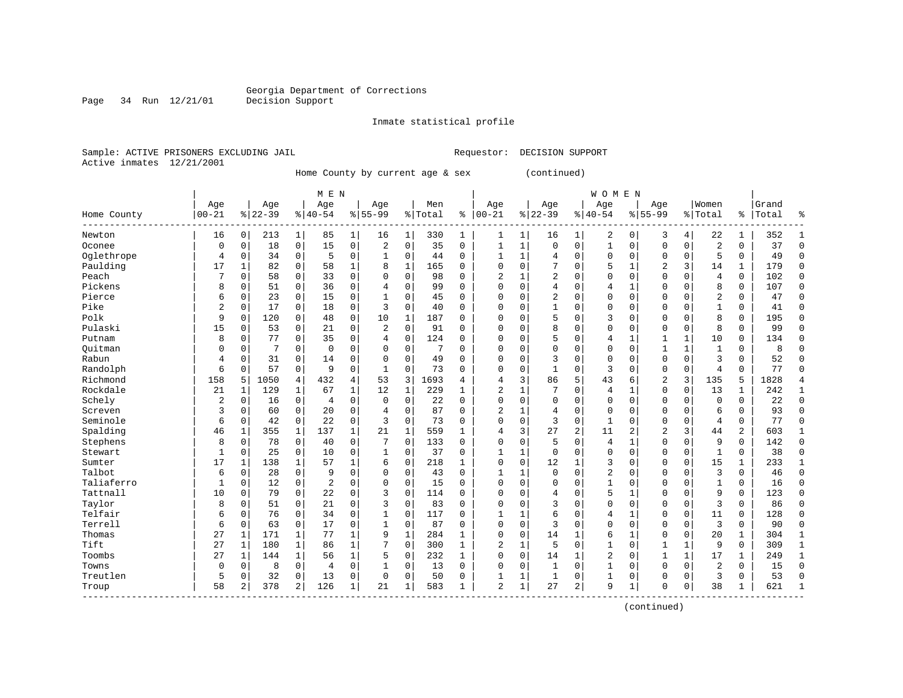Georgia Department of Corrections
Decision Support

Inmate statistical profile

Sample: ACTIVE PRISONERS EXCLUDING JAIL                Requestor: DECISION SUPPORT
Active inmates 12/21/2001

Home County by current age & sex (continued)

| Home County | MEN Age 00-21 | % | Age 22-39 | % | Age 40-54 | % | Age 55-99 | % | Men Total | % | WOMEN Age 00-21 | % | Age 22-39 | % | Age 40-54 | % | Age 55-99 | % | Women Total | % | Grand Total | % |
|---|---|---|---|---|---|---|---|---|---|---|---|---|---|---|---|---|---|---|---|---|---|---|
| Newton | 16 | 0 | 213 | 1 | 85 | 1 | 16 | 1 | 330 | 1 | 1 | 1 | 16 | 1 | 2 | 0 | 3 | 4 | 22 | 1 | 352 | 1 |
| Oconee | 0 | 0 | 18 | 0 | 15 | 0 | 2 | 0 | 35 | 0 | 1 | 1 | 0 | 0 | 1 | 0 | 0 | 0 | 2 | 0 | 37 | 0 |
| Oglethrope | 4 | 0 | 34 | 0 | 5 | 0 | 1 | 0 | 44 | 0 | 1 | 1 | 4 | 0 | 0 | 0 | 0 | 0 | 5 | 0 | 49 | 0 |
| Paulding | 17 | 1 | 82 | 0 | 58 | 1 | 8 | 1 | 165 | 0 | 0 | 0 | 7 | 0 | 5 | 1 | 2 | 3 | 14 | 1 | 179 | 0 |
| Peach | 7 | 0 | 58 | 0 | 33 | 0 | 0 | 0 | 98 | 0 | 2 | 1 | 2 | 0 | 0 | 0 | 0 | 0 | 4 | 0 | 102 | 0 |
| Pickens | 8 | 0 | 51 | 0 | 36 | 0 | 4 | 0 | 99 | 0 | 0 | 0 | 4 | 0 | 4 | 1 | 0 | 0 | 8 | 0 | 107 | 0 |
| Pierce | 6 | 0 | 23 | 0 | 15 | 0 | 1 | 0 | 45 | 0 | 0 | 0 | 2 | 0 | 0 | 0 | 0 | 0 | 2 | 0 | 47 | 0 |
| Pike | 2 | 0 | 17 | 0 | 18 | 0 | 3 | 0 | 40 | 0 | 0 | 0 | 1 | 0 | 0 | 0 | 0 | 0 | 1 | 0 | 41 | 0 |
| Polk | 9 | 0 | 120 | 0 | 48 | 0 | 10 | 1 | 187 | 0 | 0 | 0 | 5 | 0 | 3 | 0 | 0 | 0 | 8 | 0 | 195 | 0 |
| Pulaski | 15 | 0 | 53 | 0 | 21 | 0 | 2 | 0 | 91 | 0 | 0 | 0 | 8 | 0 | 0 | 0 | 0 | 0 | 8 | 0 | 99 | 0 |
| Putnam | 8 | 0 | 77 | 0 | 35 | 0 | 4 | 0 | 124 | 0 | 0 | 0 | 5 | 0 | 4 | 1 | 1 | 1 | 10 | 0 | 134 | 0 |
| Quitman | 0 | 0 | 7 | 0 | 0 | 0 | 0 | 0 | 7 | 0 | 0 | 0 | 0 | 0 | 0 | 0 | 1 | 1 | 1 | 0 | 8 | 0 |
| Rabun | 4 | 0 | 31 | 0 | 14 | 0 | 0 | 0 | 49 | 0 | 0 | 0 | 3 | 0 | 0 | 0 | 0 | 0 | 3 | 0 | 52 | 0 |
| Randolph | 6 | 0 | 57 | 0 | 9 | 0 | 1 | 0 | 73 | 0 | 0 | 0 | 1 | 0 | 3 | 0 | 0 | 0 | 4 | 0 | 77 | 0 |
| Richmond | 158 | 5 | 1050 | 4 | 432 | 4 | 53 | 3 | 1693 | 4 | 4 | 3 | 86 | 5 | 43 | 6 | 2 | 3 | 135 | 5 | 1828 | 4 |
| Rockdale | 21 | 1 | 129 | 1 | 67 | 1 | 12 | 1 | 229 | 1 | 2 | 1 | 7 | 0 | 4 | 1 | 0 | 0 | 13 | 1 | 242 | 1 |
| Schely | 2 | 0 | 16 | 0 | 4 | 0 | 0 | 0 | 22 | 0 | 0 | 0 | 0 | 0 | 0 | 0 | 0 | 0 | 0 | 0 | 22 | 0 |
| Screven | 3 | 0 | 60 | 0 | 20 | 0 | 4 | 0 | 87 | 0 | 2 | 1 | 4 | 0 | 0 | 0 | 0 | 0 | 6 | 0 | 93 | 0 |
| Seminole | 6 | 0 | 42 | 0 | 22 | 0 | 3 | 0 | 73 | 0 | 0 | 0 | 3 | 0 | 1 | 0 | 0 | 0 | 4 | 0 | 77 | 0 |
| Spalding | 46 | 1 | 355 | 1 | 137 | 1 | 21 | 1 | 559 | 1 | 4 | 3 | 27 | 2 | 11 | 2 | 2 | 3 | 44 | 2 | 603 | 1 |
| Stephens | 8 | 0 | 78 | 0 | 40 | 0 | 7 | 0 | 133 | 0 | 0 | 0 | 5 | 0 | 4 | 1 | 0 | 0 | 9 | 0 | 142 | 0 |
| Stewart | 1 | 0 | 25 | 0 | 10 | 0 | 1 | 0 | 37 | 0 | 1 | 1 | 0 | 0 | 0 | 0 | 0 | 0 | 1 | 0 | 38 | 0 |
| Sumter | 17 | 1 | 138 | 1 | 57 | 1 | 6 | 0 | 218 | 1 | 0 | 0 | 12 | 1 | 3 | 0 | 0 | 0 | 15 | 1 | 233 | 1 |
| Talbot | 6 | 0 | 28 | 0 | 9 | 0 | 0 | 0 | 43 | 0 | 1 | 1 | 0 | 0 | 2 | 0 | 0 | 0 | 3 | 0 | 46 | 0 |
| Taliaferro | 1 | 0 | 12 | 0 | 2 | 0 | 0 | 0 | 15 | 0 | 0 | 0 | 0 | 0 | 1 | 0 | 0 | 0 | 1 | 0 | 16 | 0 |
| Tattnall | 10 | 0 | 79 | 0 | 22 | 0 | 3 | 0 | 114 | 0 | 0 | 0 | 4 | 0 | 5 | 1 | 0 | 0 | 9 | 0 | 123 | 0 |
| Taylor | 8 | 0 | 51 | 0 | 21 | 0 | 3 | 0 | 83 | 0 | 0 | 0 | 3 | 0 | 0 | 0 | 0 | 0 | 3 | 0 | 86 | 0 |
| Telfair | 6 | 0 | 76 | 0 | 34 | 0 | 1 | 0 | 117 | 0 | 1 | 1 | 6 | 0 | 4 | 1 | 0 | 0 | 11 | 0 | 128 | 0 |
| Terrell | 6 | 0 | 63 | 0 | 17 | 0 | 1 | 0 | 87 | 0 | 0 | 0 | 3 | 0 | 0 | 0 | 0 | 0 | 3 | 0 | 90 | 0 |
| Thomas | 27 | 1 | 171 | 1 | 77 | 1 | 9 | 1 | 284 | 1 | 0 | 0 | 14 | 1 | 6 | 1 | 0 | 0 | 20 | 1 | 304 | 1 |
| Tift | 27 | 1 | 180 | 1 | 86 | 1 | 7 | 0 | 300 | 1 | 2 | 1 | 5 | 0 | 1 | 0 | 1 | 1 | 9 | 0 | 309 | 1 |
| Toombs | 27 | 1 | 144 | 1 | 56 | 1 | 5 | 0 | 232 | 1 | 0 | 0 | 14 | 1 | 2 | 0 | 1 | 1 | 17 | 1 | 249 | 1 |
| Towns | 0 | 0 | 8 | 0 | 4 | 0 | 1 | 0 | 13 | 0 | 0 | 0 | 1 | 0 | 1 | 0 | 0 | 0 | 2 | 0 | 15 | 0 |
| Treutlen | 5 | 0 | 32 | 0 | 13 | 0 | 0 | 0 | 50 | 0 | 1 | 1 | 1 | 0 | 1 | 0 | 0 | 0 | 3 | 0 | 53 | 0 |
| Troup | 58 | 2 | 378 | 2 | 126 | 1 | 21 | 1 | 583 | 1 | 2 | 1 | 27 | 2 | 9 | 1 | 0 | 0 | 38 | 1 | 621 | 1 |

(continued)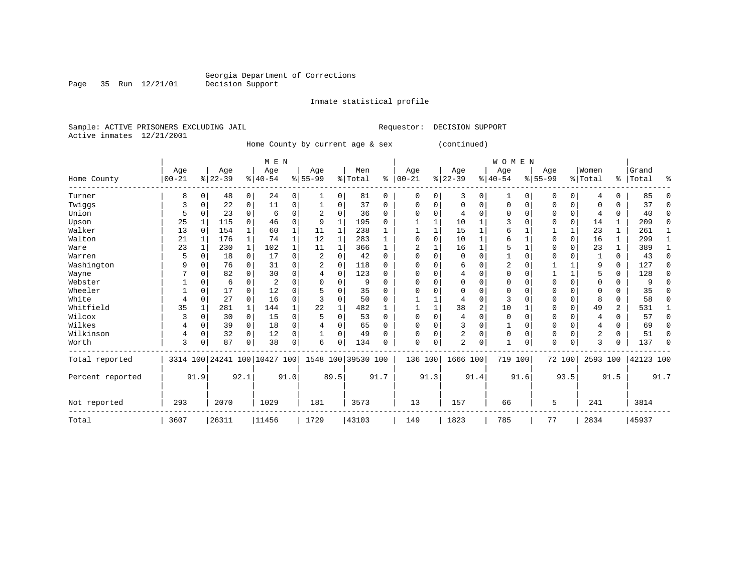Georgia Department of Corrections
Decision Support

Inmate statistical profile

Sample: ACTIVE PRISONERS EXCLUDING JAIL                Requestor: DECISION SUPPORT
Active inmates 12/21/2001

Home County by current age & sex (continued)

| Home County | MEN Age 00-21 | % | Age 22-39 | % | Age 40-54 | % | Age 55-99 | % | Men Total | % | WOMEN Age 00-21 | % | Age 22-39 | % | Age 40-54 | % | Age 55-99 | % | Women Total | % | Grand Total | % |
|---|---|---|---|---|---|---|---|---|---|---|---|---|---|---|---|---|---|---|---|---|---|---|
| Turner | 8 | 0 | 48 | 0 | 24 | 0 | 1 | 0 | 81 | 0 | 0 | 0 | 3 | 0 | 1 | 0 | 0 | 0 | 4 | 0 | 85 | 0 |
| Twiggs | 3 | 0 | 22 | 0 | 11 | 0 | 1 | 0 | 37 | 0 | 0 | 0 | 0 | 0 | 0 | 0 | 0 | 0 | 0 | 0 | 37 | 0 |
| Union | 5 | 0 | 23 | 0 | 6 | 0 | 2 | 0 | 36 | 0 | 0 | 0 | 4 | 0 | 0 | 0 | 0 | 0 | 4 | 0 | 40 | 0 |
| Upson | 25 | 1 | 115 | 0 | 46 | 0 | 9 | 1 | 195 | 0 | 1 | 1 | 10 | 1 | 3 | 0 | 0 | 0 | 14 | 1 | 209 | 0 |
| Walker | 13 | 0 | 154 | 1 | 60 | 1 | 11 | 1 | 238 | 1 | 1 | 1 | 15 | 1 | 6 | 1 | 1 | 1 | 23 | 1 | 261 | 1 |
| Walton | 21 | 1 | 176 | 1 | 74 | 1 | 12 | 1 | 283 | 1 | 0 | 0 | 10 | 1 | 6 | 1 | 0 | 0 | 16 | 1 | 299 | 1 |
| Ware | 23 | 1 | 230 | 1 | 102 | 1 | 11 | 1 | 366 | 1 | 2 | 1 | 16 | 1 | 5 | 1 | 0 | 0 | 23 | 1 | 389 | 1 |
| Warren | 5 | 0 | 18 | 0 | 17 | 0 | 2 | 0 | 42 | 0 | 0 | 0 | 0 | 0 | 1 | 0 | 0 | 0 | 1 | 0 | 43 | 0 |
| Washington | 9 | 0 | 76 | 0 | 31 | 0 | 2 | 0 | 118 | 0 | 0 | 0 | 6 | 0 | 2 | 0 | 1 | 1 | 9 | 0 | 127 | 0 |
| Wayne | 7 | 0 | 82 | 0 | 30 | 0 | 4 | 0 | 123 | 0 | 0 | 0 | 4 | 0 | 0 | 0 | 1 | 1 | 5 | 0 | 128 | 0 |
| Webster | 1 | 0 | 6 | 0 | 2 | 0 | 0 | 0 | 9 | 0 | 0 | 0 | 0 | 0 | 0 | 0 | 0 | 0 | 0 | 0 | 9 | 0 |
| Wheeler | 1 | 0 | 17 | 0 | 12 | 0 | 5 | 0 | 35 | 0 | 0 | 0 | 0 | 0 | 0 | 0 | 0 | 0 | 0 | 0 | 35 | 0 |
| White | 4 | 0 | 27 | 0 | 16 | 0 | 3 | 0 | 50 | 0 | 1 | 1 | 4 | 0 | 3 | 0 | 0 | 0 | 8 | 0 | 58 | 0 |
| Whitfield | 35 | 1 | 281 | 1 | 144 | 1 | 22 | 1 | 482 | 1 | 1 | 1 | 38 | 2 | 10 | 1 | 0 | 0 | 49 | 2 | 531 | 1 |
| Wilcox | 3 | 0 | 30 | 0 | 15 | 0 | 5 | 0 | 53 | 0 | 0 | 0 | 4 | 0 | 0 | 0 | 0 | 0 | 4 | 0 | 57 | 0 |
| Wilkes | 4 | 0 | 39 | 0 | 18 | 0 | 4 | 0 | 65 | 0 | 0 | 0 | 3 | 0 | 1 | 0 | 0 | 0 | 4 | 0 | 69 | 0 |
| Wilkinson | 4 | 0 | 32 | 0 | 12 | 0 | 1 | 0 | 49 | 0 | 0 | 0 | 2 | 0 | 0 | 0 | 0 | 0 | 2 | 0 | 51 | 0 |
| Worth | 3 | 0 | 87 | 0 | 38 | 0 | 6 | 0 | 134 | 0 | 0 | 0 | 2 | 0 | 1 | 0 | 0 | 0 | 3 | 0 | 137 | 0 |
| Total reported | 3314 | 100 | 24241 | 100 | 10427 | 100 | 1548 | 100 | 39530 | 100 | 136 | 100 | 1666 | 100 | 719 | 100 | 72 | 100 | 2593 | 100 | 42123 | 100 |
| Percent reported | | 91.9 | | 92.1 | | 91.0 | | 89.5 | | 91.7 | | 91.3 | | 91.4 | | 91.6 | | 93.5 | | 91.5 | | 91.7 |
| Not reported | 293 | | 2070 | | 1029 | | 181 | | 3573 | | 13 | | 157 | | 66 | | 5 | | 241 | | 3814 | |
| Total | 3607 | | 26311 | | 11456 | | 1729 | | 43103 | | 149 | | 1823 | | 785 | | 77 | | 2834 | | 45937 | |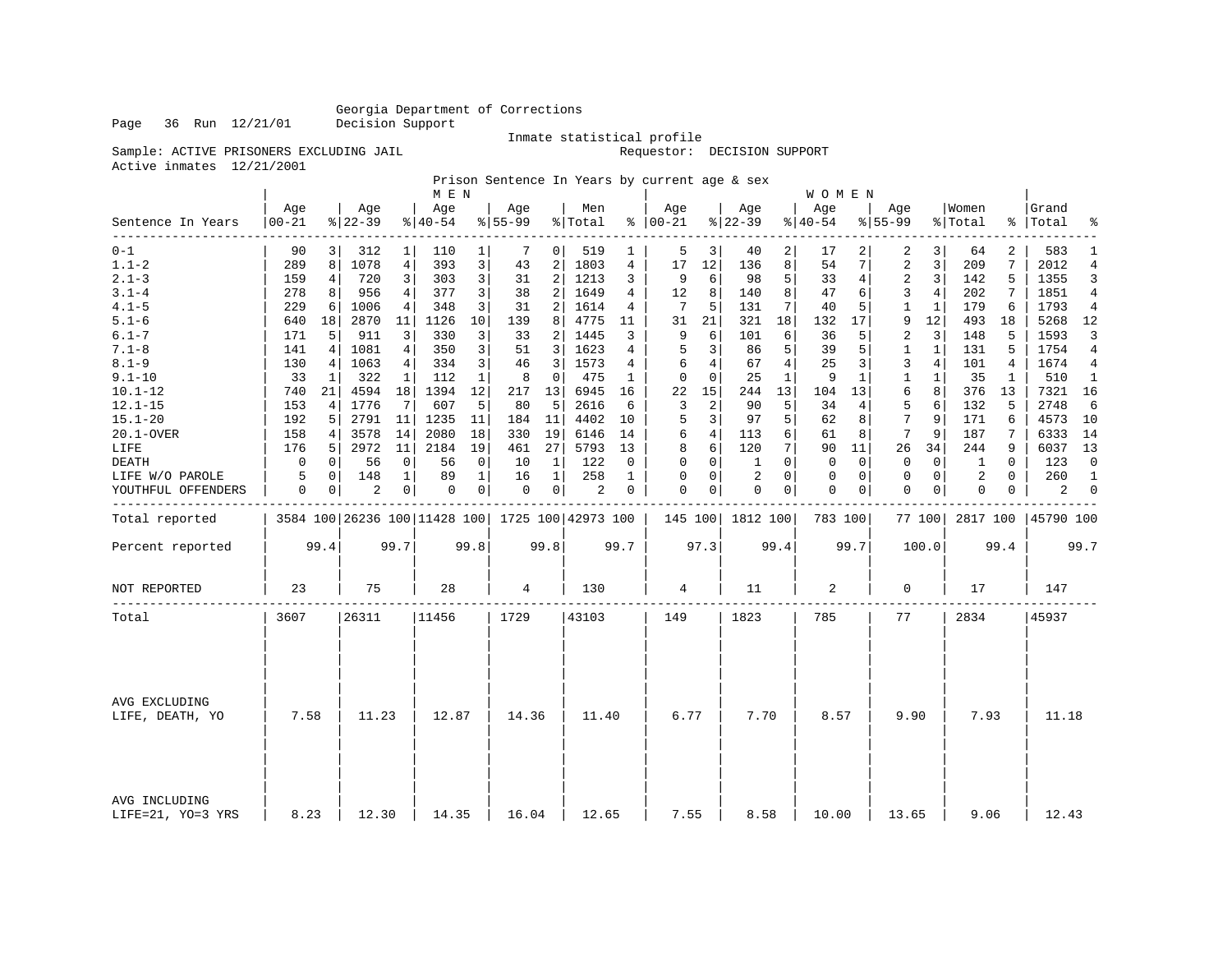Georgia Department of Corrections
Decision Support

Inmate statistical profile

Sample: ACTIVE PRISONERS EXCLUDING JAIL  Requestor: DECISION SUPPORT
Active inmates 12/21/2001

Prison Sentence In Years by current age & sex

| Sentence In Years | MEN Age 00-21 | % | Age 22-39 | % | Age 40-54 | % | Age 55-99 | % | Men Total | % | WOMEN Age 00-21 | % | Age 22-39 | % | Age 40-54 | % | Age 55-99 | % | Women Total | % | Grand Total | % |
|---|---|---|---|---|---|---|---|---|---|---|---|---|---|---|---|---|---|---|---|---|---|---|
| 0-1 | 90 | 3 | 312 | 1 | 110 | 1 | 7 | 0 | 519 | 1 | 5 | 3 | 40 | 2 | 17 | 2 | 2 | 3 | 64 | 2 | 583 | 1 |
| 1.1-2 | 289 | 8 | 1078 | 4 | 393 | 3 | 43 | 2 | 1803 | 4 | 17 | 12 | 136 | 8 | 54 | 7 | 2 | 3 | 209 | 7 | 2012 | 4 |
| 2.1-3 | 159 | 4 | 720 | 3 | 303 | 3 | 31 | 2 | 1213 | 3 | 9 | 6 | 98 | 5 | 33 | 4 | 2 | 3 | 142 | 5 | 1355 | 3 |
| 3.1-4 | 278 | 8 | 956 | 4 | 377 | 3 | 38 | 2 | 1649 | 4 | 12 | 8 | 140 | 8 | 47 | 6 | 3 | 4 | 202 | 7 | 1851 | 4 |
| 4.1-5 | 229 | 6 | 1006 | 4 | 348 | 3 | 31 | 2 | 1614 | 4 | 7 | 5 | 131 | 7 | 40 | 5 | 1 | 1 | 179 | 6 | 1793 | 4 |
| 5.1-6 | 640 | 18 | 2870 | 11 | 1126 | 10 | 139 | 8 | 4775 | 11 | 31 | 21 | 321 | 18 | 132 | 17 | 9 | 12 | 493 | 18 | 5268 | 12 |
| 6.1-7 | 171 | 5 | 911 | 3 | 330 | 3 | 33 | 2 | 1445 | 3 | 9 | 6 | 101 | 6 | 36 | 5 | 2 | 3 | 148 | 5 | 1593 | 3 |
| 7.1-8 | 141 | 4 | 1081 | 4 | 350 | 3 | 51 | 3 | 1623 | 4 | 5 | 3 | 86 | 5 | 39 | 5 | 1 | 1 | 131 | 5 | 1754 | 4 |
| 8.1-9 | 130 | 4 | 1063 | 4 | 334 | 3 | 46 | 3 | 1573 | 4 | 6 | 4 | 67 | 4 | 25 | 3 | 3 | 4 | 101 | 4 | 1674 | 4 |
| 9.1-10 | 33 | 1 | 322 | 1 | 112 | 1 | 8 | 0 | 475 | 1 | 0 | 0 | 25 | 1 | 9 | 1 | 1 | 1 | 35 | 1 | 510 | 1 |
| 10.1-12 | 740 | 21 | 4594 | 18 | 1394 | 12 | 217 | 13 | 6945 | 16 | 22 | 15 | 244 | 13 | 104 | 13 | 6 | 8 | 376 | 13 | 7321 | 16 |
| 12.1-15 | 153 | 4 | 1776 | 7 | 607 | 5 | 80 | 5 | 2616 | 6 | 3 | 2 | 90 | 5 | 34 | 4 | 5 | 6 | 132 | 5 | 2748 | 6 |
| 15.1-20 | 192 | 5 | 2791 | 11 | 1235 | 11 | 184 | 11 | 4402 | 10 | 5 | 3 | 97 | 5 | 62 | 8 | 7 | 9 | 171 | 6 | 4573 | 10 |
| 20.1-OVER | 158 | 4 | 3578 | 14 | 2080 | 18 | 330 | 19 | 6146 | 14 | 6 | 4 | 113 | 6 | 61 | 8 | 7 | 9 | 187 | 7 | 6333 | 14 |
| LIFE | 176 | 5 | 2972 | 11 | 2184 | 19 | 461 | 27 | 5793 | 13 | 8 | 6 | 120 | 7 | 90 | 11 | 26 | 34 | 244 | 9 | 6037 | 13 |
| DEATH | 0 | 0 | 56 | 0 | 56 | 0 | 10 | 1 | 122 | 0 | 0 | 0 | 1 | 0 | 0 | 0 | 0 | 0 | 1 | 0 | 123 | 0 |
| LIFE W/O PAROLE | 5 | 0 | 148 | 1 | 89 | 1 | 16 | 1 | 258 | 1 | 0 | 0 | 2 | 0 | 0 | 0 | 0 | 0 | 2 | 0 | 260 | 1 |
| YOUTHFUL OFFENDERS | 0 | 0 | 2 | 0 | 0 | 0 | 0 | 0 | 2 | 0 | 0 | 0 | 0 | 0 | 0 | 0 | 0 | 0 | 0 | 0 | 2 | 0 |
| Total reported | 3584 | 100 | 26236 | 100 | 11428 | 100 | 1725 | 100 | 42973 | 100 | 145 | 100 | 1812 | 100 | 783 | 100 | 77 | 100 | 2817 | 100 | 45790 | 100 |
| Percent reported | | 99.4 | | 99.7 | | 99.8 | | 99.8 | | 99.7 | | 97.3 | | 99.4 | | 99.7 | | 100.0 | | 99.4 | | 99.7 |
| NOT REPORTED | 23 | | 75 | | 28 | | 4 | | 130 | | 4 | | 11 | | 2 | | 0 | | 17 | | 147 | |
| Total | 3607 | | 26311 | | 11456 | | 1729 | | 43103 | | 149 | | 1823 | | 785 | | 77 | | 2834 | | 45937 | |
| AVG EXCLUDING LIFE, DEATH, YO | 7.58 | | 11.23 | | 12.87 | | 14.36 | | 11.40 | | 6.77 | | 7.70 | | 8.57 | | 9.90 | | 7.93 | | 11.18 | |
| AVG INCLUDING LIFE=21, YO=3 YRS | 8.23 | | 12.30 | | 14.35 | | 16.04 | | 12.65 | | 7.55 | | 8.58 | | 10.00 | | 13.65 | | 9.06 | | 12.43 | |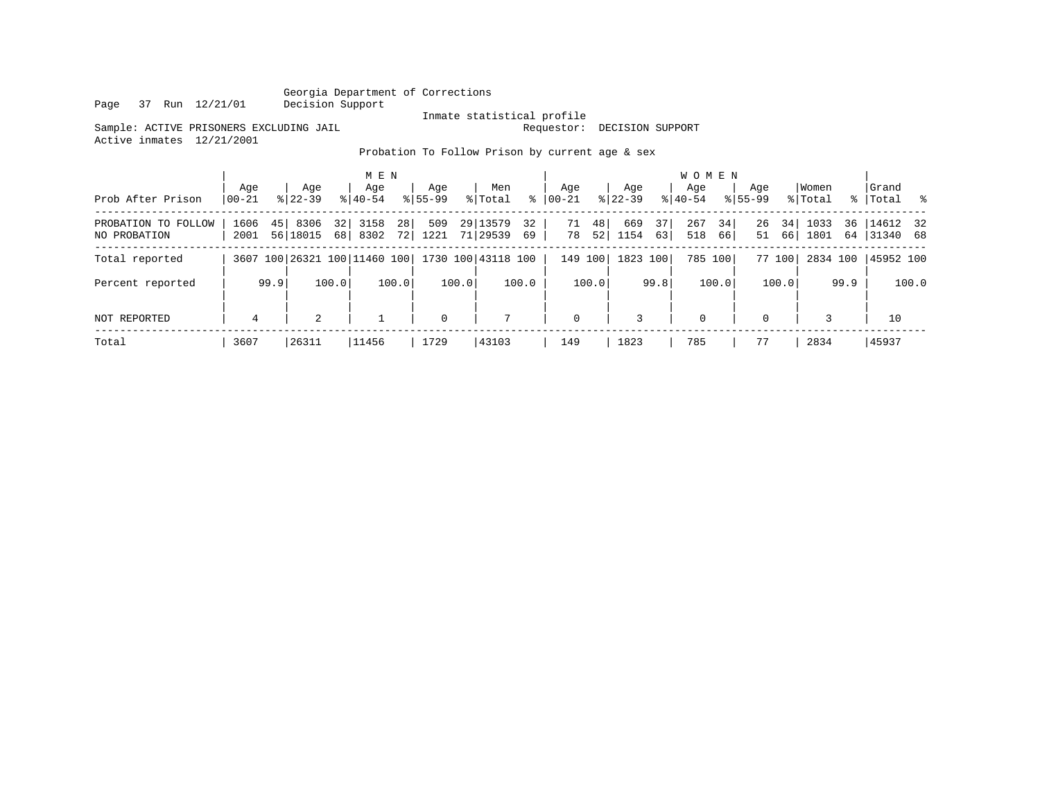Georgia Department of Corrections
Decision Support

Inmate statistical profile

Sample: ACTIVE PRISONERS EXCLUDING JAIL    Requestor: DECISION SUPPORT

Active inmates 12/21/2001

Probation To Follow Prison by current age & sex

| Prob After Prison | MEN Age 00-21 | % | Age 22-39 | % | Age 40-54 | % | Age 55-99 | % | Men Total | % | WOMEN Age 00-21 | % | Age 22-39 | % | Age 40-54 | % | Age 55-99 | % | Women Total | % | Grand Total | % |
|---|---|---|---|---|---|---|---|---|---|---|---|---|---|---|---|---|---|---|---|---|---|---|
| PROBATION TO FOLLOW | 1606 | 45 | 8306 | 32 | 3158 | 28 | 509 | 29 | 13579 | 32 | 71 | 48 | 669 | 37 | 267 | 34 | 26 | 34 | 1033 | 36 | 14612 | 32 |
| NO PROBATION | 2001 | 56 | 18015 | 68 | 8302 | 72 | 1221 | 71 | 29539 | 69 | 78 | 52 | 1154 | 63 | 518 | 66 | 51 | 66 | 1801 | 64 | 31340 | 68 |
| Total reported | 3607 | 100 | 26321 | 100 | 11460 | 100 | 1730 | 100 | 43118 | 100 | 149 | 100 | 1823 | 100 | 785 | 100 | 77 | 100 | 2834 | 100 | 45952 | 100 |
| Percent reported | | 99.9 | | 100.0 | | 100.0 | | 100.0 | | 100.0 | | 100.0 | | 99.8 | | 100.0 | | 100.0 | | 99.9 | | 100.0 |
| NOT REPORTED | 4 | | 2 | | 1 | | 0 | | 7 | | 0 | | 3 | | 0 | | 0 | | 3 | | 10 | |
| Total | 3607 | | 26311 | | 11456 | | 1729 | | 43103 | | 149 | | 1823 | | 785 | | 77 | | 2834 | | 45937 | |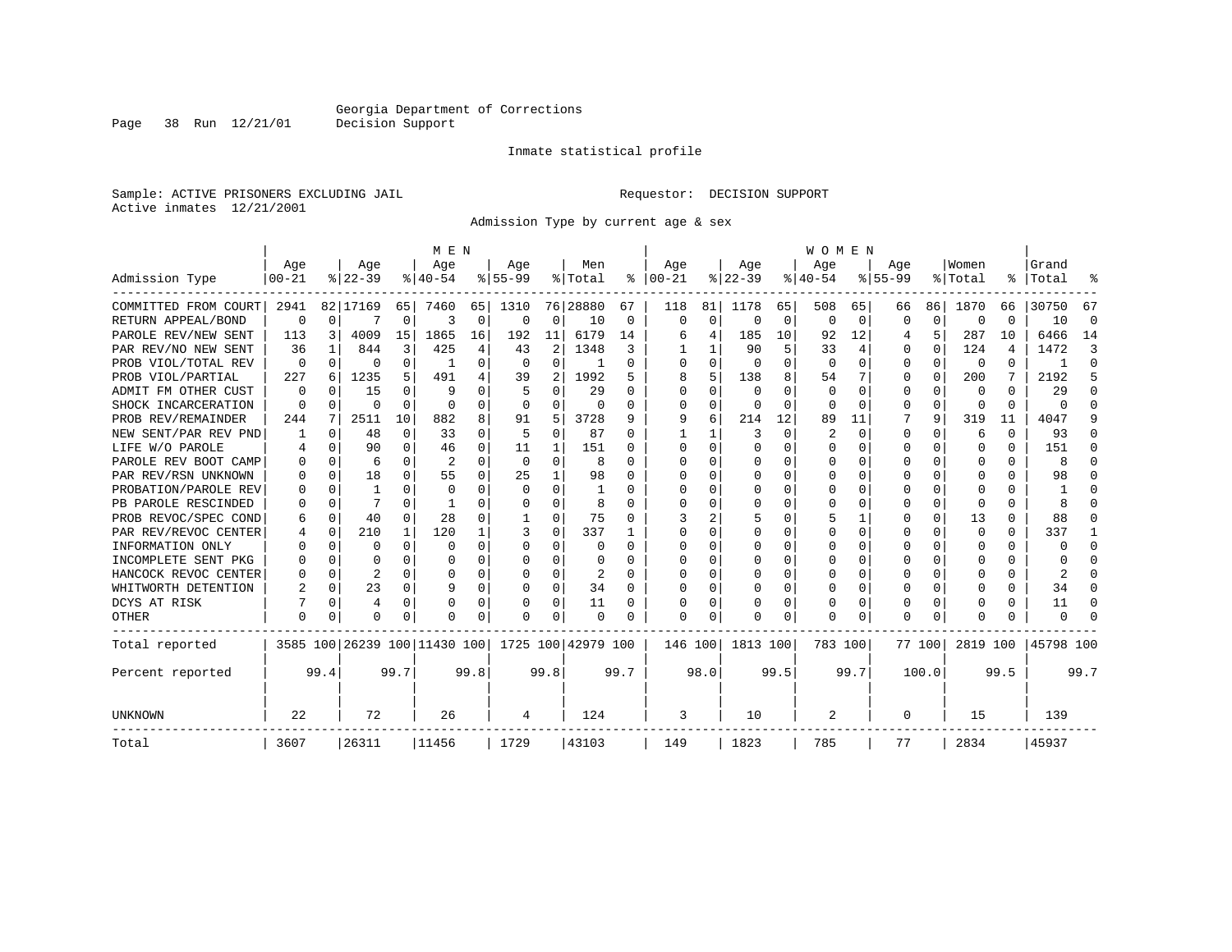Georgia Department of Corrections
Decision Support

Inmate statistical profile

Sample: ACTIVE PRISONERS EXCLUDING JAIL                    Requestor: DECISION SUPPORT
Active inmates 12/21/2001

Admission Type by current age & sex

| Admission Type | MEN Age 00-21 | % | Age 22-39 | % | Age 40-54 | % | Age 55-99 | % | Men Total | % | WOMEN Age 00-21 | % | Age 22-39 | % | Age 40-54 | % | Age 55-99 | % | Women Total | % | Grand Total | % |
|---|---|---|---|---|---|---|---|---|---|---|---|---|---|---|---|---|---|---|---|---|---|---|
| COMMITTED FROM COURT | 2941 | 82 | 17169 | 65 | 7460 | 65 | 1310 | 76 | 28880 | 67 | 118 | 81 | 1178 | 65 | 508 | 65 | 66 | 86 | 1870 | 66 | 30750 | 67 |
| RETURN APPEAL/BOND | 0 | 0 | 7 | 0 | 3 | 0 | 0 | 0 | 10 | 0 | 0 | 0 | 0 | 0 | 0 | 0 | 0 | 0 | 0 | 0 | 10 | 0 |
| PAROLE REV/NEW SENT | 113 | 3 | 4009 | 15 | 1865 | 16 | 192 | 11 | 6179 | 14 | 6 | 4 | 185 | 10 | 92 | 12 | 4 | 5 | 287 | 10 | 6466 | 14 |
| PAR REV/NO NEW SENT | 36 | 1 | 844 | 3 | 425 | 4 | 43 | 2 | 1348 | 3 | 1 | 1 | 90 | 5 | 33 | 4 | 0 | 0 | 124 | 4 | 1472 | 3 |
| PROB VIOL/TOTAL REV | 0 | 0 | 0 | 0 | 1 | 0 | 0 | 0 | 1 | 0 | 0 | 0 | 0 | 0 | 0 | 0 | 0 | 0 | 0 | 0 | 1 | 0 |
| PROB VIOL/PARTIAL | 227 | 6 | 1235 | 5 | 491 | 4 | 39 | 2 | 1992 | 5 | 8 | 5 | 138 | 8 | 54 | 7 | 0 | 0 | 200 | 7 | 2192 | 5 |
| ADMIT FM OTHER CUST | 0 | 0 | 15 | 0 | 9 | 0 | 5 | 0 | 29 | 0 | 0 | 0 | 0 | 0 | 0 | 0 | 0 | 0 | 0 | 0 | 29 | 0 |
| SHOCK INCARCERATION | 0 | 0 | 0 | 0 | 0 | 0 | 0 | 0 | 0 | 0 | 0 | 0 | 0 | 0 | 0 | 0 | 0 | 0 | 0 | 0 | 0 | 0 |
| PROB REV/REMAINDER | 244 | 7 | 2511 | 10 | 882 | 8 | 91 | 5 | 3728 | 9 | 9 | 6 | 214 | 12 | 89 | 11 | 7 | 9 | 319 | 11 | 4047 | 9 |
| NEW SENT/PAR REV PND | 1 | 0 | 48 | 0 | 33 | 0 | 5 | 0 | 87 | 0 | 1 | 1 | 3 | 0 | 2 | 0 | 0 | 0 | 6 | 0 | 93 | 0 |
| LIFE W/O PAROLE | 4 | 0 | 90 | 0 | 46 | 0 | 11 | 1 | 151 | 0 | 0 | 0 | 0 | 0 | 0 | 0 | 0 | 0 | 0 | 0 | 151 | 0 |
| PAROLE REV BOOT CAMP | 0 | 0 | 6 | 0 | 2 | 0 | 0 | 0 | 8 | 0 | 0 | 0 | 0 | 0 | 0 | 0 | 0 | 0 | 0 | 0 | 8 | 0 |
| PAR REV/RSN UNKNOWN | 0 | 0 | 18 | 0 | 55 | 0 | 25 | 1 | 98 | 0 | 0 | 0 | 0 | 0 | 0 | 0 | 0 | 0 | 0 | 0 | 98 | 0 |
| PROBATION/PAROLE REV | 0 | 0 | 1 | 0 | 0 | 0 | 0 | 0 | 1 | 0 | 0 | 0 | 0 | 0 | 0 | 0 | 0 | 0 | 0 | 0 | 1 | 0 |
| PB PAROLE RESCINDED | 0 | 0 | 7 | 0 | 1 | 0 | 0 | 0 | 8 | 0 | 0 | 0 | 0 | 0 | 0 | 0 | 0 | 0 | 0 | 0 | 8 | 0 |
| PROB REVOC/SPEC COND | 6 | 0 | 40 | 0 | 28 | 0 | 1 | 0 | 75 | 0 | 3 | 2 | 5 | 0 | 5 | 1 | 0 | 0 | 13 | 0 | 88 | 0 |
| PAR REV/REVOC CENTER | 4 | 0 | 210 | 1 | 120 | 1 | 3 | 0 | 337 | 1 | 0 | 0 | 0 | 0 | 0 | 0 | 0 | 0 | 0 | 0 | 337 | 1 |
| INFORMATION ONLY | 0 | 0 | 0 | 0 | 0 | 0 | 0 | 0 | 0 | 0 | 0 | 0 | 0 | 0 | 0 | 0 | 0 | 0 | 0 | 0 | 0 | 0 |
| INCOMPLETE SENT PKG | 0 | 0 | 0 | 0 | 0 | 0 | 0 | 0 | 0 | 0 | 0 | 0 | 0 | 0 | 0 | 0 | 0 | 0 | 0 | 0 | 0 | 0 |
| HANCOCK REVOC CENTER | 0 | 0 | 2 | 0 | 0 | 0 | 0 | 0 | 2 | 0 | 0 | 0 | 0 | 0 | 0 | 0 | 0 | 0 | 0 | 0 | 2 | 0 |
| WHITWORTH DETENTION | 2 | 0 | 23 | 0 | 9 | 0 | 0 | 0 | 34 | 0 | 0 | 0 | 0 | 0 | 0 | 0 | 0 | 0 | 0 | 0 | 34 | 0 |
| DCYS AT RISK | 7 | 0 | 4 | 0 | 0 | 0 | 0 | 0 | 11 | 0 | 0 | 0 | 0 | 0 | 0 | 0 | 0 | 0 | 0 | 0 | 11 | 0 |
| OTHER | 0 | 0 | 0 | 0 | 0 | 0 | 0 | 0 | 0 | 0 | 0 | 0 | 0 | 0 | 0 | 0 | 0 | 0 | 0 | 0 | 0 | 0 |
| Total reported | 3585 | 100 | 26239 | 100 | 11430 | 100 | 1725 | 100 | 42979 | 100 | 146 | 100 | 1813 | 100 | 783 | 100 | 77 | 100 | 2819 | 100 | 45798 | 100 |
| Percent reported | | 99.4 | | 99.7 | | 99.8 | | 99.8 | | 99.7 | | 98.0 | | 99.5 | | 99.7 | | 100.0 | | 99.5 | | 99.7 |
| UNKNOWN | 22 | | 72 | | 26 | | 4 | | 124 | | 3 | | 10 | | 2 | | 0 | | 15 | | 139 | |
| Total | 3607 | | 26311 | | 11456 | | 1729 | | 43103 | | 149 | | 1823 | | 785 | | 77 | | 2834 | | 45937 | |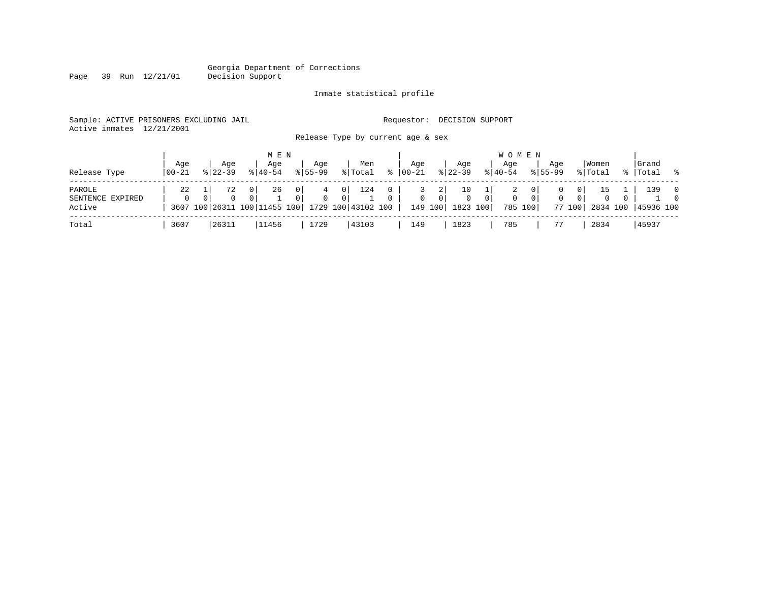Georgia Department of Corrections
Decision Support

Inmate statistical profile

Sample: ACTIVE PRISONERS EXCLUDING JAIL                Requestor: DECISION SUPPORT
Active inmates 12/21/2001

Release Type by current age & sex

| Release Type | MEN Age 00-21 | % | Age 22-39 | % | Age 40-54 | % | Age 55-99 | % | Men Total | % | WOMEN Age 00-21 | % | Age 22-39 | % | Age 40-54 | % | Age 55-99 | % | Women Total | % | Grand Total | % |
|---|---|---|---|---|---|---|---|---|---|---|---|---|---|---|---|---|---|---|---|---|---|---|
| PAROLE | 22 | 1 | 72 | 0 | 26 | 0 | 4 | 0 | 124 | 0 | 3 | 2 | 10 | 1 | 2 | 0 | 0 | 0 | 15 | 1 | 139 | 0 |
| SENTENCE EXPIRED | 0 | 0 | 0 | 0 | 1 | 0 | 0 | 0 | 1 | 0 | 0 | 0 | 0 | 0 | 0 | 0 | 0 | 0 | 0 | 0 | 1 | 0 |
| Active | 3607 | 100 | 26311 | 100 | 11455 | 100 | 1729 | 100 | 43102 | 100 | 149 | 100 | 1823 | 100 | 785 | 100 | 77 | 100 | 2834 | 100 | 45936 | 100 |
| Total | 3607 | | 26311 | | 11456 | | 1729 | | 43103 | | 149 | | 1823 | | 785 | | 77 | | 2834 | | 45937 | |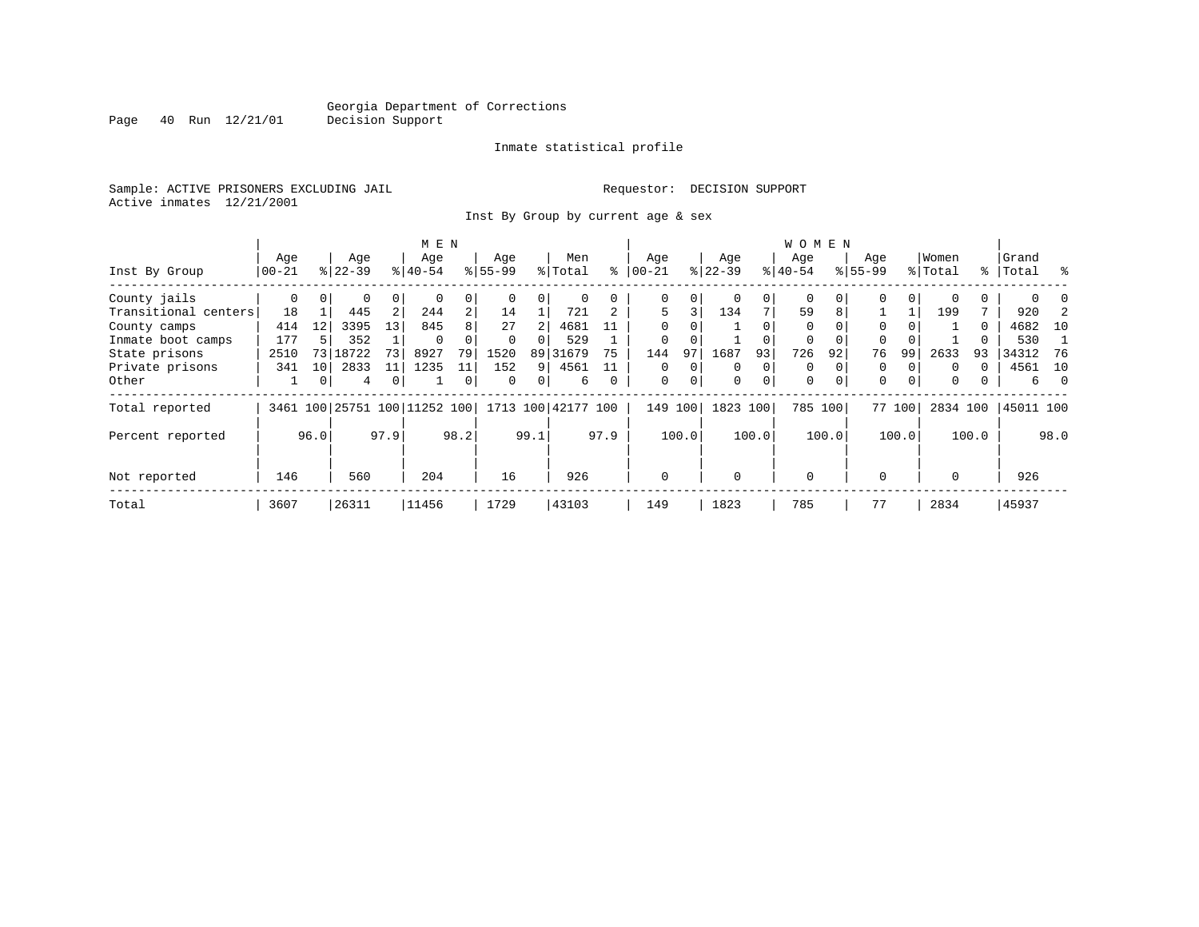Georgia Department of Corrections
Decision Support

Inmate statistical profile

Sample: ACTIVE PRISONERS EXCLUDING JAIL

Requestor: DECISION SUPPORT

Active inmates 12/21/2001

Inst By Group by current age & sex

| Inst By Group | MEN Age 00-21 | % | Age 22-39 | % | Age 40-54 | % | Age 55-99 | % | Men Total | % | WOMEN Age 00-21 | % | Age 22-39 | % | Age 40-54 | % | Age 55-99 | % | Women Total | % | Grand Total | % |
|---|---|---|---|---|---|---|---|---|---|---|---|---|---|---|---|---|---|---|---|---|---|---|
| County jails | 0 | 0 | 0 | 0 | 0 | 0 | 0 | 0 | 0 | 0 | 0 | 0 | 0 | 0 | 0 | 0 | 0 | 0 | 0 | 0 | 0 | 0 |
| Transitional centers | 18 | 1 | 445 | 2 | 244 | 2 | 14 | 1 | 721 | 2 | 5 | 3 | 134 | 7 | 59 | 8 | 1 | 1 | 199 | 7 | 920 | 2 |
| County camps | 414 | 12 | 3395 | 13 | 845 | 8 | 27 | 2 | 4681 | 11 | 0 | 0 | 1 | 0 | 0 | 0 | 0 | 0 | 1 | 0 | 4682 | 10 |
| Inmate boot camps | 177 | 5 | 352 | 1 | 0 | 0 | 0 | 0 | 529 | 1 | 0 | 0 | 1 | 0 | 0 | 0 | 0 | 0 | 1 | 0 | 530 | 1 |
| State prisons | 2510 | 73 | 18722 | 73 | 8927 | 79 | 1520 | 89 | 31679 | 75 | 144 | 97 | 1687 | 93 | 726 | 92 | 76 | 99 | 2633 | 93 | 34312 | 76 |
| Private prisons | 341 | 10 | 2833 | 11 | 1235 | 11 | 152 | 9 | 4561 | 11 | 0 | 0 | 0 | 0 | 0 | 0 | 0 | 0 | 0 | 0 | 4561 | 10 |
| Other | 1 | 0 | 4 | 0 | 1 | 0 | 0 | 0 | 6 | 0 | 0 | 0 | 0 | 0 | 0 | 0 | 0 | 0 | 0 | 0 | 6 | 0 |
| Total reported | 3461 | 100 | 25751 | 100 | 11252 | 100 | 1713 | 100 | 42177 | 100 | 149 | 100 | 1823 | 100 | 785 | 100 | 77 | 100 | 2834 | 100 | 45011 | 100 |
| Percent reported | | 96.0 | | 97.9 | | 98.2 | | 99.1 | | 97.9 | | 100.0 | | 100.0 | | 100.0 | | 100.0 | | 100.0 | | 98.0 |
| Not reported | 146 | | 560 | | 204 | | 16 | | 926 | | 0 | | 0 | | 0 | | 0 | | 0 | | 926 | |
| Total | 3607 | | 26311 | | 11456 | | 1729 | | 43103 | | 149 | | 1823 | | 785 | | 77 | | 2834 | | 45937 | |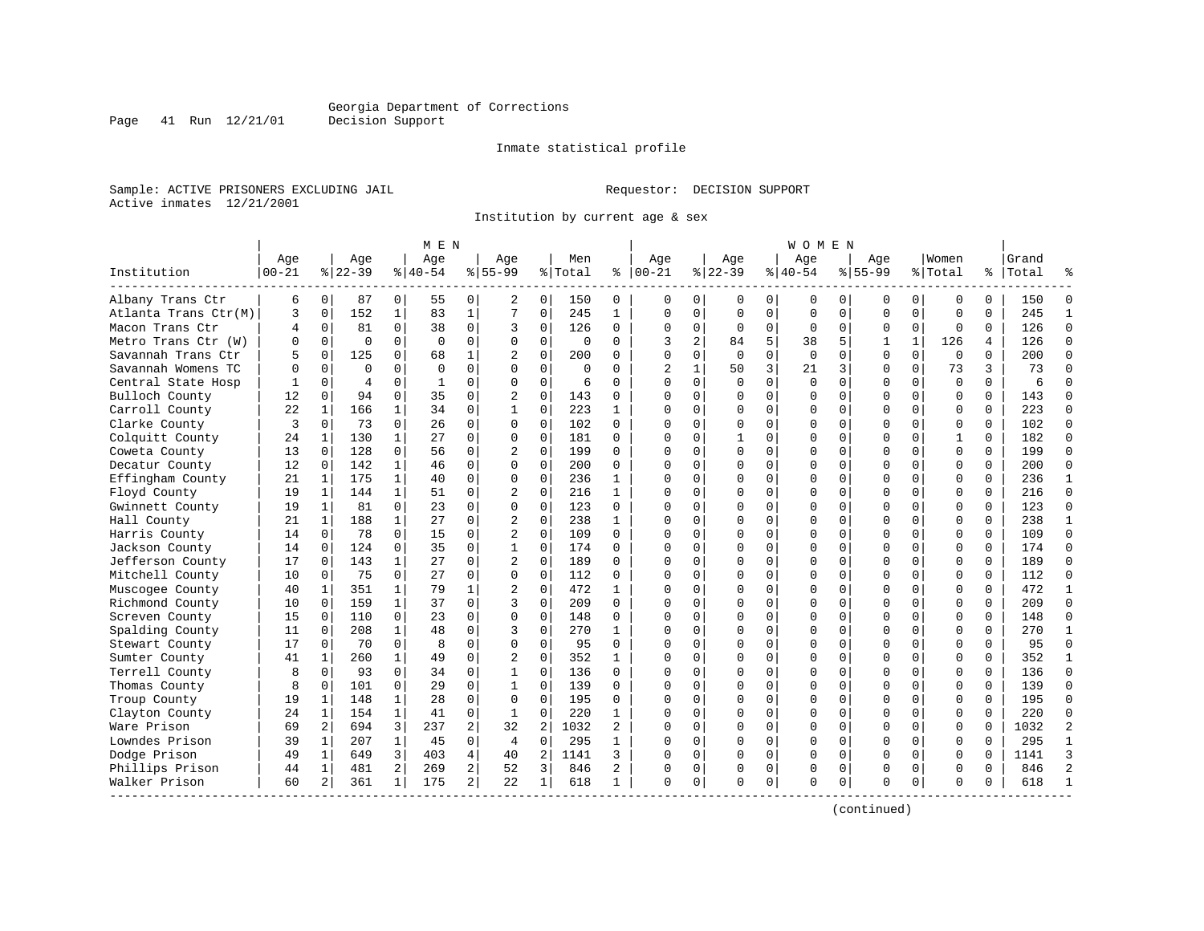Georgia Department of Corrections
Decision Support

Inmate statistical profile

Sample: ACTIVE PRISONERS EXCLUDING JAIL    Requestor: DECISION SUPPORT
Active inmates 12/21/2001

Institution by current age & sex

| Institution | MEN Age 00-21 | % | Age 22-39 | % | Age 40-54 | % | Age 55-99 | % | Men Total | % | WOMEN Age 00-21 | % | Age 22-39 | % | Age 40-54 | % | Age 55-99 | % | Women Total | % | Grand Total | % |
|---|---|---|---|---|---|---|---|---|---|---|---|---|---|---|---|---|---|---|---|---|---|---|
| Albany Trans Ctr | 6 | 0 | 87 | 0 | 55 | 0 | 2 | 0 | 150 | 0 | 0 | 0 | 0 | 0 | 0 | 0 | 0 | 0 | 0 | 0 | 150 | 0 |
| Atlanta Trans Ctr(M) | 3 | 0 | 152 | 1 | 83 | 1 | 7 | 0 | 245 | 1 | 0 | 0 | 0 | 0 | 0 | 0 | 0 | 0 | 0 | 0 | 245 | 1 |
| Macon Trans Ctr | 4 | 0 | 81 | 0 | 38 | 0 | 3 | 0 | 126 | 0 | 0 | 0 | 0 | 0 | 0 | 0 | 0 | 0 | 0 | 0 | 126 | 0 |
| Metro Trans Ctr (W) | 0 | 0 | 0 | 0 | 0 | 0 | 0 | 0 | 0 | 0 | 3 | 2 | 84 | 5 | 38 | 5 | 1 | 1 | 126 | 4 | 126 | 0 |
| Savannah Trans Ctr | 5 | 0 | 125 | 0 | 68 | 1 | 2 | 0 | 200 | 0 | 0 | 0 | 0 | 0 | 0 | 0 | 0 | 0 | 0 | 0 | 200 | 0 |
| Savannah Womens TC | 0 | 0 | 0 | 0 | 0 | 0 | 0 | 0 | 0 | 0 | 2 | 1 | 50 | 3 | 21 | 3 | 0 | 0 | 73 | 3 | 73 | 0 |
| Central State Hosp | 1 | 0 | 4 | 0 | 1 | 0 | 0 | 0 | 6 | 0 | 0 | 0 | 0 | 0 | 0 | 0 | 0 | 0 | 0 | 0 | 6 | 0 |
| Bulloch County | 12 | 0 | 94 | 0 | 35 | 0 | 2 | 0 | 143 | 0 | 0 | 0 | 0 | 0 | 0 | 0 | 0 | 0 | 0 | 0 | 143 | 0 |
| Carroll County | 22 | 1 | 166 | 1 | 34 | 0 | 1 | 0 | 223 | 1 | 0 | 0 | 0 | 0 | 0 | 0 | 0 | 0 | 0 | 0 | 223 | 0 |
| Clarke County | 3 | 0 | 73 | 0 | 26 | 0 | 0 | 0 | 102 | 0 | 0 | 0 | 0 | 0 | 0 | 0 | 0 | 0 | 0 | 0 | 102 | 0 |
| Colquitt County | 24 | 1 | 130 | 1 | 27 | 0 | 0 | 0 | 181 | 0 | 0 | 0 | 1 | 0 | 0 | 0 | 0 | 0 | 1 | 0 | 182 | 0 |
| Coweta County | 13 | 0 | 128 | 0 | 56 | 0 | 2 | 0 | 199 | 0 | 0 | 0 | 0 | 0 | 0 | 0 | 0 | 0 | 0 | 0 | 199 | 0 |
| Decatur County | 12 | 0 | 142 | 1 | 46 | 0 | 0 | 0 | 200 | 0 | 0 | 0 | 0 | 0 | 0 | 0 | 0 | 0 | 0 | 0 | 200 | 0 |
| Effingham County | 21 | 1 | 175 | 1 | 40 | 0 | 0 | 0 | 236 | 1 | 0 | 0 | 0 | 0 | 0 | 0 | 0 | 0 | 0 | 0 | 236 | 1 |
| Floyd County | 19 | 1 | 144 | 1 | 51 | 0 | 2 | 0 | 216 | 1 | 0 | 0 | 0 | 0 | 0 | 0 | 0 | 0 | 0 | 0 | 216 | 0 |
| Gwinnett County | 19 | 1 | 81 | 0 | 23 | 0 | 0 | 0 | 123 | 0 | 0 | 0 | 0 | 0 | 0 | 0 | 0 | 0 | 0 | 0 | 123 | 0 |
| Hall County | 21 | 1 | 188 | 1 | 27 | 0 | 2 | 0 | 238 | 1 | 0 | 0 | 0 | 0 | 0 | 0 | 0 | 0 | 0 | 0 | 238 | 1 |
| Harris County | 14 | 0 | 78 | 0 | 15 | 0 | 2 | 0 | 109 | 0 | 0 | 0 | 0 | 0 | 0 | 0 | 0 | 0 | 0 | 0 | 109 | 0 |
| Jackson County | 14 | 0 | 124 | 0 | 35 | 0 | 1 | 0 | 174 | 0 | 0 | 0 | 0 | 0 | 0 | 0 | 0 | 0 | 0 | 0 | 174 | 0 |
| Jefferson County | 17 | 0 | 143 | 1 | 27 | 0 | 2 | 0 | 189 | 0 | 0 | 0 | 0 | 0 | 0 | 0 | 0 | 0 | 0 | 0 | 189 | 0 |
| Mitchell County | 10 | 0 | 75 | 0 | 27 | 0 | 0 | 0 | 112 | 0 | 0 | 0 | 0 | 0 | 0 | 0 | 0 | 0 | 0 | 0 | 112 | 0 |
| Muscogee County | 40 | 1 | 351 | 1 | 79 | 1 | 2 | 0 | 472 | 1 | 0 | 0 | 0 | 0 | 0 | 0 | 0 | 0 | 0 | 0 | 472 | 1 |
| Richmond County | 10 | 0 | 159 | 1 | 37 | 0 | 3 | 0 | 209 | 0 | 0 | 0 | 0 | 0 | 0 | 0 | 0 | 0 | 0 | 0 | 209 | 0 |
| Screven County | 15 | 0 | 110 | 0 | 23 | 0 | 0 | 0 | 148 | 0 | 0 | 0 | 0 | 0 | 0 | 0 | 0 | 0 | 0 | 0 | 148 | 0 |
| Spalding County | 11 | 0 | 208 | 1 | 48 | 0 | 3 | 0 | 270 | 1 | 0 | 0 | 0 | 0 | 0 | 0 | 0 | 0 | 0 | 0 | 270 | 1 |
| Stewart County | 17 | 0 | 70 | 0 | 8 | 0 | 0 | 0 | 95 | 0 | 0 | 0 | 0 | 0 | 0 | 0 | 0 | 0 | 0 | 0 | 95 | 0 |
| Sumter County | 41 | 1 | 260 | 1 | 49 | 0 | 2 | 0 | 352 | 1 | 0 | 0 | 0 | 0 | 0 | 0 | 0 | 0 | 0 | 0 | 352 | 1 |
| Terrell County | 8 | 0 | 93 | 0 | 34 | 0 | 1 | 0 | 136 | 0 | 0 | 0 | 0 | 0 | 0 | 0 | 0 | 0 | 0 | 0 | 136 | 0 |
| Thomas County | 8 | 0 | 101 | 0 | 29 | 0 | 1 | 0 | 139 | 0 | 0 | 0 | 0 | 0 | 0 | 0 | 0 | 0 | 0 | 0 | 139 | 0 |
| Troup County | 19 | 1 | 148 | 1 | 28 | 0 | 0 | 0 | 195 | 0 | 0 | 0 | 0 | 0 | 0 | 0 | 0 | 0 | 0 | 0 | 195 | 0 |
| Clayton County | 24 | 1 | 154 | 1 | 41 | 0 | 1 | 0 | 220 | 1 | 0 | 0 | 0 | 0 | 0 | 0 | 0 | 0 | 0 | 0 | 220 | 0 |
| Ware Prison | 69 | 2 | 694 | 3 | 237 | 2 | 32 | 2 | 1032 | 2 | 0 | 0 | 0 | 0 | 0 | 0 | 0 | 0 | 0 | 0 | 1032 | 2 |
| Lowndes Prison | 39 | 1 | 207 | 1 | 45 | 0 | 4 | 0 | 295 | 1 | 0 | 0 | 0 | 0 | 0 | 0 | 0 | 0 | 0 | 0 | 295 | 1 |
| Dodge Prison | 49 | 1 | 649 | 3 | 403 | 4 | 40 | 2 | 1141 | 3 | 0 | 0 | 0 | 0 | 0 | 0 | 0 | 0 | 0 | 0 | 1141 | 3 |
| Phillips Prison | 44 | 1 | 481 | 2 | 269 | 2 | 52 | 3 | 846 | 2 | 0 | 0 | 0 | 0 | 0 | 0 | 0 | 0 | 0 | 0 | 846 | 2 |
| Walker Prison | 60 | 2 | 361 | 1 | 175 | 2 | 22 | 1 | 618 | 1 | 0 | 0 | 0 | 0 | 0 | 0 | 0 | 0 | 0 | 0 | 618 | 1 |

(continued)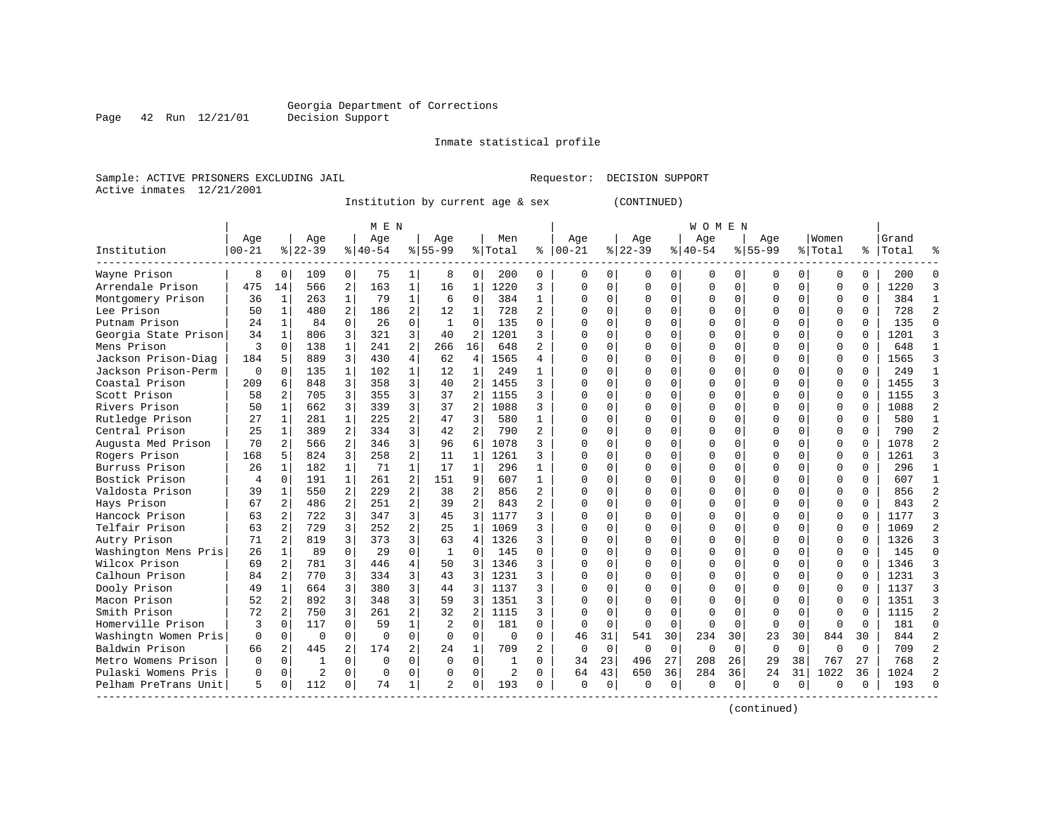Georgia Department of Corrections
Decision Support

Inmate statistical profile

Sample: ACTIVE PRISONERS EXCLUDING JAIL                    Requestor: DECISION SUPPORT
Active inmates 12/21/2001

Institution by current age & sex          (CONTINUED)

| Institution | MEN Age 00-21 | % | Age 22-39 | % | Age 40-54 | % | Age 55-99 | % | Men Total | % | WOMEN Age 00-21 | % | Age 22-39 | % | Age 40-54 | % | Age 55-99 | % | Women Total | % | Grand Total | % |
|---|---|---|---|---|---|---|---|---|---|---|---|---|---|---|---|---|---|---|---|---|---|---|
| Wayne Prison | 8 | 0 | 109 | 0 | 75 | 1 | 8 | 0 | 200 | 0 | 0 | 0 | 0 | 0 | 0 | 0 | 0 | 0 | 0 | 0 | 200 | 0 |
| Arrendale Prison | 475 | 14 | 566 | 2 | 163 | 1 | 16 | 1 | 1220 | 3 | 0 | 0 | 0 | 0 | 0 | 0 | 0 | 0 | 0 | 0 | 1220 | 3 |
| Montgomery Prison | 36 | 1 | 263 | 1 | 79 | 1 | 6 | 0 | 384 | 1 | 0 | 0 | 0 | 0 | 0 | 0 | 0 | 0 | 0 | 0 | 384 | 1 |
| Lee Prison | 50 | 1 | 480 | 2 | 186 | 2 | 12 | 1 | 728 | 2 | 0 | 0 | 0 | 0 | 0 | 0 | 0 | 0 | 0 | 0 | 728 | 2 |
| Putnam Prison | 24 | 1 | 84 | 0 | 26 | 0 | 1 | 0 | 135 | 0 | 0 | 0 | 0 | 0 | 0 | 0 | 0 | 0 | 0 | 0 | 135 | 0 |
| Georgia State Prison | 34 | 1 | 806 | 3 | 321 | 3 | 40 | 2 | 1201 | 3 | 0 | 0 | 0 | 0 | 0 | 0 | 0 | 0 | 0 | 0 | 1201 | 3 |
| Mens Prison | 3 | 0 | 138 | 1 | 241 | 2 | 266 | 16 | 648 | 2 | 0 | 0 | 0 | 0 | 0 | 0 | 0 | 0 | 0 | 0 | 648 | 1 |
| Jackson Prison-Diag | 184 | 5 | 889 | 3 | 430 | 4 | 62 | 4 | 1565 | 4 | 0 | 0 | 0 | 0 | 0 | 0 | 0 | 0 | 0 | 0 | 1565 | 3 |
| Jackson Prison-Perm | 0 | 0 | 135 | 1 | 102 | 1 | 12 | 1 | 249 | 1 | 0 | 0 | 0 | 0 | 0 | 0 | 0 | 0 | 0 | 0 | 249 | 1 |
| Coastal Prison | 209 | 6 | 848 | 3 | 358 | 3 | 40 | 2 | 1455 | 3 | 0 | 0 | 0 | 0 | 0 | 0 | 0 | 0 | 0 | 0 | 1455 | 3 |
| Scott Prison | 58 | 2 | 705 | 3 | 355 | 3 | 37 | 2 | 1155 | 3 | 0 | 0 | 0 | 0 | 0 | 0 | 0 | 0 | 0 | 0 | 1155 | 3 |
| Rivers Prison | 50 | 1 | 662 | 3 | 339 | 3 | 37 | 2 | 1088 | 3 | 0 | 0 | 0 | 0 | 0 | 0 | 0 | 0 | 0 | 0 | 1088 | 2 |
| Rutledge Prison | 27 | 1 | 281 | 1 | 225 | 2 | 47 | 3 | 580 | 1 | 0 | 0 | 0 | 0 | 0 | 0 | 0 | 0 | 0 | 0 | 580 | 1 |
| Central Prison | 25 | 1 | 389 | 2 | 334 | 3 | 42 | 2 | 790 | 2 | 0 | 0 | 0 | 0 | 0 | 0 | 0 | 0 | 0 | 0 | 790 | 2 |
| Augusta Med Prison | 70 | 2 | 566 | 2 | 346 | 3 | 96 | 6 | 1078 | 3 | 0 | 0 | 0 | 0 | 0 | 0 | 0 | 0 | 0 | 0 | 1078 | 2 |
| Rogers Prison | 168 | 5 | 824 | 3 | 258 | 2 | 11 | 1 | 1261 | 3 | 0 | 0 | 0 | 0 | 0 | 0 | 0 | 0 | 0 | 0 | 1261 | 3 |
| Burruss Prison | 26 | 1 | 182 | 1 | 71 | 1 | 17 | 1 | 296 | 1 | 0 | 0 | 0 | 0 | 0 | 0 | 0 | 0 | 0 | 0 | 296 | 1 |
| Bostick Prison | 4 | 0 | 191 | 1 | 261 | 2 | 151 | 9 | 607 | 1 | 0 | 0 | 0 | 0 | 0 | 0 | 0 | 0 | 0 | 0 | 607 | 1 |
| Valdosta Prison | 39 | 1 | 550 | 2 | 229 | 2 | 38 | 2 | 856 | 2 | 0 | 0 | 0 | 0 | 0 | 0 | 0 | 0 | 0 | 0 | 856 | 2 |
| Hays Prison | 67 | 2 | 486 | 2 | 251 | 2 | 39 | 2 | 843 | 2 | 0 | 0 | 0 | 0 | 0 | 0 | 0 | 0 | 0 | 0 | 843 | 2 |
| Hancock Prison | 63 | 2 | 722 | 3 | 347 | 3 | 45 | 3 | 1177 | 3 | 0 | 0 | 0 | 0 | 0 | 0 | 0 | 0 | 0 | 0 | 1177 | 3 |
| Telfair Prison | 63 | 2 | 729 | 3 | 252 | 2 | 25 | 1 | 1069 | 3 | 0 | 0 | 0 | 0 | 0 | 0 | 0 | 0 | 0 | 0 | 1069 | 2 |
| Autry Prison | 71 | 2 | 819 | 3 | 373 | 3 | 63 | 4 | 1326 | 3 | 0 | 0 | 0 | 0 | 0 | 0 | 0 | 0 | 0 | 0 | 1326 | 3 |
| Washington Mens Pris | 26 | 1 | 89 | 0 | 29 | 0 | 1 | 0 | 145 | 0 | 0 | 0 | 0 | 0 | 0 | 0 | 0 | 0 | 0 | 0 | 145 | 0 |
| Wilcox Prison | 69 | 2 | 781 | 3 | 446 | 4 | 50 | 3 | 1346 | 3 | 0 | 0 | 0 | 0 | 0 | 0 | 0 | 0 | 0 | 0 | 1346 | 3 |
| Calhoun Prison | 84 | 2 | 770 | 3 | 334 | 3 | 43 | 3 | 1231 | 3 | 0 | 0 | 0 | 0 | 0 | 0 | 0 | 0 | 0 | 0 | 1231 | 3 |
| Dooly Prison | 49 | 1 | 664 | 3 | 380 | 3 | 44 | 3 | 1137 | 3 | 0 | 0 | 0 | 0 | 0 | 0 | 0 | 0 | 0 | 0 | 1137 | 3 |
| Macon Prison | 52 | 2 | 892 | 3 | 348 | 3 | 59 | 3 | 1351 | 3 | 0 | 0 | 0 | 0 | 0 | 0 | 0 | 0 | 0 | 0 | 1351 | 3 |
| Smith Prison | 72 | 2 | 750 | 3 | 261 | 2 | 32 | 2 | 1115 | 3 | 0 | 0 | 0 | 0 | 0 | 0 | 0 | 0 | 0 | 0 | 1115 | 2 |
| Homerville Prison | 3 | 0 | 117 | 0 | 59 | 1 | 2 | 0 | 181 | 0 | 0 | 0 | 0 | 0 | 0 | 0 | 0 | 0 | 0 | 0 | 181 | 0 |
| Washingtn Women Pris | 0 | 0 | 0 | 0 | 0 | 0 | 0 | 0 | 0 | 0 | 46 | 31 | 541 | 30 | 234 | 30 | 23 | 30 | 844 | 30 | 844 | 2 |
| Baldwin Prison | 66 | 2 | 445 | 2 | 174 | 2 | 24 | 1 | 709 | 2 | 0 | 0 | 0 | 0 | 0 | 0 | 0 | 0 | 0 | 0 | 709 | 2 |
| Metro Womens Prison | 0 | 0 | 1 | 0 | 0 | 0 | 0 | 0 | 1 | 0 | 34 | 23 | 496 | 27 | 208 | 26 | 29 | 38 | 767 | 27 | 768 | 2 |
| Pulaski Womens Pris | 0 | 0 | 2 | 0 | 0 | 0 | 0 | 0 | 2 | 0 | 64 | 43 | 650 | 36 | 284 | 36 | 24 | 31 | 1022 | 36 | 1024 | 2 |
| Pelham PreTrans Unit | 5 | 0 | 112 | 0 | 74 | 1 | 2 | 0 | 193 | 0 | 0 | 0 | 0 | 0 | 0 | 0 | 0 | 0 | 0 | 0 | 193 | 0 |

(continued)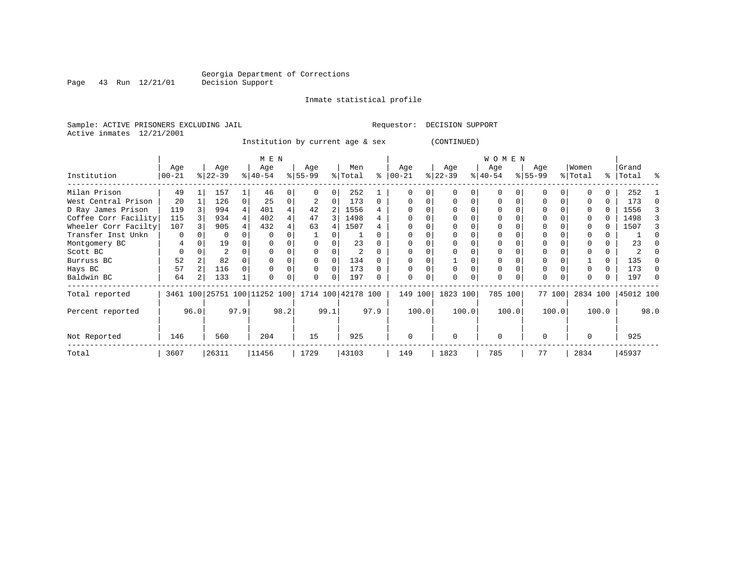Georgia Department of Corrections
Decision Support

Inmate statistical profile

Sample: ACTIVE PRISONERS EXCLUDING JAIL

Requestor: DECISION SUPPORT

Active inmates 12/21/2001

Institution by current age & sex (CONTINUED)

| Institution | MEN Age 00-21 | % | Age 22-39 | % | Age 40-54 | % | Age 55-99 | % | Men Total | % | WOMEN Age 00-21 | % | Age 22-39 | % | Age 40-54 | % | Age 55-99 | % | Women Total | % | Grand Total | % |
|---|---|---|---|---|---|---|---|---|---|---|---|---|---|---|---|---|---|---|---|---|---|---|
| Milan Prison | 49 | 1 | 157 | 1 | 46 | 0 | 0 | 0 | 252 | 1 | 0 | 0 | 0 | 0 | 0 | 0 | 0 | 0 | 0 | 0 | 252 | 1 |
| West Central Prison | 20 | 1 | 126 | 0 | 25 | 0 | 2 | 0 | 173 | 0 | 0 | 0 | 0 | 0 | 0 | 0 | 0 | 0 | 0 | 0 | 173 | 0 |
| D Ray James Prison | 119 | 3 | 994 | 4 | 401 | 4 | 42 | 2 | 1556 | 4 | 0 | 0 | 0 | 0 | 0 | 0 | 0 | 0 | 0 | 0 | 1556 | 3 |
| Coffee Corr Facility | 115 | 3 | 934 | 4 | 402 | 4 | 47 | 3 | 1498 | 4 | 0 | 0 | 0 | 0 | 0 | 0 | 0 | 0 | 0 | 0 | 1498 | 3 |
| Wheeler Corr Facilty | 107 | 3 | 905 | 4 | 432 | 4 | 63 | 4 | 1507 | 4 | 0 | 0 | 0 | 0 | 0 | 0 | 0 | 0 | 0 | 0 | 1507 | 3 |
| Transfer Inst Unkn | 0 | 0 | 0 | 0 | 0 | 0 | 1 | 0 | 1 | 0 | 0 | 0 | 0 | 0 | 0 | 0 | 0 | 0 | 0 | 0 | 1 | 0 |
| Montgomery BC | 4 | 0 | 19 | 0 | 0 | 0 | 0 | 0 | 23 | 0 | 0 | 0 | 0 | 0 | 0 | 0 | 0 | 0 | 0 | 0 | 23 | 0 |
| Scott BC | 0 | 0 | 2 | 0 | 0 | 0 | 0 | 0 | 2 | 0 | 0 | 0 | 0 | 0 | 0 | 0 | 0 | 0 | 0 | 0 | 2 | 0 |
| Burruss BC | 52 | 2 | 82 | 0 | 0 | 0 | 0 | 0 | 134 | 0 | 0 | 0 | 1 | 0 | 0 | 0 | 0 | 0 | 1 | 0 | 135 | 0 |
| Hays BC | 57 | 2 | 116 | 0 | 0 | 0 | 0 | 0 | 173 | 0 | 0 | 0 | 0 | 0 | 0 | 0 | 0 | 0 | 0 | 0 | 173 | 0 |
| Baldwin BC | 64 | 2 | 133 | 1 | 0 | 0 | 0 | 0 | 197 | 0 | 0 | 0 | 0 | 0 | 0 | 0 | 0 | 0 | 0 | 0 | 197 | 0 |
| Total reported | 3461 | 100 | 25751 | 100 | 11252 | 100 | 1714 | 100 | 42178 | 100 | 149 | 100 | 1823 | 100 | 785 | 100 | 77 | 100 | 2834 | 100 | 45012 | 100 |
| Percent reported | | 96.0 | | 97.9 | | 98.2 | | 99.1 | | 97.9 | | 100.0 | | 100.0 | | 100.0 | | 100.0 | | 100.0 | | 98.0 |
| Not Reported | 146 | | 560 | | 204 | | 15 | | 925 | | 0 | | 0 | | 0 | | 0 | | 0 | | 925 | |
| Total | 3607 | | 26311 | | 11456 | | 1729 | | 43103 | | 149 | | 1823 | | 785 | | 77 | | 2834 | | 45937 | |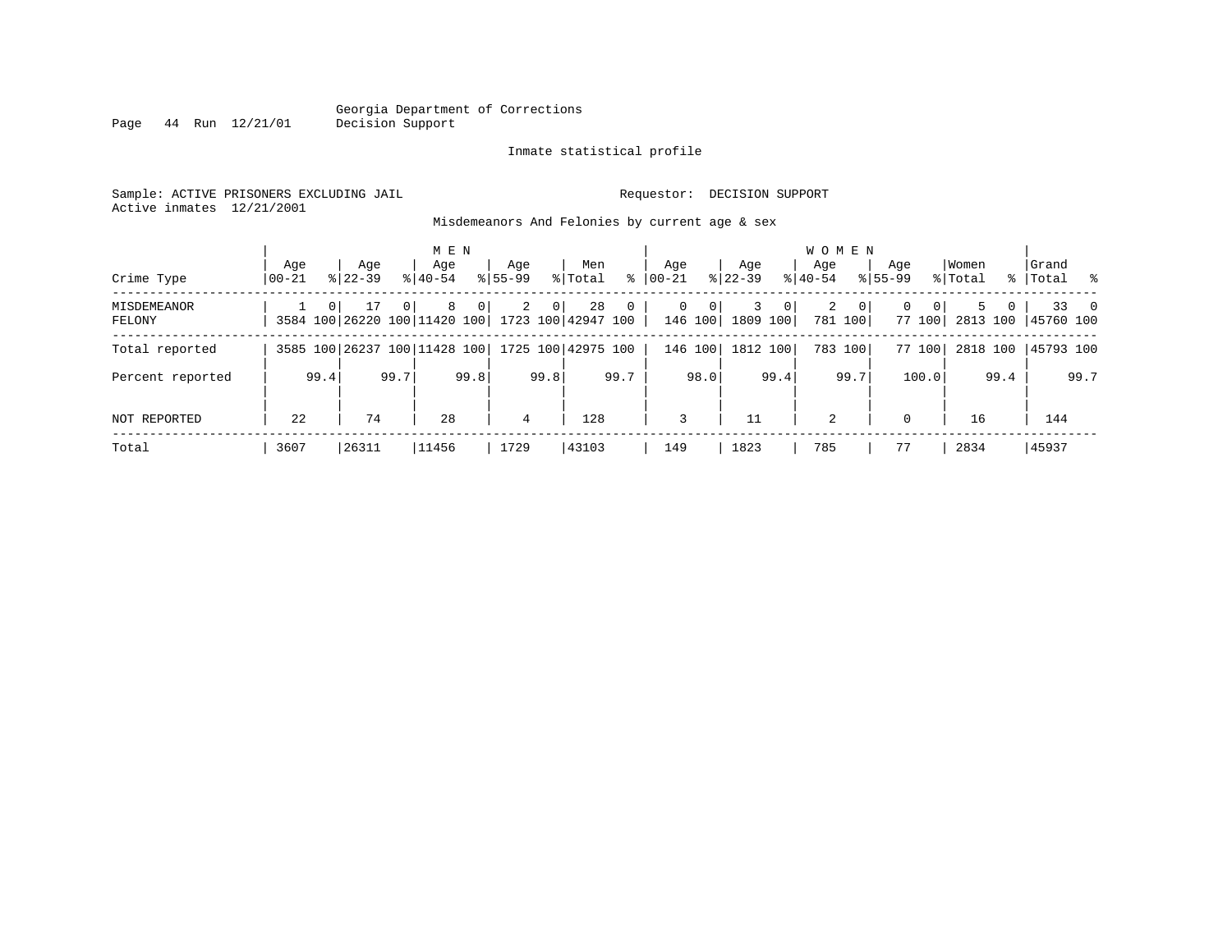Georgia Department of Corrections
Decision Support

Inmate statistical profile

Sample: ACTIVE PRISONERS EXCLUDING JAIL

Requestor: DECISION SUPPORT

Active inmates 12/21/2001

Misdemeanors And Felonies by current age & sex

| Crime Type | MEN Age 00-21 | % | Age 22-39 | % | Age 40-54 | % | Age 55-99 | % | Men Total | % | WOMEN Age 00-21 | % | Age 22-39 | % | Age 40-54 | % | Age 55-99 | % | Women Total | % | Grand Total | % |
|---|---|---|---|---|---|---|---|---|---|---|---|---|---|---|---|---|---|---|---|---|---|---|
| MISDEMEANOR | 1 | 0 | 17 | 0 | 8 | 0 | 2 | 0 | 28 | 0 | 0 | 0 | 3 | 0 | 2 | 0 | 0 | 0 | 5 | 0 | 33 | 0 |
| FELONY | 3584 | 100 | 26220 | 100 | 11420 | 100 | 1723 | 100 | 42947 | 100 | 146 | 100 | 1809 | 100 | 781 | 100 | 77 | 100 | 2813 | 100 | 45760 | 100 |
| Total reported | 3585 | 100 | 26237 | 100 | 11428 | 100 | 1725 | 100 | 42975 | 100 | 146 | 100 | 1812 | 100 | 783 | 100 | 77 | 100 | 2818 | 100 | 45793 | 100 |
| Percent reported | | 99.4 | | 99.7 | | 99.8 | | 99.8 | | 99.7 | | 98.0 | | 99.4 | | 99.7 | | 100.0 | | 99.4 | | 99.7 |
| NOT REPORTED | 22 | | 74 | | 28 | | 4 | | 128 | | 3 | | 11 | | 2 | | 0 | | 16 | | 144 | |
| Total | 3607 | | 26311 | | 11456 | | 1729 | | 43103 | | 149 | | 1823 | | 785 | | 77 | | 2834 | | 45937 | |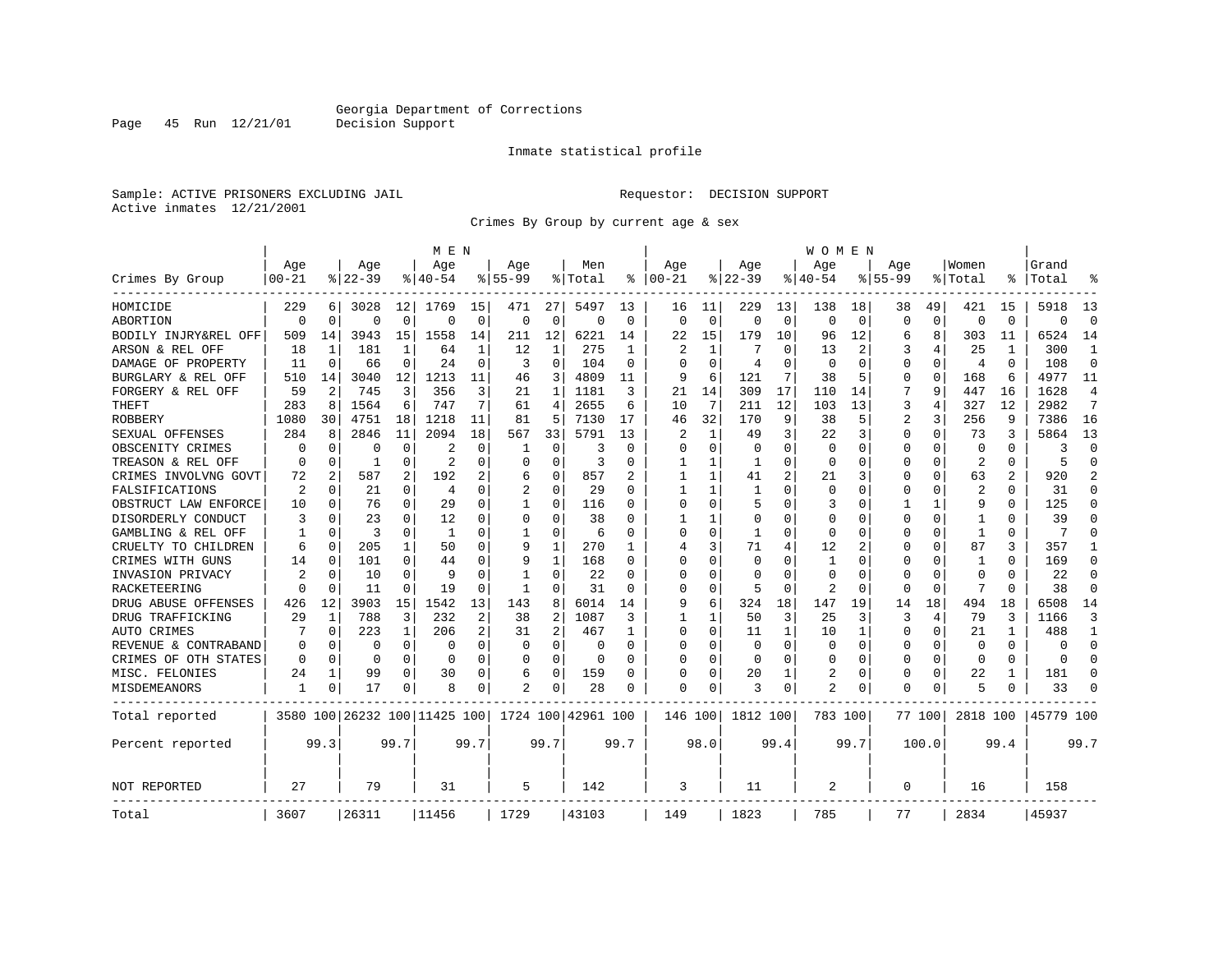Georgia Department of Corrections
Decision Support

Inmate statistical profile

Sample: ACTIVE PRISONERS EXCLUDING JAIL　　　　Requestor: DECISION SUPPORT
Active inmates 12/21/2001

Crimes By Group by current age & sex

| Crimes By Group | MEN Age 00-21 | % | Age 22-39 | % | Age 40-54 | % | Age 55-99 | % | Men Total | % | WOMEN Age 00-21 | % | Age 22-39 | % | Age 40-54 | % | Age 55-99 | % | Women Total | % | Grand Total | % |
|---|---|---|---|---|---|---|---|---|---|---|---|---|---|---|---|---|---|---|---|---|---|---|
| HOMICIDE | 229 | 6 | 3028 | 12 | 1769 | 15 | 471 | 27 | 5497 | 13 | 16 | 11 | 229 | 13 | 138 | 18 | 38 | 49 | 421 | 15 | 5918 | 13 |
| ABORTION | 0 | 0 | 0 | 0 | 0 | 0 | 0 | 0 | 0 | 0 | 0 | 0 | 0 | 0 | 0 | 0 | 0 | 0 | 0 | 0 | 0 | 0 |
| BODILY INJRY&REL OFF | 509 | 14 | 3943 | 15 | 1558 | 14 | 211 | 12 | 6221 | 14 | 22 | 15 | 179 | 10 | 96 | 12 | 6 | 8 | 303 | 11 | 6524 | 14 |
| ARSON & REL OFF | 18 | 1 | 181 | 1 | 64 | 1 | 12 | 1 | 275 | 1 | 2 | 1 | 7 | 0 | 13 | 2 | 3 | 4 | 25 | 1 | 300 | 1 |
| DAMAGE OF PROPERTY | 11 | 0 | 66 | 0 | 24 | 0 | 3 | 0 | 104 | 0 | 0 | 0 | 4 | 0 | 0 | 0 | 0 | 0 | 4 | 0 | 108 | 0 |
| BURGLARY & REL OFF | 510 | 14 | 3040 | 12 | 1213 | 11 | 46 | 3 | 4809 | 11 | 9 | 6 | 121 | 7 | 38 | 5 | 0 | 0 | 168 | 6 | 4977 | 11 |
| FORGERY & REL OFF | 59 | 2 | 745 | 3 | 356 | 3 | 21 | 1 | 1181 | 3 | 21 | 14 | 309 | 17 | 110 | 14 | 7 | 9 | 447 | 16 | 1628 | 4 |
| THEFT | 283 | 8 | 1564 | 6 | 747 | 7 | 61 | 4 | 2655 | 6 | 10 | 7 | 211 | 12 | 103 | 13 | 3 | 4 | 327 | 12 | 2982 | 7 |
| ROBBERY | 1080 | 30 | 4751 | 18 | 1218 | 11 | 81 | 5 | 7130 | 17 | 46 | 32 | 170 | 9 | 38 | 5 | 2 | 3 | 256 | 9 | 7386 | 16 |
| SEXUAL OFFENSES | 284 | 8 | 2846 | 11 | 2094 | 18 | 567 | 33 | 5791 | 13 | 2 | 1 | 49 | 3 | 22 | 3 | 0 | 0 | 73 | 3 | 5864 | 13 |
| OBSCENITY CRIMES | 0 | 0 | 0 | 0 | 2 | 0 | 1 | 0 | 3 | 0 | 0 | 0 | 0 | 0 | 0 | 0 | 0 | 0 | 0 | 0 | 3 | 0 |
| TREASON & REL OFF | 0 | 0 | 1 | 0 | 2 | 0 | 0 | 0 | 3 | 0 | 1 | 1 | 1 | 0 | 0 | 0 | 0 | 0 | 2 | 0 | 5 | 0 |
| CRIMES INVOLVNG GOVT | 72 | 2 | 587 | 2 | 192 | 2 | 6 | 0 | 857 | 2 | 1 | 1 | 41 | 2 | 21 | 3 | 0 | 0 | 63 | 2 | 920 | 2 |
| FALSIFICATIONS | 2 | 0 | 21 | 0 | 4 | 0 | 2 | 0 | 29 | 0 | 1 | 1 | 1 | 0 | 0 | 0 | 0 | 0 | 2 | 0 | 31 | 0 |
| OBSTRUCT LAW ENFORCE | 10 | 0 | 76 | 0 | 29 | 0 | 1 | 0 | 116 | 0 | 0 | 0 | 5 | 0 | 3 | 0 | 1 | 1 | 9 | 0 | 125 | 0 |
| DISORDERLY CONDUCT | 3 | 0 | 23 | 0 | 12 | 0 | 0 | 0 | 38 | 0 | 1 | 1 | 0 | 0 | 0 | 0 | 0 | 0 | 1 | 0 | 39 | 0 |
| GAMBLING & REL OFF | 1 | 0 | 3 | 0 | 1 | 0 | 1 | 0 | 6 | 0 | 0 | 0 | 1 | 0 | 0 | 0 | 0 | 0 | 1 | 0 | 7 | 0 |
| CRUELTY TO CHILDREN | 6 | 0 | 205 | 1 | 50 | 0 | 9 | 1 | 270 | 1 | 4 | 3 | 71 | 4 | 12 | 2 | 0 | 0 | 87 | 3 | 357 | 1 |
| CRIMES WITH GUNS | 14 | 0 | 101 | 0 | 44 | 0 | 9 | 1 | 168 | 0 | 0 | 0 | 0 | 0 | 1 | 0 | 0 | 0 | 1 | 0 | 169 | 0 |
| INVASION PRIVACY | 2 | 0 | 10 | 0 | 9 | 0 | 1 | 0 | 22 | 0 | 0 | 0 | 0 | 0 | 0 | 0 | 0 | 0 | 0 | 0 | 22 | 0 |
| RACKETEERING | 0 | 0 | 11 | 0 | 19 | 0 | 1 | 0 | 31 | 0 | 0 | 0 | 5 | 0 | 2 | 0 | 0 | 0 | 7 | 0 | 38 | 0 |
| DRUG ABUSE OFFENSES | 426 | 12 | 3903 | 15 | 1542 | 13 | 143 | 8 | 6014 | 14 | 9 | 6 | 324 | 18 | 147 | 19 | 14 | 18 | 494 | 18 | 6508 | 14 |
| DRUG TRAFFICKING | 29 | 1 | 788 | 3 | 232 | 2 | 38 | 2 | 1087 | 3 | 1 | 1 | 50 | 3 | 25 | 3 | 3 | 4 | 79 | 3 | 1166 | 3 |
| AUTO CRIMES | 7 | 0 | 223 | 1 | 206 | 2 | 31 | 2 | 467 | 1 | 0 | 0 | 11 | 1 | 10 | 1 | 0 | 0 | 21 | 1 | 488 | 1 |
| REVENUE & CONTRABAND | 0 | 0 | 0 | 0 | 0 | 0 | 0 | 0 | 0 | 0 | 0 | 0 | 0 | 0 | 0 | 0 | 0 | 0 | 0 | 0 | 0 | 0 |
| CRIMES OF OTH STATES | 0 | 0 | 0 | 0 | 0 | 0 | 0 | 0 | 0 | 0 | 0 | 0 | 0 | 0 | 0 | 0 | 0 | 0 | 0 | 0 | 0 | 0 |
| MISC. FELONIES | 24 | 1 | 99 | 0 | 30 | 0 | 6 | 0 | 159 | 0 | 0 | 0 | 20 | 1 | 2 | 0 | 0 | 0 | 22 | 1 | 181 | 0 |
| MISDEMEANORS | 1 | 0 | 17 | 0 | 8 | 0 | 2 | 0 | 28 | 0 | 0 | 0 | 3 | 0 | 2 | 0 | 0 | 0 | 5 | 0 | 33 | 0 |
| Total reported | 3580 | 100 | 26232 | 100 | 11425 | 100 | 1724 | 100 | 42961 | 100 | 146 | 100 | 1812 | 100 | 783 | 100 | 77 | 100 | 2818 | 100 | 45779 | 100 |
| Percent reported | | 99.3 | | 99.7 | | 99.7 | | 99.7 | | 99.7 | | 98.0 | | 99.4 | | 99.7 | | 100.0 | | 99.4 | | 99.7 |
| NOT REPORTED | 27 | | 79 | | 31 | | 5 | | 142 | | 3 | | 11 | | 2 | | 0 | | 16 | | 158 | |
| Total | 3607 | | 26311 | | 11456 | | 1729 | | 43103 | | 149 | | 1823 | | 785 | | 77 | | 2834 | | 45937 | |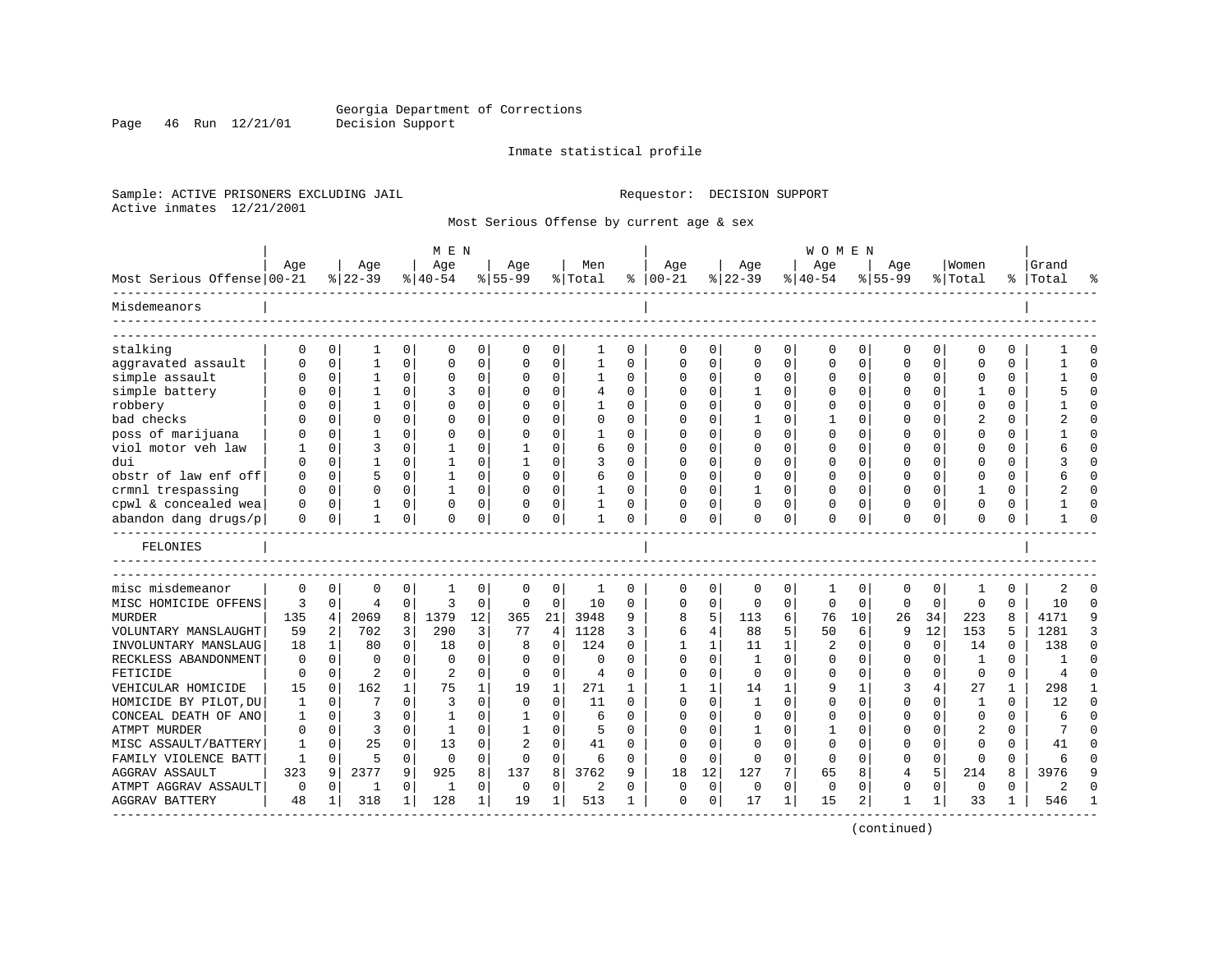Georgia Department of Corrections
Decision Support

Inmate statistical profile

Sample: ACTIVE PRISONERS EXCLUDING JAIL

Requestor: DECISION SUPPORT

Active inmates 12/21/2001

Most Serious Offense by current age & sex

| Most Serious Offense | MEN Age 00-21 | % | Age 22-39 | % | Age 40-54 | % | Age 55-99 | % | Men Total | % | WOMEN Age 00-21 | % | Age 22-39 | % | Age 40-54 | % | Age 55-99 | % | Women Total | % | Grand Total | % |
|---|---|---|---|---|---|---|---|---|---|---|---|---|---|---|---|---|---|---|---|---|---|---|
| **Misdemeanors** | | | | | | | | | | | | | | | | | | | | | | |
| stalking | 0 | 0 | 1 | 0 | 0 | 0 | 0 | 0 | 1 | 0 | 0 | 0 | 0 | 0 | 0 | 0 | 0 | 0 | 0 | 0 | 1 | 0 |
| aggravated assault | 0 | 0 | 1 | 0 | 0 | 0 | 0 | 0 | 1 | 0 | 0 | 0 | 0 | 0 | 0 | 0 | 0 | 0 | 0 | 0 | 1 | 0 |
| simple assault | 0 | 0 | 1 | 0 | 0 | 0 | 0 | 0 | 1 | 0 | 0 | 0 | 0 | 0 | 0 | 0 | 0 | 0 | 0 | 0 | 1 | 0 |
| simple battery | 0 | 0 | 1 | 0 | 3 | 0 | 0 | 0 | 4 | 0 | 0 | 0 | 1 | 0 | 0 | 0 | 0 | 0 | 1 | 0 | 5 | 0 |
| robbery | 0 | 0 | 1 | 0 | 0 | 0 | 0 | 0 | 1 | 0 | 0 | 0 | 0 | 0 | 0 | 0 | 0 | 0 | 0 | 0 | 1 | 0 |
| bad checks | 0 | 0 | 0 | 0 | 0 | 0 | 0 | 0 | 0 | 0 | 0 | 0 | 1 | 0 | 1 | 0 | 0 | 0 | 2 | 0 | 2 | 0 |
| poss of marijuana | 0 | 0 | 1 | 0 | 0 | 0 | 0 | 0 | 1 | 0 | 0 | 0 | 0 | 0 | 0 | 0 | 0 | 0 | 0 | 0 | 1 | 0 |
| viol motor veh law | 1 | 0 | 3 | 0 | 1 | 0 | 1 | 0 | 6 | 0 | 0 | 0 | 0 | 0 | 0 | 0 | 0 | 0 | 0 | 0 | 6 | 0 |
| dui | 0 | 0 | 1 | 0 | 1 | 0 | 1 | 0 | 3 | 0 | 0 | 0 | 0 | 0 | 0 | 0 | 0 | 0 | 0 | 0 | 3 | 0 |
| obstr of law enf off | 0 | 0 | 5 | 0 | 1 | 0 | 0 | 0 | 6 | 0 | 0 | 0 | 0 | 0 | 0 | 0 | 0 | 0 | 0 | 0 | 6 | 0 |
| crmnl trespassing | 0 | 0 | 0 | 0 | 1 | 0 | 0 | 0 | 1 | 0 | 0 | 0 | 1 | 0 | 0 | 0 | 0 | 0 | 1 | 0 | 2 | 0 |
| cpwl & concealed wea | 0 | 0 | 1 | 0 | 0 | 0 | 0 | 0 | 1 | 0 | 0 | 0 | 0 | 0 | 0 | 0 | 0 | 0 | 0 | 0 | 1 | 0 |
| abandon dang drugs/p | 0 | 0 | 1 | 0 | 0 | 0 | 0 | 0 | 1 | 0 | 0 | 0 | 0 | 0 | 0 | 0 | 0 | 0 | 0 | 0 | 1 | 0 |
| **FELONIES** | | | | | | | | | | | | | | | | | | | | | | |
| misc misdemeanor | 0 | 0 | 0 | 0 | 1 | 0 | 0 | 0 | 1 | 0 | 0 | 0 | 0 | 0 | 1 | 0 | 0 | 0 | 1 | 0 | 2 | 0 |
| MISC HOMICIDE OFFENS | 3 | 0 | 4 | 0 | 3 | 0 | 0 | 0 | 10 | 0 | 0 | 0 | 0 | 0 | 0 | 0 | 0 | 0 | 0 | 0 | 10 | 0 |
| MURDER | 135 | 4 | 2069 | 8 | 1379 | 12 | 365 | 21 | 3948 | 9 | 8 | 5 | 113 | 6 | 76 | 10 | 26 | 34 | 223 | 8 | 4171 | 9 |
| VOLUNTARY MANSLAUGHT | 59 | 2 | 702 | 3 | 290 | 3 | 77 | 4 | 1128 | 3 | 6 | 4 | 88 | 5 | 50 | 6 | 9 | 12 | 153 | 5 | 1281 | 3 |
| INVOLUNTARY MANSLAUG | 18 | 1 | 80 | 0 | 18 | 0 | 8 | 0 | 124 | 0 | 1 | 1 | 11 | 1 | 2 | 0 | 0 | 0 | 14 | 0 | 138 | 0 |
| RECKLESS ABANDONMENT | 0 | 0 | 0 | 0 | 0 | 0 | 0 | 0 | 0 | 0 | 0 | 0 | 1 | 0 | 0 | 0 | 0 | 0 | 1 | 0 | 1 | 0 |
| FETICIDE | 0 | 0 | 2 | 0 | 2 | 0 | 0 | 0 | 4 | 0 | 0 | 0 | 0 | 0 | 0 | 0 | 0 | 0 | 0 | 0 | 4 | 0 |
| VEHICULAR HOMICIDE | 15 | 0 | 162 | 1 | 75 | 1 | 19 | 1 | 271 | 1 | 1 | 1 | 14 | 1 | 9 | 1 | 3 | 4 | 27 | 1 | 298 | 1 |
| HOMICIDE BY PILOT,DU | 1 | 0 | 7 | 0 | 3 | 0 | 0 | 0 | 11 | 0 | 0 | 0 | 1 | 0 | 0 | 0 | 0 | 0 | 1 | 0 | 12 | 0 |
| CONCEAL DEATH OF ANO | 1 | 0 | 3 | 0 | 1 | 0 | 1 | 0 | 6 | 0 | 0 | 0 | 0 | 0 | 0 | 0 | 0 | 0 | 0 | 0 | 6 | 0 |
| ATMPT MURDER | 0 | 0 | 3 | 0 | 1 | 0 | 1 | 0 | 5 | 0 | 0 | 0 | 1 | 0 | 1 | 0 | 0 | 0 | 2 | 0 | 7 | 0 |
| MISC ASSAULT/BATTERY | 1 | 0 | 25 | 0 | 13 | 0 | 2 | 0 | 41 | 0 | 0 | 0 | 0 | 0 | 0 | 0 | 0 | 0 | 0 | 0 | 41 | 0 |
| FAMILY VIOLENCE BATT | 1 | 0 | 5 | 0 | 0 | 0 | 0 | 0 | 6 | 0 | 0 | 0 | 0 | 0 | 0 | 0 | 0 | 0 | 0 | 0 | 6 | 0 |
| AGGRAV ASSAULT | 323 | 9 | 2377 | 9 | 925 | 8 | 137 | 8 | 3762 | 9 | 18 | 12 | 127 | 7 | 65 | 8 | 4 | 5 | 214 | 8 | 3976 | 9 |
| ATMPT AGGRAV ASSAULT | 0 | 0 | 1 | 0 | 1 | 0 | 0 | 0 | 2 | 0 | 0 | 0 | 0 | 0 | 0 | 0 | 0 | 0 | 0 | 0 | 2 | 0 |
| AGGRAV BATTERY | 48 | 1 | 318 | 1 | 128 | 1 | 19 | 1 | 513 | 1 | 0 | 0 | 17 | 1 | 15 | 2 | 1 | 1 | 33 | 1 | 546 | 1 |

(continued)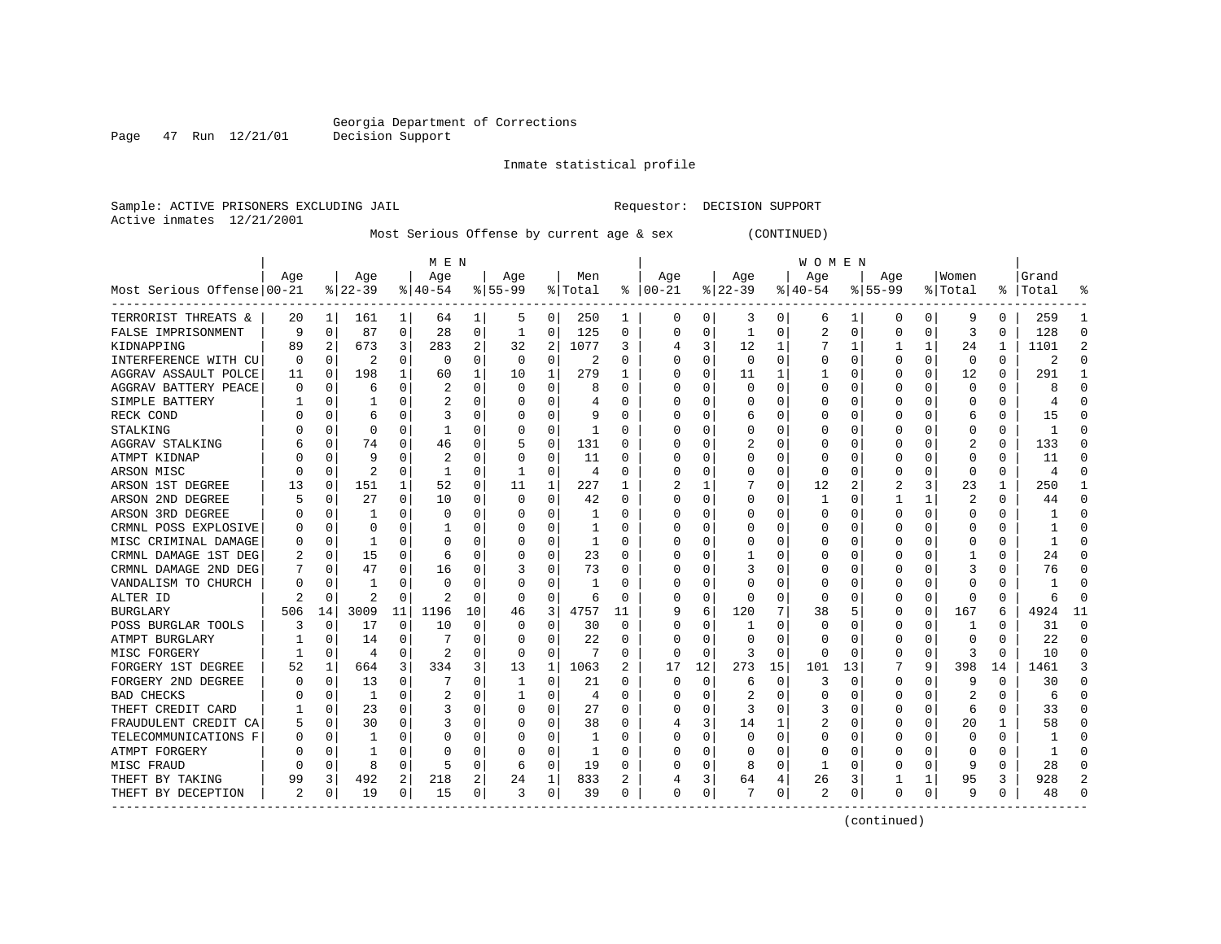Georgia Department of Corrections
Decision Support

Inmate statistical profile

Sample: ACTIVE PRISONERS EXCLUDING JAIL    Requestor: DECISION SUPPORT
Active inmates 12/21/2001

Most Serious Offense by current age & sex (CONTINUED)

| Most Serious Offense | MEN Age 00-21 | % | Age 22-39 | % | Age 40-54 | % | Age 55-99 | % | Men Total | % | WOMEN Age 00-21 | % | Age 22-39 | % | Age 40-54 | % | Age 55-99 | % | Women Total | % | Grand Total | % |
|---|---|---|---|---|---|---|---|---|---|---|---|---|---|---|---|---|---|---|---|---|---|---|
| TERRORIST THREATS & | 20 | 1 | 161 | 1 | 64 | 1 | 5 | 0 | 250 | 1 | 0 | 0 | 3 | 0 | 6 | 1 | 0 | 0 | 9 | 0 | 259 | 1 |
| FALSE IMPRISONMENT | 9 | 0 | 87 | 0 | 28 | 0 | 1 | 0 | 125 | 0 | 0 | 0 | 1 | 0 | 2 | 0 | 0 | 0 | 3 | 0 | 128 | 0 |
| KIDNAPPING | 89 | 2 | 673 | 3 | 283 | 2 | 32 | 2 | 1077 | 3 | 4 | 3 | 12 | 1 | 7 | 1 | 1 | 1 | 24 | 1 | 1101 | 2 |
| INTERFERENCE WITH CU | 0 | 0 | 2 | 0 | 0 | 0 | 0 | 0 | 2 | 0 | 0 | 0 | 0 | 0 | 0 | 0 | 0 | 0 | 0 | 0 | 2 | 0 |
| AGGRAV ASSAULT POLCE | 11 | 0 | 198 | 1 | 60 | 1 | 10 | 1 | 279 | 1 | 0 | 0 | 11 | 1 | 1 | 0 | 0 | 0 | 12 | 0 | 291 | 1 |
| AGGRAV BATTERY PEACE | 0 | 0 | 6 | 0 | 2 | 0 | 0 | 0 | 8 | 0 | 0 | 0 | 0 | 0 | 0 | 0 | 0 | 0 | 0 | 0 | 8 | 0 |
| SIMPLE BATTERY | 1 | 0 | 1 | 0 | 2 | 0 | 0 | 0 | 4 | 0 | 0 | 0 | 0 | 0 | 0 | 0 | 0 | 0 | 0 | 0 | 4 | 0 |
| RECK COND | 0 | 0 | 6 | 0 | 3 | 0 | 0 | 0 | 9 | 0 | 0 | 0 | 6 | 0 | 0 | 0 | 0 | 0 | 6 | 0 | 15 | 0 |
| STALKING | 0 | 0 | 0 | 0 | 1 | 0 | 0 | 0 | 1 | 0 | 0 | 0 | 0 | 0 | 0 | 0 | 0 | 0 | 0 | 0 | 1 | 0 |
| AGGRAV STALKING | 6 | 0 | 74 | 0 | 46 | 0 | 5 | 0 | 131 | 0 | 0 | 0 | 2 | 0 | 0 | 0 | 0 | 0 | 2 | 0 | 133 | 0 |
| ATMPT KIDNAP | 0 | 0 | 9 | 0 | 2 | 0 | 0 | 0 | 11 | 0 | 0 | 0 | 0 | 0 | 0 | 0 | 0 | 0 | 0 | 0 | 11 | 0 |
| ARSON MISC | 0 | 0 | 2 | 0 | 1 | 0 | 1 | 0 | 4 | 0 | 0 | 0 | 0 | 0 | 0 | 0 | 0 | 0 | 0 | 0 | 4 | 0 |
| ARSON 1ST DEGREE | 13 | 0 | 151 | 1 | 52 | 0 | 11 | 1 | 227 | 1 | 2 | 1 | 7 | 0 | 12 | 2 | 2 | 3 | 23 | 1 | 250 | 1 |
| ARSON 2ND DEGREE | 5 | 0 | 27 | 0 | 10 | 0 | 0 | 0 | 42 | 0 | 0 | 0 | 0 | 0 | 1 | 0 | 1 | 1 | 2 | 0 | 44 | 0 |
| ARSON 3RD DEGREE | 0 | 0 | 1 | 0 | 0 | 0 | 0 | 0 | 1 | 0 | 0 | 0 | 0 | 0 | 0 | 0 | 0 | 0 | 0 | 0 | 1 | 0 |
| CRMNL POSS EXPLOSIVE | 0 | 0 | 0 | 0 | 1 | 0 | 0 | 0 | 1 | 0 | 0 | 0 | 0 | 0 | 0 | 0 | 0 | 0 | 0 | 0 | 1 | 0 |
| MISC CRIMINAL DAMAGE | 0 | 0 | 1 | 0 | 0 | 0 | 0 | 0 | 1 | 0 | 0 | 0 | 0 | 0 | 0 | 0 | 0 | 0 | 0 | 0 | 1 | 0 |
| CRMNL DAMAGE 1ST DEG | 2 | 0 | 15 | 0 | 6 | 0 | 0 | 0 | 23 | 0 | 0 | 0 | 1 | 0 | 0 | 0 | 0 | 0 | 1 | 0 | 24 | 0 |
| CRMNL DAMAGE 2ND DEG | 7 | 0 | 47 | 0 | 16 | 0 | 3 | 0 | 73 | 0 | 0 | 0 | 3 | 0 | 0 | 0 | 0 | 0 | 3 | 0 | 76 | 0 |
| VANDALISM TO CHURCH | 0 | 0 | 1 | 0 | 0 | 0 | 0 | 0 | 1 | 0 | 0 | 0 | 0 | 0 | 0 | 0 | 0 | 0 | 0 | 0 | 1 | 0 |
| ALTER ID | 2 | 0 | 2 | 0 | 2 | 0 | 0 | 0 | 6 | 0 | 0 | 0 | 0 | 0 | 0 | 0 | 0 | 0 | 0 | 0 | 6 | 0 |
| BURGLARY | 506 | 14 | 3009 | 11 | 1196 | 10 | 46 | 3 | 4757 | 11 | 9 | 6 | 120 | 7 | 38 | 5 | 0 | 0 | 167 | 6 | 4924 | 11 |
| POSS BURGLAR TOOLS | 3 | 0 | 17 | 0 | 10 | 0 | 0 | 0 | 30 | 0 | 0 | 0 | 1 | 0 | 0 | 0 | 0 | 0 | 1 | 0 | 31 | 0 |
| ATMPT BURGLARY | 1 | 0 | 14 | 0 | 7 | 0 | 0 | 0 | 22 | 0 | 0 | 0 | 0 | 0 | 0 | 0 | 0 | 0 | 0 | 0 | 22 | 0 |
| MISC FORGERY | 1 | 0 | 4 | 0 | 2 | 0 | 0 | 0 | 7 | 0 | 0 | 0 | 3 | 0 | 0 | 0 | 0 | 0 | 3 | 0 | 10 | 0 |
| FORGERY 1ST DEGREE | 52 | 1 | 664 | 3 | 334 | 3 | 13 | 1 | 1063 | 2 | 17 | 12 | 273 | 15 | 101 | 13 | 7 | 9 | 398 | 14 | 1461 | 3 |
| FORGERY 2ND DEGREE | 0 | 0 | 13 | 0 | 7 | 0 | 1 | 0 | 21 | 0 | 0 | 0 | 6 | 0 | 3 | 0 | 0 | 0 | 9 | 0 | 30 | 0 |
| BAD CHECKS | 0 | 0 | 1 | 0 | 2 | 0 | 1 | 0 | 4 | 0 | 0 | 0 | 2 | 0 | 0 | 0 | 0 | 0 | 2 | 0 | 6 | 0 |
| THEFT CREDIT CARD | 1 | 0 | 23 | 0 | 3 | 0 | 0 | 0 | 27 | 0 | 0 | 0 | 3 | 0 | 3 | 0 | 0 | 0 | 6 | 0 | 33 | 0 |
| FRAUDULENT CREDIT CA | 5 | 0 | 30 | 0 | 3 | 0 | 0 | 0 | 38 | 0 | 4 | 3 | 14 | 1 | 2 | 0 | 0 | 0 | 20 | 1 | 58 | 0 |
| TELECOMMUNICATIONS F | 0 | 0 | 1 | 0 | 0 | 0 | 0 | 0 | 1 | 0 | 0 | 0 | 0 | 0 | 0 | 0 | 0 | 0 | 0 | 0 | 1 | 0 |
| ATMPT FORGERY | 0 | 0 | 1 | 0 | 0 | 0 | 0 | 0 | 1 | 0 | 0 | 0 | 0 | 0 | 0 | 0 | 0 | 0 | 0 | 0 | 1 | 0 |
| MISC FRAUD | 0 | 0 | 8 | 0 | 5 | 0 | 6 | 0 | 19 | 0 | 0 | 0 | 8 | 0 | 1 | 0 | 0 | 0 | 9 | 0 | 28 | 0 |
| THEFT BY TAKING | 99 | 3 | 492 | 2 | 218 | 2 | 24 | 1 | 833 | 2 | 4 | 3 | 64 | 4 | 26 | 3 | 1 | 1 | 95 | 3 | 928 | 2 |
| THEFT BY DECEPTION | 2 | 0 | 19 | 0 | 15 | 0 | 3 | 0 | 39 | 0 | 0 | 0 | 7 | 0 | 2 | 0 | 0 | 0 | 9 | 0 | 48 | 0 |

(continued)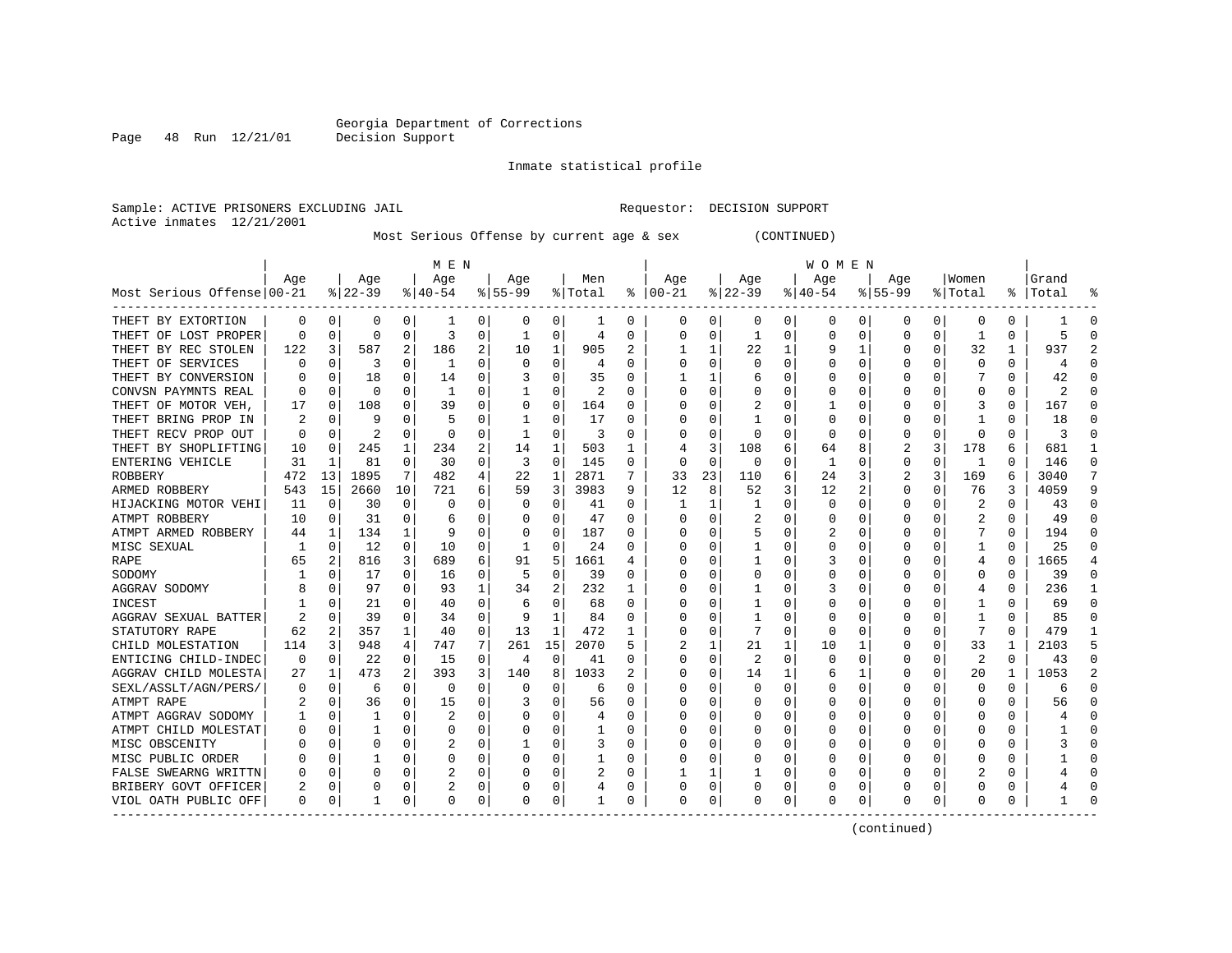Georgia Department of Corrections
Decision Support

Inmate statistical profile

Sample: ACTIVE PRISONERS EXCLUDING JAIL    Requestor: DECISION SUPPORT
Active inmates 12/21/2001

Most Serious Offense by current age & sex (CONTINUED)

| Most Serious Offense | MEN Age 00-21 | % | Age 22-39 | % | Age 40-54 | % | Age 55-99 | % | Men Total | % | WOMEN Age 00-21 | % | Age 22-39 | % | Age 40-54 | % | Age 55-99 | % | Women Total | % | Grand Total | % |
|---|---|---|---|---|---|---|---|---|---|---|---|---|---|---|---|---|---|---|---|---|---|---|
| THEFT BY EXTORTION | 0 | 0 | 0 | 0 | 1 | 0 | 0 | 0 | 1 | 0 | 0 | 0 | 0 | 0 | 0 | 0 | 0 | 0 | 0 | 0 | 1 | 0 |
| THEFT OF LOST PROPER | 0 | 0 | 0 | 0 | 3 | 0 | 1 | 0 | 4 | 0 | 0 | 0 | 1 | 0 | 0 | 0 | 0 | 0 | 1 | 0 | 5 | 0 |
| THEFT BY REC STOLEN | 122 | 3 | 587 | 2 | 186 | 2 | 10 | 1 | 905 | 2 | 1 | 1 | 22 | 1 | 9 | 1 | 0 | 0 | 32 | 1 | 937 | 2 |
| THEFT OF SERVICES | 0 | 0 | 3 | 0 | 1 | 0 | 0 | 0 | 4 | 0 | 0 | 0 | 0 | 0 | 0 | 0 | 0 | 0 | 0 | 0 | 4 | 0 |
| THEFT BY CONVERSION | 0 | 0 | 18 | 0 | 14 | 0 | 3 | 0 | 35 | 0 | 1 | 1 | 6 | 0 | 0 | 0 | 0 | 0 | 7 | 0 | 42 | 0 |
| CONVSN PAYMNTS REAL | 0 | 0 | 0 | 0 | 1 | 0 | 1 | 0 | 2 | 0 | 0 | 0 | 0 | 0 | 0 | 0 | 0 | 0 | 0 | 0 | 2 | 0 |
| THEFT OF MOTOR VEH, | 17 | 0 | 108 | 0 | 39 | 0 | 0 | 0 | 164 | 0 | 0 | 0 | 2 | 0 | 1 | 0 | 0 | 0 | 3 | 0 | 167 | 0 |
| THEFT BRING PROP IN | 2 | 0 | 9 | 0 | 5 | 0 | 1 | 0 | 17 | 0 | 0 | 0 | 1 | 0 | 0 | 0 | 0 | 0 | 1 | 0 | 18 | 0 |
| THEFT RECV PROP OUT | 0 | 0 | 2 | 0 | 0 | 0 | 1 | 0 | 3 | 0 | 0 | 0 | 0 | 0 | 0 | 0 | 0 | 0 | 0 | 0 | 3 | 0 |
| THEFT BY SHOPLIFTING | 10 | 0 | 245 | 1 | 234 | 2 | 14 | 1 | 503 | 1 | 4 | 3 | 108 | 6 | 64 | 8 | 2 | 3 | 178 | 6 | 681 | 1 |
| ENTERING VEHICLE | 31 | 1 | 81 | 0 | 30 | 0 | 3 | 0 | 145 | 0 | 0 | 0 | 0 | 0 | 1 | 0 | 0 | 0 | 1 | 0 | 146 | 0 |
| ROBBERY | 472 | 13 | 1895 | 7 | 482 | 4 | 22 | 1 | 2871 | 7 | 33 | 23 | 110 | 6 | 24 | 3 | 2 | 3 | 169 | 6 | 3040 | 7 |
| ARMED ROBBERY | 543 | 15 | 2660 | 10 | 721 | 6 | 59 | 3 | 3983 | 9 | 12 | 8 | 52 | 3 | 12 | 2 | 0 | 0 | 76 | 3 | 4059 | 9 |
| HIJACKING MOTOR VEHI | 11 | 0 | 30 | 0 | 0 | 0 | 0 | 0 | 41 | 0 | 1 | 1 | 1 | 0 | 0 | 0 | 0 | 0 | 2 | 0 | 43 | 0 |
| ATMPT ROBBERY | 10 | 0 | 31 | 0 | 6 | 0 | 0 | 0 | 47 | 0 | 0 | 0 | 2 | 0 | 0 | 0 | 0 | 0 | 2 | 0 | 49 | 0 |
| ATMPT ARMED ROBBERY | 44 | 1 | 134 | 1 | 9 | 0 | 0 | 0 | 187 | 0 | 0 | 0 | 5 | 0 | 2 | 0 | 0 | 0 | 7 | 0 | 194 | 0 |
| MISC SEXUAL | 1 | 0 | 12 | 0 | 10 | 0 | 1 | 0 | 24 | 0 | 0 | 0 | 1 | 0 | 0 | 0 | 0 | 0 | 1 | 0 | 25 | 0 |
| RAPE | 65 | 2 | 816 | 3 | 689 | 6 | 91 | 5 | 1661 | 4 | 0 | 0 | 1 | 0 | 3 | 0 | 0 | 0 | 4 | 0 | 1665 | 4 |
| SODOMY | 1 | 0 | 17 | 0 | 16 | 0 | 5 | 0 | 39 | 0 | 0 | 0 | 0 | 0 | 0 | 0 | 0 | 0 | 0 | 0 | 39 | 0 |
| AGGRAV SODOMY | 8 | 0 | 97 | 0 | 93 | 1 | 34 | 2 | 232 | 1 | 0 | 0 | 1 | 0 | 3 | 0 | 0 | 0 | 4 | 0 | 236 | 1 |
| INCEST | 1 | 0 | 21 | 0 | 40 | 0 | 6 | 0 | 68 | 0 | 0 | 0 | 1 | 0 | 0 | 0 | 0 | 0 | 1 | 0 | 69 | 0 |
| AGGRAV SEXUAL BATTER | 2 | 0 | 39 | 0 | 34 | 0 | 9 | 1 | 84 | 0 | 0 | 0 | 1 | 0 | 0 | 0 | 0 | 0 | 1 | 0 | 85 | 0 |
| STATUTORY RAPE | 62 | 2 | 357 | 1 | 40 | 0 | 13 | 1 | 472 | 1 | 0 | 0 | 7 | 0 | 0 | 0 | 0 | 0 | 7 | 0 | 479 | 1 |
| CHILD MOLESTATION | 114 | 3 | 948 | 4 | 747 | 7 | 261 | 15 | 2070 | 5 | 2 | 1 | 21 | 1 | 10 | 1 | 0 | 0 | 33 | 1 | 2103 | 5 |
| ENTICING CHILD-INDEC | 0 | 0 | 22 | 0 | 15 | 0 | 4 | 0 | 41 | 0 | 0 | 0 | 2 | 0 | 0 | 0 | 0 | 0 | 2 | 0 | 43 | 0 |
| AGGRAV CHILD MOLESTA | 27 | 1 | 473 | 2 | 393 | 3 | 140 | 8 | 1033 | 2 | 0 | 0 | 14 | 1 | 6 | 1 | 0 | 0 | 20 | 1 | 1053 | 2 |
| SEXL/ASSLT/AGN/PERS/ | 0 | 0 | 6 | 0 | 0 | 0 | 0 | 0 | 6 | 0 | 0 | 0 | 0 | 0 | 0 | 0 | 0 | 0 | 0 | 0 | 6 | 0 |
| ATMPT RAPE | 2 | 0 | 36 | 0 | 15 | 0 | 3 | 0 | 56 | 0 | 0 | 0 | 0 | 0 | 0 | 0 | 0 | 0 | 0 | 0 | 56 | 0 |
| ATMPT AGGRAV SODOMY | 1 | 0 | 1 | 0 | 2 | 0 | 0 | 0 | 4 | 0 | 0 | 0 | 0 | 0 | 0 | 0 | 0 | 0 | 0 | 0 | 4 | 0 |
| ATMPT CHILD MOLESTAT | 0 | 0 | 1 | 0 | 0 | 0 | 0 | 0 | 1 | 0 | 0 | 0 | 0 | 0 | 0 | 0 | 0 | 0 | 0 | 0 | 1 | 0 |
| MISC OBSCENITY | 0 | 0 | 0 | 0 | 2 | 0 | 1 | 0 | 3 | 0 | 0 | 0 | 0 | 0 | 0 | 0 | 0 | 0 | 0 | 0 | 3 | 0 |
| MISC PUBLIC ORDER | 0 | 0 | 1 | 0 | 0 | 0 | 0 | 0 | 1 | 0 | 0 | 0 | 0 | 0 | 0 | 0 | 0 | 0 | 0 | 0 | 1 | 0 |
| FALSE SWEARNG WRITTN | 0 | 0 | 0 | 0 | 2 | 0 | 0 | 0 | 2 | 0 | 1 | 1 | 1 | 0 | 0 | 0 | 0 | 0 | 2 | 0 | 4 | 0 |
| BRIBERY GOVT OFFICER | 2 | 0 | 0 | 0 | 2 | 0 | 0 | 0 | 4 | 0 | 0 | 0 | 0 | 0 | 0 | 0 | 0 | 0 | 0 | 0 | 4 | 0 |
| VIOL OATH PUBLIC OFF | 0 | 0 | 1 | 0 | 0 | 0 | 0 | 0 | 1 | 0 | 0 | 0 | 0 | 0 | 0 | 0 | 0 | 0 | 0 | 0 | 1 | 0 |

(continued)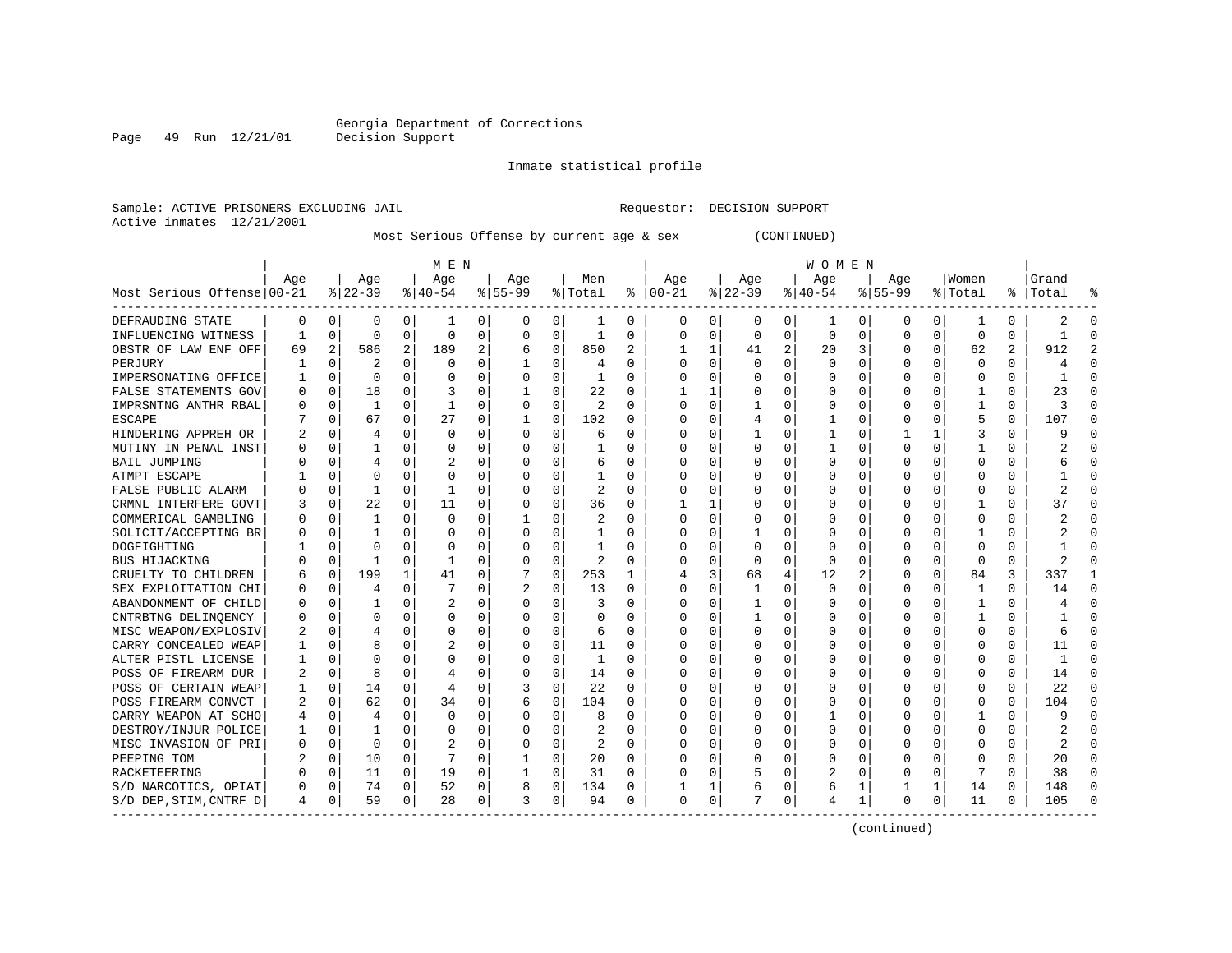Georgia Department of Corrections
Decision Support

Inmate statistical profile

Sample: ACTIVE PRISONERS EXCLUDING JAIL     Requestor: DECISION SUPPORT
Active inmates 12/21/2001

Most Serious Offense by current age & sex (CONTINUED)

| Most Serious Offense | MEN Age 00-21 | % | Age 22-39 | % | Age 40-54 | % | Age 55-99 | % | Men Total | % | WOMEN Age 00-21 | % | Age 22-39 | % | Age 40-54 | % | Age 55-99 | % | Women Total | % | Grand Total | % |
|---|---|---|---|---|---|---|---|---|---|---|---|---|---|---|---|---|---|---|---|---|---|---|
| DEFRAUDING STATE | 0 | 0 | 0 | 0 | 1 | 0 | 0 | 0 | 1 | 0 | 0 | 0 | 0 | 0 | 1 | 0 | 0 | 0 | 1 | 0 | 2 | 0 |
| INFLUENCING WITNESS | 1 | 0 | 0 | 0 | 0 | 0 | 0 | 0 | 1 | 0 | 0 | 0 | 0 | 0 | 0 | 0 | 0 | 0 | 0 | 0 | 1 | 0 |
| OBSTR OF LAW ENF OFF | 69 | 2 | 586 | 2 | 189 | 2 | 6 | 0 | 850 | 2 | 1 | 1 | 41 | 2 | 20 | 3 | 0 | 0 | 62 | 2 | 912 | 2 |
| PERJURY | 1 | 0 | 2 | 0 | 0 | 0 | 1 | 0 | 4 | 0 | 0 | 0 | 0 | 0 | 0 | 0 | 0 | 0 | 0 | 0 | 4 | 0 |
| IMPERSONATING OFFICE | 1 | 0 | 0 | 0 | 0 | 0 | 0 | 0 | 1 | 0 | 0 | 0 | 0 | 0 | 0 | 0 | 0 | 0 | 0 | 0 | 1 | 0 |
| FALSE STATEMENTS GOV | 0 | 0 | 18 | 0 | 3 | 0 | 1 | 0 | 22 | 0 | 1 | 1 | 0 | 0 | 0 | 0 | 0 | 0 | 1 | 0 | 23 | 0 |
| IMPRSNTNG ANTHR RBAL | 0 | 0 | 1 | 0 | 1 | 0 | 0 | 0 | 2 | 0 | 0 | 0 | 1 | 0 | 0 | 0 | 0 | 0 | 1 | 0 | 3 | 0 |
| ESCAPE | 7 | 0 | 67 | 0 | 27 | 0 | 1 | 0 | 102 | 0 | 0 | 0 | 4 | 0 | 1 | 0 | 0 | 0 | 5 | 0 | 107 | 0 |
| HINDERING APPREH OR | 2 | 0 | 4 | 0 | 0 | 0 | 0 | 0 | 6 | 0 | 0 | 0 | 1 | 0 | 1 | 0 | 1 | 1 | 3 | 0 | 9 | 0 |
| MUTINY IN PENAL INST | 0 | 0 | 1 | 0 | 0 | 0 | 0 | 0 | 1 | 0 | 0 | 0 | 0 | 0 | 1 | 0 | 0 | 0 | 1 | 0 | 2 | 0 |
| BAIL JUMPING | 0 | 0 | 4 | 0 | 2 | 0 | 0 | 0 | 6 | 0 | 0 | 0 | 0 | 0 | 0 | 0 | 0 | 0 | 0 | 0 | 6 | 0 |
| ATMPT ESCAPE | 1 | 0 | 0 | 0 | 0 | 0 | 0 | 0 | 1 | 0 | 0 | 0 | 0 | 0 | 0 | 0 | 0 | 0 | 0 | 0 | 1 | 0 |
| FALSE PUBLIC ALARM | 0 | 0 | 1 | 0 | 1 | 0 | 0 | 0 | 2 | 0 | 0 | 0 | 0 | 0 | 0 | 0 | 0 | 0 | 0 | 0 | 2 | 0 |
| CRMNL INTERFERE GOVT | 3 | 0 | 22 | 0 | 11 | 0 | 0 | 0 | 36 | 0 | 1 | 1 | 0 | 0 | 0 | 0 | 0 | 0 | 1 | 0 | 37 | 0 |
| COMMERICAL GAMBLING | 0 | 0 | 1 | 0 | 0 | 0 | 1 | 0 | 2 | 0 | 0 | 0 | 0 | 0 | 0 | 0 | 0 | 0 | 0 | 0 | 2 | 0 |
| SOLICIT/ACCEPTING BR | 0 | 0 | 1 | 0 | 0 | 0 | 0 | 0 | 1 | 0 | 0 | 0 | 1 | 0 | 0 | 0 | 0 | 0 | 1 | 0 | 2 | 0 |
| DOGFIGHTING | 1 | 0 | 0 | 0 | 0 | 0 | 0 | 0 | 1 | 0 | 0 | 0 | 0 | 0 | 0 | 0 | 0 | 0 | 0 | 0 | 1 | 0 |
| BUS HIJACKING | 0 | 0 | 1 | 0 | 1 | 0 | 0 | 0 | 2 | 0 | 0 | 0 | 0 | 0 | 0 | 0 | 0 | 0 | 0 | 0 | 2 | 0 |
| CRUELTY TO CHILDREN | 6 | 0 | 199 | 1 | 41 | 0 | 7 | 0 | 253 | 1 | 4 | 3 | 68 | 4 | 12 | 2 | 0 | 0 | 84 | 3 | 337 | 1 |
| SEX EXPLOITATION CHI | 0 | 0 | 4 | 0 | 7 | 0 | 2 | 0 | 13 | 0 | 0 | 0 | 1 | 0 | 0 | 0 | 0 | 0 | 1 | 0 | 14 | 0 |
| ABANDONMENT OF CHILD | 0 | 0 | 1 | 0 | 2 | 0 | 0 | 0 | 3 | 0 | 0 | 0 | 1 | 0 | 0 | 0 | 0 | 0 | 1 | 0 | 4 | 0 |
| CNTRBTNG DELINQENCY | 0 | 0 | 0 | 0 | 0 | 0 | 0 | 0 | 0 | 0 | 0 | 0 | 1 | 0 | 0 | 0 | 0 | 0 | 1 | 0 | 1 | 0 |
| MISC WEAPON/EXPLOSIV | 2 | 0 | 4 | 0 | 0 | 0 | 0 | 0 | 6 | 0 | 0 | 0 | 0 | 0 | 0 | 0 | 0 | 0 | 0 | 0 | 6 | 0 |
| CARRY CONCEALED WEAP | 1 | 0 | 8 | 0 | 2 | 0 | 0 | 0 | 11 | 0 | 0 | 0 | 0 | 0 | 0 | 0 | 0 | 0 | 0 | 0 | 11 | 0 |
| ALTER PISTL LICENSE | 1 | 0 | 0 | 0 | 0 | 0 | 0 | 0 | 1 | 0 | 0 | 0 | 0 | 0 | 0 | 0 | 0 | 0 | 0 | 0 | 1 | 0 |
| POSS OF FIREARM DUR | 2 | 0 | 8 | 0 | 4 | 0 | 0 | 0 | 14 | 0 | 0 | 0 | 0 | 0 | 0 | 0 | 0 | 0 | 0 | 0 | 14 | 0 |
| POSS OF CERTAIN WEAP | 1 | 0 | 14 | 0 | 4 | 0 | 3 | 0 | 22 | 0 | 0 | 0 | 0 | 0 | 0 | 0 | 0 | 0 | 0 | 0 | 22 | 0 |
| POSS FIREARM CONVCT | 2 | 0 | 62 | 0 | 34 | 0 | 6 | 0 | 104 | 0 | 0 | 0 | 0 | 0 | 0 | 0 | 0 | 0 | 0 | 0 | 104 | 0 |
| CARRY WEAPON AT SCHO | 4 | 0 | 4 | 0 | 0 | 0 | 0 | 0 | 8 | 0 | 0 | 0 | 0 | 0 | 1 | 0 | 0 | 0 | 1 | 0 | 9 | 0 |
| DESTROY/INJUR POLICE | 1 | 0 | 1 | 0 | 0 | 0 | 0 | 0 | 2 | 0 | 0 | 0 | 0 | 0 | 0 | 0 | 0 | 0 | 0 | 0 | 2 | 0 |
| MISC INVASION OF PRI | 0 | 0 | 0 | 0 | 2 | 0 | 0 | 0 | 2 | 0 | 0 | 0 | 0 | 0 | 0 | 0 | 0 | 0 | 0 | 0 | 2 | 0 |
| PEEPING TOM | 2 | 0 | 10 | 0 | 7 | 0 | 1 | 0 | 20 | 0 | 0 | 0 | 0 | 0 | 0 | 0 | 0 | 0 | 0 | 0 | 20 | 0 |
| RACKETEERING | 0 | 0 | 11 | 0 | 19 | 0 | 1 | 0 | 31 | 0 | 0 | 0 | 5 | 0 | 2 | 0 | 0 | 0 | 7 | 0 | 38 | 0 |
| S/D NARCOTICS, OPIAT | 0 | 0 | 74 | 0 | 52 | 0 | 8 | 0 | 134 | 0 | 1 | 1 | 6 | 0 | 6 | 1 | 1 | 1 | 14 | 0 | 148 | 0 |
| S/D DEP,STIM,CNTRF D | 4 | 0 | 59 | 0 | 28 | 0 | 3 | 0 | 94 | 0 | 0 | 0 | 7 | 0 | 4 | 1 | 0 | 0 | 11 | 0 | 105 | 0 |

(continued)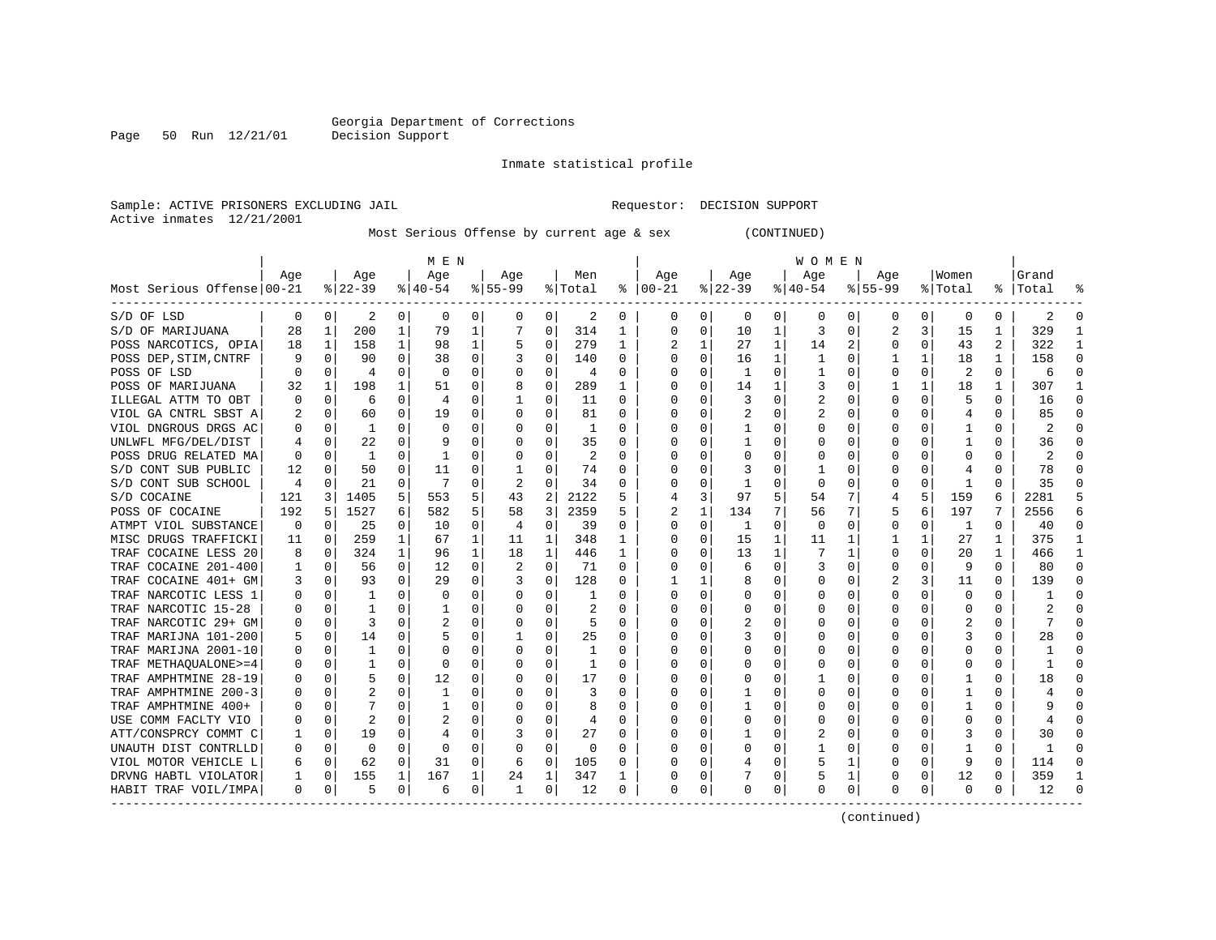Georgia Department of Corrections
Decision Support

Inmate statistical profile

Sample: ACTIVE PRISONERS EXCLUDING JAIL    Requestor: DECISION SUPPORT
Active inmates 12/21/2001

Most Serious Offense by current age & sex (CONTINUED)

| Most Serious Offense | MEN Age 00-21 | % | Age 22-39 | % | Age 40-54 | % | Age 55-99 | % | Men Total | % | WOMEN Age 00-21 | % | Age 22-39 | % | Age 40-54 | % | Age 55-99 | % | Women Total | % | Grand Total | % |
|---|---|---|---|---|---|---|---|---|---|---|---|---|---|---|---|---|---|---|---|---|---|---|
| S/D OF LSD | 0 | 0 | 2 | 0 | 0 | 0 | 0 | 0 | 2 | 0 | 0 | 0 | 0 | 0 | 0 | 0 | 0 | 0 | 0 | 0 | 2 | 0 |
| S/D OF MARIJUANA | 28 | 1 | 200 | 1 | 79 | 1 | 7 | 0 | 314 | 1 | 0 | 0 | 10 | 1 | 3 | 0 | 2 | 3 | 15 | 1 | 329 | 1 |
| POSS NARCOTICS, OPIA | 18 | 1 | 158 | 1 | 98 | 1 | 5 | 0 | 279 | 1 | 2 | 1 | 27 | 1 | 14 | 2 | 0 | 0 | 43 | 2 | 322 | 1 |
| POSS DEP,STIM,CNTRF | 9 | 0 | 90 | 0 | 38 | 0 | 3 | 0 | 140 | 0 | 0 | 0 | 16 | 1 | 1 | 0 | 1 | 1 | 18 | 1 | 158 | 0 |
| POSS OF LSD | 0 | 0 | 4 | 0 | 0 | 0 | 0 | 0 | 4 | 0 | 0 | 0 | 1 | 0 | 1 | 0 | 0 | 0 | 2 | 0 | 6 | 0 |
| POSS OF MARIJUANA | 32 | 1 | 198 | 1 | 51 | 0 | 8 | 0 | 289 | 1 | 0 | 0 | 14 | 1 | 3 | 0 | 1 | 1 | 18 | 1 | 307 | 1 |
| ILLEGAL ATTM TO OBT | 0 | 0 | 6 | 0 | 4 | 0 | 1 | 0 | 11 | 0 | 0 | 0 | 3 | 0 | 2 | 0 | 0 | 0 | 5 | 0 | 16 | 0 |
| VIOL GA CNTRL SBST A | 2 | 0 | 60 | 0 | 19 | 0 | 0 | 0 | 81 | 0 | 0 | 0 | 2 | 0 | 2 | 0 | 0 | 0 | 4 | 0 | 85 | 0 |
| VIOL DNGROUS DRGS AC | 0 | 0 | 1 | 0 | 0 | 0 | 0 | 0 | 1 | 0 | 0 | 0 | 1 | 0 | 0 | 0 | 0 | 0 | 1 | 0 | 2 | 0 |
| UNLWFL MFG/DEL/DIST | 4 | 0 | 22 | 0 | 9 | 0 | 0 | 0 | 35 | 0 | 0 | 0 | 1 | 0 | 0 | 0 | 0 | 0 | 1 | 0 | 36 | 0 |
| POSS DRUG RELATED MA | 0 | 0 | 1 | 0 | 1 | 0 | 0 | 0 | 2 | 0 | 0 | 0 | 0 | 0 | 0 | 0 | 0 | 0 | 0 | 0 | 2 | 0 |
| S/D CONT SUB PUBLIC | 12 | 0 | 50 | 0 | 11 | 0 | 1 | 0 | 74 | 0 | 0 | 0 | 3 | 0 | 1 | 0 | 0 | 0 | 4 | 0 | 78 | 0 |
| S/D CONT SUB SCHOOL | 4 | 0 | 21 | 0 | 7 | 0 | 2 | 0 | 34 | 0 | 0 | 0 | 1 | 0 | 0 | 0 | 0 | 0 | 1 | 0 | 35 | 0 |
| S/D COCAINE | 121 | 3 | 1405 | 5 | 553 | 5 | 43 | 2 | 2122 | 5 | 4 | 3 | 97 | 5 | 54 | 7 | 4 | 5 | 159 | 6 | 2281 | 5 |
| POSS OF COCAINE | 192 | 5 | 1527 | 6 | 582 | 5 | 58 | 3 | 2359 | 5 | 2 | 1 | 134 | 7 | 56 | 7 | 5 | 6 | 197 | 7 | 2556 | 6 |
| ATMPT VIOL SUBSTANCE | 0 | 0 | 25 | 0 | 10 | 0 | 4 | 0 | 39 | 0 | 0 | 0 | 1 | 0 | 0 | 0 | 0 | 0 | 1 | 0 | 40 | 0 |
| MISC DRUGS TRAFFICKI | 11 | 0 | 259 | 1 | 67 | 1 | 11 | 1 | 348 | 1 | 0 | 0 | 15 | 1 | 11 | 1 | 1 | 1 | 27 | 1 | 375 | 1 |
| TRAF COCAINE LESS 20 | 8 | 0 | 324 | 1 | 96 | 1 | 18 | 1 | 446 | 1 | 0 | 0 | 13 | 1 | 7 | 1 | 0 | 0 | 20 | 1 | 466 | 1 |
| TRAF COCAINE 201-400 | 1 | 0 | 56 | 0 | 12 | 0 | 2 | 0 | 71 | 0 | 0 | 0 | 6 | 0 | 3 | 0 | 0 | 0 | 9 | 0 | 80 | 0 |
| TRAF COCAINE 401+ GM | 3 | 0 | 93 | 0 | 29 | 0 | 3 | 0 | 128 | 0 | 1 | 1 | 8 | 0 | 0 | 0 | 2 | 3 | 11 | 0 | 139 | 0 |
| TRAF NARCOTIC LESS 1 | 0 | 0 | 1 | 0 | 0 | 0 | 0 | 0 | 1 | 0 | 0 | 0 | 0 | 0 | 0 | 0 | 0 | 0 | 0 | 0 | 1 | 0 |
| TRAF NARCOTIC 15-28 | 0 | 0 | 1 | 0 | 1 | 0 | 0 | 0 | 2 | 0 | 0 | 0 | 0 | 0 | 0 | 0 | 0 | 0 | 0 | 0 | 2 | 0 |
| TRAF NARCOTIC 29+ GM | 0 | 0 | 3 | 0 | 2 | 0 | 0 | 0 | 5 | 0 | 0 | 0 | 2 | 0 | 0 | 0 | 0 | 0 | 2 | 0 | 7 | 0 |
| TRAF MARIJNA 101-200 | 5 | 0 | 14 | 0 | 5 | 0 | 1 | 0 | 25 | 0 | 0 | 0 | 3 | 0 | 0 | 0 | 0 | 0 | 3 | 0 | 28 | 0 |
| TRAF MARIJNA 2001-10 | 0 | 0 | 1 | 0 | 0 | 0 | 0 | 0 | 1 | 0 | 0 | 0 | 0 | 0 | 0 | 0 | 0 | 0 | 0 | 0 | 1 | 0 |
| TRAF METHAQUALONE>=4 | 0 | 0 | 1 | 0 | 0 | 0 | 0 | 0 | 1 | 0 | 0 | 0 | 0 | 0 | 0 | 0 | 0 | 0 | 0 | 0 | 1 | 0 |
| TRAF AMPHTMINE 28-19 | 0 | 0 | 5 | 0 | 12 | 0 | 0 | 0 | 17 | 0 | 0 | 0 | 0 | 0 | 1 | 0 | 0 | 0 | 1 | 0 | 18 | 0 |
| TRAF AMPHTMINE 200-3 | 0 | 0 | 2 | 0 | 1 | 0 | 0 | 0 | 3 | 0 | 0 | 0 | 1 | 0 | 0 | 0 | 0 | 0 | 1 | 0 | 4 | 0 |
| TRAF AMPHTMINE 400+ | 0 | 0 | 7 | 0 | 1 | 0 | 0 | 0 | 8 | 0 | 0 | 0 | 1 | 0 | 0 | 0 | 0 | 0 | 1 | 0 | 9 | 0 |
| USE COMM FACLTY VIO | 0 | 0 | 2 | 0 | 2 | 0 | 0 | 0 | 4 | 0 | 0 | 0 | 0 | 0 | 0 | 0 | 0 | 0 | 0 | 0 | 4 | 0 |
| ATT/CONSPRCY COMMT C | 1 | 0 | 19 | 0 | 4 | 0 | 3 | 0 | 27 | 0 | 0 | 0 | 1 | 0 | 2 | 0 | 0 | 0 | 3 | 0 | 30 | 0 |
| UNAUTH DIST CONTRLLD | 0 | 0 | 0 | 0 | 0 | 0 | 0 | 0 | 0 | 0 | 0 | 0 | 0 | 0 | 1 | 0 | 0 | 0 | 1 | 0 | 1 | 0 |
| VIOL MOTOR VEHICLE L | 6 | 0 | 62 | 0 | 31 | 0 | 6 | 0 | 105 | 0 | 0 | 0 | 4 | 0 | 5 | 1 | 0 | 0 | 9 | 0 | 114 | 0 |
| DRVNG HABTL VIOLATOR | 1 | 0 | 155 | 1 | 167 | 1 | 24 | 1 | 347 | 1 | 0 | 0 | 7 | 0 | 5 | 1 | 0 | 0 | 12 | 0 | 359 | 1 |
| HABIT TRAF VOIL/IMPA | 0 | 0 | 5 | 0 | 6 | 0 | 1 | 0 | 12 | 0 | 0 | 0 | 0 | 0 | 0 | 0 | 0 | 0 | 0 | 0 | 12 | 0 |

(continued)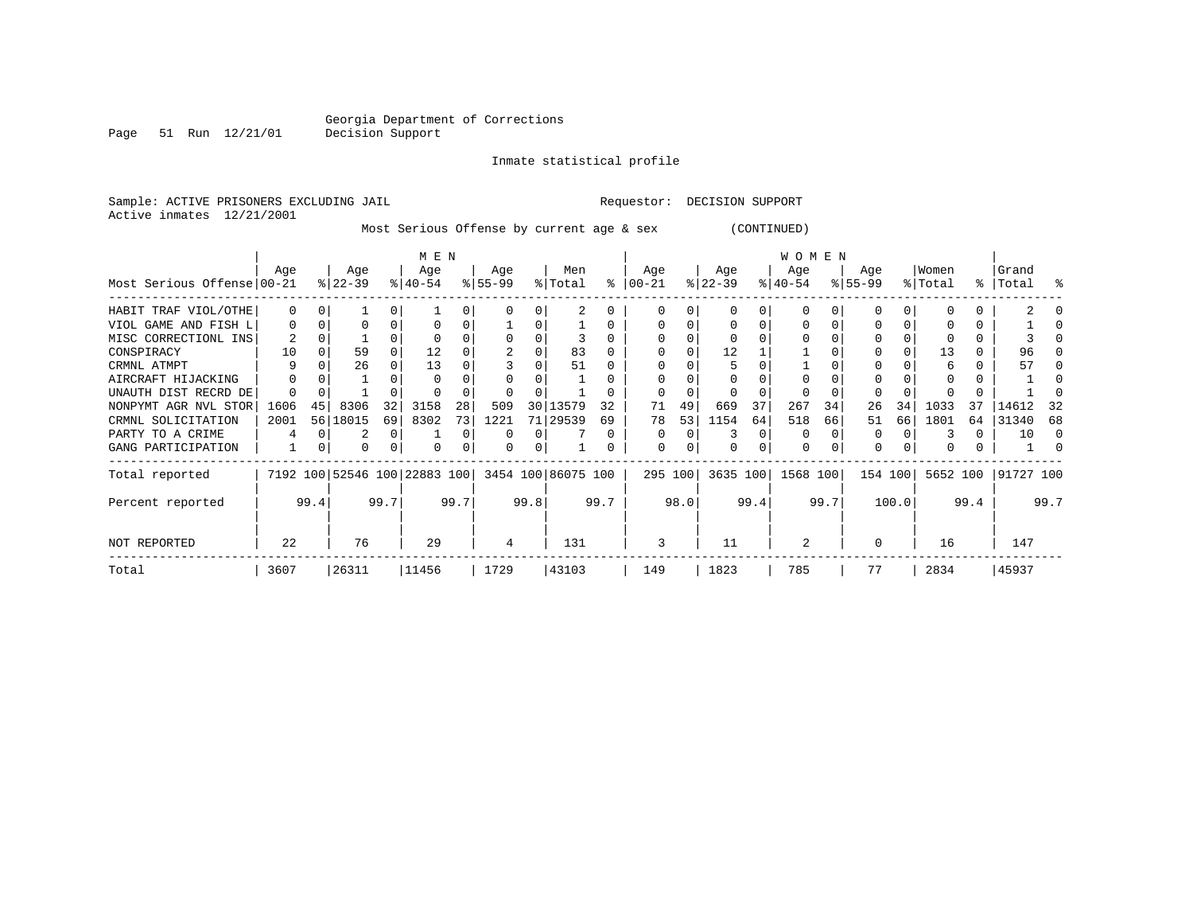Georgia Department of Corrections
Decision Support

Inmate statistical profile

Sample: ACTIVE PRISONERS EXCLUDING JAIL        Requestor: DECISION SUPPORT
Active inmates 12/21/2001

Most Serious Offense by current age & sex (CONTINUED)

| Most Serious Offense | MEN Age 00-21 | % | Age 22-39 | % | Age 40-54 | % | Age 55-99 | % | Men Total | % | WOMEN Age 00-21 | % | Age 22-39 | % | Age 40-54 | % | Age 55-99 | % | Women Total | % | Grand Total | % |
|---|---|---|---|---|---|---|---|---|---|---|---|---|---|---|---|---|---|---|---|---|---|---|
| HABIT TRAF VIOL/OTHE | 0 | 0 | 1 | 0 | 1 | 0 | 0 | 0 | 2 | 0 | 0 | 0 | 0 | 0 | 0 | 0 | 0 | 0 | 0 | 0 | 2 | 0 |
| VIOL GAME AND FISH L | 0 | 0 | 0 | 0 | 0 | 0 | 1 | 0 | 1 | 0 | 0 | 0 | 0 | 0 | 0 | 0 | 0 | 0 | 0 | 0 | 1 | 0 |
| MISC CORRECTIONL INS | 2 | 0 | 1 | 0 | 0 | 0 | 0 | 0 | 3 | 0 | 0 | 0 | 0 | 0 | 0 | 0 | 0 | 0 | 0 | 0 | 3 | 0 |
| CONSPIRACY | 10 | 0 | 59 | 0 | 12 | 0 | 2 | 0 | 83 | 0 | 0 | 0 | 12 | 1 | 1 | 0 | 0 | 0 | 13 | 0 | 96 | 0 |
| CRMNL ATMPT | 9 | 0 | 26 | 0 | 13 | 0 | 3 | 0 | 51 | 0 | 0 | 0 | 5 | 0 | 1 | 0 | 0 | 0 | 6 | 0 | 57 | 0 |
| AIRCRAFT HIJACKING | 0 | 0 | 1 | 0 | 0 | 0 | 0 | 0 | 1 | 0 | 0 | 0 | 0 | 0 | 0 | 0 | 0 | 0 | 0 | 0 | 1 | 0 |
| UNAUTH DIST RECRD DE | 0 | 0 | 1 | 0 | 0 | 0 | 0 | 0 | 1 | 0 | 0 | 0 | 0 | 0 | 0 | 0 | 0 | 0 | 0 | 0 | 1 | 0 |
| NONPYMT AGR NVL STOR | 1606 | 45 | 8306 | 32 | 3158 | 28 | 509 | 30 | 13579 | 32 | 71 | 49 | 669 | 37 | 267 | 34 | 26 | 34 | 1033 | 37 | 14612 | 32 |
| CRMNL SOLICITATION | 2001 | 56 | 18015 | 69 | 8302 | 73 | 1221 | 71 | 29539 | 69 | 78 | 53 | 1154 | 64 | 518 | 66 | 51 | 66 | 1801 | 64 | 31340 | 68 |
| PARTY TO A CRIME | 4 | 0 | 2 | 0 | 1 | 0 | 0 | 0 | 7 | 0 | 0 | 0 | 3 | 0 | 0 | 0 | 0 | 0 | 3 | 0 | 10 | 0 |
| GANG PARTICIPATION | 1 | 0 | 0 | 0 | 0 | 0 | 0 | 0 | 1 | 0 | 0 | 0 | 0 | 0 | 0 | 0 | 0 | 0 | 0 | 0 | 1 | 0 |
| Total reported | 7192 | 100 | 52546 | 100 | 22883 | 100 | 3454 | 100 | 86075 | 100 | 295 | 100 | 3635 | 100 | 1568 | 100 | 154 | 100 | 5652 | 100 | 91727 | 100 |
| Percent reported | | 99.4 | | 99.7 | | 99.7 | | 99.8 | | 99.7 | | 98.0 | | 99.4 | | 99.7 | | 100.0 | | 99.4 | | 99.7 |
| NOT REPORTED | 22 | | 76 | | 29 | | 4 | | 131 | | 3 | | 11 | | 2 | | 0 | | 16 | | 147 | |
| Total | 3607 | | 26311 | | 11456 | | 1729 | | 43103 | | 149 | | 1823 | | 785 | | 77 | | 2834 | | 45937 | |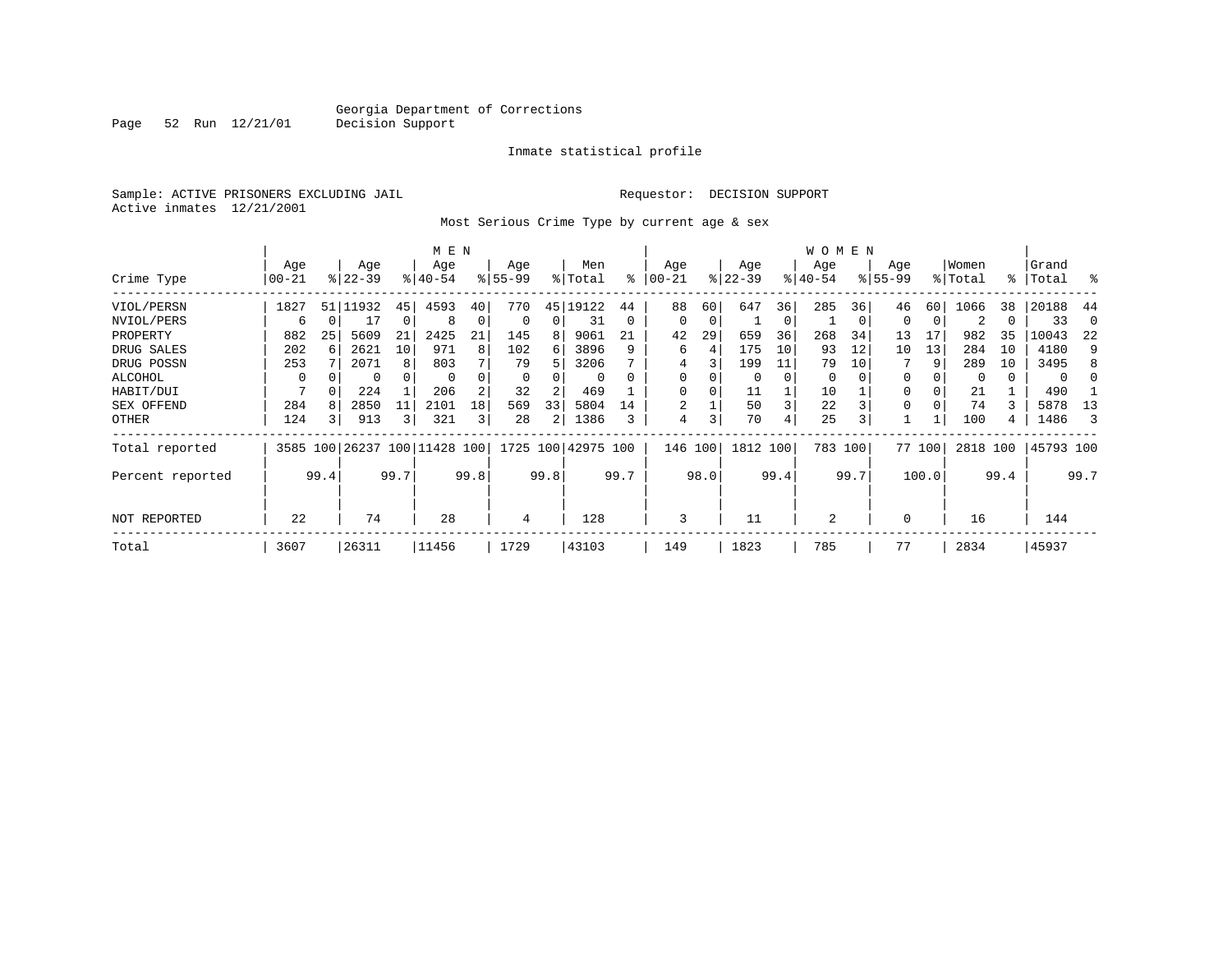Georgia Department of Corrections
Decision Support

Inmate statistical profile

Sample: ACTIVE PRISONERS EXCLUDING JAIL    Requestor: DECISION SUPPORT
Active inmates 12/21/2001

Most Serious Crime Type by current age & sex

| Crime Type | MEN Age 00-21 | % | Age 22-39 | % | Age 40-54 | % | Age 55-99 | % | Men Total | % | WOMEN Age 00-21 | % | Age 22-39 | % | Age 40-54 | % | Age 55-99 | % | Women Total | % | Grand Total | % |
|---|---|---|---|---|---|---|---|---|---|---|---|---|---|---|---|---|---|---|---|---|---|---|
| VIOL/PERSN | 1827 | 51 | 11932 | 45 | 4593 | 40 | 770 | 45 | 19122 | 44 | 88 | 60 | 647 | 36 | 285 | 36 | 46 | 60 | 1066 | 38 | 20188 | 44 |
| NVIOL/PERS | 6 | 0 | 17 | 0 | 8 | 0 | 0 | 0 | 31 | 0 | 0 | 0 | 1 | 0 | 1 | 0 | 0 | 0 | 2 | 0 | 33 | 0 |
| PROPERTY | 882 | 25 | 5609 | 21 | 2425 | 21 | 145 | 8 | 9061 | 21 | 42 | 29 | 659 | 36 | 268 | 34 | 13 | 17 | 982 | 35 | 10043 | 22 |
| DRUG SALES | 202 | 6 | 2621 | 10 | 971 | 8 | 102 | 6 | 3896 | 9 | 6 | 4 | 175 | 10 | 93 | 12 | 10 | 13 | 284 | 10 | 4180 | 9 |
| DRUG POSSN | 253 | 7 | 2071 | 8 | 803 | 7 | 79 | 5 | 3206 | 7 | 4 | 3 | 199 | 11 | 79 | 10 | 7 | 9 | 289 | 10 | 3495 | 8 |
| ALCOHOL | 0 | 0 | 0 | 0 | 0 | 0 | 0 | 0 | 0 | 0 | 0 | 0 | 0 | 0 | 0 | 0 | 0 | 0 | 0 | 0 | 0 | 0 |
| HABIT/DUI | 7 | 0 | 224 | 1 | 206 | 2 | 32 | 2 | 469 | 1 | 0 | 0 | 11 | 1 | 10 | 1 | 0 | 0 | 21 | 1 | 490 | 1 |
| SEX OFFEND | 284 | 8 | 2850 | 11 | 2101 | 18 | 569 | 33 | 5804 | 14 | 2 | 1 | 50 | 3 | 22 | 3 | 0 | 0 | 74 | 3 | 5878 | 13 |
| OTHER | 124 | 3 | 913 | 3 | 321 | 3 | 28 | 2 | 1386 | 3 | 4 | 3 | 70 | 4 | 25 | 3 | 1 | 1 | 100 | 4 | 1486 | 3 |
| Total reported | 3585 | 100 | 26237 | 100 | 11428 | 100 | 1725 | 100 | 42975 | 100 | 146 | 100 | 1812 | 100 | 783 | 100 | 77 | 100 | 2818 | 100 | 45793 | 100 |
| Percent reported | | 99.4 | | 99.7 | | 99.8 | | 99.8 | | 99.7 | | 98.0 | | 99.4 | | 99.7 | | 100.0 | | 99.4 | | 99.7 |
| NOT REPORTED | 22 | | 74 | | 28 | | 4 | | 128 | | 3 | | 11 | | 2 | | 0 | | 16 | | 144 | |
| Total | 3607 | | 26311 | | 11456 | | 1729 | | 43103 | | 149 | | 1823 | | 785 | | 77 | | 2834 | | 45937 | |